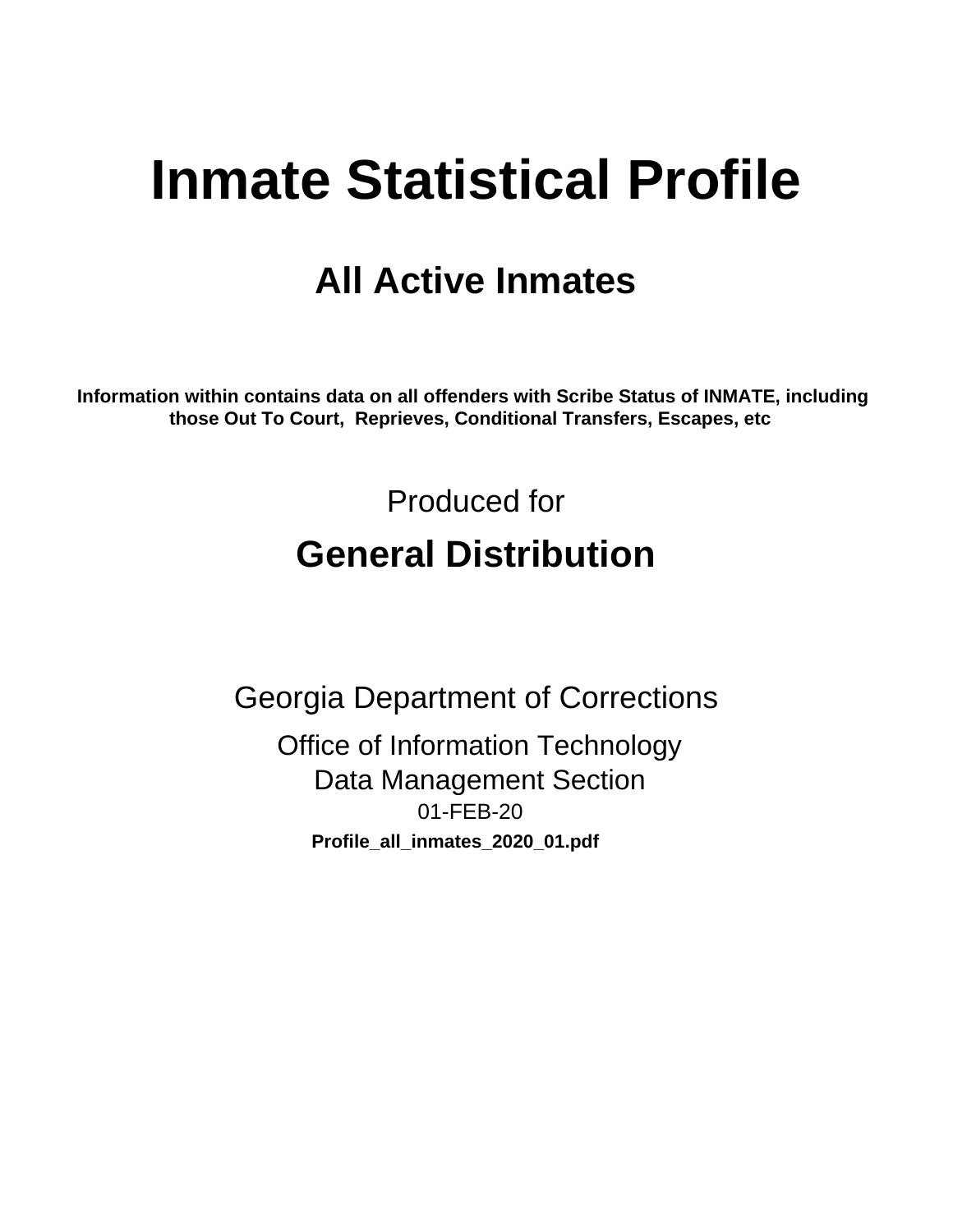# Inmate Statistical Profile

## All Active Inmates

**Information within contains data on all offenders with Scribe Status of INMATE, including those Out To Court, Reprieves, Conditional Transfers, Escapes, etc**

Produced for

## General Distribution

Georgia Department of Corrections

Office of Information Technology

Data Management Section

01-FEB-20

**Profile_all_inmates_2020_01.pdf**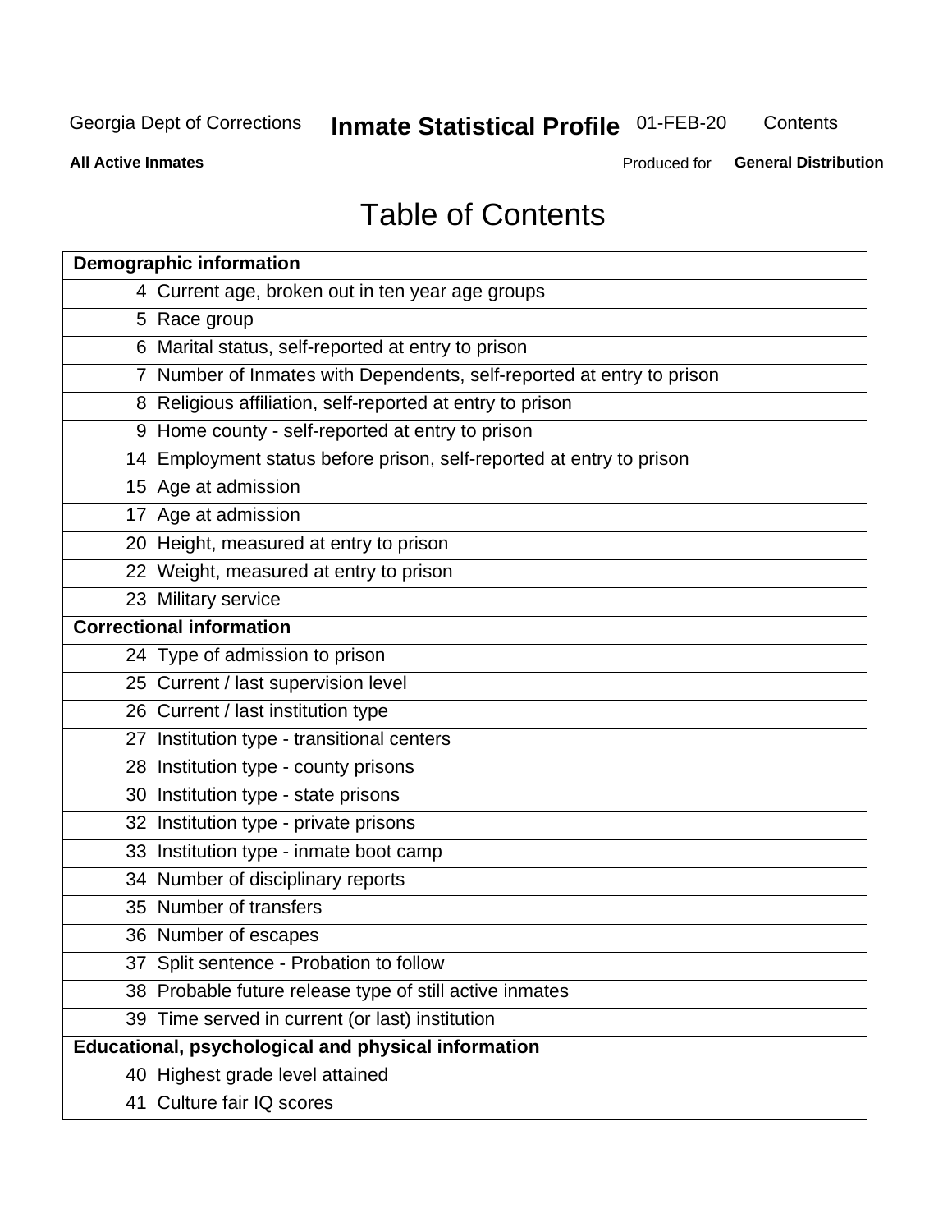Georgia Dept of Corrections **Inmate Statistical Profile** 01-FEB-20 Contents

**All Active Inmates** Produced for **General Distribution**

# Table of Contents

| **Demographic information** | |
|---|---|
| 4 | Current age, broken out in ten year age groups |
| 5 | Race group |
| 6 | Marital status, self-reported at entry to prison |
| 7 | Number of Inmates with Dependents, self-reported at entry to prison |
| 8 | Religious affiliation, self-reported at entry to prison |
| 9 | Home county - self-reported at entry to prison |
| 14 | Employment status before prison, self-reported at entry to prison |
| 15 | Age at admission |
| 17 | Age at admission |
| 20 | Height, measured at entry to prison |
| 22 | Weight, measured at entry to prison |
| 23 | Military service |
| **Correctional information** | |
| 24 | Type of admission to prison |
| 25 | Current / last supervision level |
| 26 | Current / last institution type |
| 27 | Institution type - transitional centers |
| 28 | Institution type - county prisons |
| 30 | Institution type - state prisons |
| 32 | Institution type - private prisons |
| 33 | Institution type - inmate boot camp |
| 34 | Number of disciplinary reports |
| 35 | Number of transfers |
| 36 | Number of escapes |
| 37 | Split sentence - Probation to follow |
| 38 | Probable future release type of still active inmates |
| 39 | Time served in current (or last) institution |
| **Educational, psychological and physical information** | |
| 40 | Highest grade level attained |
| 41 | Culture fair IQ scores |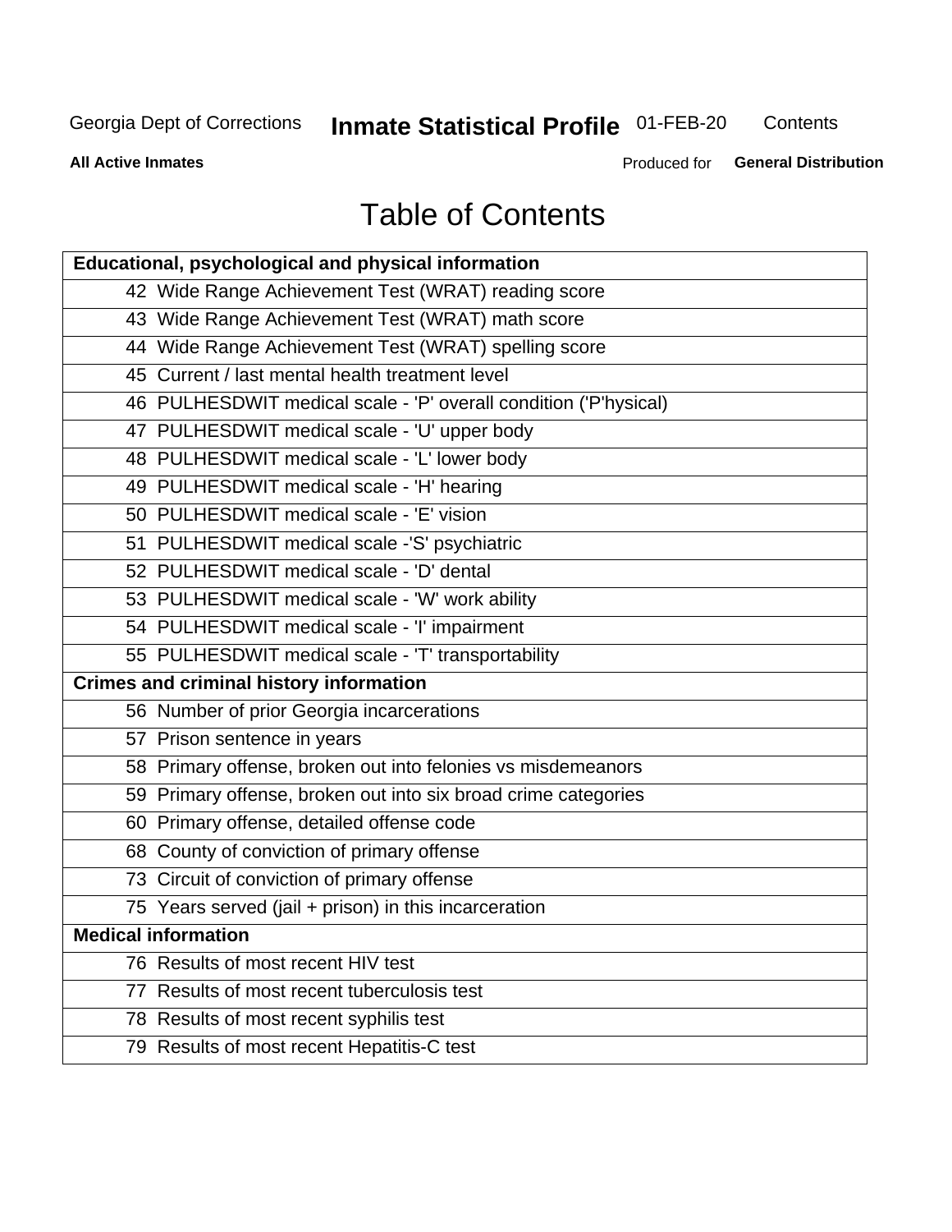# Table of Contents

| Educational, psychological and physical information |
|---|
| 42 Wide Range Achievement Test (WRAT) reading score |
| 43 Wide Range Achievement Test (WRAT) math score |
| 44 Wide Range Achievement Test (WRAT) spelling score |
| 45 Current / last mental health treatment level |
| 46 PULHESDWIT medical scale - 'P' overall condition ('P'hysical) |
| 47 PULHESDWIT medical scale - 'U' upper body |
| 48 PULHESDWIT medical scale - 'L' lower body |
| 49 PULHESDWIT medical scale - 'H' hearing |
| 50 PULHESDWIT medical scale - 'E' vision |
| 51 PULHESDWIT medical scale -'S' psychiatric |
| 52 PULHESDWIT medical scale - 'D' dental |
| 53 PULHESDWIT medical scale - 'W' work ability |
| 54 PULHESDWIT medical scale - 'I' impairment |
| 55 PULHESDWIT medical scale - 'T' transportability |
| **Crimes and criminal history information** |
| 56 Number of prior Georgia incarcerations |
| 57 Prison sentence in years |
| 58 Primary offense, broken out into felonies vs misdemeanors |
| 59 Primary offense, broken out into six broad crime categories |
| 60 Primary offense, detailed offense code |
| 68 County of conviction of primary offense |
| 73 Circuit of conviction of primary offense |
| 75 Years served (jail + prison) in this incarceration |
| **Medical information** |
| 76 Results of most recent HIV test |
| 77 Results of most recent tuberculosis test |
| 78 Results of most recent syphilis test |
| 79 Results of most recent Hepatitis-C test |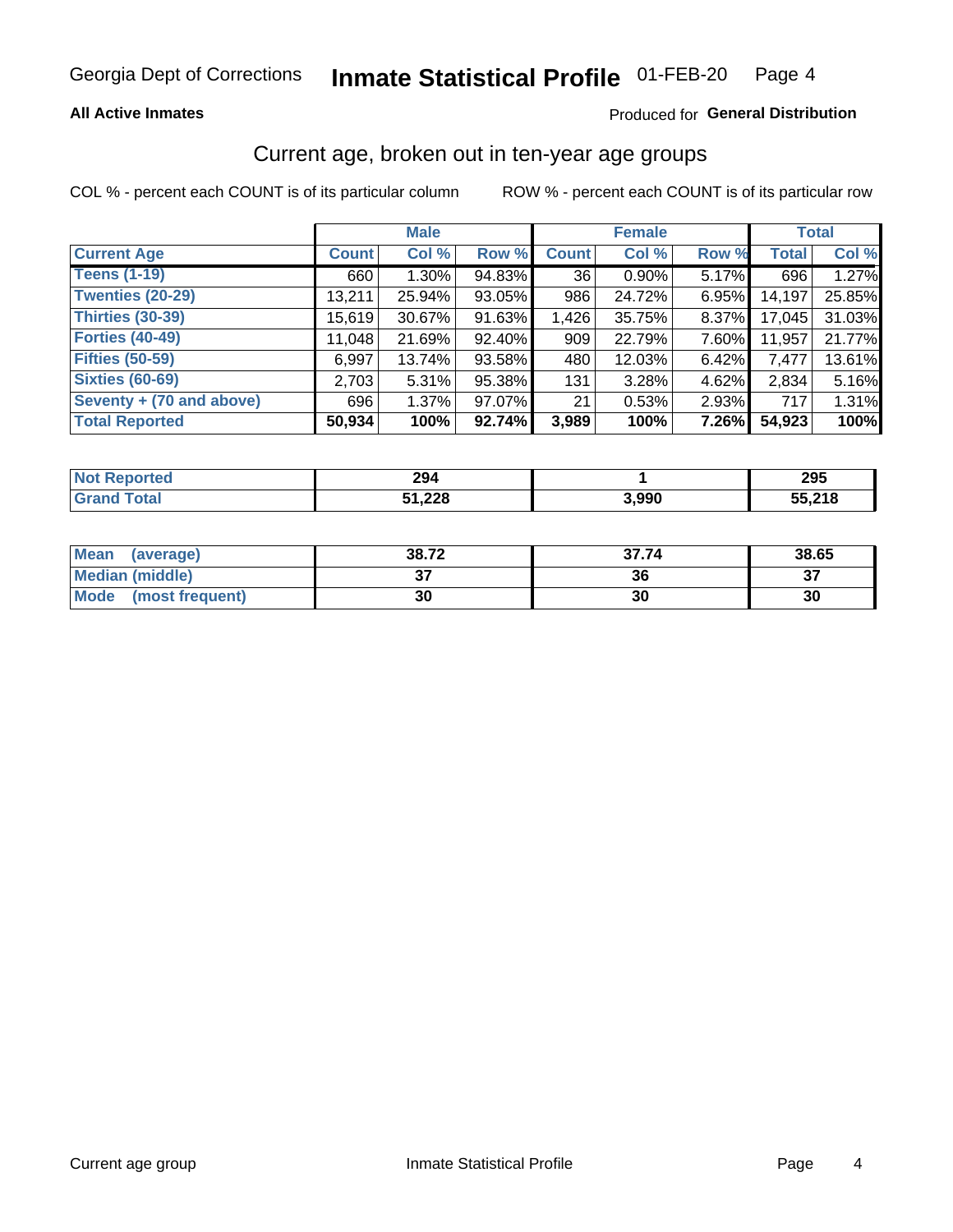Georgia Dept of Corrections **Inmate Statistical Profile** 01-FEB-20

**All Active Inmates**

Produced for **General Distribution**

## Current age, broken out in ten-year age groups

COL % - percent each COUNT is of its particular column

ROW % - percent each COUNT is of its particular row

| | Male | | | Female | | | Total | |
|---|---|---|---|---|---|---|---|---|
| **Current Age** | **Count** | **Col %** | **Row %** | **Count** | **Col %** | **Row %** | **Total** | **Col %** |
| **Teens (1-19)** | 660 | 1.30% | 94.83% | 36 | 0.90% | 5.17% | 696 | 1.27% |
| **Twenties (20-29)** | 13,211 | 25.94% | 93.05% | 986 | 24.72% | 6.95% | 14,197 | 25.85% |
| **Thirties (30-39)** | 15,619 | 30.67% | 91.63% | 1,426 | 35.75% | 8.37% | 17,045 | 31.03% |
| **Forties (40-49)** | 11,048 | 21.69% | 92.40% | 909 | 22.79% | 7.60% | 11,957 | 21.77% |
| **Fifties (50-59)** | 6,997 | 13.74% | 93.58% | 480 | 12.03% | 6.42% | 7,477 | 13.61% |
| **Sixties (60-69)** | 2,703 | 5.31% | 95.38% | 131 | 3.28% | 4.62% | 2,834 | 5.16% |
| **Seventy + (70 and above)** | 696 | 1.37% | 97.07% | 21 | 0.53% | 2.93% | 717 | 1.31% |
| **Total Reported** | **50,934** | **100%** | **92.74%** | **3,989** | **100%** | **7.26%** | **54,923** | **100%** |

| | Male | Female | Total |
|---|---|---|---|
| **Not Reported** | **294** | **1** | **295** |
| **Grand Total** | **51,228** | **3,990** | **55,218** |

| | Male | Female | Total |
|---|---|---|---|
| **Mean (average)** | **38.72** | **37.74** | **38.65** |
| **Median (middle)** | **37** | **36** | **37** |
| **Mode (most frequent)** | **30** | **30** | **30** |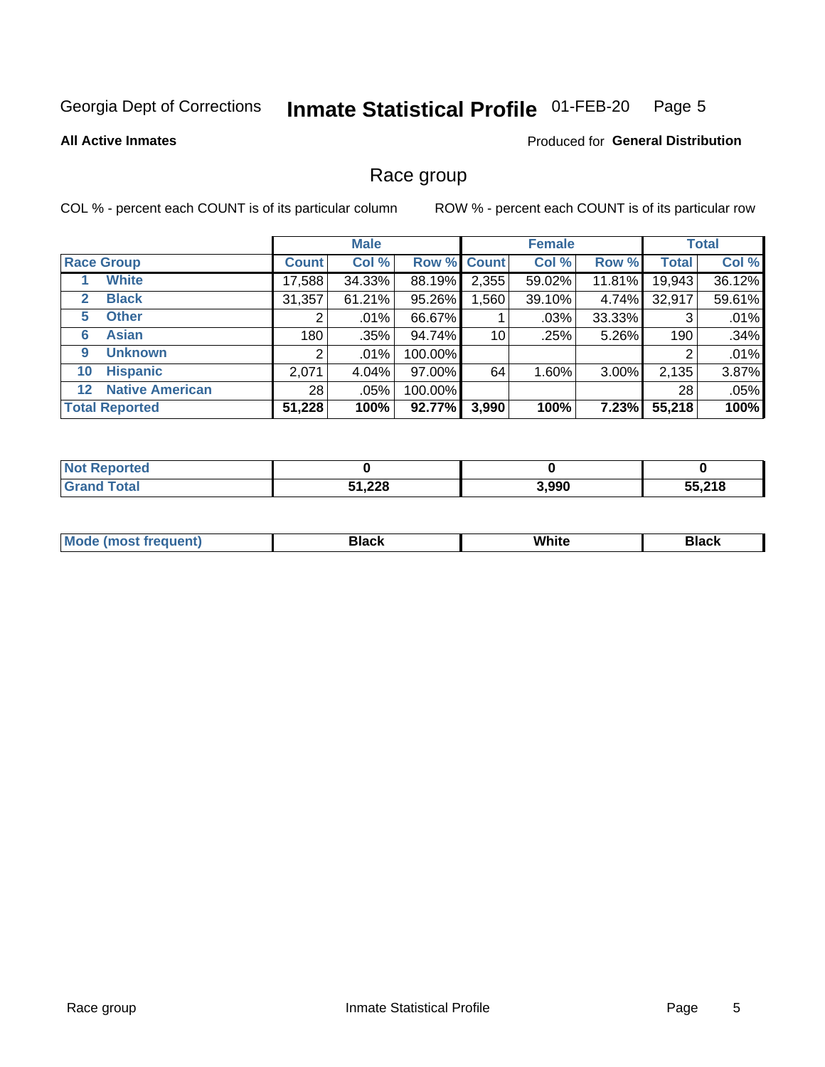Georgia Dept of Corrections **Inmate Statistical Profile** 01-FEB-20

**All Active Inmates**

Produced for **General Distribution**

## Race group

COL % - percent each COUNT is of its particular column

ROW % - percent each COUNT is of its particular row

| | | Male | | | Female | | | Total | |
|---|---|---|---|---|---|---|---|---|---|
| Race Group | | Count | Col % | Row % | Count | Col % | Row % | Total | Col % |
| 1 | White | 17,588 | 34.33% | 88.19% | 2,355 | 59.02% | 11.81% | 19,943 | 36.12% |
| 2 | Black | 31,357 | 61.21% | 95.26% | 1,560 | 39.10% | 4.74% | 32,917 | 59.61% |
| 5 | Other | 2 | .01% | 66.67% | 1 | .03% | 33.33% | 3 | .01% |
| 6 | Asian | 180 | .35% | 94.74% | 10 | .25% | 5.26% | 190 | .34% |
| 9 | Unknown | 2 | .01% | 100.00% | | | | 2 | .01% |
| 10 | Hispanic | 2,071 | 4.04% | 97.00% | 64 | 1.60% | 3.00% | 2,135 | 3.87% |
| 12 | Native American | 28 | .05% | 100.00% | | | | 28 | .05% |
| **Total Reported** | | **51,228** | **100%** | **92.77%** | **3,990** | **100%** | **7.23%** | **55,218** | **100%** |

| | Male | Female | Total |
|---|---|---|---|
| Not Reported | **0** | **0** | **0** |
| Grand Total | **51,228** | **3,990** | **55,218** |

| | Male | Female | Total |
|---|---|---|---|
| Mode (most frequent) | **Black** | **White** | **Black** |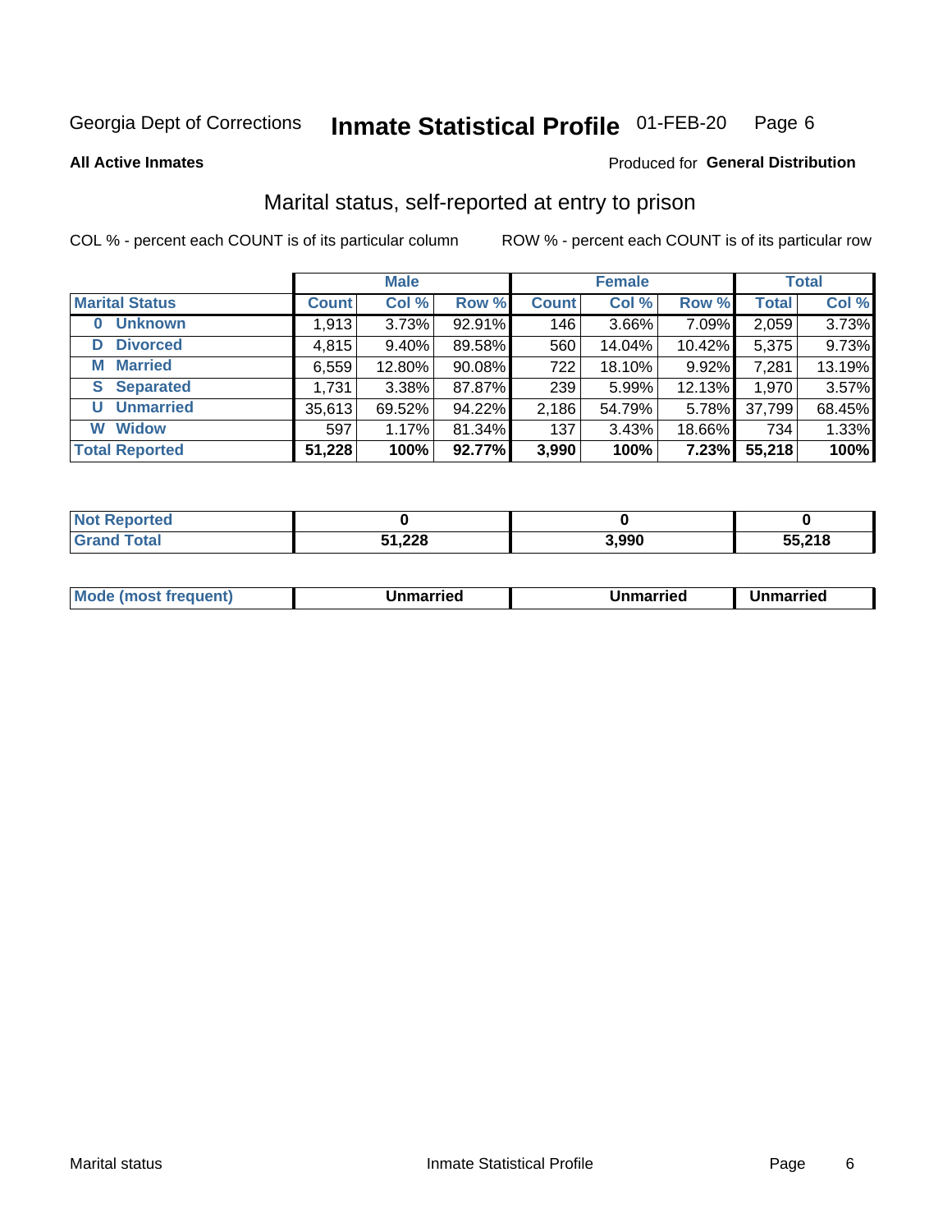Georgia Dept of Corrections **Inmate Statistical Profile** 01-FEB-20 Page 6

**All Active Inmates**

Produced for **General Distribution**

## Marital status, self-reported at entry to prison

COL % - percent each COUNT is of its particular column ROW % - percent each COUNT is of its particular row

| | Male | | | Female | | | Total | |
|---|---|---|---|---|---|---|---|---|
| **Marital Status** | **Count** | **Col %** | **Row %** | **Count** | **Col %** | **Row %** | **Total** | **Col %** |
| **0 Unknown** | 1,913 | 3.73% | 92.91% | 146 | 3.66% | 7.09% | 2,059 | 3.73% |
| **D Divorced** | 4,815 | 9.40% | 89.58% | 560 | 14.04% | 10.42% | 5,375 | 9.73% |
| **M Married** | 6,559 | 12.80% | 90.08% | 722 | 18.10% | 9.92% | 7,281 | 13.19% |
| **S Separated** | 1,731 | 3.38% | 87.87% | 239 | 5.99% | 12.13% | 1,970 | 3.57% |
| **U Unmarried** | 35,613 | 69.52% | 94.22% | 2,186 | 54.79% | 5.78% | 37,799 | 68.45% |
| **W Widow** | 597 | 1.17% | 81.34% | 137 | 3.43% | 18.66% | 734 | 1.33% |
| **Total Reported** | **51,228** | **100%** | **92.77%** | **3,990** | **100%** | **7.23%** | **55,218** | **100%** |

| | Male | Female | Total |
|---|---|---|---|
| **Not Reported** | **0** | **0** | **0** |
| **Grand Total** | **51,228** | **3,990** | **55,218** |

| | Male | Female | Total |
|---|---|---|---|
| **Mode (most frequent)** | **Unmarried** | **Unmarried** | **Unmarried** |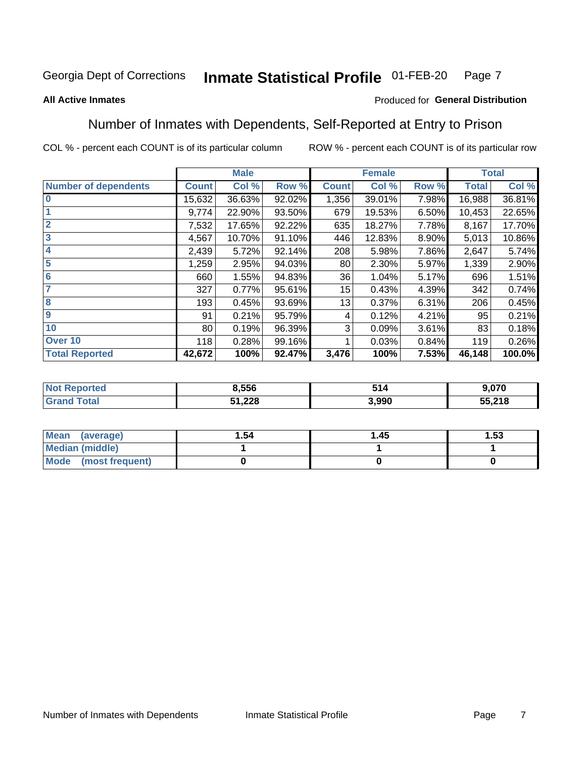Georgia Dept of Corrections **Inmate Statistical Profile** 01-FEB-20 Page 7

**All Active Inmates**

Produced for **General Distribution**

## Number of Inmates with Dependents, Self-Reported at Entry to Prison

COL % - percent each COUNT is of its particular column

ROW % - percent each COUNT is of its particular row

| | Male | | | Female | | | Total | |
|---|---|---|---|---|---|---|---|---|
| **Number of dependents** | **Count** | **Col %** | **Row %** | **Count** | **Col %** | **Row %** | **Total** | **Col %** |
| **0** | 15,632 | 36.63% | 92.02% | 1,356 | 39.01% | 7.98% | 16,988 | 36.81% |
| **1** | 9,774 | 22.90% | 93.50% | 679 | 19.53% | 6.50% | 10,453 | 22.65% |
| **2** | 7,532 | 17.65% | 92.22% | 635 | 18.27% | 7.78% | 8,167 | 17.70% |
| **3** | 4,567 | 10.70% | 91.10% | 446 | 12.83% | 8.90% | 5,013 | 10.86% |
| **4** | 2,439 | 5.72% | 92.14% | 208 | 5.98% | 7.86% | 2,647 | 5.74% |
| **5** | 1,259 | 2.95% | 94.03% | 80 | 2.30% | 5.97% | 1,339 | 2.90% |
| **6** | 660 | 1.55% | 94.83% | 36 | 1.04% | 5.17% | 696 | 1.51% |
| **7** | 327 | 0.77% | 95.61% | 15 | 0.43% | 4.39% | 342 | 0.74% |
| **8** | 193 | 0.45% | 93.69% | 13 | 0.37% | 6.31% | 206 | 0.45% |
| **9** | 91 | 0.21% | 95.79% | 4 | 0.12% | 4.21% | 95 | 0.21% |
| **10** | 80 | 0.19% | 96.39% | 3 | 0.09% | 3.61% | 83 | 0.18% |
| **Over 10** | 118 | 0.28% | 99.16% | 1 | 0.03% | 0.84% | 119 | 0.26% |
| **Total Reported** | **42,672** | **100%** | **92.47%** | **3,476** | **100%** | **7.53%** | **46,148** | **100.0%** |

| | Male | Female | Total |
|---|---|---|---|
| **Not Reported** | **8,556** | **514** | **9,070** |
| **Grand Total** | **51,228** | **3,990** | **55,218** |

| | Male | Female | Total |
|---|---|---|---|
| **Mean (average)** | **1.54** | **1.45** | **1.53** |
| **Median (middle)** | **1** | **1** | **1** |
| **Mode (most frequent)** | **0** | **0** | **0** |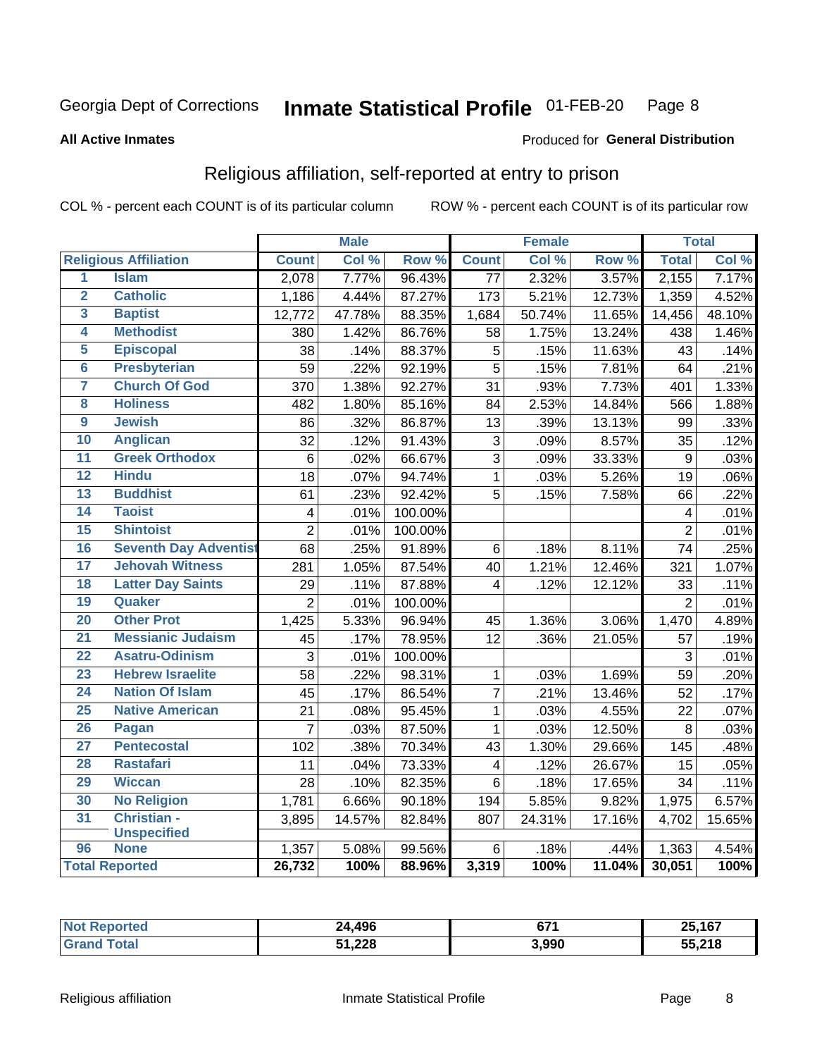Georgia Dept of Corrections **Inmate Statistical Profile** 01-FEB-20

**All Active Inmates**

Produced for **General Distribution**

## Religious affiliation, self-reported at entry to prison

COL % - percent each COUNT is of its particular column ROW % - percent each COUNT is of its particular row

| | | Male | | | Female | | | Total | |
|---|---|---|---|---|---|---|---|---|---|
| **Religious Affiliation** | | **Count** | **Col %** | **Row %** | **Count** | **Col %** | **Row %** | **Total** | **Col %** |
| 1 | Islam | 2,078 | 7.77% | 96.43% | 77 | 2.32% | 3.57% | 2,155 | 7.17% |
| 2 | Catholic | 1,186 | 4.44% | 87.27% | 173 | 5.21% | 12.73% | 1,359 | 4.52% |
| 3 | Baptist | 12,772 | 47.78% | 88.35% | 1,684 | 50.74% | 11.65% | 14,456 | 48.10% |
| 4 | Methodist | 380 | 1.42% | 86.76% | 58 | 1.75% | 13.24% | 438 | 1.46% |
| 5 | Episcopal | 38 | .14% | 88.37% | 5 | .15% | 11.63% | 43 | .14% |
| 6 | Presbyterian | 59 | .22% | 92.19% | 5 | .15% | 7.81% | 64 | .21% |
| 7 | Church Of God | 370 | 1.38% | 92.27% | 31 | .93% | 7.73% | 401 | 1.33% |
| 8 | Holiness | 482 | 1.80% | 85.16% | 84 | 2.53% | 14.84% | 566 | 1.88% |
| 9 | Jewish | 86 | .32% | 86.87% | 13 | .39% | 13.13% | 99 | .33% |
| 10 | Anglican | 32 | .12% | 91.43% | 3 | .09% | 8.57% | 35 | .12% |
| 11 | Greek Orthodox | 6 | .02% | 66.67% | 3 | .09% | 33.33% | 9 | .03% |
| 12 | Hindu | 18 | .07% | 94.74% | 1 | .03% | 5.26% | 19 | .06% |
| 13 | Buddhist | 61 | .23% | 92.42% | 5 | .15% | 7.58% | 66 | .22% |
| 14 | Taoist | 4 | .01% | 100.00% | | | | 4 | .01% |
| 15 | Shintoist | 2 | .01% | 100.00% | | | | 2 | .01% |
| 16 | Seventh Day Adventist | 68 | .25% | 91.89% | 6 | .18% | 8.11% | 74 | .25% |
| 17 | Jehovah Witness | 281 | 1.05% | 87.54% | 40 | 1.21% | 12.46% | 321 | 1.07% |
| 18 | Latter Day Saints | 29 | .11% | 87.88% | 4 | .12% | 12.12% | 33 | .11% |
| 19 | Quaker | 2 | .01% | 100.00% | | | | 2 | .01% |
| 20 | Other Prot | 1,425 | 5.33% | 96.94% | 45 | 1.36% | 3.06% | 1,470 | 4.89% |
| 21 | Messianic Judaism | 45 | .17% | 78.95% | 12 | .36% | 21.05% | 57 | .19% |
| 22 | Asatru-Odinism | 3 | .01% | 100.00% | | | | 3 | .01% |
| 23 | Hebrew Israelite | 58 | .22% | 98.31% | 1 | .03% | 1.69% | 59 | .20% |
| 24 | Nation Of Islam | 45 | .17% | 86.54% | 7 | .21% | 13.46% | 52 | .17% |
| 25 | Native American | 21 | .08% | 95.45% | 1 | .03% | 4.55% | 22 | .07% |
| 26 | Pagan | 7 | .03% | 87.50% | 1 | .03% | 12.50% | 8 | .03% |
| 27 | Pentecostal | 102 | .38% | 70.34% | 43 | 1.30% | 29.66% | 145 | .48% |
| 28 | Rastafari | 11 | .04% | 73.33% | 4 | .12% | 26.67% | 15 | .05% |
| 29 | Wiccan | 28 | .10% | 82.35% | 6 | .18% | 17.65% | 34 | .11% |
| 30 | No Religion | 1,781 | 6.66% | 90.18% | 194 | 5.85% | 9.82% | 1,975 | 6.57% |
| 31 | Christian - Unspecified | 3,895 | 14.57% | 82.84% | 807 | 24.31% | 17.16% | 4,702 | 15.65% |
| 96 | None | 1,357 | 5.08% | 99.56% | 6 | .18% | .44% | 1,363 | 4.54% |
| **Total Reported** | | **26,732** | **100%** | **88.96%** | **3,319** | **100%** | **11.04%** | **30,051** | **100%** |

| | Male | Female | Total |
|---|---|---|---|
| **Not Reported** | **24,496** | **671** | **25,167** |
| **Grand Total** | **51,228** | **3,990** | **55,218** |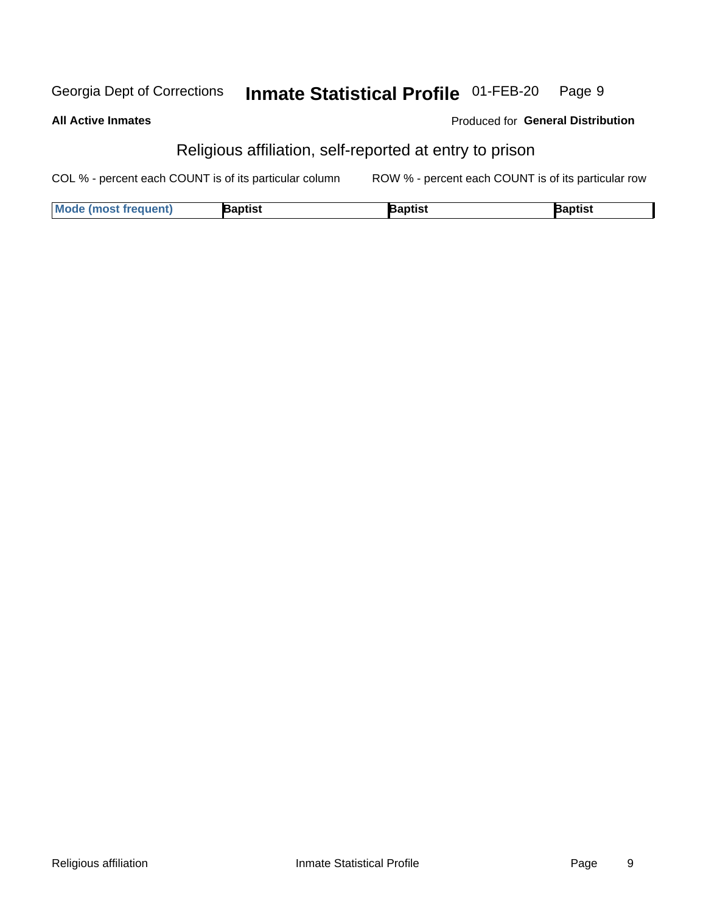## Religious affiliation, self-reported at entry to prison

COL % - percent each COUNT is of its particular column    ROW % - percent each COUNT is of its particular row

| Mode (most frequent) | Baptist | Baptist | Baptist |
|---|---|---|---|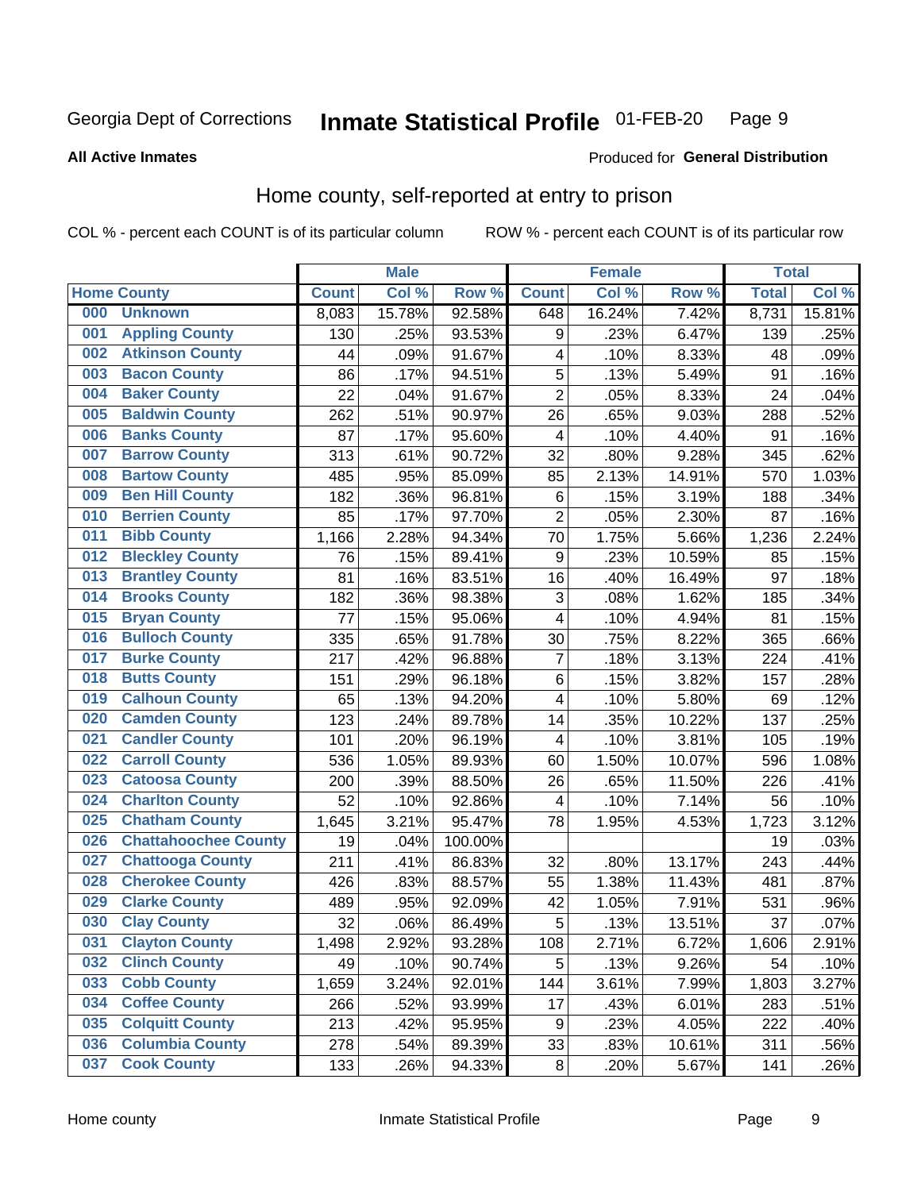Georgia Dept of Corrections **Inmate Statistical Profile** 01-FEB-20 Page 9

**All Active Inmates**

Produced for **General Distribution**

## Home county, self-reported at entry to prison

COL % - percent each COUNT is of its particular column ROW % - percent each COUNT is of its particular row

| Home County | | Male | | | Female | | | Total | |
|---|---|---|---|---|---|---|---|---|---|
| | | Count | Col % | Row % | Count | Col % | Row % | Total | Col % |
| 000 | Unknown | 8,083 | 15.78% | 92.58% | 648 | 16.24% | 7.42% | 8,731 | 15.81% |
| 001 | Appling County | 130 | .25% | 93.53% | 9 | .23% | 6.47% | 139 | .25% |
| 002 | Atkinson County | 44 | .09% | 91.67% | 4 | .10% | 8.33% | 48 | .09% |
| 003 | Bacon County | 86 | .17% | 94.51% | 5 | .13% | 5.49% | 91 | .16% |
| 004 | Baker County | 22 | .04% | 91.67% | 2 | .05% | 8.33% | 24 | .04% |
| 005 | Baldwin County | 262 | .51% | 90.97% | 26 | .65% | 9.03% | 288 | .52% |
| 006 | Banks County | 87 | .17% | 95.60% | 4 | .10% | 4.40% | 91 | .16% |
| 007 | Barrow County | 313 | .61% | 90.72% | 32 | .80% | 9.28% | 345 | .62% |
| 008 | Bartow County | 485 | .95% | 85.09% | 85 | 2.13% | 14.91% | 570 | 1.03% |
| 009 | Ben Hill County | 182 | .36% | 96.81% | 6 | .15% | 3.19% | 188 | .34% |
| 010 | Berrien County | 85 | .17% | 97.70% | 2 | .05% | 2.30% | 87 | .16% |
| 011 | Bibb County | 1,166 | 2.28% | 94.34% | 70 | 1.75% | 5.66% | 1,236 | 2.24% |
| 012 | Bleckley County | 76 | .15% | 89.41% | 9 | .23% | 10.59% | 85 | .15% |
| 013 | Brantley County | 81 | .16% | 83.51% | 16 | .40% | 16.49% | 97 | .18% |
| 014 | Brooks County | 182 | .36% | 98.38% | 3 | .08% | 1.62% | 185 | .34% |
| 015 | Bryan County | 77 | .15% | 95.06% | 4 | .10% | 4.94% | 81 | .15% |
| 016 | Bulloch County | 335 | .65% | 91.78% | 30 | .75% | 8.22% | 365 | .66% |
| 017 | Burke County | 217 | .42% | 96.88% | 7 | .18% | 3.13% | 224 | .41% |
| 018 | Butts County | 151 | .29% | 96.18% | 6 | .15% | 3.82% | 157 | .28% |
| 019 | Calhoun County | 65 | .13% | 94.20% | 4 | .10% | 5.80% | 69 | .12% |
| 020 | Camden County | 123 | .24% | 89.78% | 14 | .35% | 10.22% | 137 | .25% |
| 021 | Candler County | 101 | .20% | 96.19% | 4 | .10% | 3.81% | 105 | .19% |
| 022 | Carroll County | 536 | 1.05% | 89.93% | 60 | 1.50% | 10.07% | 596 | 1.08% |
| 023 | Catoosa County | 200 | .39% | 88.50% | 26 | .65% | 11.50% | 226 | .41% |
| 024 | Charlton County | 52 | .10% | 92.86% | 4 | .10% | 7.14% | 56 | .10% |
| 025 | Chatham County | 1,645 | 3.21% | 95.47% | 78 | 1.95% | 4.53% | 1,723 | 3.12% |
| 026 | Chattahoochee County | 19 | .04% | 100.00% | | | | 19 | .03% |
| 027 | Chattooga County | 211 | .41% | 86.83% | 32 | .80% | 13.17% | 243 | .44% |
| 028 | Cherokee County | 426 | .83% | 88.57% | 55 | 1.38% | 11.43% | 481 | .87% |
| 029 | Clarke County | 489 | .95% | 92.09% | 42 | 1.05% | 7.91% | 531 | .96% |
| 030 | Clay County | 32 | .06% | 86.49% | 5 | .13% | 13.51% | 37 | .07% |
| 031 | Clayton County | 1,498 | 2.92% | 93.28% | 108 | 2.71% | 6.72% | 1,606 | 2.91% |
| 032 | Clinch County | 49 | .10% | 90.74% | 5 | .13% | 9.26% | 54 | .10% |
| 033 | Cobb County | 1,659 | 3.24% | 92.01% | 144 | 3.61% | 7.99% | 1,803 | 3.27% |
| 034 | Coffee County | 266 | .52% | 93.99% | 17 | .43% | 6.01% | 283 | .51% |
| 035 | Colquitt County | 213 | .42% | 95.95% | 9 | .23% | 4.05% | 222 | .40% |
| 036 | Columbia County | 278 | .54% | 89.39% | 33 | .83% | 10.61% | 311 | .56% |
| 037 | Cook County | 133 | .26% | 94.33% | 8 | .20% | 5.67% | 141 | .26% |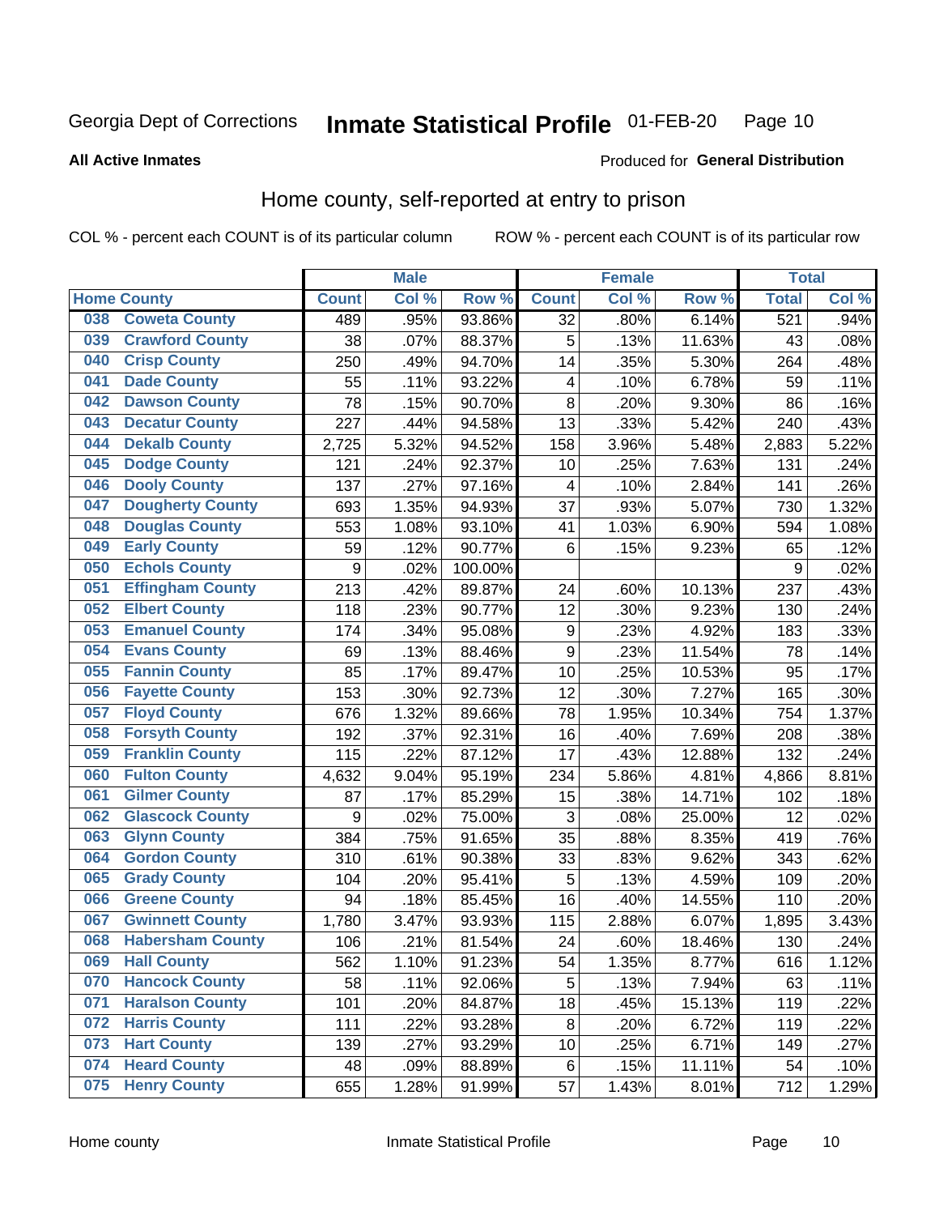Georgia Dept of Corrections **Inmate Statistical Profile** 01-FEB-20

**All Active Inmates**

Produced for **General Distribution**

## Home county, self-reported at entry to prison

COL % - percent each COUNT is of its particular column ROW % - percent each COUNT is of its particular row

| Home County | | Male | | | Female | | | Total | |
|---|---|---|---|---|---|---|---|---|---|
| | | Count | Col % | Row % | Count | Col % | Row % | Total | Col % |
| 038 | Coweta County | 489 | .95% | 93.86% | 32 | .80% | 6.14% | 521 | .94% |
| 039 | Crawford County | 38 | .07% | 88.37% | 5 | .13% | 11.63% | 43 | .08% |
| 040 | Crisp County | 250 | .49% | 94.70% | 14 | .35% | 5.30% | 264 | .48% |
| 041 | Dade County | 55 | .11% | 93.22% | 4 | .10% | 6.78% | 59 | .11% |
| 042 | Dawson County | 78 | .15% | 90.70% | 8 | .20% | 9.30% | 86 | .16% |
| 043 | Decatur County | 227 | .44% | 94.58% | 13 | .33% | 5.42% | 240 | .43% |
| 044 | Dekalb County | 2,725 | 5.32% | 94.52% | 158 | 3.96% | 5.48% | 2,883 | 5.22% |
| 045 | Dodge County | 121 | .24% | 92.37% | 10 | .25% | 7.63% | 131 | .24% |
| 046 | Dooly County | 137 | .27% | 97.16% | 4 | .10% | 2.84% | 141 | .26% |
| 047 | Dougherty County | 693 | 1.35% | 94.93% | 37 | .93% | 5.07% | 730 | 1.32% |
| 048 | Douglas County | 553 | 1.08% | 93.10% | 41 | 1.03% | 6.90% | 594 | 1.08% |
| 049 | Early County | 59 | .12% | 90.77% | 6 | .15% | 9.23% | 65 | .12% |
| 050 | Echols County | 9 | .02% | 100.00% | | | | 9 | .02% |
| 051 | Effingham County | 213 | .42% | 89.87% | 24 | .60% | 10.13% | 237 | .43% |
| 052 | Elbert County | 118 | .23% | 90.77% | 12 | .30% | 9.23% | 130 | .24% |
| 053 | Emanuel County | 174 | .34% | 95.08% | 9 | .23% | 4.92% | 183 | .33% |
| 054 | Evans County | 69 | .13% | 88.46% | 9 | .23% | 11.54% | 78 | .14% |
| 055 | Fannin County | 85 | .17% | 89.47% | 10 | .25% | 10.53% | 95 | .17% |
| 056 | Fayette County | 153 | .30% | 92.73% | 12 | .30% | 7.27% | 165 | .30% |
| 057 | Floyd County | 676 | 1.32% | 89.66% | 78 | 1.95% | 10.34% | 754 | 1.37% |
| 058 | Forsyth County | 192 | .37% | 92.31% | 16 | .40% | 7.69% | 208 | .38% |
| 059 | Franklin County | 115 | .22% | 87.12% | 17 | .43% | 12.88% | 132 | .24% |
| 060 | Fulton County | 4,632 | 9.04% | 95.19% | 234 | 5.86% | 4.81% | 4,866 | 8.81% |
| 061 | Gilmer County | 87 | .17% | 85.29% | 15 | .38% | 14.71% | 102 | .18% |
| 062 | Glascock County | 9 | .02% | 75.00% | 3 | .08% | 25.00% | 12 | .02% |
| 063 | Glynn County | 384 | .75% | 91.65% | 35 | .88% | 8.35% | 419 | .76% |
| 064 | Gordon County | 310 | .61% | 90.38% | 33 | .83% | 9.62% | 343 | .62% |
| 065 | Grady County | 104 | .20% | 95.41% | 5 | .13% | 4.59% | 109 | .20% |
| 066 | Greene County | 94 | .18% | 85.45% | 16 | .40% | 14.55% | 110 | .20% |
| 067 | Gwinnett County | 1,780 | 3.47% | 93.93% | 115 | 2.88% | 6.07% | 1,895 | 3.43% |
| 068 | Habersham County | 106 | .21% | 81.54% | 24 | .60% | 18.46% | 130 | .24% |
| 069 | Hall County | 562 | 1.10% | 91.23% | 54 | 1.35% | 8.77% | 616 | 1.12% |
| 070 | Hancock County | 58 | .11% | 92.06% | 5 | .13% | 7.94% | 63 | .11% |
| 071 | Haralson County | 101 | .20% | 84.87% | 18 | .45% | 15.13% | 119 | .22% |
| 072 | Harris County | 111 | .22% | 93.28% | 8 | .20% | 6.72% | 119 | .22% |
| 073 | Hart County | 139 | .27% | 93.29% | 10 | .25% | 6.71% | 149 | .27% |
| 074 | Heard County | 48 | .09% | 88.89% | 6 | .15% | 11.11% | 54 | .10% |
| 075 | Henry County | 655 | 1.28% | 91.99% | 57 | 1.43% | 8.01% | 712 | 1.29% |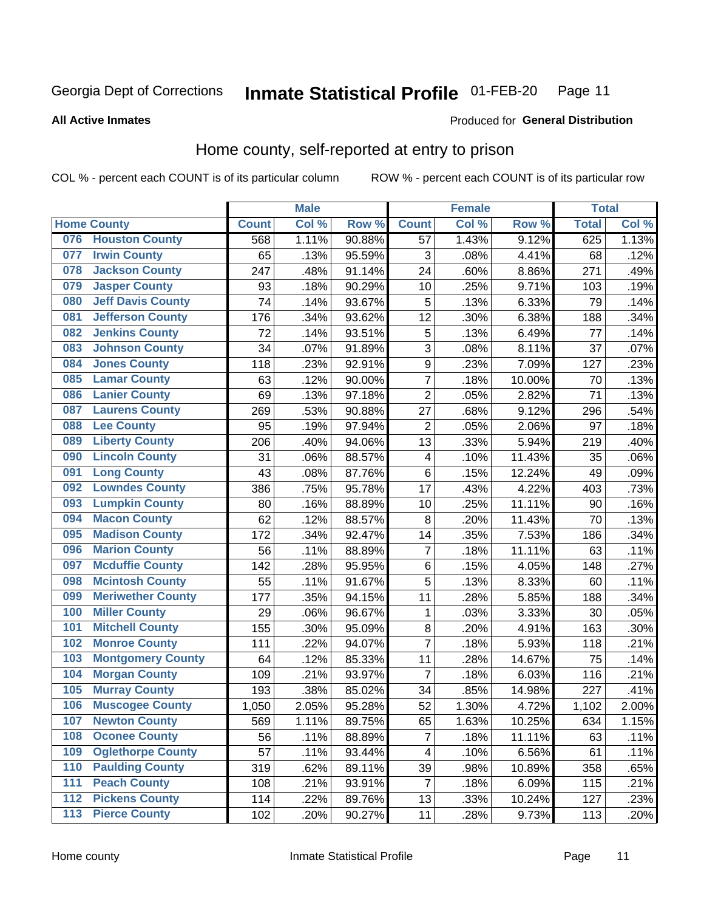Georgia Dept of Corrections **Inmate Statistical Profile** 01-FEB-20

**All Active Inmates**

Produced for **General Distribution**

## Home county, self-reported at entry to prison

COL % - percent each COUNT is of its particular column ROW % - percent each COUNT is of its particular row

| Home County | | Male | | | Female | | | Total | |
|---|---|---|---|---|---|---|---|---|---|
| | | Count | Col % | Row % | Count | Col % | Row % | Total | Col % |
| 076 | Houston County | 568 | 1.11% | 90.88% | 57 | 1.43% | 9.12% | 625 | 1.13% |
| 077 | Irwin County | 65 | .13% | 95.59% | 3 | .08% | 4.41% | 68 | .12% |
| 078 | Jackson County | 247 | .48% | 91.14% | 24 | .60% | 8.86% | 271 | .49% |
| 079 | Jasper County | 93 | .18% | 90.29% | 10 | .25% | 9.71% | 103 | .19% |
| 080 | Jeff Davis County | 74 | .14% | 93.67% | 5 | .13% | 6.33% | 79 | .14% |
| 081 | Jefferson County | 176 | .34% | 93.62% | 12 | .30% | 6.38% | 188 | .34% |
| 082 | Jenkins County | 72 | .14% | 93.51% | 5 | .13% | 6.49% | 77 | .14% |
| 083 | Johnson County | 34 | .07% | 91.89% | 3 | .08% | 8.11% | 37 | .07% |
| 084 | Jones County | 118 | .23% | 92.91% | 9 | .23% | 7.09% | 127 | .23% |
| 085 | Lamar County | 63 | .12% | 90.00% | 7 | .18% | 10.00% | 70 | .13% |
| 086 | Lanier County | 69 | .13% | 97.18% | 2 | .05% | 2.82% | 71 | .13% |
| 087 | Laurens County | 269 | .53% | 90.88% | 27 | .68% | 9.12% | 296 | .54% |
| 088 | Lee County | 95 | .19% | 97.94% | 2 | .05% | 2.06% | 97 | .18% |
| 089 | Liberty County | 206 | .40% | 94.06% | 13 | .33% | 5.94% | 219 | .40% |
| 090 | Lincoln County | 31 | .06% | 88.57% | 4 | .10% | 11.43% | 35 | .06% |
| 091 | Long County | 43 | .08% | 87.76% | 6 | .15% | 12.24% | 49 | .09% |
| 092 | Lowndes County | 386 | .75% | 95.78% | 17 | .43% | 4.22% | 403 | .73% |
| 093 | Lumpkin County | 80 | .16% | 88.89% | 10 | .25% | 11.11% | 90 | .16% |
| 094 | Macon County | 62 | .12% | 88.57% | 8 | .20% | 11.43% | 70 | .13% |
| 095 | Madison County | 172 | .34% | 92.47% | 14 | .35% | 7.53% | 186 | .34% |
| 096 | Marion County | 56 | .11% | 88.89% | 7 | .18% | 11.11% | 63 | .11% |
| 097 | Mcduffie County | 142 | .28% | 95.95% | 6 | .15% | 4.05% | 148 | .27% |
| 098 | Mcintosh County | 55 | .11% | 91.67% | 5 | .13% | 8.33% | 60 | .11% |
| 099 | Meriwether County | 177 | .35% | 94.15% | 11 | .28% | 5.85% | 188 | .34% |
| 100 | Miller County | 29 | .06% | 96.67% | 1 | .03% | 3.33% | 30 | .05% |
| 101 | Mitchell County | 155 | .30% | 95.09% | 8 | .20% | 4.91% | 163 | .30% |
| 102 | Monroe County | 111 | .22% | 94.07% | 7 | .18% | 5.93% | 118 | .21% |
| 103 | Montgomery County | 64 | .12% | 85.33% | 11 | .28% | 14.67% | 75 | .14% |
| 104 | Morgan County | 109 | .21% | 93.97% | 7 | .18% | 6.03% | 116 | .21% |
| 105 | Murray County | 193 | .38% | 85.02% | 34 | .85% | 14.98% | 227 | .41% |
| 106 | Muscogee County | 1,050 | 2.05% | 95.28% | 52 | 1.30% | 4.72% | 1,102 | 2.00% |
| 107 | Newton County | 569 | 1.11% | 89.75% | 65 | 1.63% | 10.25% | 634 | 1.15% |
| 108 | Oconee County | 56 | .11% | 88.89% | 7 | .18% | 11.11% | 63 | .11% |
| 109 | Oglethorpe County | 57 | .11% | 93.44% | 4 | .10% | 6.56% | 61 | .11% |
| 110 | Paulding County | 319 | .62% | 89.11% | 39 | .98% | 10.89% | 358 | .65% |
| 111 | Peach County | 108 | .21% | 93.91% | 7 | .18% | 6.09% | 115 | .21% |
| 112 | Pickens County | 114 | .22% | 89.76% | 13 | .33% | 10.24% | 127 | .23% |
| 113 | Pierce County | 102 | .20% | 90.27% | 11 | .28% | 9.73% | 113 | .20% |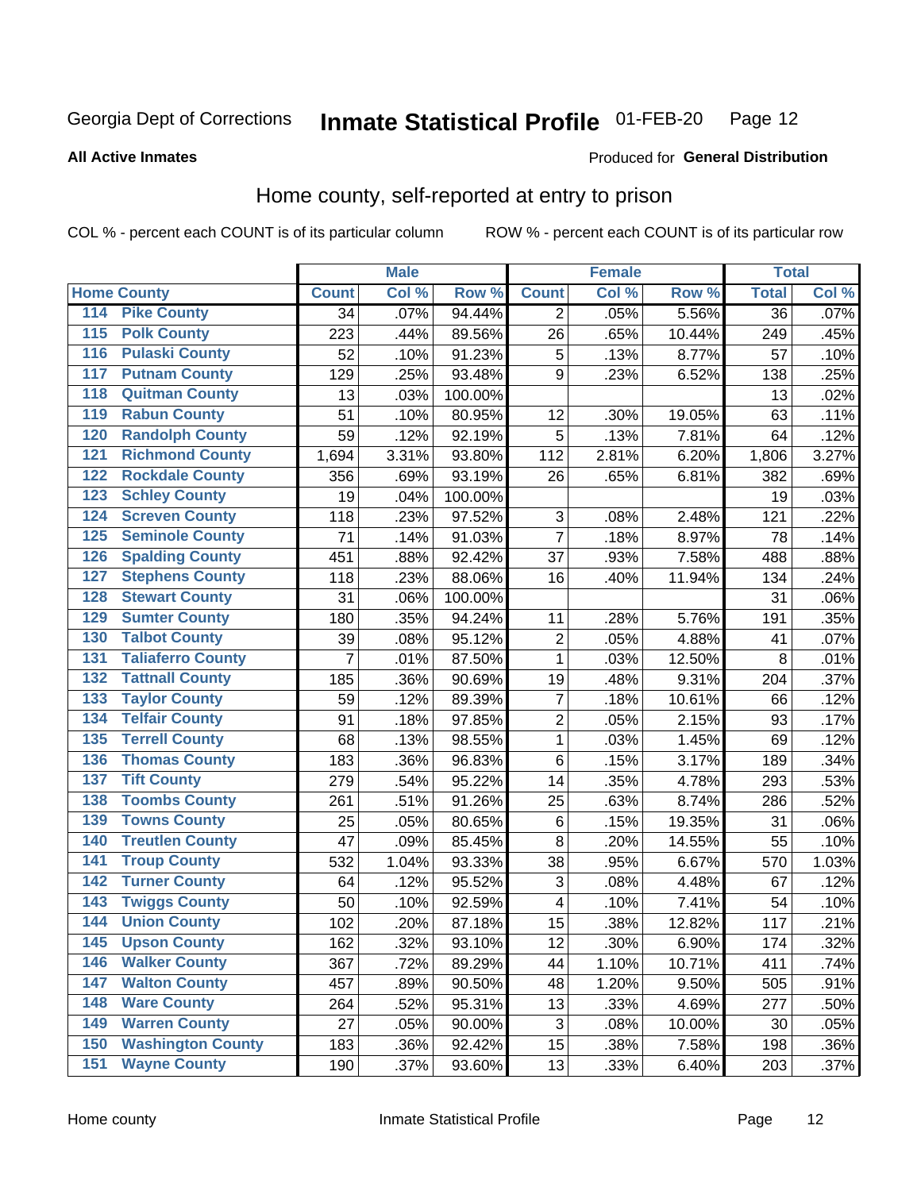Georgia Dept of Corrections **Inmate Statistical Profile** 01-FEB-20

**All Active Inmates**

Produced for **General Distribution**

## Home county, self-reported at entry to prison

COL % - percent each COUNT is of its particular column ROW % - percent each COUNT is of its particular row

| Home County | | Male | | | Female | | | Total | |
|---|---|---|---|---|---|---|---|---|---|
| | | Count | Col % | Row % | Count | Col % | Row % | Total | Col % |
| 114 | Pike County | 34 | .07% | 94.44% | 2 | .05% | 5.56% | 36 | .07% |
| 115 | Polk County | 223 | .44% | 89.56% | 26 | .65% | 10.44% | 249 | .45% |
| 116 | Pulaski County | 52 | .10% | 91.23% | 5 | .13% | 8.77% | 57 | .10% |
| 117 | Putnam County | 129 | .25% | 93.48% | 9 | .23% | 6.52% | 138 | .25% |
| 118 | Quitman County | 13 | .03% | 100.00% | | | | 13 | .02% |
| 119 | Rabun County | 51 | .10% | 80.95% | 12 | .30% | 19.05% | 63 | .11% |
| 120 | Randolph County | 59 | .12% | 92.19% | 5 | .13% | 7.81% | 64 | .12% |
| 121 | Richmond County | 1,694 | 3.31% | 93.80% | 112 | 2.81% | 6.20% | 1,806 | 3.27% |
| 122 | Rockdale County | 356 | .69% | 93.19% | 26 | .65% | 6.81% | 382 | .69% |
| 123 | Schley County | 19 | .04% | 100.00% | | | | 19 | .03% |
| 124 | Screven County | 118 | .23% | 97.52% | 3 | .08% | 2.48% | 121 | .22% |
| 125 | Seminole County | 71 | .14% | 91.03% | 7 | .18% | 8.97% | 78 | .14% |
| 126 | Spalding County | 451 | .88% | 92.42% | 37 | .93% | 7.58% | 488 | .88% |
| 127 | Stephens County | 118 | .23% | 88.06% | 16 | .40% | 11.94% | 134 | .24% |
| 128 | Stewart County | 31 | .06% | 100.00% | | | | 31 | .06% |
| 129 | Sumter County | 180 | .35% | 94.24% | 11 | .28% | 5.76% | 191 | .35% |
| 130 | Talbot County | 39 | .08% | 95.12% | 2 | .05% | 4.88% | 41 | .07% |
| 131 | Taliaferro County | 7 | .01% | 87.50% | 1 | .03% | 12.50% | 8 | .01% |
| 132 | Tattnall County | 185 | .36% | 90.69% | 19 | .48% | 9.31% | 204 | .37% |
| 133 | Taylor County | 59 | .12% | 89.39% | 7 | .18% | 10.61% | 66 | .12% |
| 134 | Telfair County | 91 | .18% | 97.85% | 2 | .05% | 2.15% | 93 | .17% |
| 135 | Terrell County | 68 | .13% | 98.55% | 1 | .03% | 1.45% | 69 | .12% |
| 136 | Thomas County | 183 | .36% | 96.83% | 6 | .15% | 3.17% | 189 | .34% |
| 137 | Tift County | 279 | .54% | 95.22% | 14 | .35% | 4.78% | 293 | .53% |
| 138 | Toombs County | 261 | .51% | 91.26% | 25 | .63% | 8.74% | 286 | .52% |
| 139 | Towns County | 25 | .05% | 80.65% | 6 | .15% | 19.35% | 31 | .06% |
| 140 | Treutlen County | 47 | .09% | 85.45% | 8 | .20% | 14.55% | 55 | .10% |
| 141 | Troup County | 532 | 1.04% | 93.33% | 38 | .95% | 6.67% | 570 | 1.03% |
| 142 | Turner County | 64 | .12% | 95.52% | 3 | .08% | 4.48% | 67 | .12% |
| 143 | Twiggs County | 50 | .10% | 92.59% | 4 | .10% | 7.41% | 54 | .10% |
| 144 | Union County | 102 | .20% | 87.18% | 15 | .38% | 12.82% | 117 | .21% |
| 145 | Upson County | 162 | .32% | 93.10% | 12 | .30% | 6.90% | 174 | .32% |
| 146 | Walker County | 367 | .72% | 89.29% | 44 | 1.10% | 10.71% | 411 | .74% |
| 147 | Walton County | 457 | .89% | 90.50% | 48 | 1.20% | 9.50% | 505 | .91% |
| 148 | Ware County | 264 | .52% | 95.31% | 13 | .33% | 4.69% | 277 | .50% |
| 149 | Warren County | 27 | .05% | 90.00% | 3 | .08% | 10.00% | 30 | .05% |
| 150 | Washington County | 183 | .36% | 92.42% | 15 | .38% | 7.58% | 198 | .36% |
| 151 | Wayne County | 190 | .37% | 93.60% | 13 | .33% | 6.40% | 203 | .37% |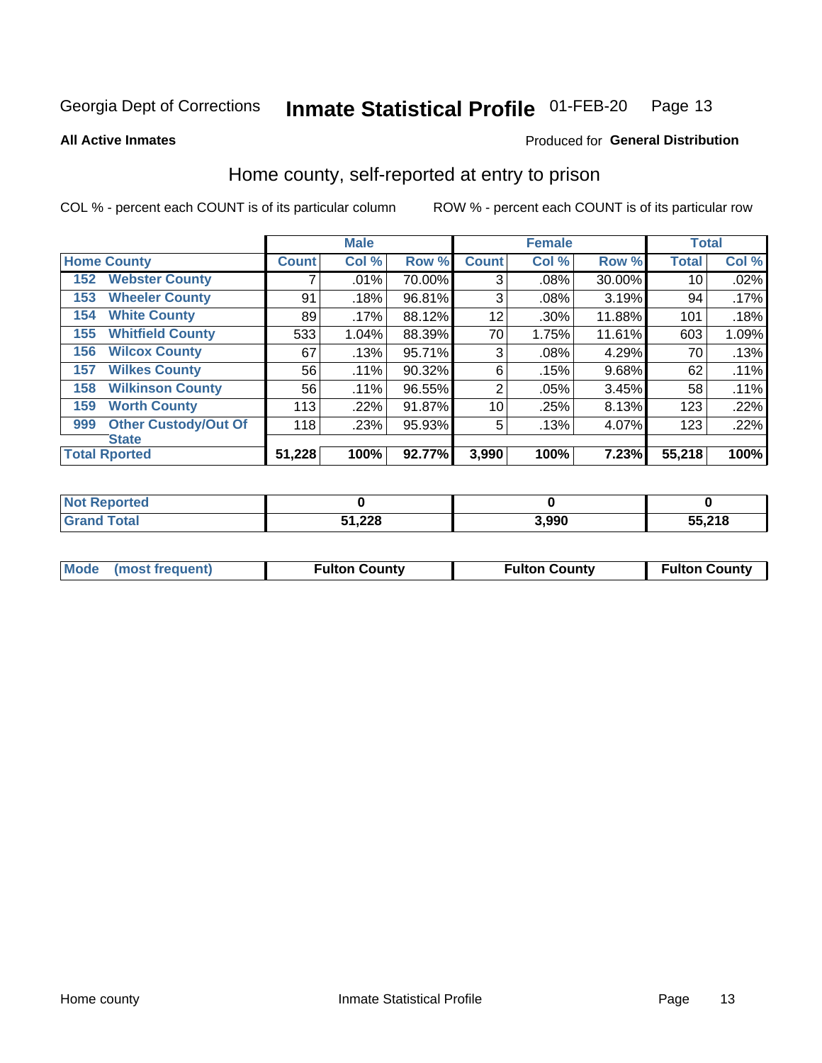Georgia Dept of Corrections **Inmate Statistical Profile** 01-FEB-20

**All Active Inmates**

Produced for **General Distribution**

## Home county, self-reported at entry to prison

COL % - percent each COUNT is of its particular column ROW % - percent each COUNT is of its particular row

| Home County | | Male | | | Female | | | Total | |
|---|---|---|---|---|---|---|---|---|---|
| | | Count | Col % | Row % | Count | Col % | Row % | Total | Col % |
| 152 | Webster County | 7 | .01% | 70.00% | 3 | .08% | 30.00% | 10 | .02% |
| 153 | Wheeler County | 91 | .18% | 96.81% | 3 | .08% | 3.19% | 94 | .17% |
| 154 | White County | 89 | .17% | 88.12% | 12 | .30% | 11.88% | 101 | .18% |
| 155 | Whitfield County | 533 | 1.04% | 88.39% | 70 | 1.75% | 11.61% | 603 | 1.09% |
| 156 | Wilcox County | 67 | .13% | 95.71% | 3 | .08% | 4.29% | 70 | .13% |
| 157 | Wilkes County | 56 | .11% | 90.32% | 6 | .15% | 9.68% | 62 | .11% |
| 158 | Wilkinson County | 56 | .11% | 96.55% | 2 | .05% | 3.45% | 58 | .11% |
| 159 | Worth County | 113 | .22% | 91.87% | 10 | .25% | 8.13% | 123 | .22% |
| 999 | Other Custody/Out Of State | 118 | .23% | 95.93% | 5 | .13% | 4.07% | 123 | .22% |
| **Total Rported** | | **51,228** | **100%** | **92.77%** | **3,990** | **100%** | **7.23%** | **55,218** | **100%** |

| | Male | Female | Total |
|---|---|---|---|
| Not Reported | 0 | 0 | 0 |
| Grand Total | 51,228 | 3,990 | 55,218 |

| | Male | Female | Total |
|---|---|---|---|
| Mode (most frequent) | Fulton County | Fulton County | Fulton County |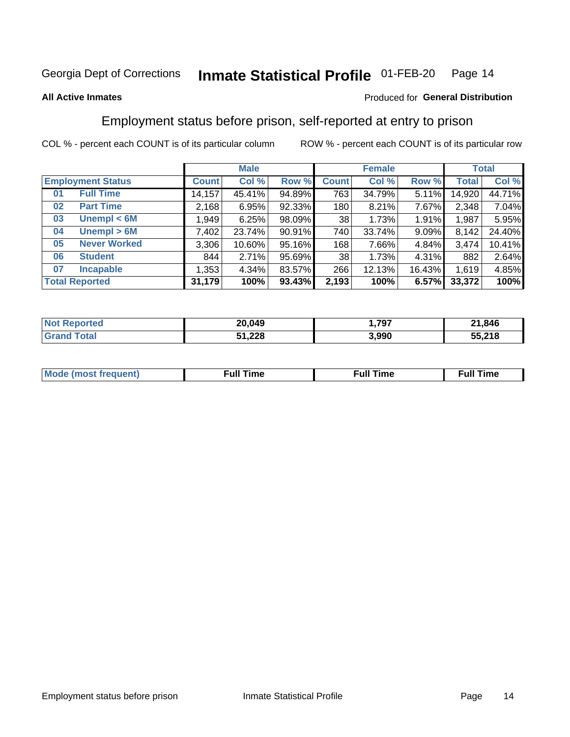Georgia Dept of Corrections **Inmate Statistical Profile** 01-FEB-20

**All Active Inmates**

Produced for **General Distribution**

## Employment status before prison, self-reported at entry to prison

COL % - percent each COUNT is of its particular column    ROW % - percent each COUNT is of its particular row

| | | Male | | | Female | | | Total | |
|---|---|---|---|---|---|---|---|---|---|
| **Employment Status** | | **Count** | **Col %** | **Row %** | **Count** | **Col %** | **Row %** | **Total** | **Col %** |
| 01 | Full Time | 14,157 | 45.41% | 94.89% | 763 | 34.79% | 5.11% | 14,920 | 44.71% |
| 02 | Part Time | 2,168 | 6.95% | 92.33% | 180 | 8.21% | 7.67% | 2,348 | 7.04% |
| 03 | Unempl < 6M | 1,949 | 6.25% | 98.09% | 38 | 1.73% | 1.91% | 1,987 | 5.95% |
| 04 | Unempl > 6M | 7,402 | 23.74% | 90.91% | 740 | 33.74% | 9.09% | 8,142 | 24.40% |
| 05 | Never Worked | 3,306 | 10.60% | 95.16% | 168 | 7.66% | 4.84% | 3,474 | 10.41% |
| 06 | Student | 844 | 2.71% | 95.69% | 38 | 1.73% | 4.31% | 882 | 2.64% |
| 07 | Incapable | 1,353 | 4.34% | 83.57% | 266 | 12.13% | 16.43% | 1,619 | 4.85% |
| **Total Reported** | | **31,179** | **100%** | **93.43%** | **2,193** | **100%** | **6.57%** | **33,372** | **100%** |

| | Male | Female | Total |
|---|---|---|---|
| Not Reported | **20,049** | **1,797** | **21,846** |
| Grand Total | **51,228** | **3,990** | **55,218** |

| | Male | Female | Total |
|---|---|---|---|
| Mode (most frequent) | **Full Time** | **Full Time** | **Full Time** |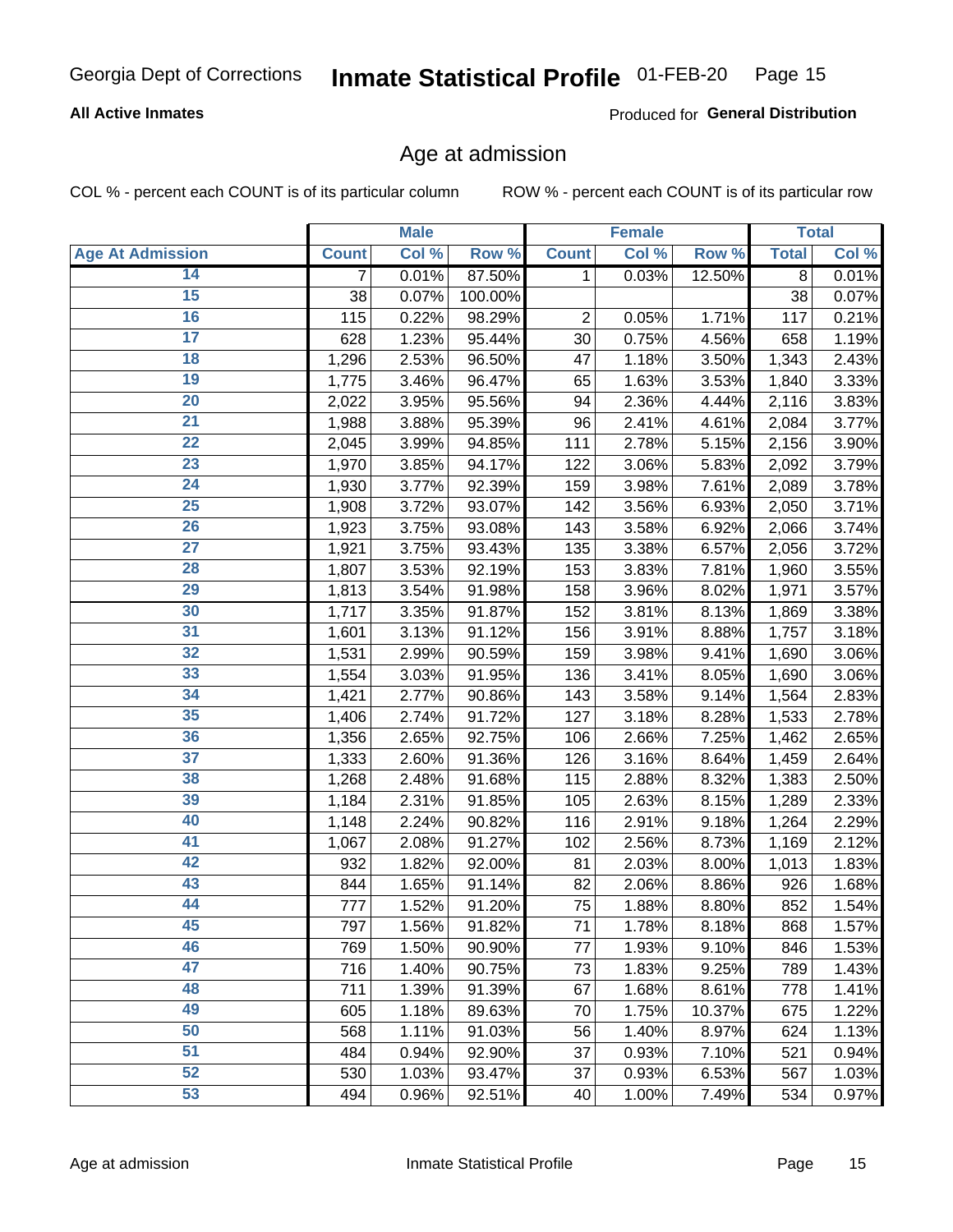Georgia Dept of Corrections **Inmate Statistical Profile** 01-FEB-20

**All Active Inmates** Produced for **General Distribution**

## Age at admission

COL % - percent each COUNT is of its particular column ROW % - percent each COUNT is of its particular row

| | Male | | | Female | | | Total | |
|---|---|---|---|---|---|---|---|---|
| **Age At Admission** | **Count** | **Col %** | **Row %** | **Count** | **Col %** | **Row %** | **Total** | **Col %** |
| 14 | 7 | 0.01% | 87.50% | 1 | 0.03% | 12.50% | 8 | 0.01% |
| 15 | 38 | 0.07% | 100.00% | | | | 38 | 0.07% |
| 16 | 115 | 0.22% | 98.29% | 2 | 0.05% | 1.71% | 117 | 0.21% |
| 17 | 628 | 1.23% | 95.44% | 30 | 0.75% | 4.56% | 658 | 1.19% |
| 18 | 1,296 | 2.53% | 96.50% | 47 | 1.18% | 3.50% | 1,343 | 2.43% |
| 19 | 1,775 | 3.46% | 96.47% | 65 | 1.63% | 3.53% | 1,840 | 3.33% |
| 20 | 2,022 | 3.95% | 95.56% | 94 | 2.36% | 4.44% | 2,116 | 3.83% |
| 21 | 1,988 | 3.88% | 95.39% | 96 | 2.41% | 4.61% | 2,084 | 3.77% |
| 22 | 2,045 | 3.99% | 94.85% | 111 | 2.78% | 5.15% | 2,156 | 3.90% |
| 23 | 1,970 | 3.85% | 94.17% | 122 | 3.06% | 5.83% | 2,092 | 3.79% |
| 24 | 1,930 | 3.77% | 92.39% | 159 | 3.98% | 7.61% | 2,089 | 3.78% |
| 25 | 1,908 | 3.72% | 93.07% | 142 | 3.56% | 6.93% | 2,050 | 3.71% |
| 26 | 1,923 | 3.75% | 93.08% | 143 | 3.58% | 6.92% | 2,066 | 3.74% |
| 27 | 1,921 | 3.75% | 93.43% | 135 | 3.38% | 6.57% | 2,056 | 3.72% |
| 28 | 1,807 | 3.53% | 92.19% | 153 | 3.83% | 7.81% | 1,960 | 3.55% |
| 29 | 1,813 | 3.54% | 91.98% | 158 | 3.96% | 8.02% | 1,971 | 3.57% |
| 30 | 1,717 | 3.35% | 91.87% | 152 | 3.81% | 8.13% | 1,869 | 3.38% |
| 31 | 1,601 | 3.13% | 91.12% | 156 | 3.91% | 8.88% | 1,757 | 3.18% |
| 32 | 1,531 | 2.99% | 90.59% | 159 | 3.98% | 9.41% | 1,690 | 3.06% |
| 33 | 1,554 | 3.03% | 91.95% | 136 | 3.41% | 8.05% | 1,690 | 3.06% |
| 34 | 1,421 | 2.77% | 90.86% | 143 | 3.58% | 9.14% | 1,564 | 2.83% |
| 35 | 1,406 | 2.74% | 91.72% | 127 | 3.18% | 8.28% | 1,533 | 2.78% |
| 36 | 1,356 | 2.65% | 92.75% | 106 | 2.66% | 7.25% | 1,462 | 2.65% |
| 37 | 1,333 | 2.60% | 91.36% | 126 | 3.16% | 8.64% | 1,459 | 2.64% |
| 38 | 1,268 | 2.48% | 91.68% | 115 | 2.88% | 8.32% | 1,383 | 2.50% |
| 39 | 1,184 | 2.31% | 91.85% | 105 | 2.63% | 8.15% | 1,289 | 2.33% |
| 40 | 1,148 | 2.24% | 90.82% | 116 | 2.91% | 9.18% | 1,264 | 2.29% |
| 41 | 1,067 | 2.08% | 91.27% | 102 | 2.56% | 8.73% | 1,169 | 2.12% |
| 42 | 932 | 1.82% | 92.00% | 81 | 2.03% | 8.00% | 1,013 | 1.83% |
| 43 | 844 | 1.65% | 91.14% | 82 | 2.06% | 8.86% | 926 | 1.68% |
| 44 | 777 | 1.52% | 91.20% | 75 | 1.88% | 8.80% | 852 | 1.54% |
| 45 | 797 | 1.56% | 91.82% | 71 | 1.78% | 8.18% | 868 | 1.57% |
| 46 | 769 | 1.50% | 90.90% | 77 | 1.93% | 9.10% | 846 | 1.53% |
| 47 | 716 | 1.40% | 90.75% | 73 | 1.83% | 9.25% | 789 | 1.43% |
| 48 | 711 | 1.39% | 91.39% | 67 | 1.68% | 8.61% | 778 | 1.41% |
| 49 | 605 | 1.18% | 89.63% | 70 | 1.75% | 10.37% | 675 | 1.22% |
| 50 | 568 | 1.11% | 91.03% | 56 | 1.40% | 8.97% | 624 | 1.13% |
| 51 | 484 | 0.94% | 92.90% | 37 | 0.93% | 7.10% | 521 | 0.94% |
| 52 | 530 | 1.03% | 93.47% | 37 | 0.93% | 6.53% | 567 | 1.03% |
| 53 | 494 | 0.96% | 92.51% | 40 | 1.00% | 7.49% | 534 | 0.97% |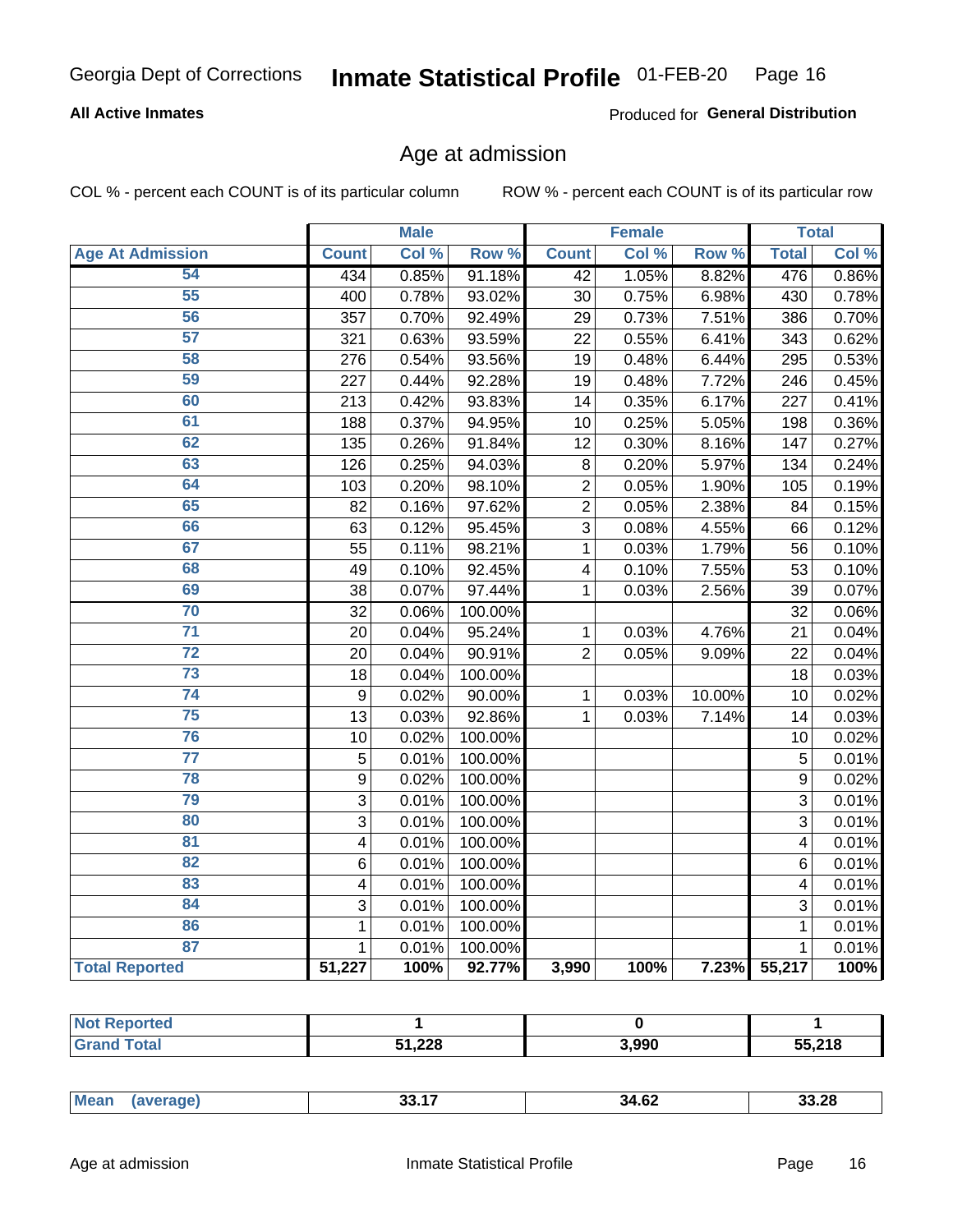Georgia Dept of Corrections **Inmate Statistical Profile** 01-FEB-20

**All Active Inmates**

Produced for **General Distribution**

## Age at admission

COL % - percent each COUNT is of its particular column    ROW % - percent each COUNT is of its particular row

| | Male | | | Female | | | Total | |
|---|---|---|---|---|---|---|---|---|
| **Age At Admission** | **Count** | **Col %** | **Row %** | **Count** | **Col %** | **Row %** | **Total** | **Col %** |
| 54 | 434 | 0.85% | 91.18% | 42 | 1.05% | 8.82% | 476 | 0.86% |
| 55 | 400 | 0.78% | 93.02% | 30 | 0.75% | 6.98% | 430 | 0.78% |
| 56 | 357 | 0.70% | 92.49% | 29 | 0.73% | 7.51% | 386 | 0.70% |
| 57 | 321 | 0.63% | 93.59% | 22 | 0.55% | 6.41% | 343 | 0.62% |
| 58 | 276 | 0.54% | 93.56% | 19 | 0.48% | 6.44% | 295 | 0.53% |
| 59 | 227 | 0.44% | 92.28% | 19 | 0.48% | 7.72% | 246 | 0.45% |
| 60 | 213 | 0.42% | 93.83% | 14 | 0.35% | 6.17% | 227 | 0.41% |
| 61 | 188 | 0.37% | 94.95% | 10 | 0.25% | 5.05% | 198 | 0.36% |
| 62 | 135 | 0.26% | 91.84% | 12 | 0.30% | 8.16% | 147 | 0.27% |
| 63 | 126 | 0.25% | 94.03% | 8 | 0.20% | 5.97% | 134 | 0.24% |
| 64 | 103 | 0.20% | 98.10% | 2 | 0.05% | 1.90% | 105 | 0.19% |
| 65 | 82 | 0.16% | 97.62% | 2 | 0.05% | 2.38% | 84 | 0.15% |
| 66 | 63 | 0.12% | 95.45% | 3 | 0.08% | 4.55% | 66 | 0.12% |
| 67 | 55 | 0.11% | 98.21% | 1 | 0.03% | 1.79% | 56 | 0.10% |
| 68 | 49 | 0.10% | 92.45% | 4 | 0.10% | 7.55% | 53 | 0.10% |
| 69 | 38 | 0.07% | 97.44% | 1 | 0.03% | 2.56% | 39 | 0.07% |
| 70 | 32 | 0.06% | 100.00% | | | | 32 | 0.06% |
| 71 | 20 | 0.04% | 95.24% | 1 | 0.03% | 4.76% | 21 | 0.04% |
| 72 | 20 | 0.04% | 90.91% | 2 | 0.05% | 9.09% | 22 | 0.04% |
| 73 | 18 | 0.04% | 100.00% | | | | 18 | 0.03% |
| 74 | 9 | 0.02% | 90.00% | 1 | 0.03% | 10.00% | 10 | 0.02% |
| 75 | 13 | 0.03% | 92.86% | 1 | 0.03% | 7.14% | 14 | 0.03% |
| 76 | 10 | 0.02% | 100.00% | | | | 10 | 0.02% |
| 77 | 5 | 0.01% | 100.00% | | | | 5 | 0.01% |
| 78 | 9 | 0.02% | 100.00% | | | | 9 | 0.02% |
| 79 | 3 | 0.01% | 100.00% | | | | 3 | 0.01% |
| 80 | 3 | 0.01% | 100.00% | | | | 3 | 0.01% |
| 81 | 4 | 0.01% | 100.00% | | | | 4 | 0.01% |
| 82 | 6 | 0.01% | 100.00% | | | | 6 | 0.01% |
| 83 | 4 | 0.01% | 100.00% | | | | 4 | 0.01% |
| 84 | 3 | 0.01% | 100.00% | | | | 3 | 0.01% |
| 86 | 1 | 0.01% | 100.00% | | | | 1 | 0.01% |
| 87 | 1 | 0.01% | 100.00% | | | | 1 | 0.01% |
| **Total Reported** | **51,227** | **100%** | **92.77%** | **3,990** | **100%** | **7.23%** | **55,217** | **100%** |

| | Male | Female | Total |
|---|---|---|---|
| **Not Reported** | **1** | **0** | **1** |
| **Grand Total** | **51,228** | **3,990** | **55,218** |

| | Male | Female | Total |
|---|---|---|---|
| **Mean (average)** | **33.17** | **34.62** | **33.28** |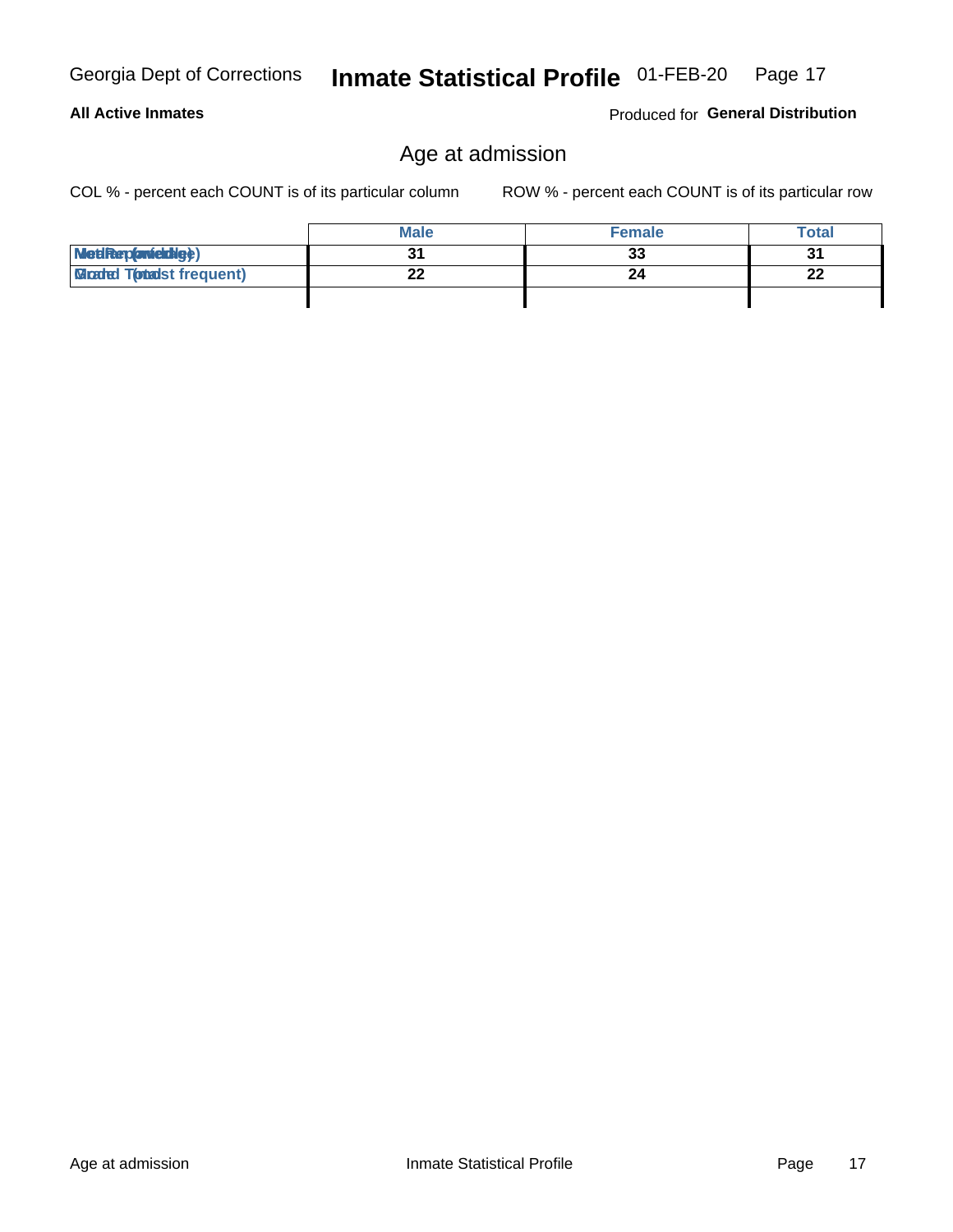Georgia Dept of Corrections **Inmate Statistical Profile** 01-FEB-20

**All Active Inmates**

Produced for **General Distribution**

## Age at admission

COL % - percent each COUNT is of its particular column

ROW % - percent each COUNT is of its particular row

| | Male | Female | Total |
|---|---|---|---|
| Median (middle) | 31 | 33 | 31 |
| Mode (most frequent) | 22 | 24 | 22 |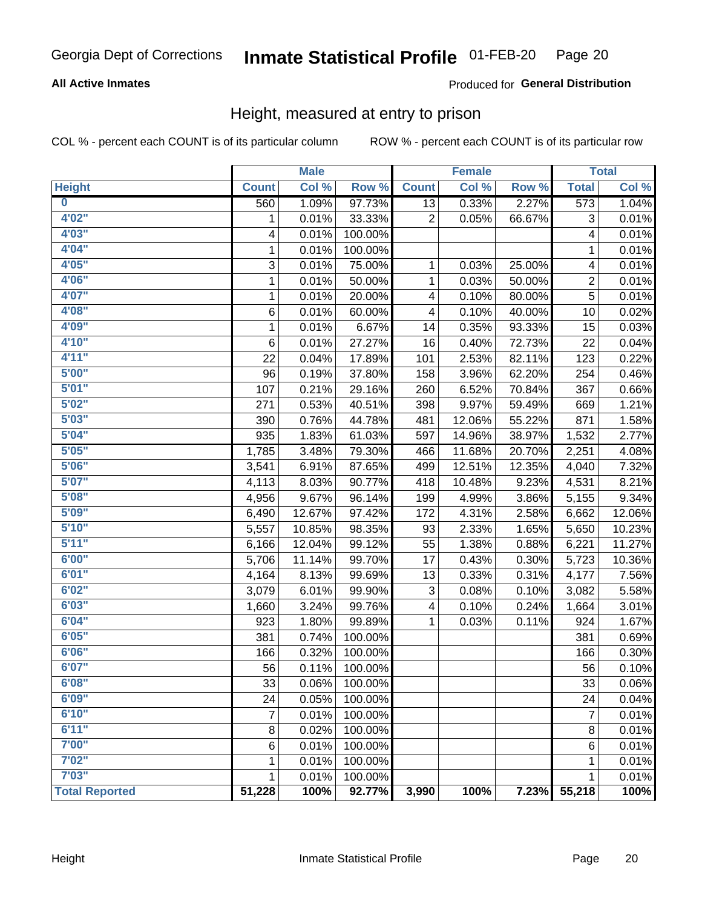Georgia Dept of Corrections **Inmate Statistical Profile** 01-FEB-20

**All Active Inmates**

Produced for **General Distribution**

## Height, measured at entry to prison

COL % - percent each COUNT is of its particular column ROW % - percent each COUNT is of its particular row

| | Male | | | Female | | | Total | |
|---|---|---|---|---|---|---|---|---|
| Height | Count | Col % | Row % | Count | Col % | Row % | Total | Col % |
| 0 | 560 | 1.09% | 97.73% | 13 | 0.33% | 2.27% | 573 | 1.04% |
| 4'02" | 1 | 0.01% | 33.33% | 2 | 0.05% | 66.67% | 3 | 0.01% |
| 4'03" | 4 | 0.01% | 100.00% | | | | 4 | 0.01% |
| 4'04" | 1 | 0.01% | 100.00% | | | | 1 | 0.01% |
| 4'05" | 3 | 0.01% | 75.00% | 1 | 0.03% | 25.00% | 4 | 0.01% |
| 4'06" | 1 | 0.01% | 50.00% | 1 | 0.03% | 50.00% | 2 | 0.01% |
| 4'07" | 1 | 0.01% | 20.00% | 4 | 0.10% | 80.00% | 5 | 0.01% |
| 4'08" | 6 | 0.01% | 60.00% | 4 | 0.10% | 40.00% | 10 | 0.02% |
| 4'09" | 1 | 0.01% | 6.67% | 14 | 0.35% | 93.33% | 15 | 0.03% |
| 4'10" | 6 | 0.01% | 27.27% | 16 | 0.40% | 72.73% | 22 | 0.04% |
| 4'11" | 22 | 0.04% | 17.89% | 101 | 2.53% | 82.11% | 123 | 0.22% |
| 5'00" | 96 | 0.19% | 37.80% | 158 | 3.96% | 62.20% | 254 | 0.46% |
| 5'01" | 107 | 0.21% | 29.16% | 260 | 6.52% | 70.84% | 367 | 0.66% |
| 5'02" | 271 | 0.53% | 40.51% | 398 | 9.97% | 59.49% | 669 | 1.21% |
| 5'03" | 390 | 0.76% | 44.78% | 481 | 12.06% | 55.22% | 871 | 1.58% |
| 5'04" | 935 | 1.83% | 61.03% | 597 | 14.96% | 38.97% | 1,532 | 2.77% |
| 5'05" | 1,785 | 3.48% | 79.30% | 466 | 11.68% | 20.70% | 2,251 | 4.08% |
| 5'06" | 3,541 | 6.91% | 87.65% | 499 | 12.51% | 12.35% | 4,040 | 7.32% |
| 5'07" | 4,113 | 8.03% | 90.77% | 418 | 10.48% | 9.23% | 4,531 | 8.21% |
| 5'08" | 4,956 | 9.67% | 96.14% | 199 | 4.99% | 3.86% | 5,155 | 9.34% |
| 5'09" | 6,490 | 12.67% | 97.42% | 172 | 4.31% | 2.58% | 6,662 | 12.06% |
| 5'10" | 5,557 | 10.85% | 98.35% | 93 | 2.33% | 1.65% | 5,650 | 10.23% |
| 5'11" | 6,166 | 12.04% | 99.12% | 55 | 1.38% | 0.88% | 6,221 | 11.27% |
| 6'00" | 5,706 | 11.14% | 99.70% | 17 | 0.43% | 0.30% | 5,723 | 10.36% |
| 6'01" | 4,164 | 8.13% | 99.69% | 13 | 0.33% | 0.31% | 4,177 | 7.56% |
| 6'02" | 3,079 | 6.01% | 99.90% | 3 | 0.08% | 0.10% | 3,082 | 5.58% |
| 6'03" | 1,660 | 3.24% | 99.76% | 4 | 0.10% | 0.24% | 1,664 | 3.01% |
| 6'04" | 923 | 1.80% | 99.89% | 1 | 0.03% | 0.11% | 924 | 1.67% |
| 6'05" | 381 | 0.74% | 100.00% | | | | 381 | 0.69% |
| 6'06" | 166 | 0.32% | 100.00% | | | | 166 | 0.30% |
| 6'07" | 56 | 0.11% | 100.00% | | | | 56 | 0.10% |
| 6'08" | 33 | 0.06% | 100.00% | | | | 33 | 0.06% |
| 6'09" | 24 | 0.05% | 100.00% | | | | 24 | 0.04% |
| 6'10" | 7 | 0.01% | 100.00% | | | | 7 | 0.01% |
| 6'11" | 8 | 0.02% | 100.00% | | | | 8 | 0.01% |
| 7'00" | 6 | 0.01% | 100.00% | | | | 6 | 0.01% |
| 7'02" | 1 | 0.01% | 100.00% | | | | 1 | 0.01% |
| 7'03" | 1 | 0.01% | 100.00% | | | | 1 | 0.01% |
| **Total Reported** | **51,228** | **100%** | **92.77%** | **3,990** | **100%** | **7.23%** | **55,218** | **100%** |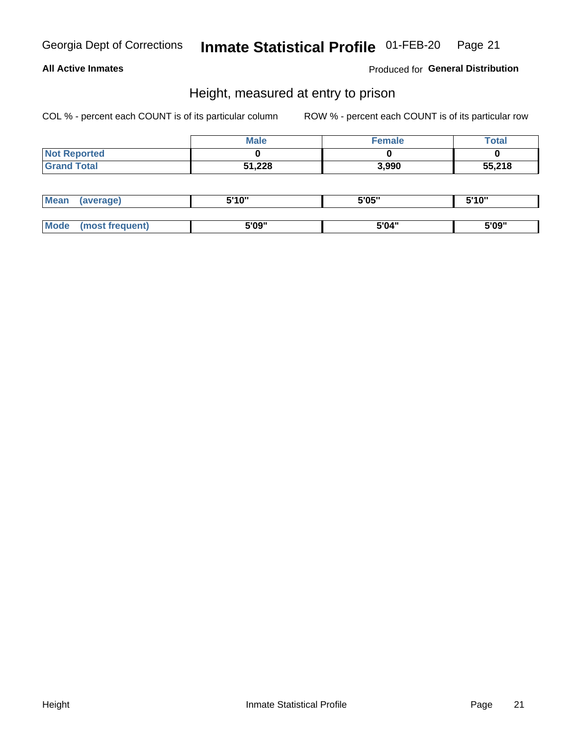Georgia Dept of Corrections **Inmate Statistical Profile** 01-FEB-20

**All Active Inmates**

Produced for **General Distribution**

## Height, measured at entry to prison

COL % - percent each COUNT is of its particular column

ROW % - percent each COUNT is of its particular row

| | Male | Female | Total |
|---|---|---|---|
| Not Reported | 0 | 0 | 0 |
| Grand Total | 51,228 | 3,990 | 55,218 |

| | Male | Female | Total |
|---|---|---|---|
| Mean (average) | 5'10" | 5'05" | 5'10" |
| Mode (most frequent) | 5'09" | 5'04" | 5'09" |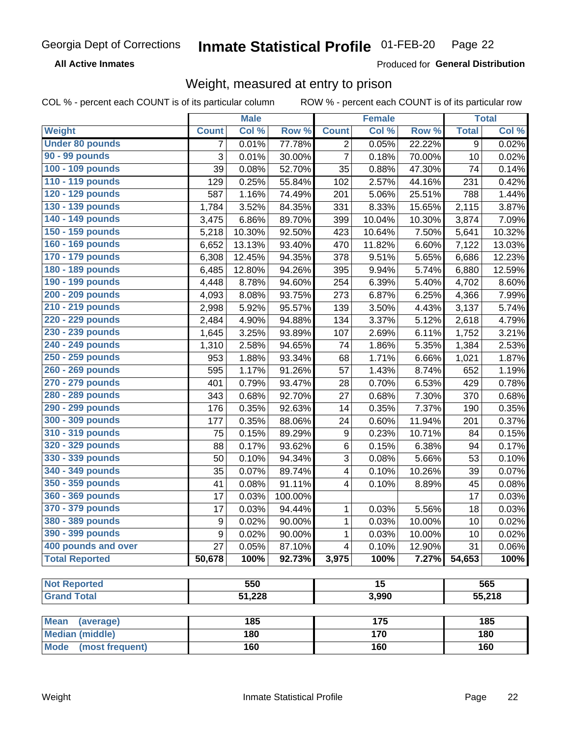Georgia Dept of Corrections **Inmate Statistical Profile** 01-FEB-20

**All Active Inmates**

Produced for **General Distribution**

## Weight, measured at entry to prison

COL % - percent each COUNT is of its particular column ROW % - percent each COUNT is of its particular row

| Weight | Male | | | Female | | | Total | |
|---|---|---|---|---|---|---|---|---|
| | Count | Col % | Row % | Count | Col % | Row % | Total | Col % |
| Under 80 pounds | 7 | 0.01% | 77.78% | 2 | 0.05% | 22.22% | 9 | 0.02% |
| 90 - 99 pounds | 3 | 0.01% | 30.00% | 7 | 0.18% | 70.00% | 10 | 0.02% |
| 100 - 109 pounds | 39 | 0.08% | 52.70% | 35 | 0.88% | 47.30% | 74 | 0.14% |
| 110 - 119 pounds | 129 | 0.25% | 55.84% | 102 | 2.57% | 44.16% | 231 | 0.42% |
| 120 - 129 pounds | 587 | 1.16% | 74.49% | 201 | 5.06% | 25.51% | 788 | 1.44% |
| 130 - 139 pounds | 1,784 | 3.52% | 84.35% | 331 | 8.33% | 15.65% | 2,115 | 3.87% |
| 140 - 149 pounds | 3,475 | 6.86% | 89.70% | 399 | 10.04% | 10.30% | 3,874 | 7.09% |
| 150 - 159 pounds | 5,218 | 10.30% | 92.50% | 423 | 10.64% | 7.50% | 5,641 | 10.32% |
| 160 - 169 pounds | 6,652 | 13.13% | 93.40% | 470 | 11.82% | 6.60% | 7,122 | 13.03% |
| 170 - 179 pounds | 6,308 | 12.45% | 94.35% | 378 | 9.51% | 5.65% | 6,686 | 12.23% |
| 180 - 189 pounds | 6,485 | 12.80% | 94.26% | 395 | 9.94% | 5.74% | 6,880 | 12.59% |
| 190 - 199 pounds | 4,448 | 8.78% | 94.60% | 254 | 6.39% | 5.40% | 4,702 | 8.60% |
| 200 - 209 pounds | 4,093 | 8.08% | 93.75% | 273 | 6.87% | 6.25% | 4,366 | 7.99% |
| 210 - 219 pounds | 2,998 | 5.92% | 95.57% | 139 | 3.50% | 4.43% | 3,137 | 5.74% |
| 220 - 229 pounds | 2,484 | 4.90% | 94.88% | 134 | 3.37% | 5.12% | 2,618 | 4.79% |
| 230 - 239 pounds | 1,645 | 3.25% | 93.89% | 107 | 2.69% | 6.11% | 1,752 | 3.21% |
| 240 - 249 pounds | 1,310 | 2.58% | 94.65% | 74 | 1.86% | 5.35% | 1,384 | 2.53% |
| 250 - 259 pounds | 953 | 1.88% | 93.34% | 68 | 1.71% | 6.66% | 1,021 | 1.87% |
| 260 - 269 pounds | 595 | 1.17% | 91.26% | 57 | 1.43% | 8.74% | 652 | 1.19% |
| 270 - 279 pounds | 401 | 0.79% | 93.47% | 28 | 0.70% | 6.53% | 429 | 0.78% |
| 280 - 289 pounds | 343 | 0.68% | 92.70% | 27 | 0.68% | 7.30% | 370 | 0.68% |
| 290 - 299 pounds | 176 | 0.35% | 92.63% | 14 | 0.35% | 7.37% | 190 | 0.35% |
| 300 - 309 pounds | 177 | 0.35% | 88.06% | 24 | 0.60% | 11.94% | 201 | 0.37% |
| 310 - 319 pounds | 75 | 0.15% | 89.29% | 9 | 0.23% | 10.71% | 84 | 0.15% |
| 320 - 329 pounds | 88 | 0.17% | 93.62% | 6 | 0.15% | 6.38% | 94 | 0.17% |
| 330 - 339 pounds | 50 | 0.10% | 94.34% | 3 | 0.08% | 5.66% | 53 | 0.10% |
| 340 - 349 pounds | 35 | 0.07% | 89.74% | 4 | 0.10% | 10.26% | 39 | 0.07% |
| 350 - 359 pounds | 41 | 0.08% | 91.11% | 4 | 0.10% | 8.89% | 45 | 0.08% |
| 360 - 369 pounds | 17 | 0.03% | 100.00% | | | | 17 | 0.03% |
| 370 - 379 pounds | 17 | 0.03% | 94.44% | 1 | 0.03% | 5.56% | 18 | 0.03% |
| 380 - 389 pounds | 9 | 0.02% | 90.00% | 1 | 0.03% | 10.00% | 10 | 0.02% |
| 390 - 399 pounds | 9 | 0.02% | 90.00% | 1 | 0.03% | 10.00% | 10 | 0.02% |
| 400 pounds and over | 27 | 0.05% | 87.10% | 4 | 0.10% | 12.90% | 31 | 0.06% |
| **Total Reported** | **50,678** | **100%** | **92.73%** | **3,975** | **100%** | **7.27%** | **54,653** | **100%** |

| | Male | Female | Total |
|---|---|---|---|
| Not Reported | 550 | 15 | 565 |
| Grand Total | 51,228 | 3,990 | 55,218 |

| | Male | Female | Total |
|---|---|---|---|
| Mean (average) | 185 | 175 | 185 |
| Median (middle) | 180 | 170 | 180 |
| Mode (most frequent) | 160 | 160 | 160 |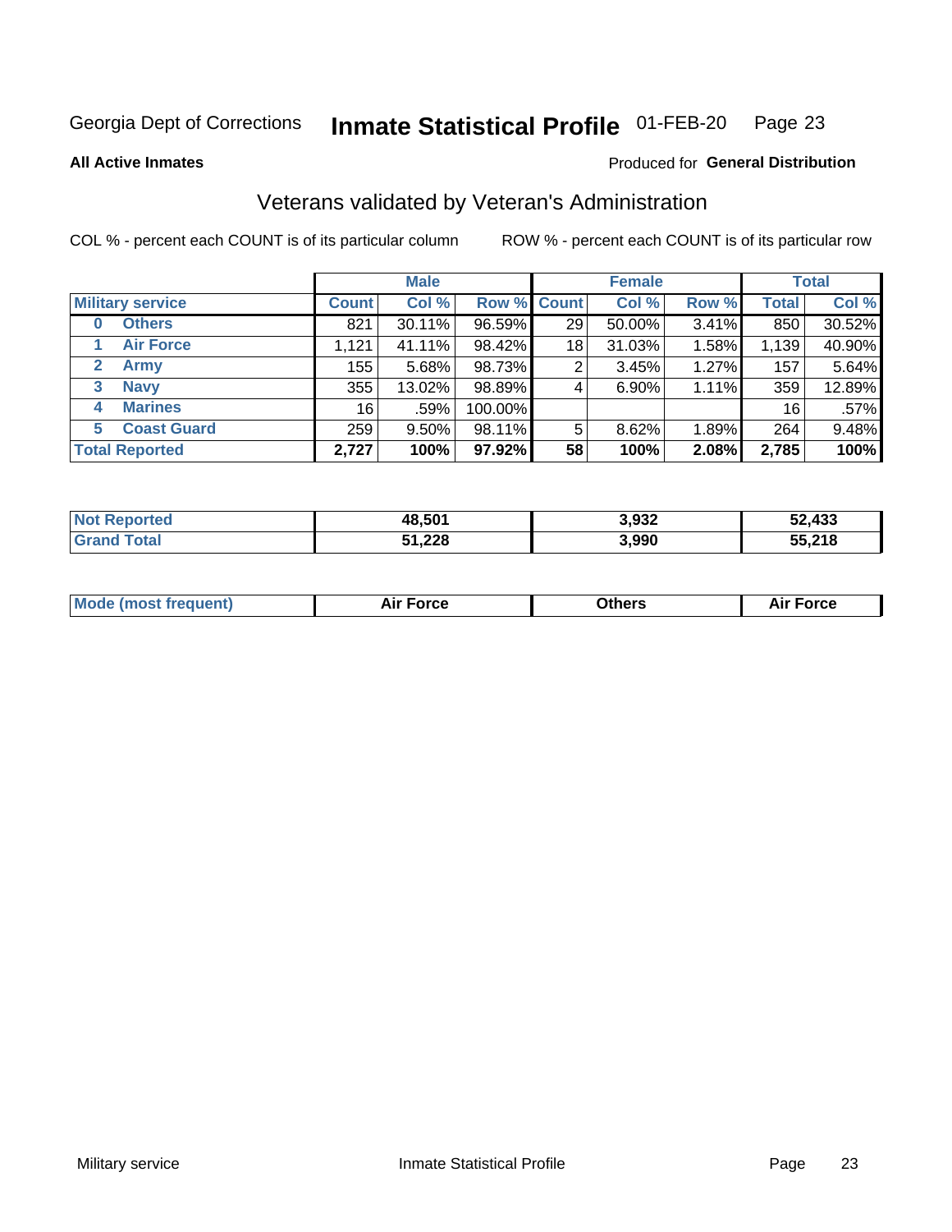Georgia Dept of Corrections **Inmate Statistical Profile** 01-FEB-20

**All Active Inmates**

Produced for **General Distribution**

## Veterans validated by Veteran's Administration

COL % - percent each COUNT is of its particular column    ROW % - percent each COUNT is of its particular row

| | | Male | | | Female | | | Total | |
|---|---|---|---|---|---|---|---|---|---|
| **Military service** | | **Count** | **Col %** | **Row %** | **Count** | **Col %** | **Row %** | **Total** | **Col %** |
| 0 | Others | 821 | 30.11% | 96.59% | 29 | 50.00% | 3.41% | 850 | 30.52% |
| 1 | Air Force | 1,121 | 41.11% | 98.42% | 18 | 31.03% | 1.58% | 1,139 | 40.90% |
| 2 | Army | 155 | 5.68% | 98.73% | 2 | 3.45% | 1.27% | 157 | 5.64% |
| 3 | Navy | 355 | 13.02% | 98.89% | 4 | 6.90% | 1.11% | 359 | 12.89% |
| 4 | Marines | 16 | .59% | 100.00% | | | | 16 | .57% |
| 5 | Coast Guard | 259 | 9.50% | 98.11% | 5 | 8.62% | 1.89% | 264 | 9.48% |
| **Total Reported** | | **2,727** | **100%** | **97.92%** | **58** | **100%** | **2.08%** | **2,785** | **100%** |

| | Male | Female | Total |
|---|---|---|---|
| **Not Reported** | **48,501** | **3,932** | **52,433** |
| **Grand Total** | **51,228** | **3,990** | **55,218** |

| | Male | Female | Total |
|---|---|---|---|
| **Mode (most frequent)** | **Air Force** | **Others** | **Air Force** |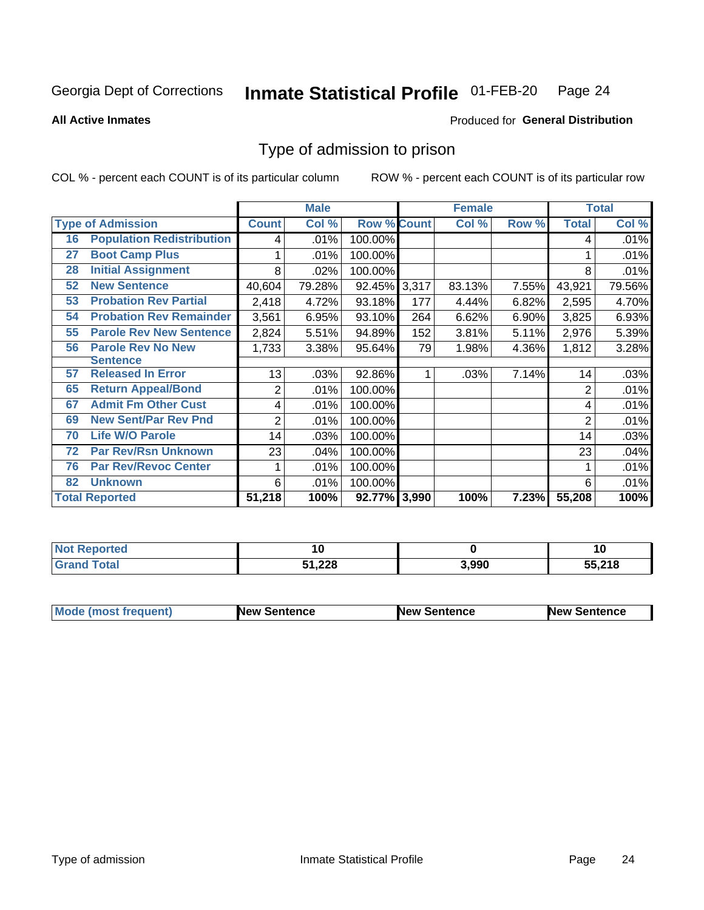Georgia Dept of Corrections **Inmate Statistical Profile** 01-FEB-20

**All Active Inmates**

Produced for **General Distribution**

## Type of admission to prison

COL % - percent each COUNT is of its particular column ROW % - percent each COUNT is of its particular row

| | | Male | | | Female | | | Total | |
|---|---|---|---|---|---|---|---|---|---|
| **Type of Admission** | | **Count** | **Col %** | **Row %** | **Count** | **Col %** | **Row %** | **Total** | **Col %** |
| 16 | Population Redistribution | 4 | .01% | 100.00% | | | | 4 | .01% |
| 27 | Boot Camp Plus | 1 | .01% | 100.00% | | | | 1 | .01% |
| 28 | Initial Assignment | 8 | .02% | 100.00% | | | | 8 | .01% |
| 52 | New Sentence | 40,604 | 79.28% | 92.45% | 3,317 | 83.13% | 7.55% | 43,921 | 79.56% |
| 53 | Probation Rev Partial | 2,418 | 4.72% | 93.18% | 177 | 4.44% | 6.82% | 2,595 | 4.70% |
| 54 | Probation Rev Remainder | 3,561 | 6.95% | 93.10% | 264 | 6.62% | 6.90% | 3,825 | 6.93% |
| 55 | Parole Rev New Sentence | 2,824 | 5.51% | 94.89% | 152 | 3.81% | 5.11% | 2,976 | 5.39% |
| 56 | Parole Rev No New Sentence | 1,733 | 3.38% | 95.64% | 79 | 1.98% | 4.36% | 1,812 | 3.28% |
| 57 | Released In Error | 13 | .03% | 92.86% | 1 | .03% | 7.14% | 14 | .03% |
| 65 | Return Appeal/Bond | 2 | .01% | 100.00% | | | | 2 | .01% |
| 67 | Admit Fm Other Cust | 4 | .01% | 100.00% | | | | 4 | .01% |
| 69 | New Sent/Par Rev Pnd | 2 | .01% | 100.00% | | | | 2 | .01% |
| 70 | Life W/O Parole | 14 | .03% | 100.00% | | | | 14 | .03% |
| 72 | Par Rev/Rsn Unknown | 23 | .04% | 100.00% | | | | 23 | .04% |
| 76 | Par Rev/Revoc Center | 1 | .01% | 100.00% | | | | 1 | .01% |
| 82 | Unknown | 6 | .01% | 100.00% | | | | 6 | .01% |
| **Total Reported** | | **51,218** | **100%** | **92.77%** | **3,990** | **100%** | **7.23%** | **55,208** | **100%** |

| | Male | Female | Total |
|---|---|---|---|
| **Not Reported** | **10** | **0** | **10** |
| **Grand Total** | **51,228** | **3,990** | **55,218** |

| | Male | Female | Total |
|---|---|---|---|
| **Mode (most frequent)** | **New Sentence** | **New Sentence** | **New Sentence** |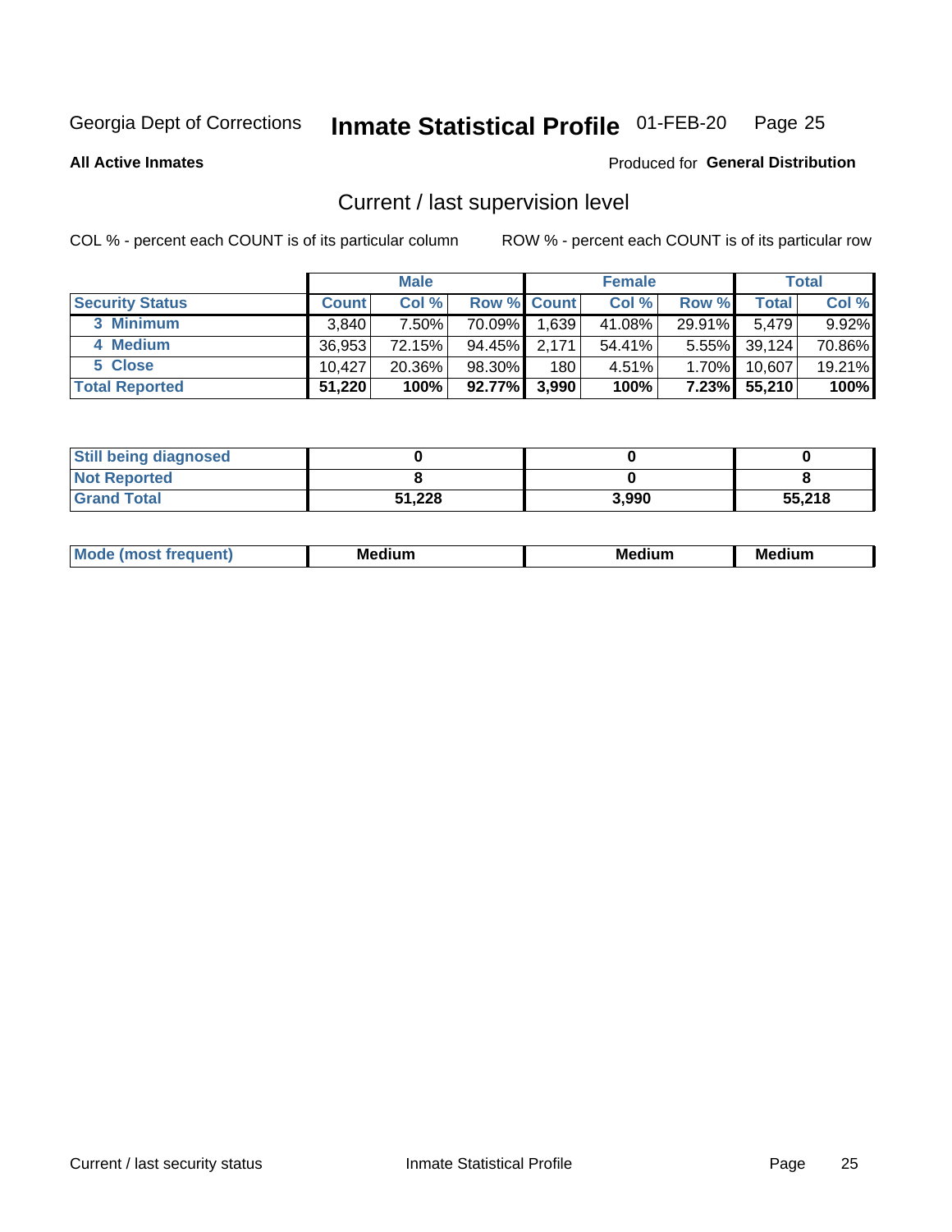Georgia Dept of Corrections **Inmate Statistical Profile** 01-FEB-20

**All Active Inmates**

Produced for **General Distribution**

## Current / last supervision level

COL % - percent each COUNT is of its particular column

ROW % - percent each COUNT is of its particular row

| | Male | | | Female | | | Total | |
|---|---|---|---|---|---|---|---|---|
| Security Status | Count | Col % | Row % | Count | Col % | Row % | Total | Col % |
| 3 Minimum | 3,840 | 7.50% | 70.09% | 1,639 | 41.08% | 29.91% | 5,479 | 9.92% |
| 4 Medium | 36,953 | 72.15% | 94.45% | 2,171 | 54.41% | 5.55% | 39,124 | 70.86% |
| 5 Close | 10,427 | 20.36% | 98.30% | 180 | 4.51% | 1.70% | 10,607 | 19.21% |
| **Total Reported** | **51,220** | **100%** | **92.77%** | **3,990** | **100%** | **7.23%** | **55,210** | **100%** |

| | Male | Female | Total |
|---|---|---|---|
| Still being diagnosed | **0** | **0** | **0** |
| Not Reported | **8** | **0** | **8** |
| Grand Total | **51,228** | **3,990** | **55,218** |

| | Male | Female | Total |
|---|---|---|---|
| Mode (most frequent) | **Medium** | **Medium** | **Medium** |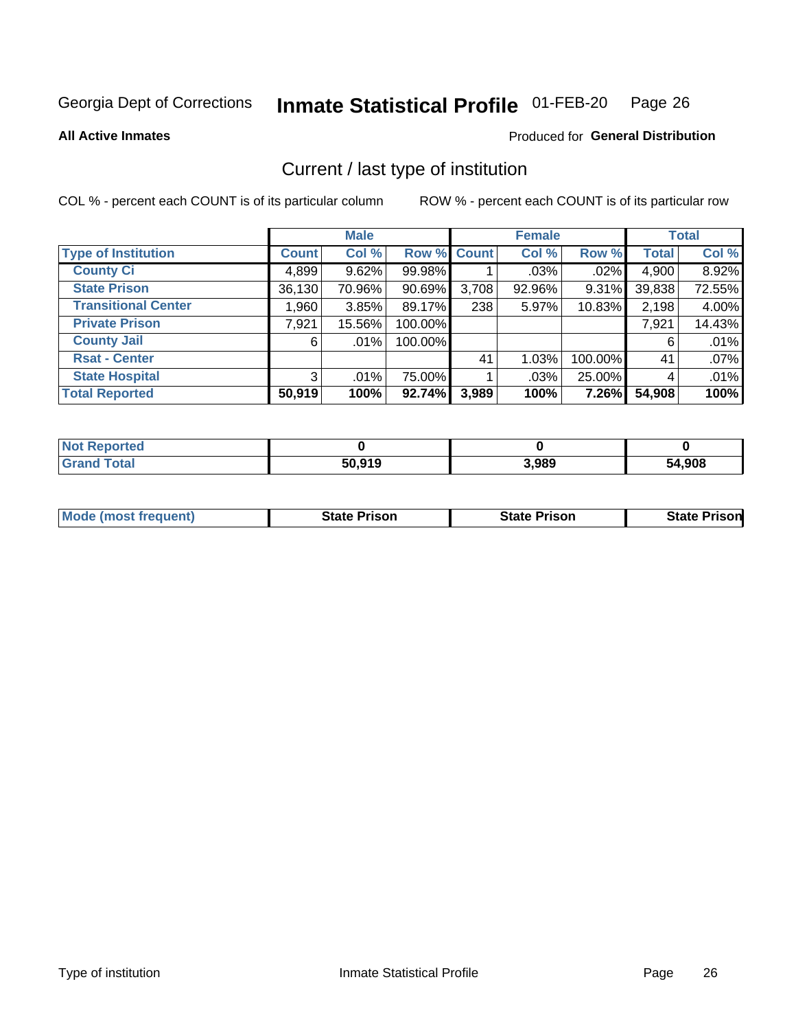Georgia Dept of Corrections **Inmate Statistical Profile** 01-FEB-20

**All Active Inmates**

Produced for **General Distribution**

## Current / last type of institution

COL % - percent each COUNT is of its particular column

ROW % - percent each COUNT is of its particular row

| | Male | | | Female | | | Total | |
|---|---|---|---|---|---|---|---|---|
| **Type of Institution** | **Count** | **Col %** | **Row %** | **Count** | **Col %** | **Row %** | **Total** | **Col %** |
| **County Ci** | 4,899 | 9.62% | 99.98% | 1 | .03% | .02% | 4,900 | 8.92% |
| **State Prison** | 36,130 | 70.96% | 90.69% | 3,708 | 92.96% | 9.31% | 39,838 | 72.55% |
| **Transitional Center** | 1,960 | 3.85% | 89.17% | 238 | 5.97% | 10.83% | 2,198 | 4.00% |
| **Private Prison** | 7,921 | 15.56% | 100.00% | | | | 7,921 | 14.43% |
| **County Jail** | 6 | .01% | 100.00% | | | | 6 | .01% |
| **Rsat - Center** | | | | 41 | 1.03% | 100.00% | 41 | .07% |
| **State Hospital** | 3 | .01% | 75.00% | 1 | .03% | 25.00% | 4 | .01% |
| **Total Reported** | **50,919** | **100%** | **92.74%** | **3,989** | **100%** | **7.26%** | **54,908** | **100%** |

| | Male | Female | Total |
|---|---|---|---|
| **Not Reported** | **0** | **0** | **0** |
| **Grand Total** | **50,919** | **3,989** | **54,908** |

| | Male | Female | Total |
|---|---|---|---|
| **Mode (most frequent)** | **State Prison** | **State Prison** | **State Prison** |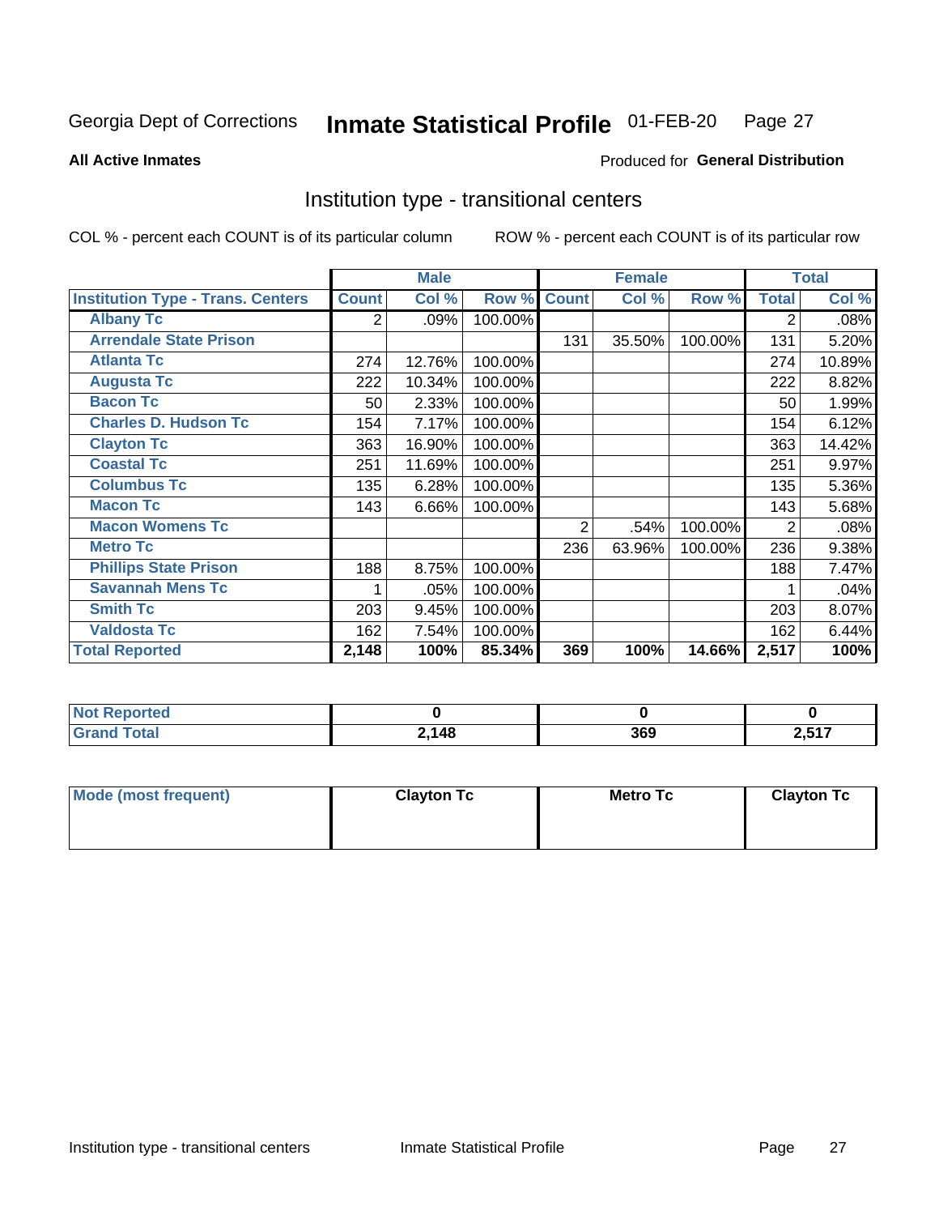Georgia Dept of Corrections **Inmate Statistical Profile** 01-FEB-20

**All Active Inmates**

Produced for **General Distribution**

## Institution type - transitional centers

COL % - percent each COUNT is of its particular column

ROW % - percent each COUNT is of its particular row

| | Male | | | Female | | | Total | |
|---|---|---|---|---|---|---|---|---|
| **Institution Type - Trans. Centers** | **Count** | **Col %** | **Row %** | **Count** | **Col %** | **Row %** | **Total** | **Col %** |
| **Albany Tc** | 2 | .09% | 100.00% | | | | 2 | .08% |
| **Arrendale State Prison** | | | | 131 | 35.50% | 100.00% | 131 | 5.20% |
| **Atlanta Tc** | 274 | 12.76% | 100.00% | | | | 274 | 10.89% |
| **Augusta Tc** | 222 | 10.34% | 100.00% | | | | 222 | 8.82% |
| **Bacon Tc** | 50 | 2.33% | 100.00% | | | | 50 | 1.99% |
| **Charles D. Hudson Tc** | 154 | 7.17% | 100.00% | | | | 154 | 6.12% |
| **Clayton Tc** | 363 | 16.90% | 100.00% | | | | 363 | 14.42% |
| **Coastal Tc** | 251 | 11.69% | 100.00% | | | | 251 | 9.97% |
| **Columbus Tc** | 135 | 6.28% | 100.00% | | | | 135 | 5.36% |
| **Macon Tc** | 143 | 6.66% | 100.00% | | | | 143 | 5.68% |
| **Macon Womens Tc** | | | | 2 | .54% | 100.00% | 2 | .08% |
| **Metro Tc** | | | | 236 | 63.96% | 100.00% | 236 | 9.38% |
| **Phillips State Prison** | 188 | 8.75% | 100.00% | | | | 188 | 7.47% |
| **Savannah Mens Tc** | 1 | .05% | 100.00% | | | | 1 | .04% |
| **Smith Tc** | 203 | 9.45% | 100.00% | | | | 203 | 8.07% |
| **Valdosta Tc** | 162 | 7.54% | 100.00% | | | | 162 | 6.44% |
| **Total Reported** | **2,148** | **100%** | **85.34%** | **369** | **100%** | **14.66%** | **2,517** | **100%** |

| | Male | Female | Total |
|---|---|---|---|
| **Not Reported** | **0** | **0** | **0** |
| **Grand Total** | **2,148** | **369** | **2,517** |

| | Male | Female | Total |
|---|---|---|---|
| **Mode (most frequent)** | **Clayton Tc** | **Metro Tc** | **Clayton Tc** |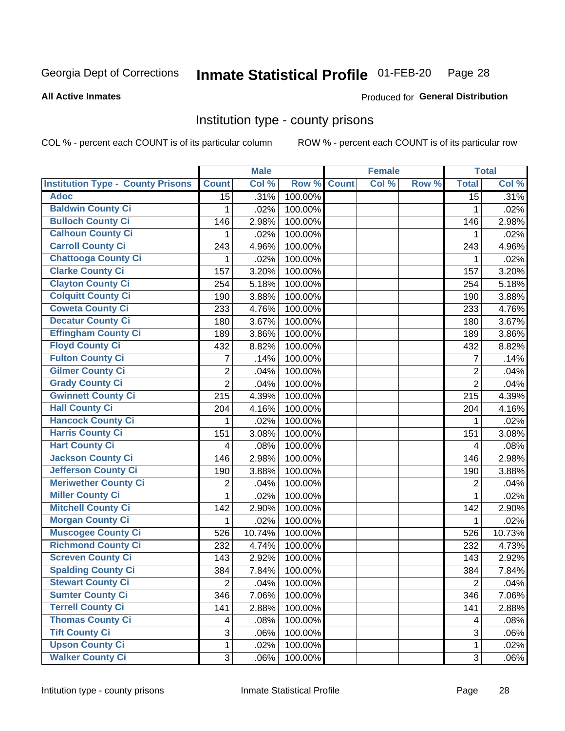Georgia Dept of Corrections **Inmate Statistical Profile** 01-FEB-20

**All Active Inmates**

Produced for **General Distribution**

## Institution type - county prisons

COL % - percent each COUNT is of its particular column

ROW % - percent each COUNT is of its particular row

| | Male | | | Female | | | Total | |
|---|---|---|---|---|---|---|---|---|
| **Institution Type - County Prisons** | **Count** | **Col %** | **Row %** | **Count** | **Col %** | **Row %** | **Total** | **Col %** |
| Adoc | 15 | .31% | 100.00% | | | | 15 | .31% |
| Baldwin County Ci | 1 | .02% | 100.00% | | | | 1 | .02% |
| Bulloch County Ci | 146 | 2.98% | 100.00% | | | | 146 | 2.98% |
| Calhoun County Ci | 1 | .02% | 100.00% | | | | 1 | .02% |
| Carroll County Ci | 243 | 4.96% | 100.00% | | | | 243 | 4.96% |
| Chattooga County Ci | 1 | .02% | 100.00% | | | | 1 | .02% |
| Clarke County Ci | 157 | 3.20% | 100.00% | | | | 157 | 3.20% |
| Clayton County Ci | 254 | 5.18% | 100.00% | | | | 254 | 5.18% |
| Colquitt County Ci | 190 | 3.88% | 100.00% | | | | 190 | 3.88% |
| Coweta County Ci | 233 | 4.76% | 100.00% | | | | 233 | 4.76% |
| Decatur County Ci | 180 | 3.67% | 100.00% | | | | 180 | 3.67% |
| Effingham County Ci | 189 | 3.86% | 100.00% | | | | 189 | 3.86% |
| Floyd County Ci | 432 | 8.82% | 100.00% | | | | 432 | 8.82% |
| Fulton County Ci | 7 | .14% | 100.00% | | | | 7 | .14% |
| Gilmer County Ci | 2 | .04% | 100.00% | | | | 2 | .04% |
| Grady County Ci | 2 | .04% | 100.00% | | | | 2 | .04% |
| Gwinnett County Ci | 215 | 4.39% | 100.00% | | | | 215 | 4.39% |
| Hall County Ci | 204 | 4.16% | 100.00% | | | | 204 | 4.16% |
| Hancock County Ci | 1 | .02% | 100.00% | | | | 1 | .02% |
| Harris County Ci | 151 | 3.08% | 100.00% | | | | 151 | 3.08% |
| Hart County Ci | 4 | .08% | 100.00% | | | | 4 | .08% |
| Jackson County Ci | 146 | 2.98% | 100.00% | | | | 146 | 2.98% |
| Jefferson County Ci | 190 | 3.88% | 100.00% | | | | 190 | 3.88% |
| Meriwether County Ci | 2 | .04% | 100.00% | | | | 2 | .04% |
| Miller County Ci | 1 | .02% | 100.00% | | | | 1 | .02% |
| Mitchell County Ci | 142 | 2.90% | 100.00% | | | | 142 | 2.90% |
| Morgan County Ci | 1 | .02% | 100.00% | | | | 1 | .02% |
| Muscogee County Ci | 526 | 10.74% | 100.00% | | | | 526 | 10.73% |
| Richmond County Ci | 232 | 4.74% | 100.00% | | | | 232 | 4.73% |
| Screven County Ci | 143 | 2.92% | 100.00% | | | | 143 | 2.92% |
| Spalding County Ci | 384 | 7.84% | 100.00% | | | | 384 | 7.84% |
| Stewart County Ci | 2 | .04% | 100.00% | | | | 2 | .04% |
| Sumter County Ci | 346 | 7.06% | 100.00% | | | | 346 | 7.06% |
| Terrell County Ci | 141 | 2.88% | 100.00% | | | | 141 | 2.88% |
| Thomas County Ci | 4 | .08% | 100.00% | | | | 4 | .08% |
| Tift County Ci | 3 | .06% | 100.00% | | | | 3 | .06% |
| Upson County Ci | 1 | .02% | 100.00% | | | | 1 | .02% |
| Walker County Ci | 3 | .06% | 100.00% | | | | 3 | .06% |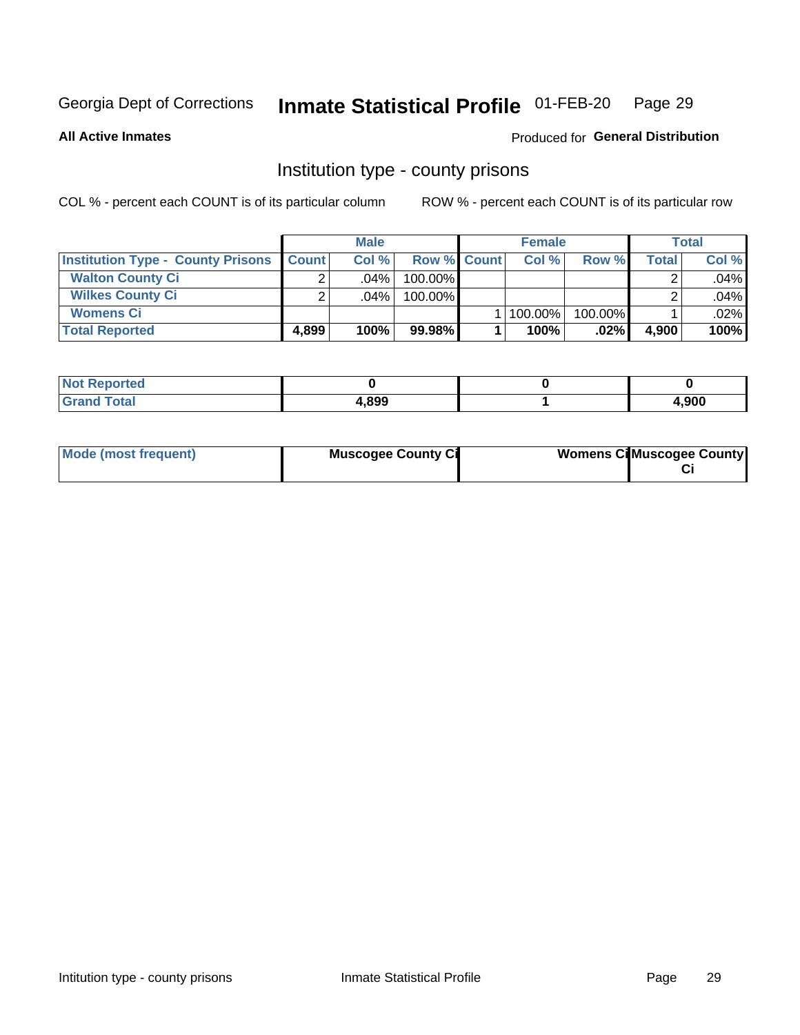Georgia Dept of Corrections **Inmate Statistical Profile** 01-FEB-20 Page 29

**All Active Inmates**

Produced for **General Distribution**

## Institution type - county prisons

COL % - percent each COUNT is of its particular column ROW % - percent each COUNT is of its particular row

| | Male | | | Female | | | Total | |
|---|---|---|---|---|---|---|---|---|
| **Institution Type - County Prisons** | **Count** | **Col %** | **Row %** | **Count** | **Col %** | **Row %** | **Total** | **Col %** |
| **Walton County Ci** | 2 | .04% | 100.00% | | | | 2 | .04% |
| **Wilkes County Ci** | 2 | .04% | 100.00% | | | | 2 | .04% |
| **Womens Ci** | | | | 1 | 100.00% | 100.00% | 1 | .02% |
| **Total Reported** | **4,899** | **100%** | **99.98%** | **1** | **100%** | **.02%** | **4,900** | **100%** |

| | Male | Female | Total |
|---|---|---|---|
| **Not Reported** | **0** | **0** | **0** |
| **Grand Total** | **4,899** | **1** | **4,900** |

| | Male | Female | Total |
|---|---|---|---|
| **Mode (most frequent)** | **Muscogee County Ci** | **Womens Ci** | **Muscogee County Ci** |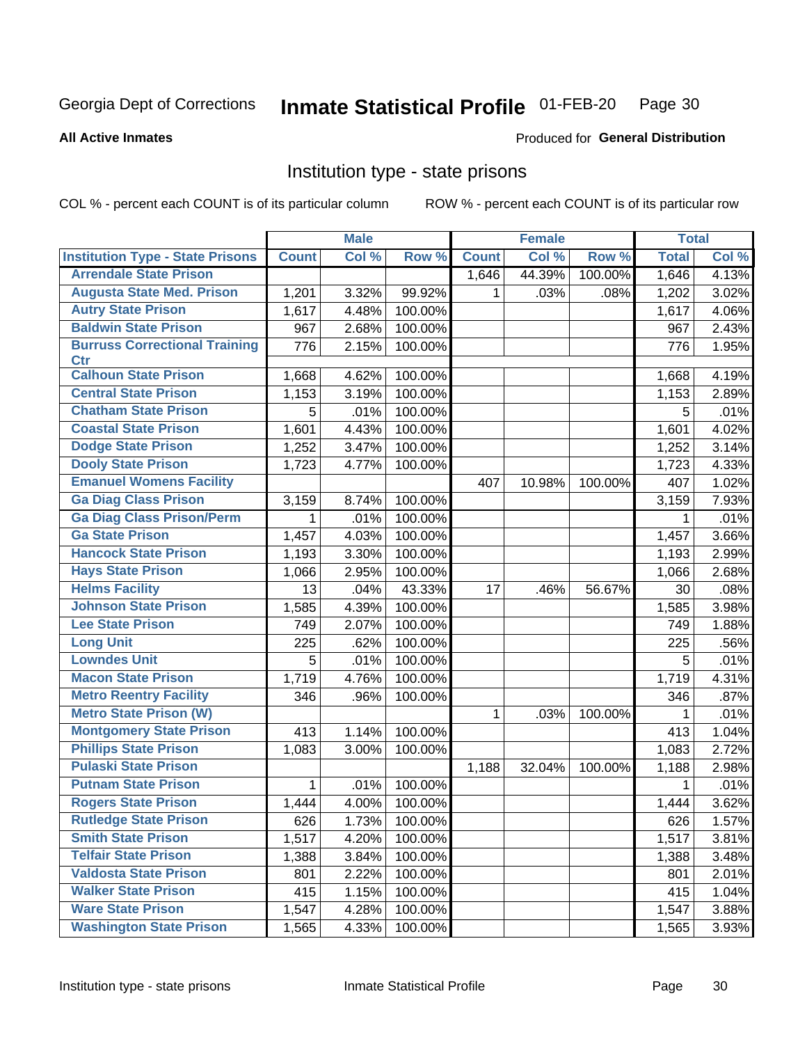Georgia Dept of Corrections **Inmate Statistical Profile** 01-FEB-20

**All Active Inmates**

Produced for **General Distribution**

## Institution type - state prisons

COL % - percent each COUNT is of its particular column ROW % - percent each COUNT is of its particular row

| | Male | | | Female | | | Total | |
|---|---|---|---|---|---|---|---|---|
| **Institution Type - State Prisons** | **Count** | **Col %** | **Row %** | **Count** | **Col %** | **Row %** | **Total** | **Col %** |
| **Arrendale State Prison** | | | | 1,646 | 44.39% | 100.00% | 1,646 | 4.13% |
| **Augusta State Med. Prison** | 1,201 | 3.32% | 99.92% | 1 | .03% | .08% | 1,202 | 3.02% |
| **Autry State Prison** | 1,617 | 4.48% | 100.00% | | | | 1,617 | 4.06% |
| **Baldwin State Prison** | 967 | 2.68% | 100.00% | | | | 967 | 2.43% |
| **Burruss Correctional Training Ctr** | 776 | 2.15% | 100.00% | | | | 776 | 1.95% |
| **Calhoun State Prison** | 1,668 | 4.62% | 100.00% | | | | 1,668 | 4.19% |
| **Central State Prison** | 1,153 | 3.19% | 100.00% | | | | 1,153 | 2.89% |
| **Chatham State Prison** | 5 | .01% | 100.00% | | | | 5 | .01% |
| **Coastal State Prison** | 1,601 | 4.43% | 100.00% | | | | 1,601 | 4.02% |
| **Dodge State Prison** | 1,252 | 3.47% | 100.00% | | | | 1,252 | 3.14% |
| **Dooly State Prison** | 1,723 | 4.77% | 100.00% | | | | 1,723 | 4.33% |
| **Emanuel Womens Facility** | | | | 407 | 10.98% | 100.00% | 407 | 1.02% |
| **Ga Diag Class Prison** | 3,159 | 8.74% | 100.00% | | | | 3,159 | 7.93% |
| **Ga Diag Class Prison/Perm** | 1 | .01% | 100.00% | | | | 1 | .01% |
| **Ga State Prison** | 1,457 | 4.03% | 100.00% | | | | 1,457 | 3.66% |
| **Hancock State Prison** | 1,193 | 3.30% | 100.00% | | | | 1,193 | 2.99% |
| **Hays State Prison** | 1,066 | 2.95% | 100.00% | | | | 1,066 | 2.68% |
| **Helms Facility** | 13 | .04% | 43.33% | 17 | .46% | 56.67% | 30 | .08% |
| **Johnson State Prison** | 1,585 | 4.39% | 100.00% | | | | 1,585 | 3.98% |
| **Lee State Prison** | 749 | 2.07% | 100.00% | | | | 749 | 1.88% |
| **Long Unit** | 225 | .62% | 100.00% | | | | 225 | .56% |
| **Lowndes Unit** | 5 | .01% | 100.00% | | | | 5 | .01% |
| **Macon State Prison** | 1,719 | 4.76% | 100.00% | | | | 1,719 | 4.31% |
| **Metro Reentry Facility** | 346 | .96% | 100.00% | | | | 346 | .87% |
| **Metro State Prison (W)** | | | | 1 | .03% | 100.00% | 1 | .01% |
| **Montgomery State Prison** | 413 | 1.14% | 100.00% | | | | 413 | 1.04% |
| **Phillips State Prison** | 1,083 | 3.00% | 100.00% | | | | 1,083 | 2.72% |
| **Pulaski State Prison** | | | | 1,188 | 32.04% | 100.00% | 1,188 | 2.98% |
| **Putnam State Prison** | 1 | .01% | 100.00% | | | | 1 | .01% |
| **Rogers State Prison** | 1,444 | 4.00% | 100.00% | | | | 1,444 | 3.62% |
| **Rutledge State Prison** | 626 | 1.73% | 100.00% | | | | 626 | 1.57% |
| **Smith State Prison** | 1,517 | 4.20% | 100.00% | | | | 1,517 | 3.81% |
| **Telfair State Prison** | 1,388 | 3.84% | 100.00% | | | | 1,388 | 3.48% |
| **Valdosta State Prison** | 801 | 2.22% | 100.00% | | | | 801 | 2.01% |
| **Walker State Prison** | 415 | 1.15% | 100.00% | | | | 415 | 1.04% |
| **Ware State Prison** | 1,547 | 4.28% | 100.00% | | | | 1,547 | 3.88% |
| **Washington State Prison** | 1,565 | 4.33% | 100.00% | | | | 1,565 | 3.93% |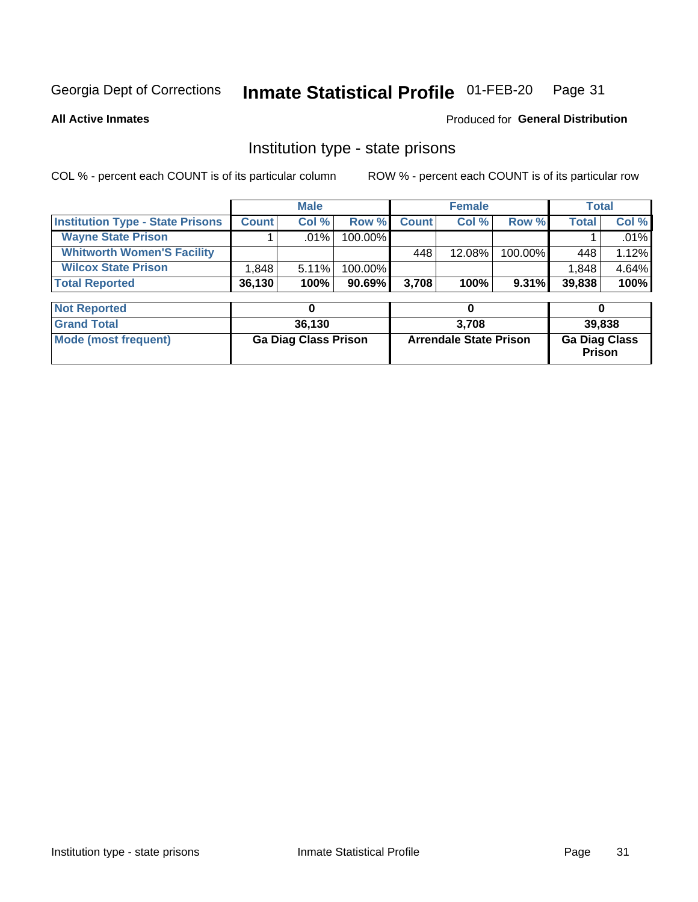Georgia Dept of Corrections **Inmate Statistical Profile** 01-FEB-20

**All Active Inmates**

Produced for **General Distribution**

## Institution type - state prisons

COL % - percent each COUNT is of its particular column

ROW % - percent each COUNT is of its particular row

| | Male | | | Female | | | Total | |
|---|---|---|---|---|---|---|---|---|
| **Institution Type - State Prisons** | **Count** | **Col %** | **Row %** | **Count** | **Col %** | **Row %** | **Total** | **Col %** |
| **Wayne State Prison** | 1 | .01% | 100.00% | | | | 1 | .01% |
| **Whitworth Women'S Facility** | | | | 448 | 12.08% | 100.00% | 448 | 1.12% |
| **Wilcox State Prison** | 1,848 | 5.11% | 100.00% | | | | 1,848 | 4.64% |
| **Total Reported** | **36,130** | **100%** | **90.69%** | **3,708** | **100%** | **9.31%** | **39,838** | **100%** |

| | Male | Female | Total |
|---|---|---|---|
| **Not Reported** | **0** | **0** | **0** |
| **Grand Total** | **36,130** | **3,708** | **39,838** |
| **Mode (most frequent)** | **Ga Diag Class Prison** | **Arrendale State Prison** | **Ga Diag Class Prison** |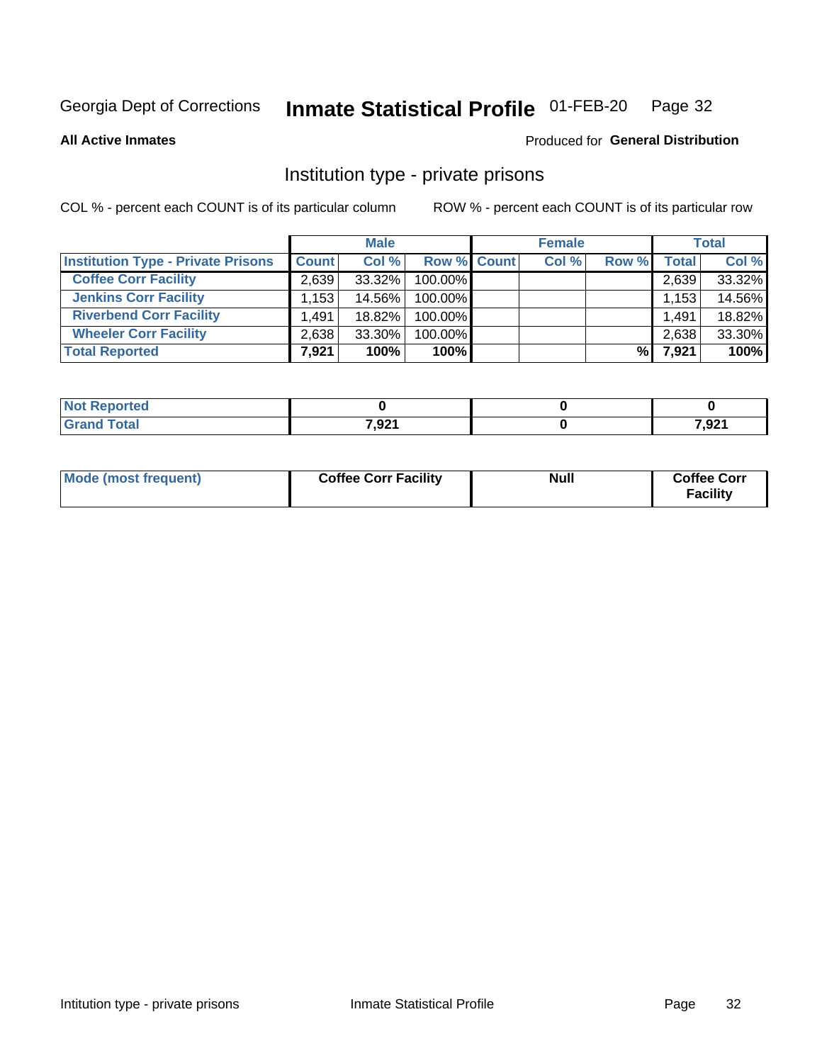Georgia Dept of Corrections **Inmate Statistical Profile** 01-FEB-20

**All Active Inmates**

Produced for **General Distribution**

## Institution type - private prisons

COL % - percent each COUNT is of its particular column

ROW % - percent each COUNT is of its particular row

| | Male | | | Female | | | Total | |
|---|---|---|---|---|---|---|---|---|
| **Institution Type - Private Prisons** | **Count** | **Col %** | **Row %** | **Count** | **Col %** | **Row %** | **Total** | **Col %** |
| **Coffee Corr Facility** | 2,639 | 33.32% | 100.00% | | | | 2,639 | 33.32% |
| **Jenkins Corr Facility** | 1,153 | 14.56% | 100.00% | | | | 1,153 | 14.56% |
| **Riverbend Corr Facility** | 1,491 | 18.82% | 100.00% | | | | 1,491 | 18.82% |
| **Wheeler Corr Facility** | 2,638 | 33.30% | 100.00% | | | | 2,638 | 33.30% |
| **Total Reported** | **7,921** | **100%** | **100%** | | | **%** | **7,921** | **100%** |

| | Male | Female | Total |
|---|---|---|---|
| **Not Reported** | **0** | **0** | **0** |
| **Grand Total** | **7,921** | **0** | **7,921** |

| | Male | Female | Total |
|---|---|---|---|
| **Mode (most frequent)** | **Coffee Corr Facility** | **Null** | **Coffee Corr Facility** |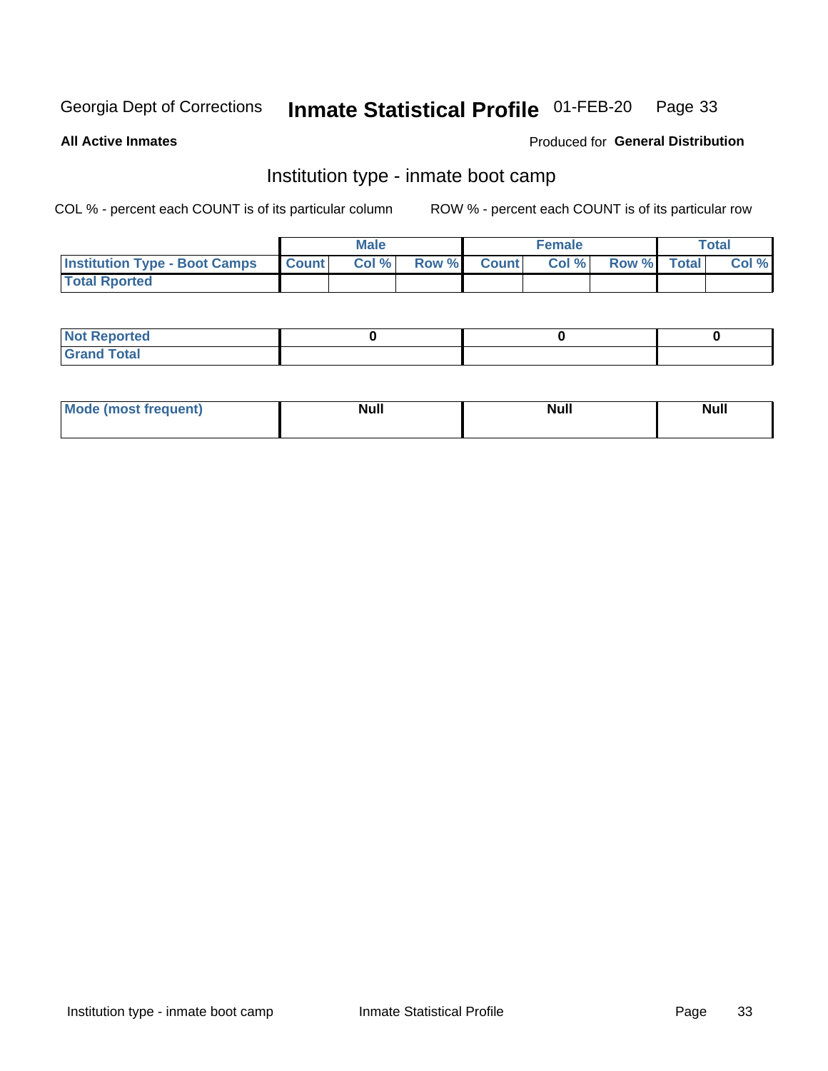Georgia Dept of Corrections **Inmate Statistical Profile** 01-FEB-20

**All Active Inmates**

Produced for **General Distribution**

## Institution type - inmate boot camp

COL % - percent each COUNT is of its particular column

ROW % - percent each COUNT is of its particular row

| | Male | | | Female | | | Total | |
|---|---|---|---|---|---|---|---|---|
| **Institution Type - Boot Camps** | **Count** | **Col %** | **Row %** | **Count** | **Col %** | **Row %** | **Total** | **Col %** |
| **Total Rported** | | | | | | | | |

| | Male | Female | Total |
|---|---|---|---|
| **Not Reported** | 0 | 0 | 0 |
| **Grand Total** | | | |

| | Male | Female | Total |
|---|---|---|---|
| **Mode (most frequent)** | Null | Null | Null |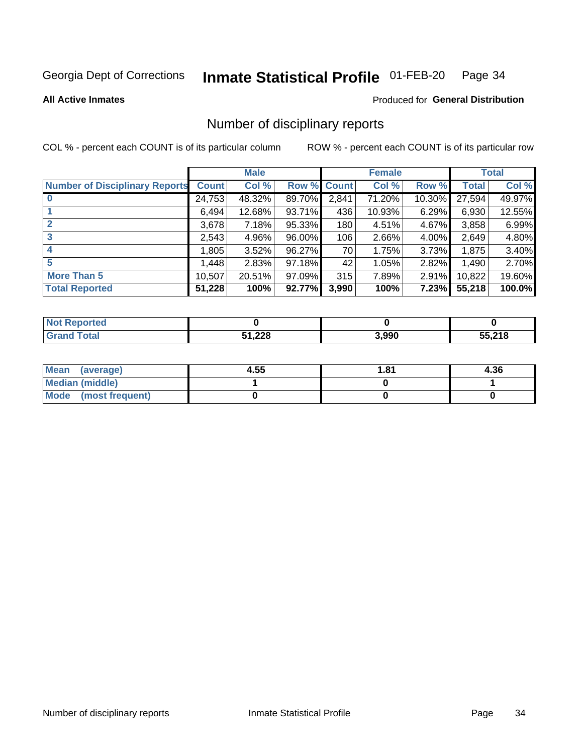Georgia Dept of Corrections **Inmate Statistical Profile** 01-FEB-20

**All Active Inmates**

Produced for **General Distribution**

## Number of disciplinary reports

COL % - percent each COUNT is of its particular column

ROW % - percent each COUNT is of its particular row

| | Male | | | Female | | | Total | |
|---|---|---|---|---|---|---|---|---|
| **Number of Disciplinary Reports** | **Count** | **Col %** | **Row %** | **Count** | **Col %** | **Row %** | **Total** | **Col %** |
| **0** | 24,753 | 48.32% | 89.70% | 2,841 | 71.20% | 10.30% | 27,594 | 49.97% |
| **1** | 6,494 | 12.68% | 93.71% | 436 | 10.93% | 6.29% | 6,930 | 12.55% |
| **2** | 3,678 | 7.18% | 95.33% | 180 | 4.51% | 4.67% | 3,858 | 6.99% |
| **3** | 2,543 | 4.96% | 96.00% | 106 | 2.66% | 4.00% | 2,649 | 4.80% |
| **4** | 1,805 | 3.52% | 96.27% | 70 | 1.75% | 3.73% | 1,875 | 3.40% |
| **5** | 1,448 | 2.83% | 97.18% | 42 | 1.05% | 2.82% | 1,490 | 2.70% |
| **More Than 5** | 10,507 | 20.51% | 97.09% | 315 | 7.89% | 2.91% | 10,822 | 19.60% |
| **Total Reported** | **51,228** | **100%** | **92.77%** | **3,990** | **100%** | **7.23%** | **55,218** | **100.0%** |

| | Male | Female | Total |
|---|---|---|---|
| **Not Reported** | **0** | **0** | **0** |
| **Grand Total** | **51,228** | **3,990** | **55,218** |

| | Male | Female | Total |
|---|---|---|---|
| **Mean (average)** | **4.55** | **1.81** | **4.36** |
| **Median (middle)** | **1** | **0** | **1** |
| **Mode (most frequent)** | **0** | **0** | **0** |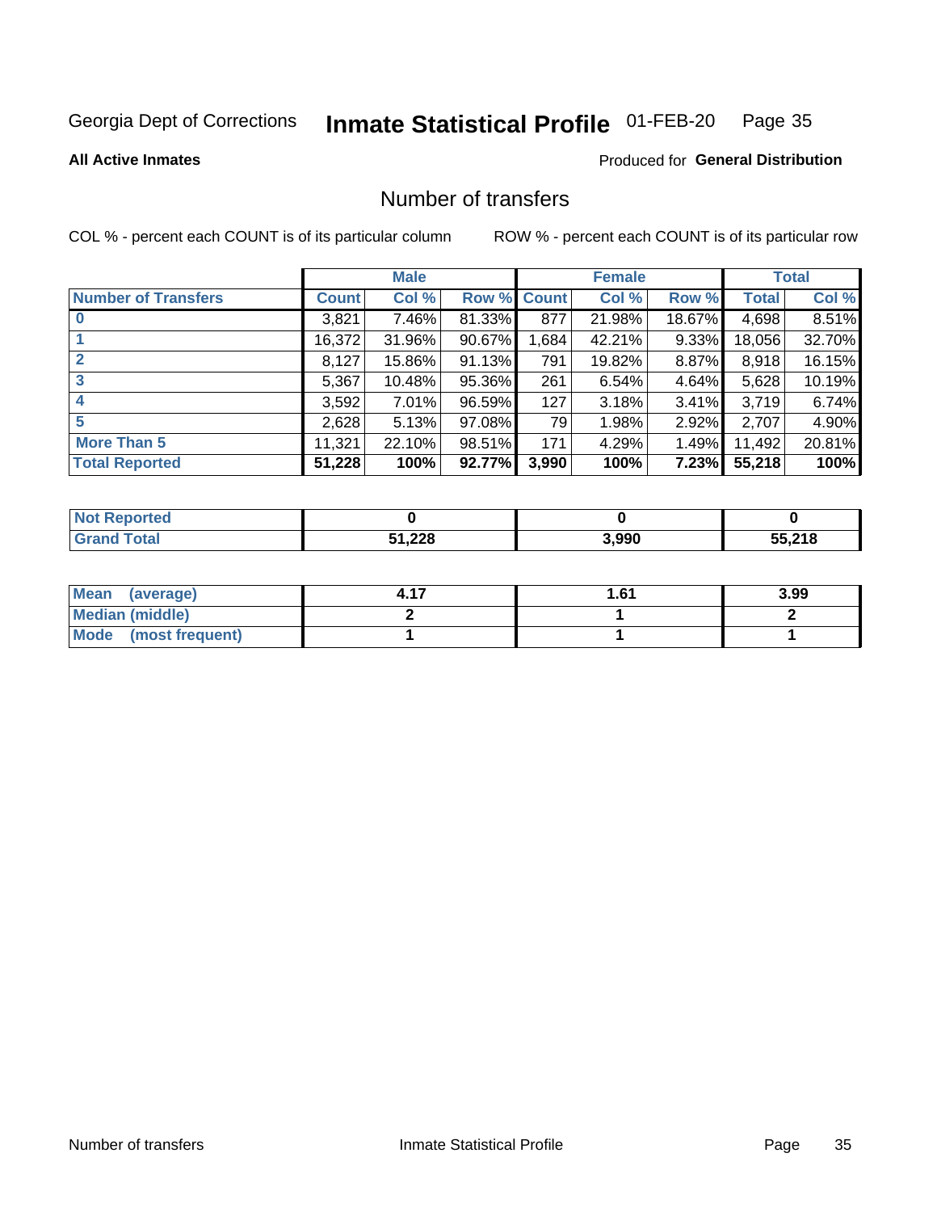Georgia Dept of Corrections **Inmate Statistical Profile** 01-FEB-20

**All Active Inmates**

Produced for **General Distribution**

## Number of transfers

COL % - percent each COUNT is of its particular column

ROW % - percent each COUNT is of its particular row

| | Male | | | Female | | | Total | |
|---|---|---|---|---|---|---|---|---|
| **Number of Transfers** | **Count** | **Col %** | **Row %** | **Count** | **Col %** | **Row %** | **Total** | **Col %** |
| **0** | 3,821 | 7.46% | 81.33% | 877 | 21.98% | 18.67% | 4,698 | 8.51% |
| **1** | 16,372 | 31.96% | 90.67% | 1,684 | 42.21% | 9.33% | 18,056 | 32.70% |
| **2** | 8,127 | 15.86% | 91.13% | 791 | 19.82% | 8.87% | 8,918 | 16.15% |
| **3** | 5,367 | 10.48% | 95.36% | 261 | 6.54% | 4.64% | 5,628 | 10.19% |
| **4** | 3,592 | 7.01% | 96.59% | 127 | 3.18% | 3.41% | 3,719 | 6.74% |
| **5** | 2,628 | 5.13% | 97.08% | 79 | 1.98% | 2.92% | 2,707 | 4.90% |
| **More Than 5** | 11,321 | 22.10% | 98.51% | 171 | 4.29% | 1.49% | 11,492 | 20.81% |
| **Total Reported** | **51,228** | **100%** | **92.77%** | **3,990** | **100%** | **7.23%** | **55,218** | **100%** |

| | Male | Female | Total |
|---|---|---|---|
| **Not Reported** | **0** | **0** | **0** |
| **Grand Total** | **51,228** | **3,990** | **55,218** |

| | Male | Female | Total |
|---|---|---|---|
| **Mean (average)** | **4.17** | **1.61** | **3.99** |
| **Median (middle)** | **2** | **1** | **2** |
| **Mode (most frequent)** | **1** | **1** | **1** |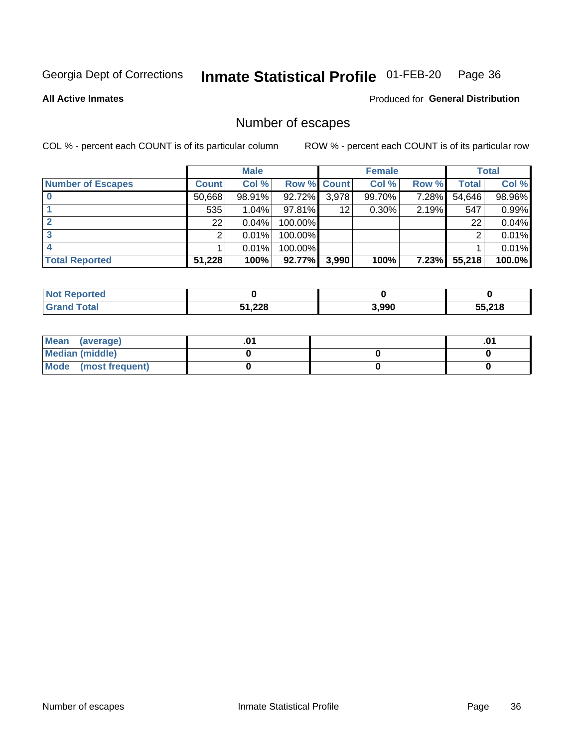Georgia Dept of Corrections **Inmate Statistical Profile** 01-FEB-20

**All Active Inmates**

Produced for **General Distribution**

## Number of escapes

COL % - percent each COUNT is of its particular column ROW % - percent each COUNT is of its particular row

| | Male | | | Female | | | Total | |
|---|---|---|---|---|---|---|---|---|
| **Number of Escapes** | **Count** | **Col %** | **Row %** | **Count** | **Col %** | **Row %** | **Total** | **Col %** |
| **0** | 50,668 | 98.91% | 92.72% | 3,978 | 99.70% | 7.28% | 54,646 | 98.96% |
| **1** | 535 | 1.04% | 97.81% | 12 | 0.30% | 2.19% | 547 | 0.99% |
| **2** | 22 | 0.04% | 100.00% | | | | 22 | 0.04% |
| **3** | 2 | 0.01% | 100.00% | | | | 2 | 0.01% |
| **4** | 1 | 0.01% | 100.00% | | | | 1 | 0.01% |
| **Total Reported** | **51,228** | **100%** | **92.77%** | **3,990** | **100%** | **7.23%** | **55,218** | **100.0%** |

| | Male | Female | Total |
|---|---|---|---|
| **Not Reported** | **0** | **0** | **0** |
| **Grand Total** | **51,228** | **3,990** | **55,218** |

| | Male | Female | Total |
|---|---|---|---|
| **Mean (average)** | **.01** | | **.01** |
| **Median (middle)** | **0** | **0** | **0** |
| **Mode (most frequent)** | **0** | **0** | **0** |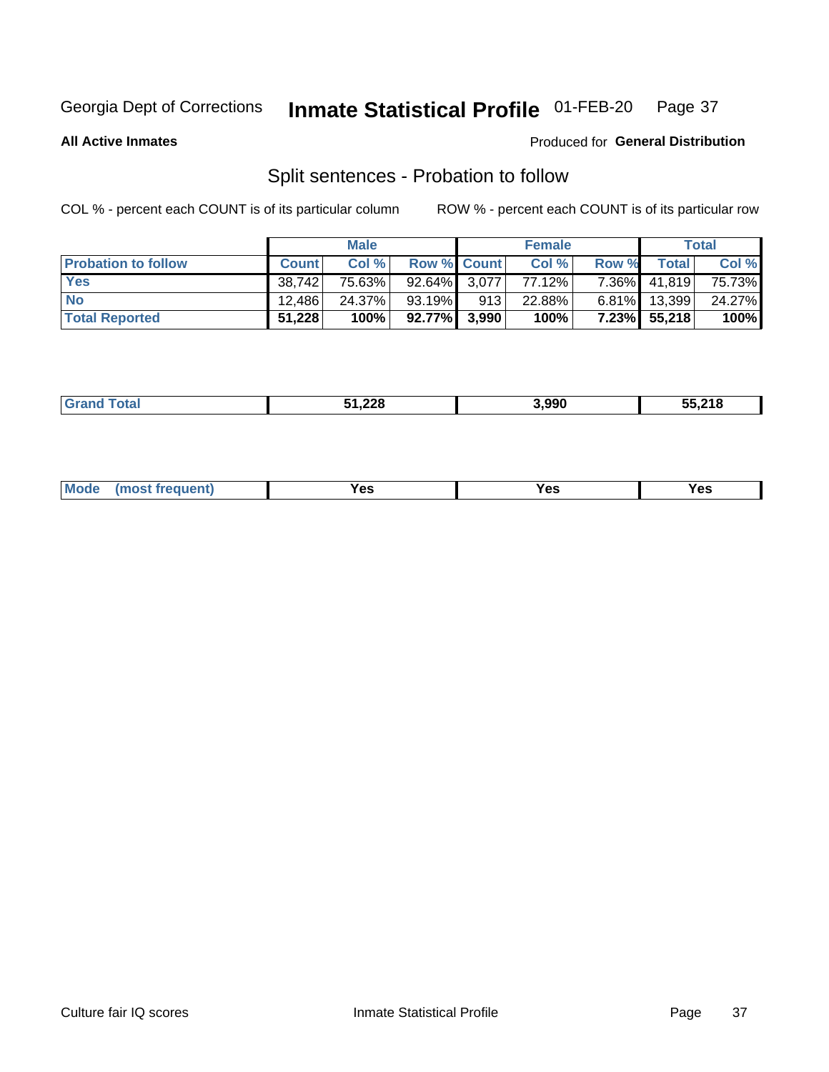Georgia Dept of Corrections **Inmate Statistical Profile** 01-FEB-20

**All Active Inmates**

Produced for **General Distribution**

## Split sentences - Probation to follow

COL % - percent each COUNT is of its particular column

ROW % - percent each COUNT is of its particular row

| | Male | | | Female | | | Total | |
|---|---|---|---|---|---|---|---|---|
| **Probation to follow** | **Count** | **Col %** | **Row %** | **Count** | **Col %** | **Row %** | **Total** | **Col %** |
| **Yes** | 38,742 | 75.63% | 92.64% | 3,077 | 77.12% | 7.36% | 41,819 | 75.73% |
| **No** | 12,486 | 24.37% | 93.19% | 913 | 22.88% | 6.81% | 13,399 | 24.27% |
| **Total Reported** | **51,228** | **100%** | **92.77%** | **3,990** | **100%** | **7.23%** | **55,218** | **100%** |

| | Male | Female | Total |
|---|---|---|---|
| **Grand Total** | **51,228** | **3,990** | **55,218** |

| | Male | Female | Total |
|---|---|---|---|
| **Mode (most frequent)** | **Yes** | **Yes** | **Yes** |

Culture fair IQ scores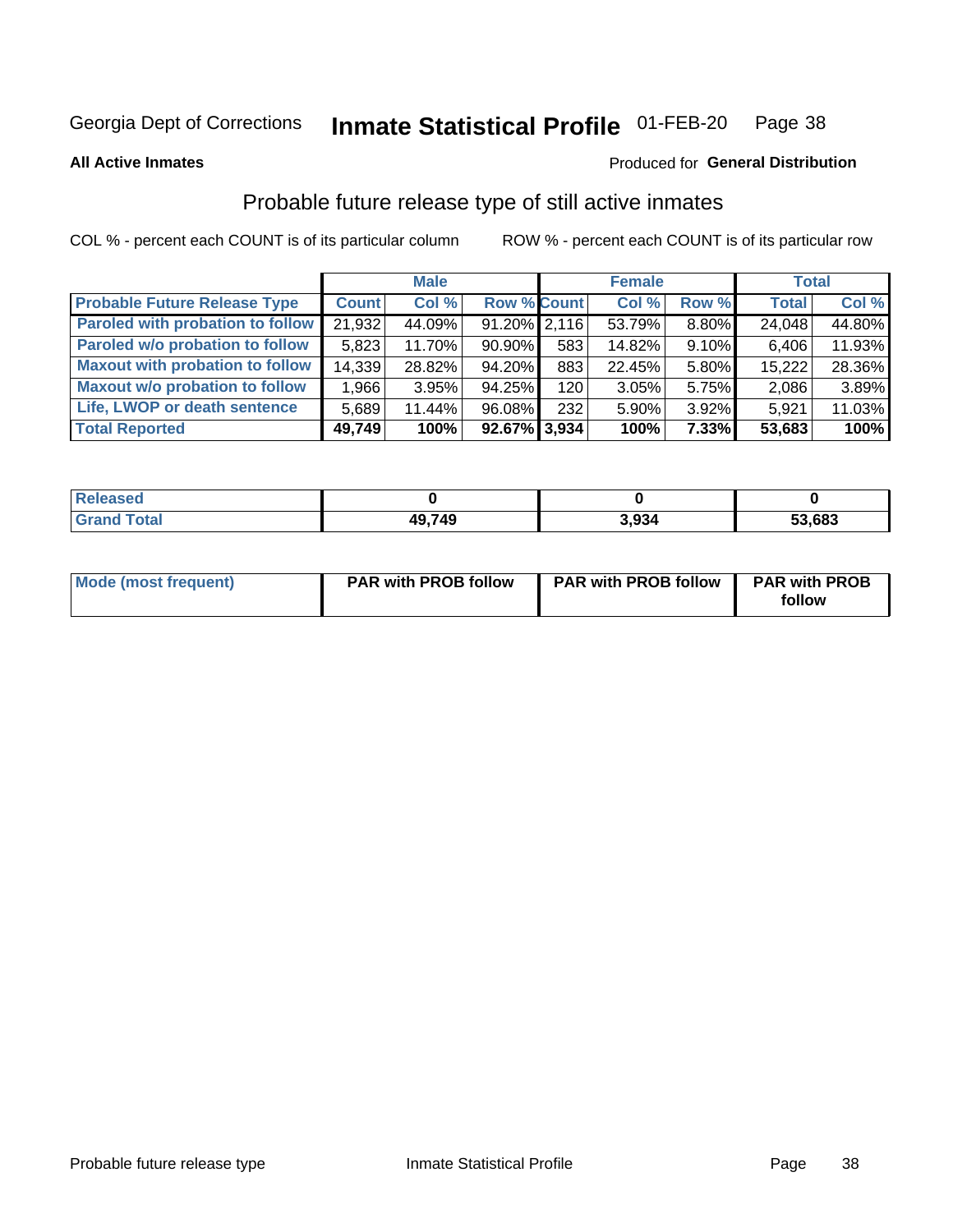Georgia Dept of Corrections **Inmate Statistical Profile** 01-FEB-20

**All Active Inmates** Produced for **General Distribution**

## Probable future release type of still active inmates

COL % - percent each COUNT is of its particular column ROW % - percent each COUNT is of its particular row

| | Male | | | Female | | | Total | |
|---|---|---|---|---|---|---|---|---|
| **Probable Future Release Type** | **Count** | **Col %** | **Row %** | **Count** | **Col %** | **Row %** | **Total** | **Col %** |
| Paroled with probation to follow | 21,932 | 44.09% | 91.20% | 2,116 | 53.79% | 8.80% | 24,048 | 44.80% |
| Paroled w/o probation to follow | 5,823 | 11.70% | 90.90% | 583 | 14.82% | 9.10% | 6,406 | 11.93% |
| Maxout with probation to follow | 14,339 | 28.82% | 94.20% | 883 | 22.45% | 5.80% | 15,222 | 28.36% |
| Maxout w/o probation to follow | 1,966 | 3.95% | 94.25% | 120 | 3.05% | 5.75% | 2,086 | 3.89% |
| Life, LWOP or death sentence | 5,689 | 11.44% | 96.08% | 232 | 5.90% | 3.92% | 5,921 | 11.03% |
| **Total Reported** | **49,749** | **100%** | **92.67%** | **3,934** | **100%** | **7.33%** | **53,683** | **100%** |

| | Male | Female | Total |
|---|---|---|---|
| **Released** | **0** | **0** | **0** |
| **Grand Total** | **49,749** | **3,934** | **53,683** |

| | Male | Female | Total |
|---|---|---|---|
| **Mode (most frequent)** | **PAR with PROB follow** | **PAR with PROB follow** | **PAR with PROB follow** |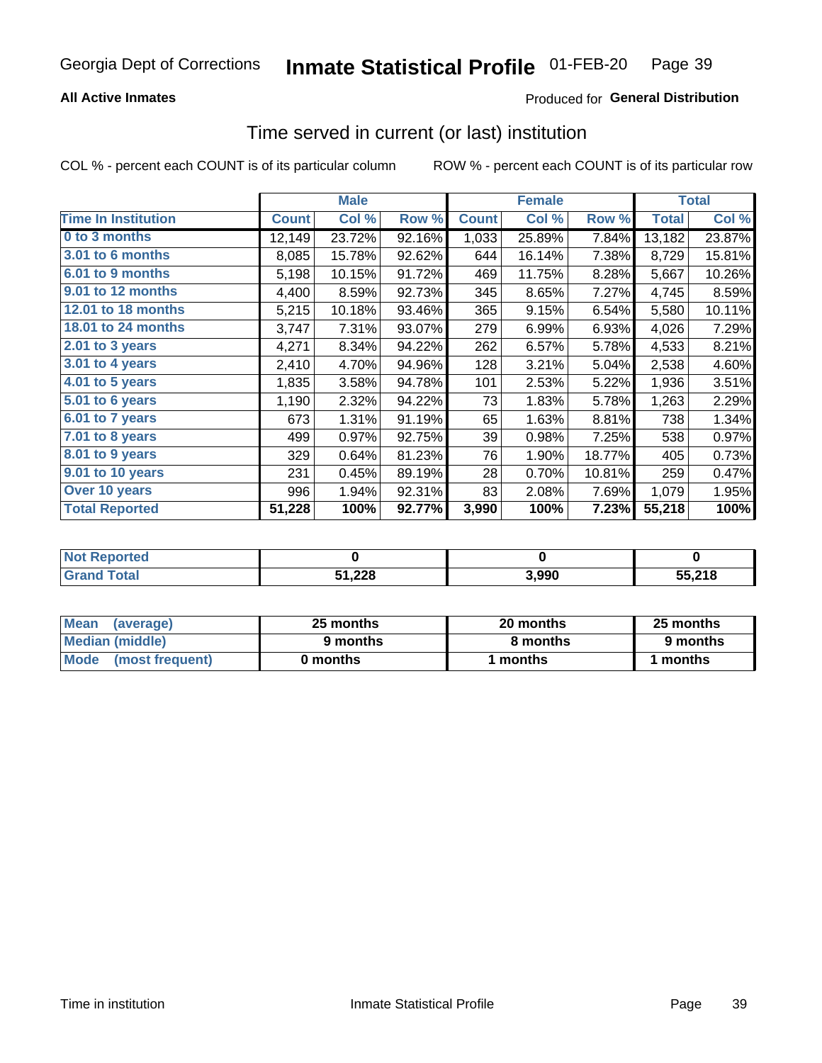Georgia Dept of Corrections **Inmate Statistical Profile** 01-FEB-20

**All Active Inmates**

Produced for **General Distribution**

## Time served in current (or last) institution

COL % - percent each COUNT is of its particular column

ROW % - percent each COUNT is of its particular row

| | Male | | | Female | | | Total | |
|---|---|---|---|---|---|---|---|---|
| **Time In Institution** | **Count** | **Col %** | **Row %** | **Count** | **Col %** | **Row %** | **Total** | **Col %** |
| 0 to 3 months | 12,149 | 23.72% | 92.16% | 1,033 | 25.89% | 7.84% | 13,182 | 23.87% |
| 3.01 to 6 months | 8,085 | 15.78% | 92.62% | 644 | 16.14% | 7.38% | 8,729 | 15.81% |
| 6.01 to 9 months | 5,198 | 10.15% | 91.72% | 469 | 11.75% | 8.28% | 5,667 | 10.26% |
| 9.01 to 12 months | 4,400 | 8.59% | 92.73% | 345 | 8.65% | 7.27% | 4,745 | 8.59% |
| 12.01 to 18 months | 5,215 | 10.18% | 93.46% | 365 | 9.15% | 6.54% | 5,580 | 10.11% |
| 18.01 to 24 months | 3,747 | 7.31% | 93.07% | 279 | 6.99% | 6.93% | 4,026 | 7.29% |
| 2.01 to 3 years | 4,271 | 8.34% | 94.22% | 262 | 6.57% | 5.78% | 4,533 | 8.21% |
| 3.01 to 4 years | 2,410 | 4.70% | 94.96% | 128 | 3.21% | 5.04% | 2,538 | 4.60% |
| 4.01 to 5 years | 1,835 | 3.58% | 94.78% | 101 | 2.53% | 5.22% | 1,936 | 3.51% |
| 5.01 to 6 years | 1,190 | 2.32% | 94.22% | 73 | 1.83% | 5.78% | 1,263 | 2.29% |
| 6.01 to 7 years | 673 | 1.31% | 91.19% | 65 | 1.63% | 8.81% | 738 | 1.34% |
| 7.01 to 8 years | 499 | 0.97% | 92.75% | 39 | 0.98% | 7.25% | 538 | 0.97% |
| 8.01 to 9 years | 329 | 0.64% | 81.23% | 76 | 1.90% | 18.77% | 405 | 0.73% |
| 9.01 to 10 years | 231 | 0.45% | 89.19% | 28 | 0.70% | 10.81% | 259 | 0.47% |
| Over 10 years | 996 | 1.94% | 92.31% | 83 | 2.08% | 7.69% | 1,079 | 1.95% |
| **Total Reported** | **51,228** | **100%** | **92.77%** | **3,990** | **100%** | **7.23%** | **55,218** | **100%** |

| | Male | Female | Total |
|---|---|---|---|
| Not Reported | **0** | **0** | **0** |
| Grand Total | **51,228** | **3,990** | **55,218** |

| | Male | Female | Total |
|---|---|---|---|
| Mean (average) | **25 months** | **20 months** | **25 months** |
| Median (middle) | **9 months** | **8 months** | **9 months** |
| Mode (most frequent) | **0 months** | **1 months** | **1 months** |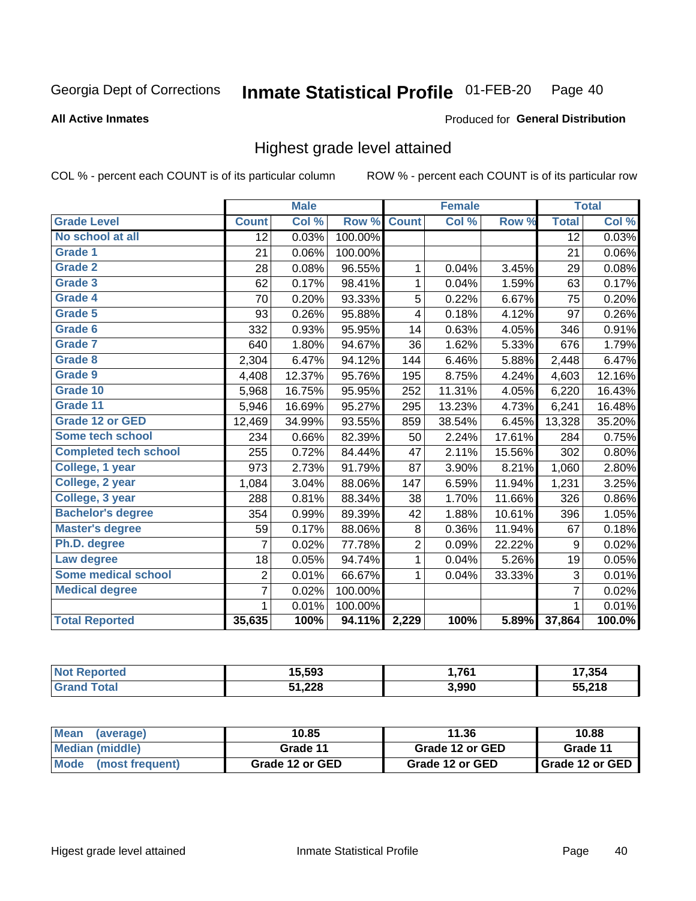Georgia Dept of Corrections **Inmate Statistical Profile** 01-FEB-20

**All Active Inmates**

Produced for **General Distribution**

## Highest grade level attained

COL % - percent each COUNT is of its particular column

ROW % - percent each COUNT is of its particular row

| | Male | | | Female | | | Total | |
|---|---|---|---|---|---|---|---|---|
| **Grade Level** | **Count** | **Col %** | **Row %** | **Count** | **Col %** | **Row %** | **Total** | **Col %** |
| No school at all | 12 | 0.03% | 100.00% | | | | 12 | 0.03% |
| Grade 1 | 21 | 0.06% | 100.00% | | | | 21 | 0.06% |
| Grade 2 | 28 | 0.08% | 96.55% | 1 | 0.04% | 3.45% | 29 | 0.08% |
| Grade 3 | 62 | 0.17% | 98.41% | 1 | 0.04% | 1.59% | 63 | 0.17% |
| Grade 4 | 70 | 0.20% | 93.33% | 5 | 0.22% | 6.67% | 75 | 0.20% |
| Grade 5 | 93 | 0.26% | 95.88% | 4 | 0.18% | 4.12% | 97 | 0.26% |
| Grade 6 | 332 | 0.93% | 95.95% | 14 | 0.63% | 4.05% | 346 | 0.91% |
| Grade 7 | 640 | 1.80% | 94.67% | 36 | 1.62% | 5.33% | 676 | 1.79% |
| Grade 8 | 2,304 | 6.47% | 94.12% | 144 | 6.46% | 5.88% | 2,448 | 6.47% |
| Grade 9 | 4,408 | 12.37% | 95.76% | 195 | 8.75% | 4.24% | 4,603 | 12.16% |
| Grade 10 | 5,968 | 16.75% | 95.95% | 252 | 11.31% | 4.05% | 6,220 | 16.43% |
| Grade 11 | 5,946 | 16.69% | 95.27% | 295 | 13.23% | 4.73% | 6,241 | 16.48% |
| Grade 12 or GED | 12,469 | 34.99% | 93.55% | 859 | 38.54% | 6.45% | 13,328 | 35.20% |
| Some tech school | 234 | 0.66% | 82.39% | 50 | 2.24% | 17.61% | 284 | 0.75% |
| Completed tech school | 255 | 0.72% | 84.44% | 47 | 2.11% | 15.56% | 302 | 0.80% |
| College, 1 year | 973 | 2.73% | 91.79% | 87 | 3.90% | 8.21% | 1,060 | 2.80% |
| College, 2 year | 1,084 | 3.04% | 88.06% | 147 | 6.59% | 11.94% | 1,231 | 3.25% |
| College, 3 year | 288 | 0.81% | 88.34% | 38 | 1.70% | 11.66% | 326 | 0.86% |
| Bachelor's degree | 354 | 0.99% | 89.39% | 42 | 1.88% | 10.61% | 396 | 1.05% |
| Master's degree | 59 | 0.17% | 88.06% | 8 | 0.36% | 11.94% | 67 | 0.18% |
| Ph.D. degree | 7 | 0.02% | 77.78% | 2 | 0.09% | 22.22% | 9 | 0.02% |
| Law degree | 18 | 0.05% | 94.74% | 1 | 0.04% | 5.26% | 19 | 0.05% |
| Some medical school | 2 | 0.01% | 66.67% | 1 | 0.04% | 33.33% | 3 | 0.01% |
| Medical degree | 7 | 0.02% | 100.00% | | | | 7 | 0.02% |
| | 1 | 0.01% | 100.00% | | | | 1 | 0.01% |
| **Total Reported** | **35,635** | **100%** | **94.11%** | **2,229** | **100%** | **5.89%** | **37,864** | **100.0%** |

| | Male | Female | Total |
|---|---|---|---|
| Not Reported | 15,593 | 1,761 | 17,354 |
| Grand Total | 51,228 | 3,990 | 55,218 |

| | Male | Female | Total |
|---|---|---|---|
| Mean (average) | 10.85 | 11.36 | 10.88 |
| Median (middle) | Grade 11 | Grade 12 or GED | Grade 11 |
| Mode (most frequent) | Grade 12 or GED | Grade 12 or GED | Grade 12 or GED |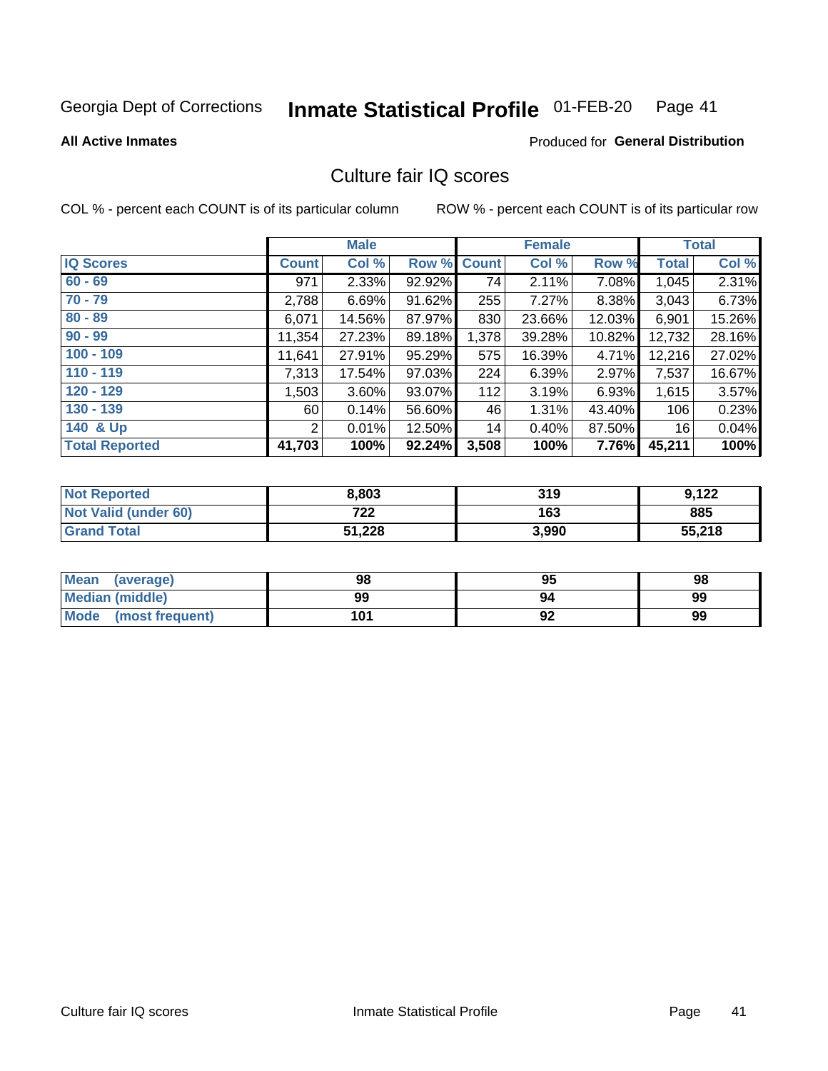Georgia Dept of Corrections **Inmate Statistical Profile** 01-FEB-20

**All Active Inmates**

Produced for **General Distribution**

## Culture fair IQ scores

COL % - percent each COUNT is of its particular column ROW % - percent each COUNT is of its particular row

| | Male | | | Female | | | Total | |
|---|---|---|---|---|---|---|---|---|
| **IQ Scores** | **Count** | **Col %** | **Row %** | **Count** | **Col %** | **Row %** | **Total** | **Col %** |
| 60 - 69 | 971 | 2.33% | 92.92% | 74 | 2.11% | 7.08% | 1,045 | 2.31% |
| 70 - 79 | 2,788 | 6.69% | 91.62% | 255 | 7.27% | 8.38% | 3,043 | 6.73% |
| 80 - 89 | 6,071 | 14.56% | 87.97% | 830 | 23.66% | 12.03% | 6,901 | 15.26% |
| 90 - 99 | 11,354 | 27.23% | 89.18% | 1,378 | 39.28% | 10.82% | 12,732 | 28.16% |
| 100 - 109 | 11,641 | 27.91% | 95.29% | 575 | 16.39% | 4.71% | 12,216 | 27.02% |
| 110 - 119 | 7,313 | 17.54% | 97.03% | 224 | 6.39% | 2.97% | 7,537 | 16.67% |
| 120 - 129 | 1,503 | 3.60% | 93.07% | 112 | 3.19% | 6.93% | 1,615 | 3.57% |
| 130 - 139 | 60 | 0.14% | 56.60% | 46 | 1.31% | 43.40% | 106 | 0.23% |
| 140 & Up | 2 | 0.01% | 12.50% | 14 | 0.40% | 87.50% | 16 | 0.04% |
| **Total Reported** | **41,703** | **100%** | **92.24%** | **3,508** | **100%** | **7.76%** | **45,211** | **100%** |

| | Male | Female | Total |
|---|---|---|---|
| Not Reported | **8,803** | **319** | **9,122** |
| Not Valid (under 60) | **722** | **163** | **885** |
| Grand Total | **51,228** | **3,990** | **55,218** |

| | Male | Female | Total |
|---|---|---|---|
| Mean (average) | **98** | **95** | **98** |
| Median (middle) | **99** | **94** | **99** |
| Mode (most frequent) | **101** | **92** | **99** |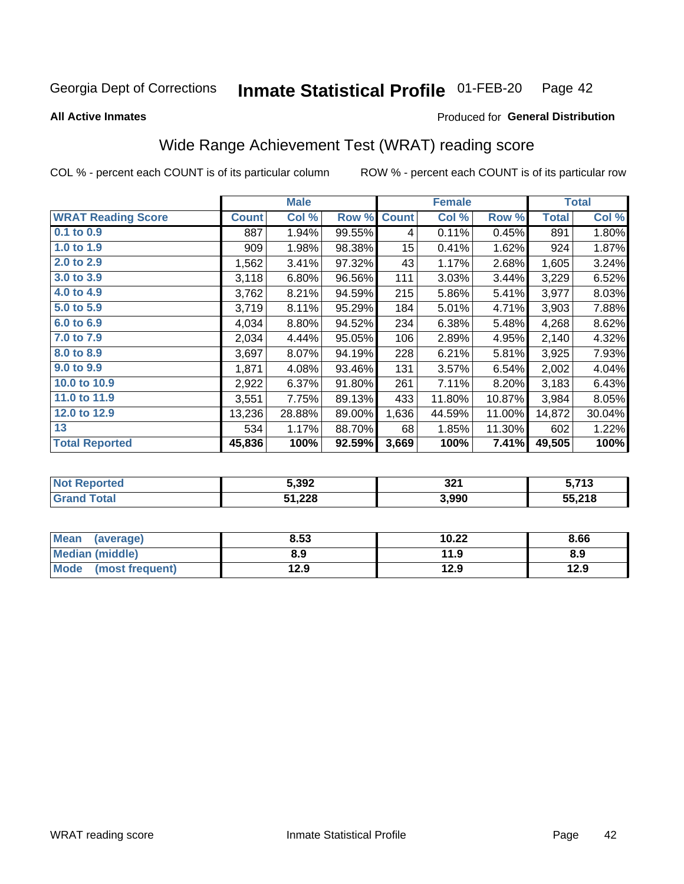Georgia Dept of Corrections **Inmate Statistical Profile** 01-FEB-20 Page 42

**All Active Inmates**

Produced for **General Distribution**

## Wide Range Achievement Test (WRAT) reading score

COL % - percent each COUNT is of its particular column    ROW % - percent each COUNT is of its particular row

| | Male | | | Female | | | Total | |
|---|---|---|---|---|---|---|---|---|
| **WRAT Reading Score** | **Count** | **Col %** | **Row %** | **Count** | **Col %** | **Row %** | **Total** | **Col %** |
| 0.1 to 0.9 | 887 | 1.94% | 99.55% | 4 | 0.11% | 0.45% | 891 | 1.80% |
| 1.0 to 1.9 | 909 | 1.98% | 98.38% | 15 | 0.41% | 1.62% | 924 | 1.87% |
| 2.0 to 2.9 | 1,562 | 3.41% | 97.32% | 43 | 1.17% | 2.68% | 1,605 | 3.24% |
| 3.0 to 3.9 | 3,118 | 6.80% | 96.56% | 111 | 3.03% | 3.44% | 3,229 | 6.52% |
| 4.0 to 4.9 | 3,762 | 8.21% | 94.59% | 215 | 5.86% | 5.41% | 3,977 | 8.03% |
| 5.0 to 5.9 | 3,719 | 8.11% | 95.29% | 184 | 5.01% | 4.71% | 3,903 | 7.88% |
| 6.0 to 6.9 | 4,034 | 8.80% | 94.52% | 234 | 6.38% | 5.48% | 4,268 | 8.62% |
| 7.0 to 7.9 | 2,034 | 4.44% | 95.05% | 106 | 2.89% | 4.95% | 2,140 | 4.32% |
| 8.0 to 8.9 | 3,697 | 8.07% | 94.19% | 228 | 6.21% | 5.81% | 3,925 | 7.93% |
| 9.0 to 9.9 | 1,871 | 4.08% | 93.46% | 131 | 3.57% | 6.54% | 2,002 | 4.04% |
| 10.0 to 10.9 | 2,922 | 6.37% | 91.80% | 261 | 7.11% | 8.20% | 3,183 | 6.43% |
| 11.0 to 11.9 | 3,551 | 7.75% | 89.13% | 433 | 11.80% | 10.87% | 3,984 | 8.05% |
| 12.0 to 12.9 | 13,236 | 28.88% | 89.00% | 1,636 | 44.59% | 11.00% | 14,872 | 30.04% |
| 13 | 534 | 1.17% | 88.70% | 68 | 1.85% | 11.30% | 602 | 1.22% |
| **Total Reported** | **45,836** | **100%** | **92.59%** | **3,669** | **100%** | **7.41%** | **49,505** | **100%** |

| | Male | Female | Total |
|---|---|---|---|
| Not Reported | 5,392 | 321 | 5,713 |
| Grand Total | 51,228 | 3,990 | 55,218 |

| | Male | Female | Total |
|---|---|---|---|
| Mean (average) | 8.53 | 10.22 | 8.66 |
| Median (middle) | 8.9 | 11.9 | 8.9 |
| Mode (most frequent) | 12.9 | 12.9 | 12.9 |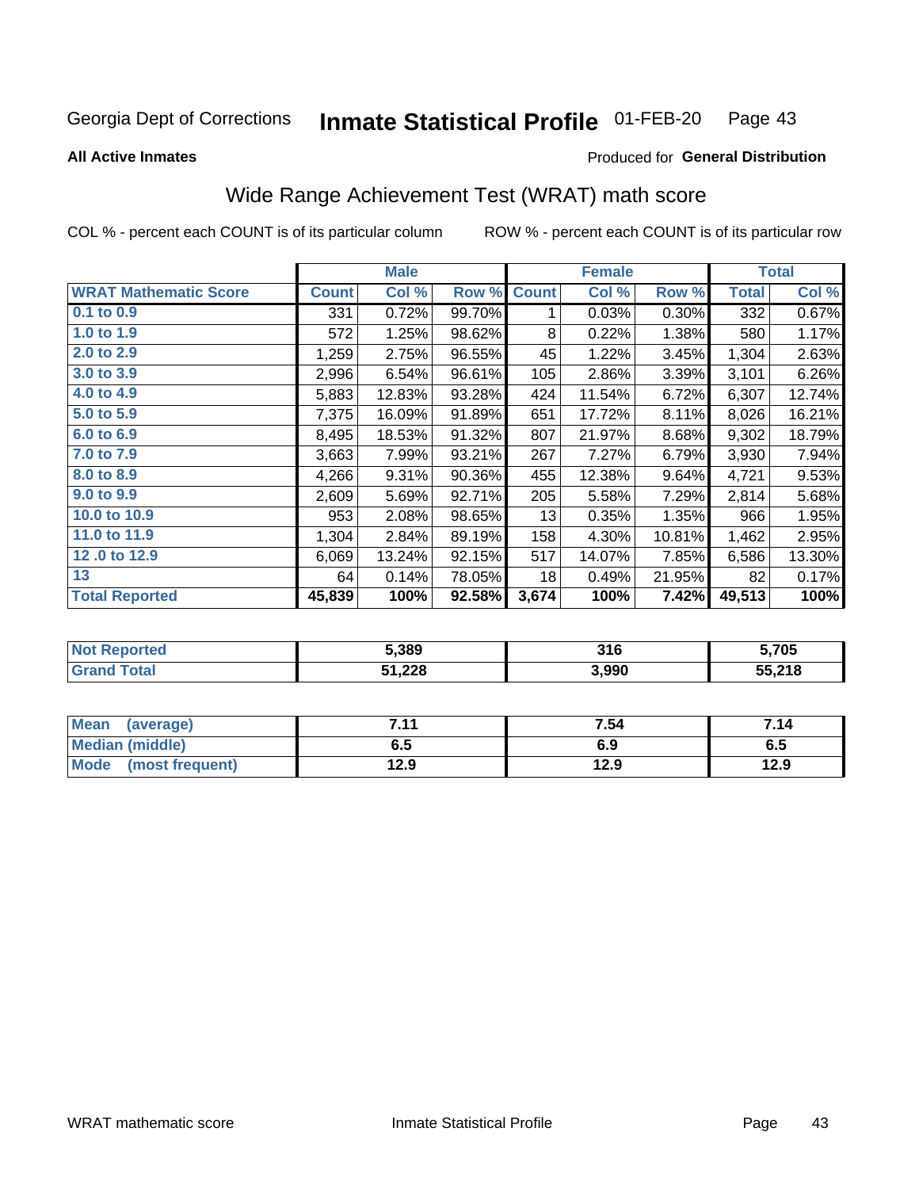Georgia Dept of Corrections **Inmate Statistical Profile** 01-FEB-20

**All Active Inmates**

Produced for **General Distribution**

## Wide Range Achievement Test (WRAT) math score

COL % - percent each COUNT is of its particular column ROW % - percent each COUNT is of its particular row

| | Male | | | Female | | | Total | |
|---|---|---|---|---|---|---|---|---|
| **WRAT Mathematic Score** | **Count** | **Col %** | **Row %** | **Count** | **Col %** | **Row %** | **Total** | **Col %** |
| 0.1 to 0.9 | 331 | 0.72% | 99.70% | 1 | 0.03% | 0.30% | 332 | 0.67% |
| 1.0 to 1.9 | 572 | 1.25% | 98.62% | 8 | 0.22% | 1.38% | 580 | 1.17% |
| 2.0 to 2.9 | 1,259 | 2.75% | 96.55% | 45 | 1.22% | 3.45% | 1,304 | 2.63% |
| 3.0 to 3.9 | 2,996 | 6.54% | 96.61% | 105 | 2.86% | 3.39% | 3,101 | 6.26% |
| 4.0 to 4.9 | 5,883 | 12.83% | 93.28% | 424 | 11.54% | 6.72% | 6,307 | 12.74% |
| 5.0 to 5.9 | 7,375 | 16.09% | 91.89% | 651 | 17.72% | 8.11% | 8,026 | 16.21% |
| 6.0 to 6.9 | 8,495 | 18.53% | 91.32% | 807 | 21.97% | 8.68% | 9,302 | 18.79% |
| 7.0 to 7.9 | 3,663 | 7.99% | 93.21% | 267 | 7.27% | 6.79% | 3,930 | 7.94% |
| 8.0 to 8.9 | 4,266 | 9.31% | 90.36% | 455 | 12.38% | 9.64% | 4,721 | 9.53% |
| 9.0 to 9.9 | 2,609 | 5.69% | 92.71% | 205 | 5.58% | 7.29% | 2,814 | 5.68% |
| 10.0 to 10.9 | 953 | 2.08% | 98.65% | 13 | 0.35% | 1.35% | 966 | 1.95% |
| 11.0 to 11.9 | 1,304 | 2.84% | 89.19% | 158 | 4.30% | 10.81% | 1,462 | 2.95% |
| 12 .0 to 12.9 | 6,069 | 13.24% | 92.15% | 517 | 14.07% | 7.85% | 6,586 | 13.30% |
| 13 | 64 | 0.14% | 78.05% | 18 | 0.49% | 21.95% | 82 | 0.17% |
| **Total Reported** | **45,839** | **100%** | **92.58%** | **3,674** | **100%** | **7.42%** | **49,513** | **100%** |

| | Male | Female | Total |
|---|---|---|---|
| Not Reported | 5,389 | 316 | 5,705 |
| Grand Total | 51,228 | 3,990 | 55,218 |

| | Male | Female | Total |
|---|---|---|---|
| Mean (average) | 7.11 | 7.54 | 7.14 |
| Median (middle) | 6.5 | 6.9 | 6.5 |
| Mode (most frequent) | 12.9 | 12.9 | 12.9 |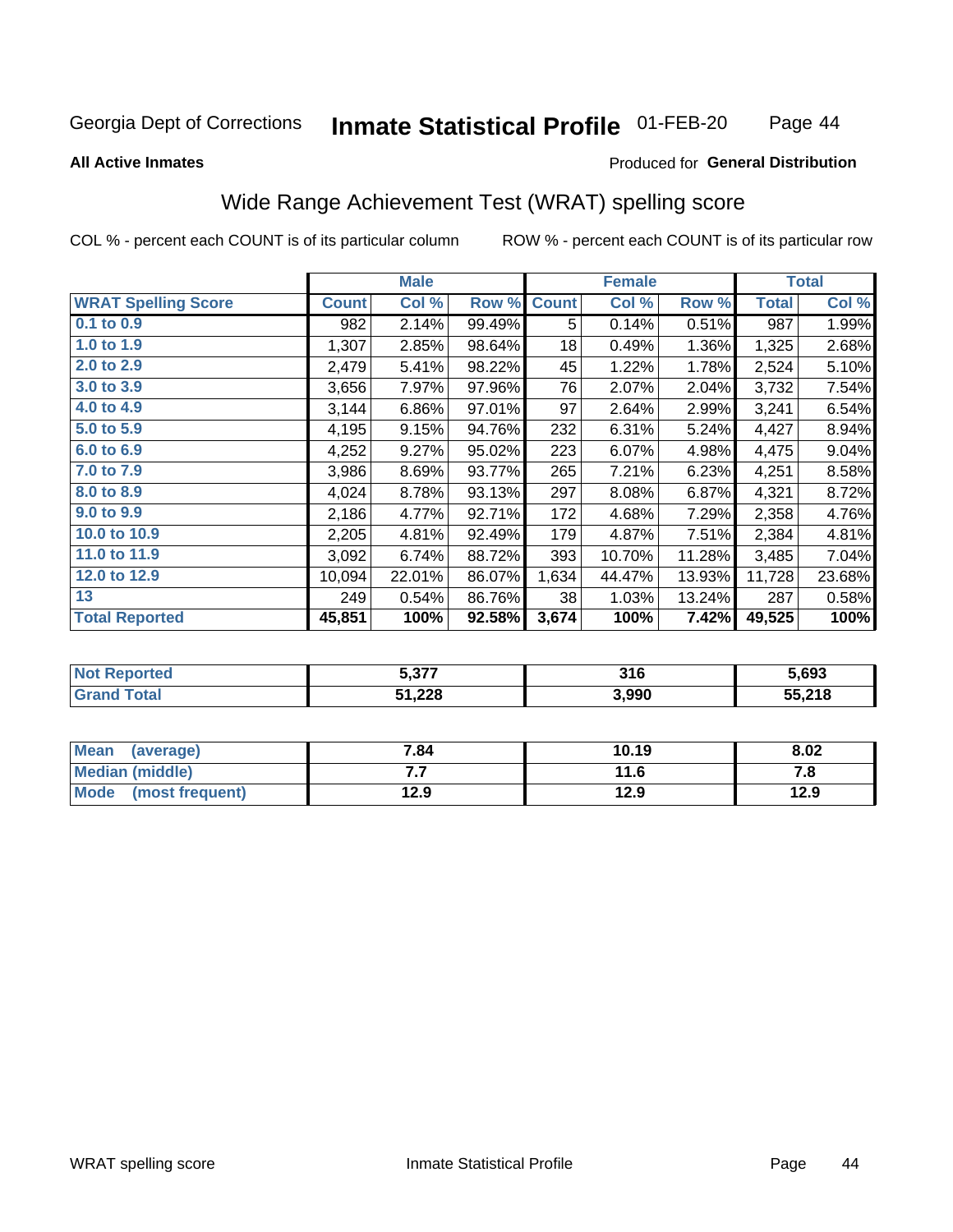Georgia Dept of Corrections **Inmate Statistical Profile** 01-FEB-20

**All Active Inmates**

Produced for **General Distribution**

## Wide Range Achievement Test (WRAT) spelling score

COL % - percent each COUNT is of its particular column ROW % - percent each COUNT is of its particular row

| | Male | | | Female | | | Total | |
|---|---|---|---|---|---|---|---|---|
| **WRAT Spelling Score** | **Count** | **Col %** | **Row %** | **Count** | **Col %** | **Row %** | **Total** | **Col %** |
| **0.1 to 0.9** | 982 | 2.14% | 99.49% | 5 | 0.14% | 0.51% | 987 | 1.99% |
| **1.0 to 1.9** | 1,307 | 2.85% | 98.64% | 18 | 0.49% | 1.36% | 1,325 | 2.68% |
| **2.0 to 2.9** | 2,479 | 5.41% | 98.22% | 45 | 1.22% | 1.78% | 2,524 | 5.10% |
| **3.0 to 3.9** | 3,656 | 7.97% | 97.96% | 76 | 2.07% | 2.04% | 3,732 | 7.54% |
| **4.0 to 4.9** | 3,144 | 6.86% | 97.01% | 97 | 2.64% | 2.99% | 3,241 | 6.54% |
| **5.0 to 5.9** | 4,195 | 9.15% | 94.76% | 232 | 6.31% | 5.24% | 4,427 | 8.94% |
| **6.0 to 6.9** | 4,252 | 9.27% | 95.02% | 223 | 6.07% | 4.98% | 4,475 | 9.04% |
| **7.0 to 7.9** | 3,986 | 8.69% | 93.77% | 265 | 7.21% | 6.23% | 4,251 | 8.58% |
| **8.0 to 8.9** | 4,024 | 8.78% | 93.13% | 297 | 8.08% | 6.87% | 4,321 | 8.72% |
| **9.0 to 9.9** | 2,186 | 4.77% | 92.71% | 172 | 4.68% | 7.29% | 2,358 | 4.76% |
| **10.0 to 10.9** | 2,205 | 4.81% | 92.49% | 179 | 4.87% | 7.51% | 2,384 | 4.81% |
| **11.0 to 11.9** | 3,092 | 6.74% | 88.72% | 393 | 10.70% | 11.28% | 3,485 | 7.04% |
| **12.0 to 12.9** | 10,094 | 22.01% | 86.07% | 1,634 | 44.47% | 13.93% | 11,728 | 23.68% |
| **13** | 249 | 0.54% | 86.76% | 38 | 1.03% | 13.24% | 287 | 0.58% |
| **Total Reported** | **45,851** | **100%** | **92.58%** | **3,674** | **100%** | **7.42%** | **49,525** | **100%** |

| | Male | Female | Total |
|---|---|---|---|
| **Not Reported** | **5,377** | **316** | **5,693** |
| **Grand Total** | **51,228** | **3,990** | **55,218** |

| | Male | Female | Total |
|---|---|---|---|
| **Mean (average)** | **7.84** | **10.19** | **8.02** |
| **Median (middle)** | **7.7** | **11.6** | **7.8** |
| **Mode (most frequent)** | **12.9** | **12.9** | **12.9** |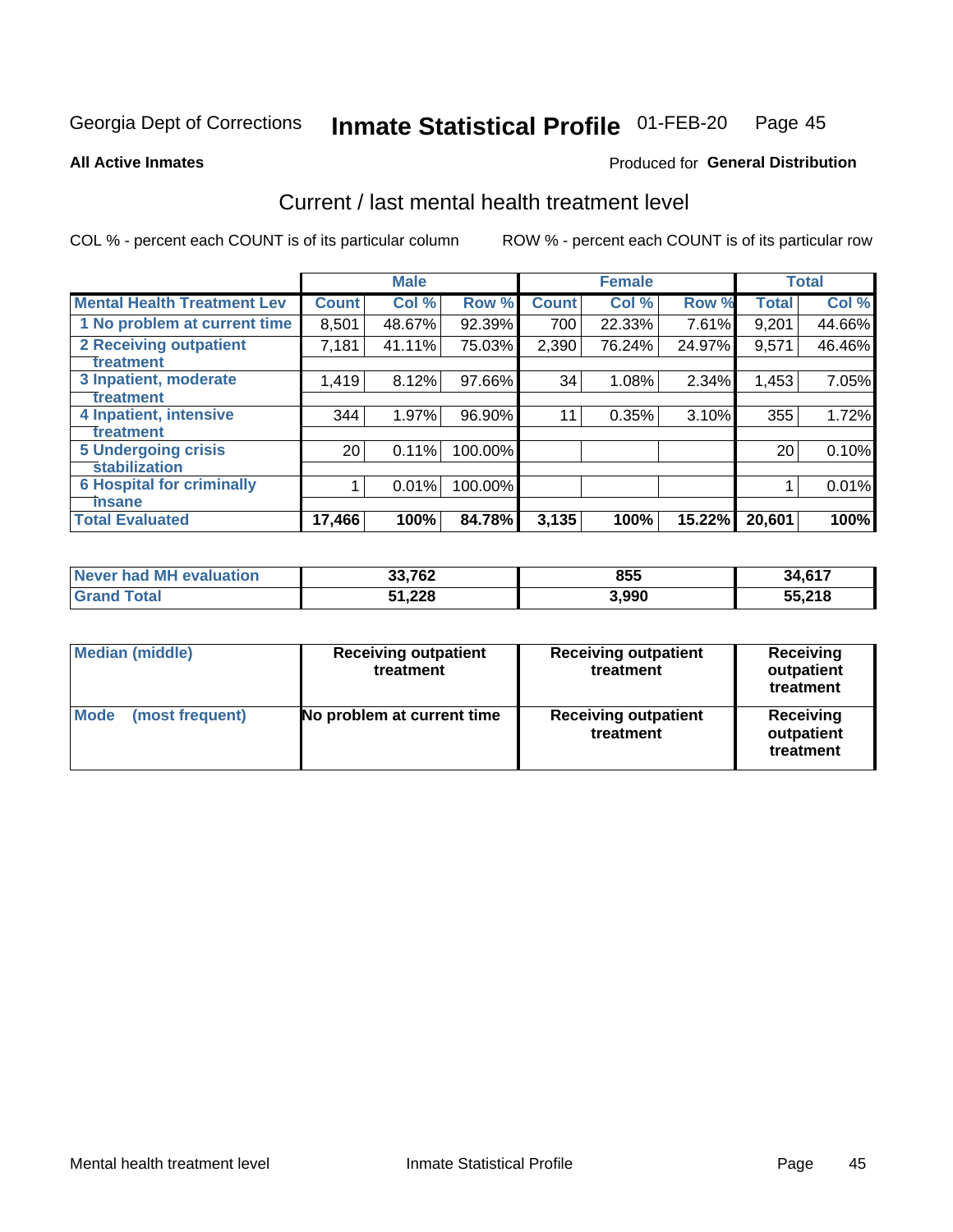Georgia Dept of Corrections **Inmate Statistical Profile** 01-FEB-20

**All Active Inmates**

Produced for **General Distribution**

## Current / last mental health treatment level

COL % - percent each COUNT is of its particular column

ROW % - percent each COUNT is of its particular row

| | Male | | | Female | | | Total | |
|---|---|---|---|---|---|---|---|---|
| **Mental Health Treatment Lev** | **Count** | **Col %** | **Row %** | **Count** | **Col %** | **Row %** | **Total** | **Col %** |
| 1 No problem at current time | 8,501 | 48.67% | 92.39% | 700 | 22.33% | 7.61% | 9,201 | 44.66% |
| 2 Receiving outpatient treatment | 7,181 | 41.11% | 75.03% | 2,390 | 76.24% | 24.97% | 9,571 | 46.46% |
| 3 Inpatient, moderate treatment | 1,419 | 8.12% | 97.66% | 34 | 1.08% | 2.34% | 1,453 | 7.05% |
| 4 Inpatient, intensive treatment | 344 | 1.97% | 96.90% | 11 | 0.35% | 3.10% | 355 | 1.72% |
| 5 Undergoing crisis stabilization | 20 | 0.11% | 100.00% | | | | 20 | 0.10% |
| 6 Hospital for criminally insane | 1 | 0.01% | 100.00% | | | | 1 | 0.01% |
| **Total Evaluated** | **17,466** | **100%** | **84.78%** | **3,135** | **100%** | **15.22%** | **20,601** | **100%** |

| | Male | Female | Total |
|---|---|---|---|
| **Never had MH evaluation** | **33,762** | **855** | **34,617** |
| **Grand Total** | **51,228** | **3,990** | **55,218** |

| | Male | Female | Total |
|---|---|---|---|
| **Median (middle)** | **Receiving outpatient treatment** | **Receiving outpatient treatment** | **Receiving outpatient treatment** |
| **Mode (most frequent)** | **No problem at current time** | **Receiving outpatient treatment** | **Receiving outpatient treatment** |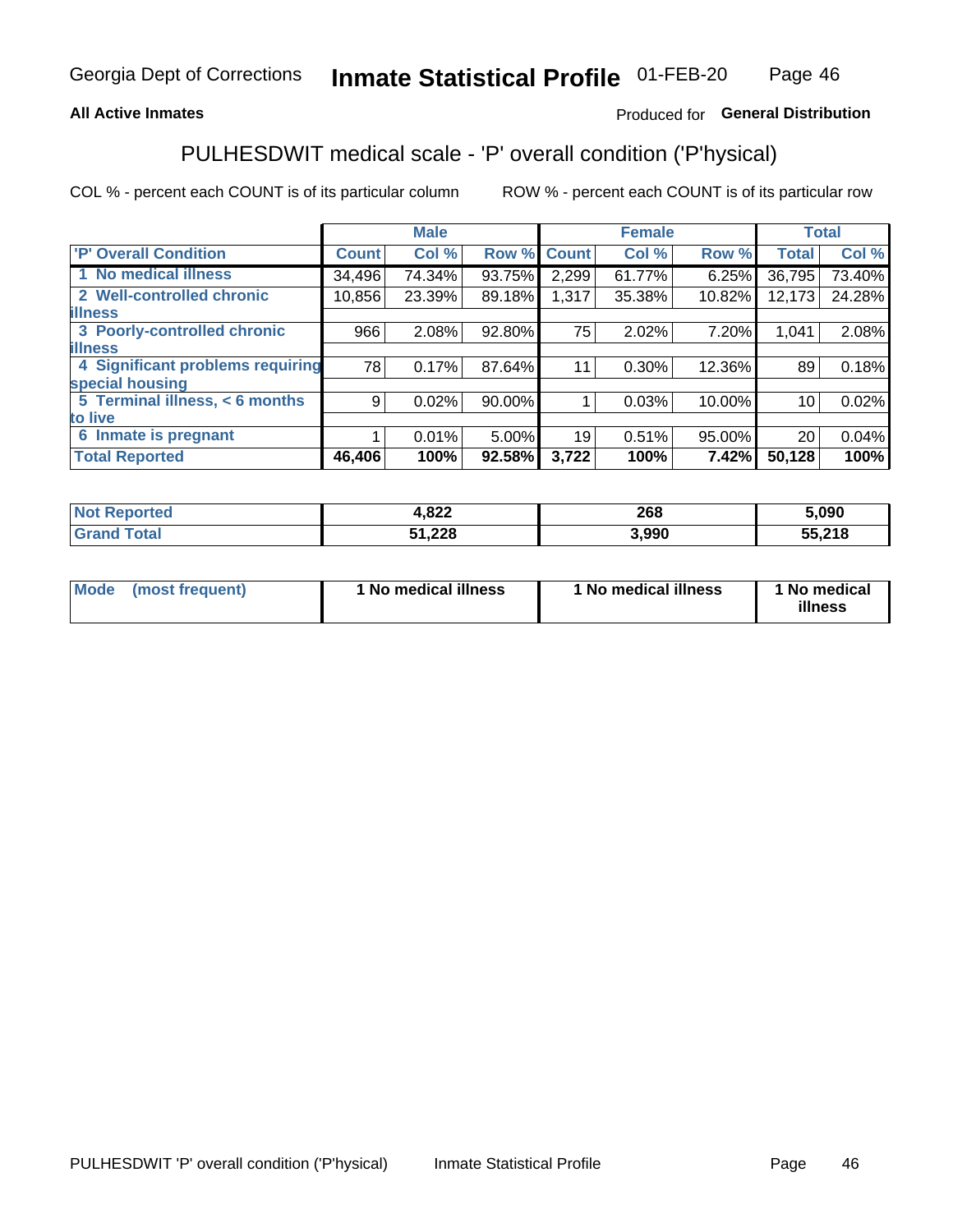Georgia Dept of Corrections **Inmate Statistical Profile** 01-FEB-20

**All Active Inmates**

Produced for **General Distribution**

## PULHESDWIT medical scale - 'P' overall condition ('P'hysical)

COL % - percent each COUNT is of its particular column     ROW % - percent each COUNT is of its particular row

| | Male | | | Female | | | Total | |
|---|---|---|---|---|---|---|---|---|
| 'P' Overall Condition | Count | Col % | Row % | Count | Col % | Row % | Total | Col % |
| 1 No medical illness | 34,496 | 74.34% | 93.75% | 2,299 | 61.77% | 6.25% | 36,795 | 73.40% |
| 2 Well-controlled chronic illness | 10,856 | 23.39% | 89.18% | 1,317 | 35.38% | 10.82% | 12,173 | 24.28% |
| 3 Poorly-controlled chronic illness | 966 | 2.08% | 92.80% | 75 | 2.02% | 7.20% | 1,041 | 2.08% |
| 4 Significant problems requiring special housing | 78 | 0.17% | 87.64% | 11 | 0.30% | 12.36% | 89 | 0.18% |
| 5 Terminal illness, < 6 months to live | 9 | 0.02% | 90.00% | 1 | 0.03% | 10.00% | 10 | 0.02% |
| 6 Inmate is pregnant | 1 | 0.01% | 5.00% | 19 | 0.51% | 95.00% | 20 | 0.04% |
| **Total Reported** | **46,406** | **100%** | **92.58%** | **3,722** | **100%** | **7.42%** | **50,128** | **100%** |

| | Male | Female | Total |
|---|---|---|---|
| Not Reported | 4,822 | 268 | 5,090 |
| Grand Total | 51,228 | 3,990 | 55,218 |

| | Male | Female | Total |
|---|---|---|---|
| Mode (most frequent) | 1 No medical illness | 1 No medical illness | 1 No medical illness |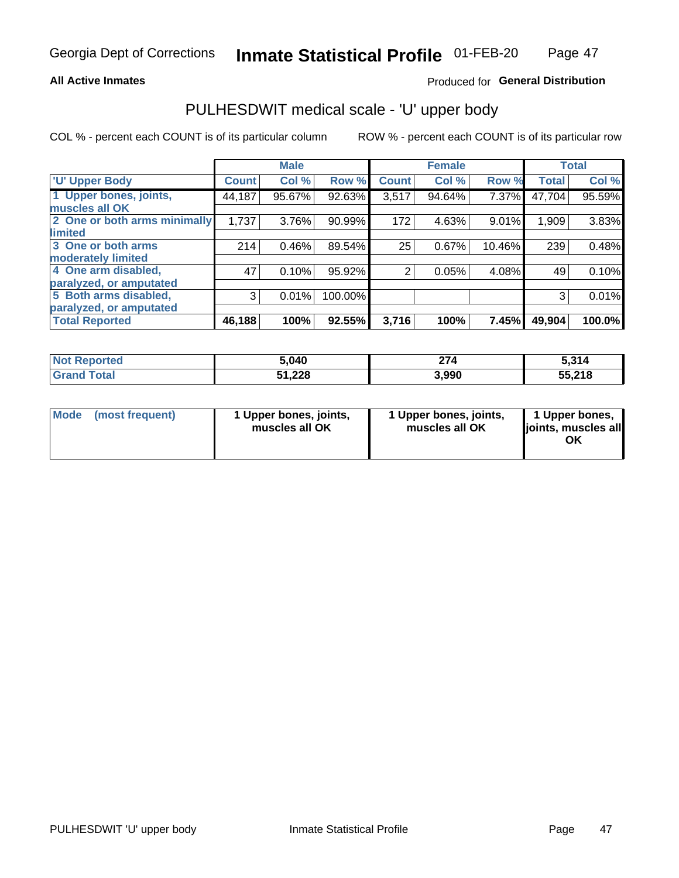Georgia Dept of Corrections **Inmate Statistical Profile** 01-FEB-20

**All Active Inmates**

Produced for **General Distribution**

## PULHESDWIT medical scale - 'U' upper body

COL % - percent each COUNT is of its particular column

ROW % - percent each COUNT is of its particular row

| | Male | | | Female | | | Total | |
|---|---|---|---|---|---|---|---|---|
| 'U' Upper Body | Count | Col % | Row % | Count | Col % | Row % | Total | Col % |
| 1 Upper bones, joints, muscles all OK | 44,187 | 95.67% | 92.63% | 3,517 | 94.64% | 7.37% | 47,704 | 95.59% |
| 2 One or both arms minimally limited | 1,737 | 3.76% | 90.99% | 172 | 4.63% | 9.01% | 1,909 | 3.83% |
| 3 One or both arms moderately limited | 214 | 0.46% | 89.54% | 25 | 0.67% | 10.46% | 239 | 0.48% |
| 4 One arm disabled, paralyzed, or amputated | 47 | 0.10% | 95.92% | 2 | 0.05% | 4.08% | 49 | 0.10% |
| 5 Both arms disabled, paralyzed, or amputated | 3 | 0.01% | 100.00% | | | | 3 | 0.01% |
| **Total Reported** | **46,188** | **100%** | **92.55%** | **3,716** | **100%** | **7.45%** | **49,904** | **100.0%** |

| | Male | Female | Total |
|---|---|---|---|
| Not Reported | 5,040 | 274 | 5,314 |
| Grand Total | 51,228 | 3,990 | 55,218 |

| | Male | Female | Total |
|---|---|---|---|
| Mode (most frequent) | 1 Upper bones, joints, muscles all OK | 1 Upper bones, joints, muscles all OK | 1 Upper bones, joints, muscles all OK |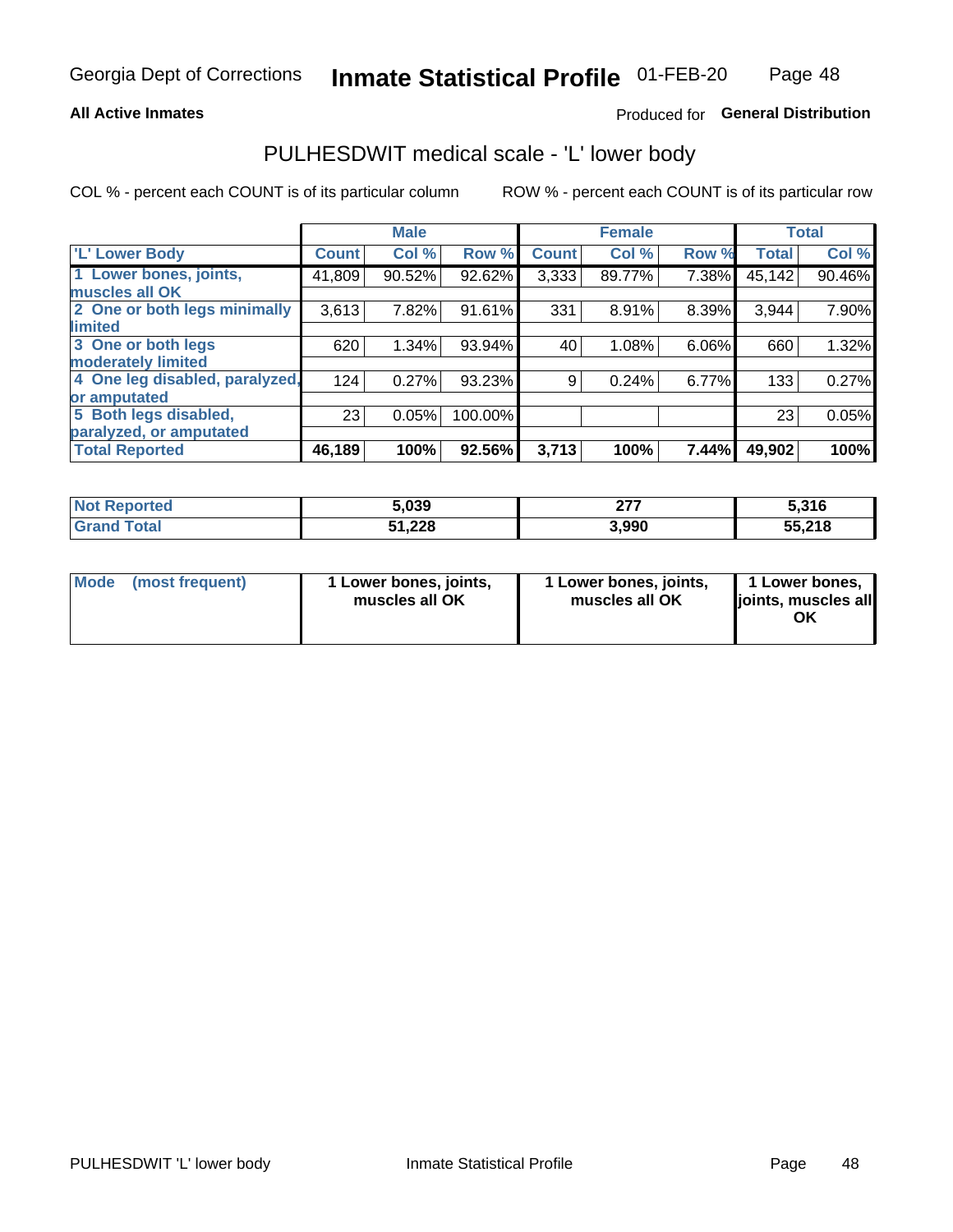Georgia Dept of Corrections **Inmate Statistical Profile** 01-FEB-20

**All Active Inmates**

Produced for **General Distribution**

## PULHESDWIT medical scale - 'L' lower body

COL % - percent each COUNT is of its particular column

ROW % - percent each COUNT is of its particular row

| | Male | | | Female | | | Total | |
|---|---|---|---|---|---|---|---|---|
| 'L' Lower Body | Count | Col % | Row % | Count | Col % | Row % | Total | Col % |
| 1 Lower bones, joints, muscles all OK | 41,809 | 90.52% | 92.62% | 3,333 | 89.77% | 7.38% | 45,142 | 90.46% |
| 2 One or both legs minimally limited | 3,613 | 7.82% | 91.61% | 331 | 8.91% | 8.39% | 3,944 | 7.90% |
| 3 One or both legs moderately limited | 620 | 1.34% | 93.94% | 40 | 1.08% | 6.06% | 660 | 1.32% |
| 4 One leg disabled, paralyzed, or amputated | 124 | 0.27% | 93.23% | 9 | 0.24% | 6.77% | 133 | 0.27% |
| 5 Both legs disabled, paralyzed, or amputated | 23 | 0.05% | 100.00% | | | | 23 | 0.05% |
| **Total Reported** | **46,189** | **100%** | **92.56%** | **3,713** | **100%** | **7.44%** | **49,902** | **100%** |

| | Male | Female | Total |
|---|---|---|---|
| Not Reported | 5,039 | 277 | 5,316 |
| Grand Total | 51,228 | 3,990 | 55,218 |

| | Male | Female | Total |
|---|---|---|---|
| Mode (most frequent) | 1 Lower bones, joints, muscles all OK | 1 Lower bones, joints, muscles all OK | 1 Lower bones, joints, muscles all OK |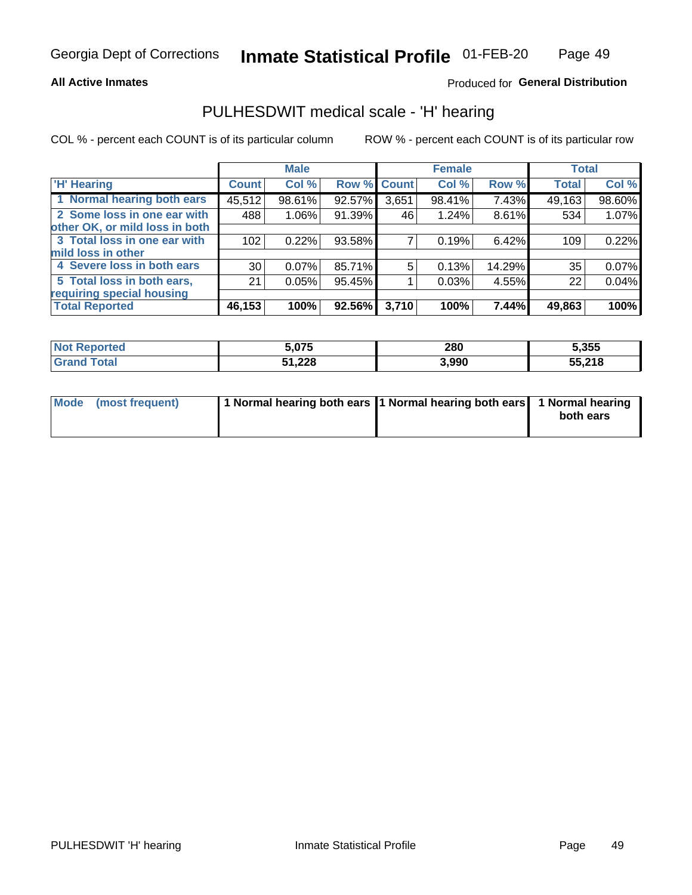Georgia Dept of Corrections **Inmate Statistical Profile** 01-FEB-20

**All Active Inmates**

Produced for **General Distribution**

## PULHESDWIT medical scale - 'H' hearing

COL % - percent each COUNT is of its particular column     ROW % - percent each COUNT is of its particular row

| | Male | | | Female | | | Total | |
|---|---|---|---|---|---|---|---|---|
| 'H' Hearing | Count | Col % | Row % | Count | Col % | Row % | Total | Col % |
| 1 Normal hearing both ears | 45,512 | 98.61% | 92.57% | 3,651 | 98.41% | 7.43% | 49,163 | 98.60% |
| 2 Some loss in one ear with other OK, or mild loss in both | 488 | 1.06% | 91.39% | 46 | 1.24% | 8.61% | 534 | 1.07% |
| 3 Total loss in one ear with mild loss in other | 102 | 0.22% | 93.58% | 7 | 0.19% | 6.42% | 109 | 0.22% |
| 4 Severe loss in both ears | 30 | 0.07% | 85.71% | 5 | 0.13% | 14.29% | 35 | 0.07% |
| 5 Total loss in both ears, requiring special housing | 21 | 0.05% | 95.45% | 1 | 0.03% | 4.55% | 22 | 0.04% |
| **Total Reported** | **46,153** | **100%** | **92.56%** | **3,710** | **100%** | **7.44%** | **49,863** | **100%** |

| | Male | Female | Total |
|---|---|---|---|
| **Not Reported** | **5,075** | **280** | **5,355** |
| **Grand Total** | **51,228** | **3,990** | **55,218** |

| | Male | Female | Total |
|---|---|---|---|
| **Mode (most frequent)** | **1 Normal hearing both ears** | **1 Normal hearing both ears** | **1 Normal hearing both ears** |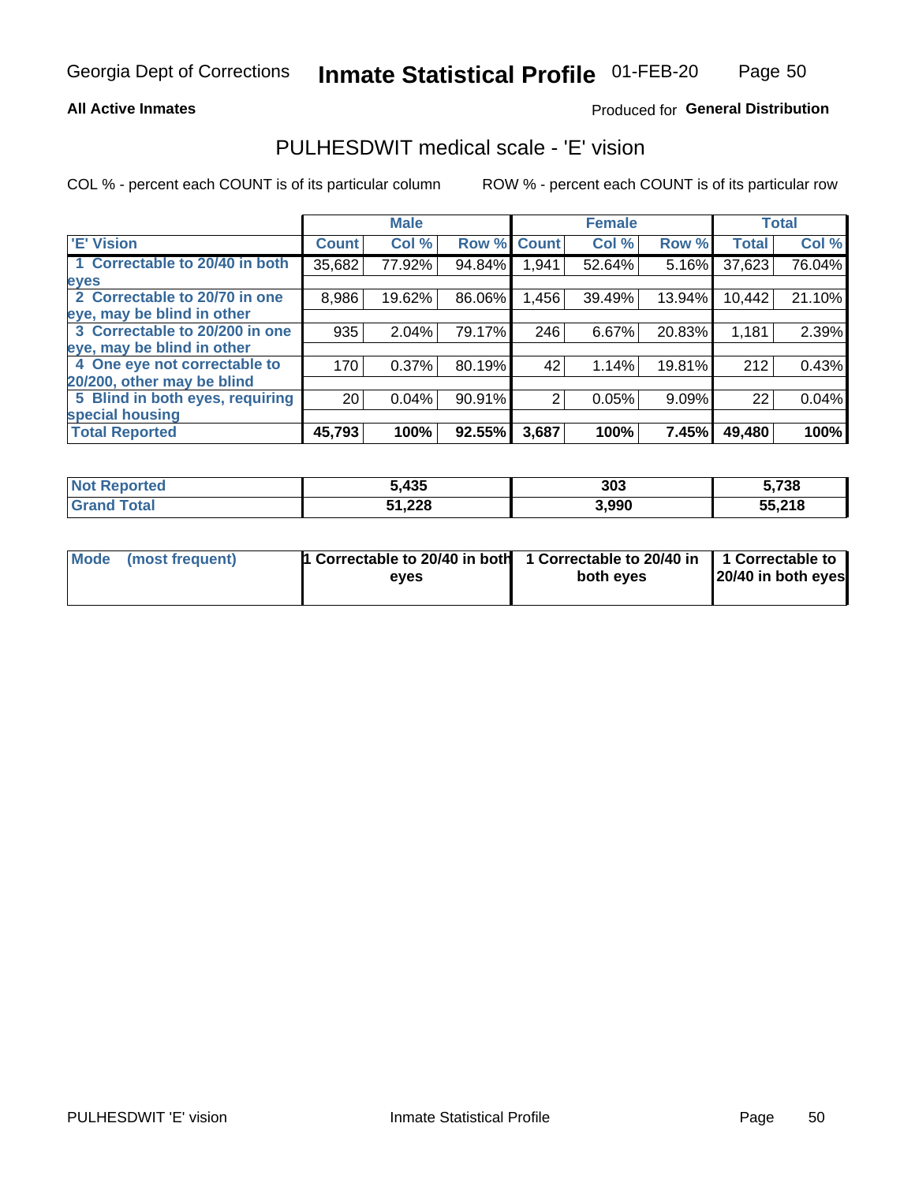Georgia Dept of Corrections **Inmate Statistical Profile** 01-FEB-20

**All Active Inmates**

Produced for **General Distribution**

## PULHESDWIT medical scale - 'E' vision

COL % - percent each COUNT is of its particular column

ROW % - percent each COUNT is of its particular row

| | Male | | | Female | | | Total | |
|---|---|---|---|---|---|---|---|---|
| 'E' Vision | Count | Col % | Row % | Count | Col % | Row % | Total | Col % |
| 1 Correctable to 20/40 in both eyes | 35,682 | 77.92% | 94.84% | 1,941 | 52.64% | 5.16% | 37,623 | 76.04% |
| 2 Correctable to 20/70 in one eye, may be blind in other | 8,986 | 19.62% | 86.06% | 1,456 | 39.49% | 13.94% | 10,442 | 21.10% |
| 3 Correctable to 20/200 in one eye, may be blind in other | 935 | 2.04% | 79.17% | 246 | 6.67% | 20.83% | 1,181 | 2.39% |
| 4 One eye not correctable to 20/200, other may be blind | 170 | 0.37% | 80.19% | 42 | 1.14% | 19.81% | 212 | 0.43% |
| 5 Blind in both eyes, requiring special housing | 20 | 0.04% | 90.91% | 2 | 0.05% | 9.09% | 22 | 0.04% |
| **Total Reported** | **45,793** | **100%** | **92.55%** | **3,687** | **100%** | **7.45%** | **49,480** | **100%** |

| | Male | Female | Total |
|---|---|---|---|
| Not Reported | 5,435 | 303 | 5,738 |
| Grand Total | 51,228 | 3,990 | 55,218 |

| | Male | Female | Total |
|---|---|---|---|
| Mode (most frequent) | 1 Correctable to 20/40 in both eyes | 1 Correctable to 20/40 in both eyes | 1 Correctable to 20/40 in both eyes |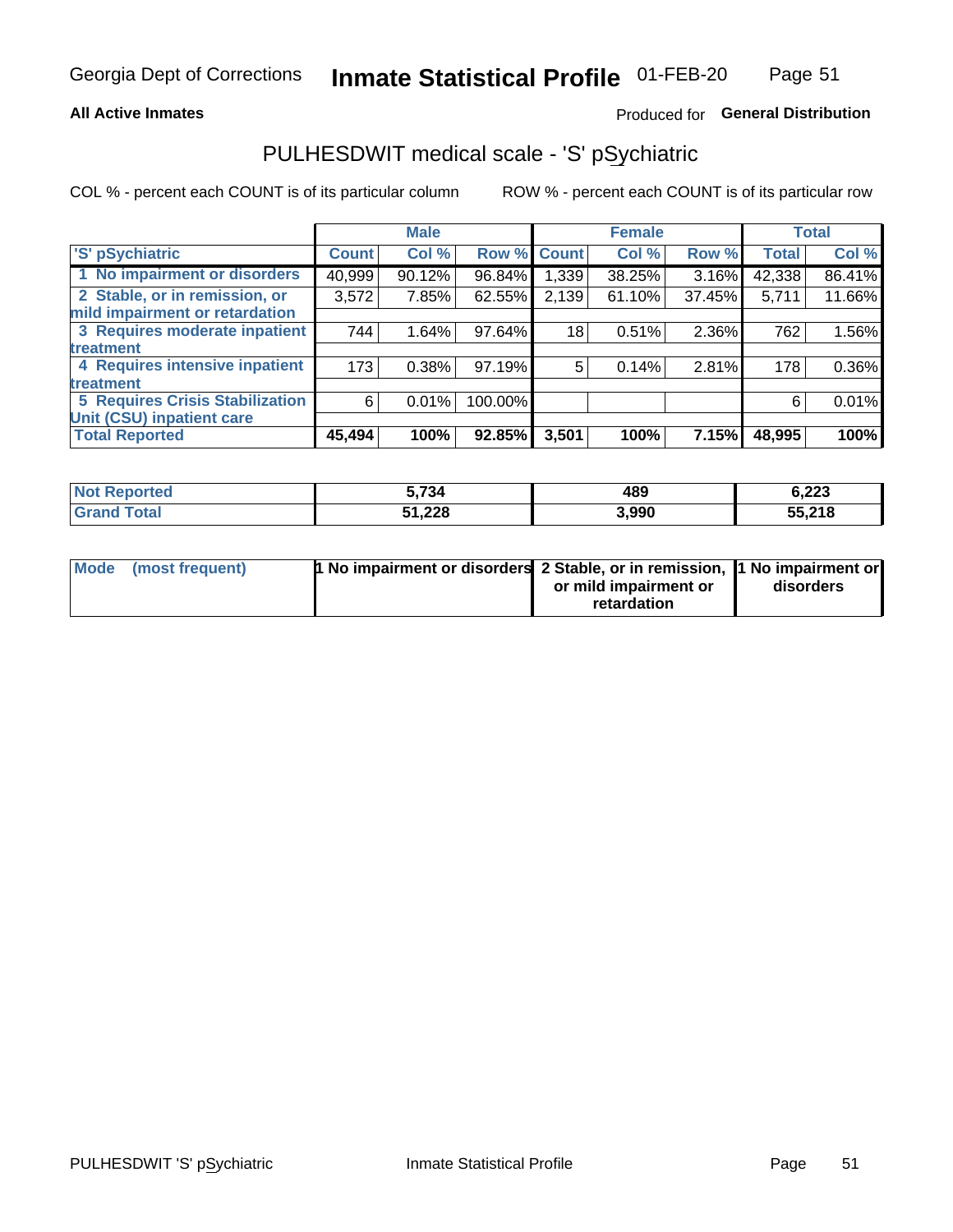Georgia Dept of Corrections **Inmate Statistical Profile** 01-FEB-20

**All Active Inmates**

Produced for **General Distribution**

## PULHESDWIT medical scale - 'S' pSychiatric

COL % - percent each COUNT is of its particular column

ROW % - percent each COUNT is of its particular row

| | Male | | | Female | | | Total | |
|---|---|---|---|---|---|---|---|---|
| 'S' pSychiatric | Count | Col % | Row % | Count | Col % | Row % | Total | Col % |
| 1 No impairment or disorders | 40,999 | 90.12% | 96.84% | 1,339 | 38.25% | 3.16% | 42,338 | 86.41% |
| 2 Stable, or in remission, or mild impairment or retardation | 3,572 | 7.85% | 62.55% | 2,139 | 61.10% | 37.45% | 5,711 | 11.66% |
| 3 Requires moderate inpatient treatment | 744 | 1.64% | 97.64% | 18 | 0.51% | 2.36% | 762 | 1.56% |
| 4 Requires intensive inpatient treatment | 173 | 0.38% | 97.19% | 5 | 0.14% | 2.81% | 178 | 0.36% |
| 5 Requires Crisis Stabilization Unit (CSU) inpatient care | 6 | 0.01% | 100.00% | | | | 6 | 0.01% |
| **Total Reported** | **45,494** | **100%** | **92.85%** | **3,501** | **100%** | **7.15%** | **48,995** | **100%** |

| | Male | Female | Total |
|---|---|---|---|
| Not Reported | 5,734 | 489 | 6,223 |
| Grand Total | 51,228 | 3,990 | 55,218 |

| | Male | Female | Total |
|---|---|---|---|
| Mode (most frequent) | 1 No impairment or disorders | 2 Stable, or in remission, or mild impairment or retardation | 1 No impairment or disorders |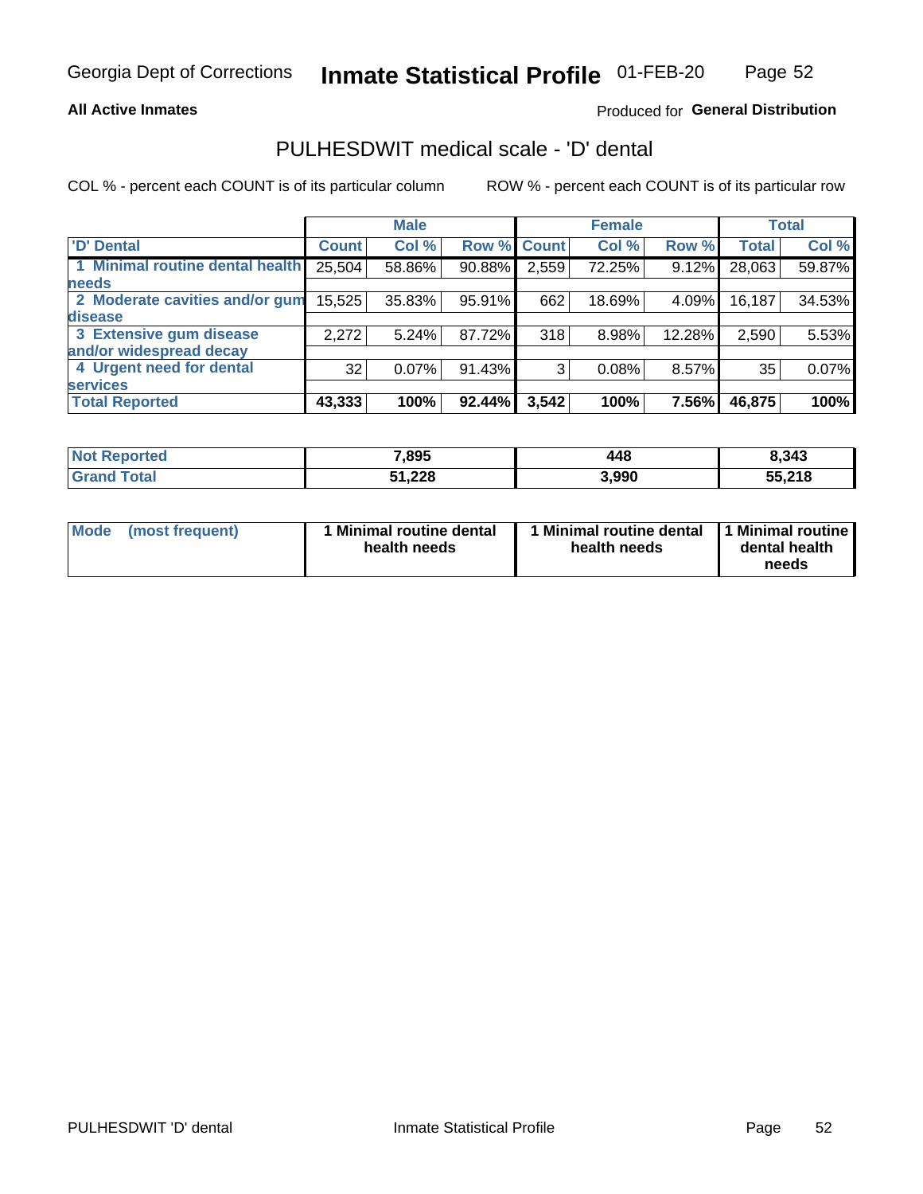Georgia Dept of Corrections **Inmate Statistical Profile** 01-FEB-20

**All Active Inmates**

Produced for **General Distribution**

# PULHESDWIT medical scale - 'D' dental

COL % - percent each COUNT is of its particular column

ROW % - percent each COUNT is of its particular row

| | Male | | | Female | | | Total | |
|---|---|---|---|---|---|---|---|---|
| 'D' Dental | Count | Col % | Row % | Count | Col % | Row % | Total | Col % |
| 1 Minimal routine dental health needs | 25,504 | 58.86% | 90.88% | 2,559 | 72.25% | 9.12% | 28,063 | 59.87% |
| 2 Moderate cavities and/or gum disease | 15,525 | 35.83% | 95.91% | 662 | 18.69% | 4.09% | 16,187 | 34.53% |
| 3 Extensive gum disease and/or widespread decay | 2,272 | 5.24% | 87.72% | 318 | 8.98% | 12.28% | 2,590 | 5.53% |
| 4 Urgent need for dental services | 32 | 0.07% | 91.43% | 3 | 0.08% | 8.57% | 35 | 0.07% |
| **Total Reported** | **43,333** | **100%** | **92.44%** | **3,542** | **100%** | **7.56%** | **46,875** | **100%** |

| | Male | Female | Total |
|---|---|---|---|
| Not Reported | 7,895 | 448 | 8,343 |
| Grand Total | 51,228 | 3,990 | 55,218 |

| | Male | Female | Total |
|---|---|---|---|
| Mode (most frequent) | 1 Minimal routine dental health needs | 1 Minimal routine dental health needs | 1 Minimal routine dental health needs |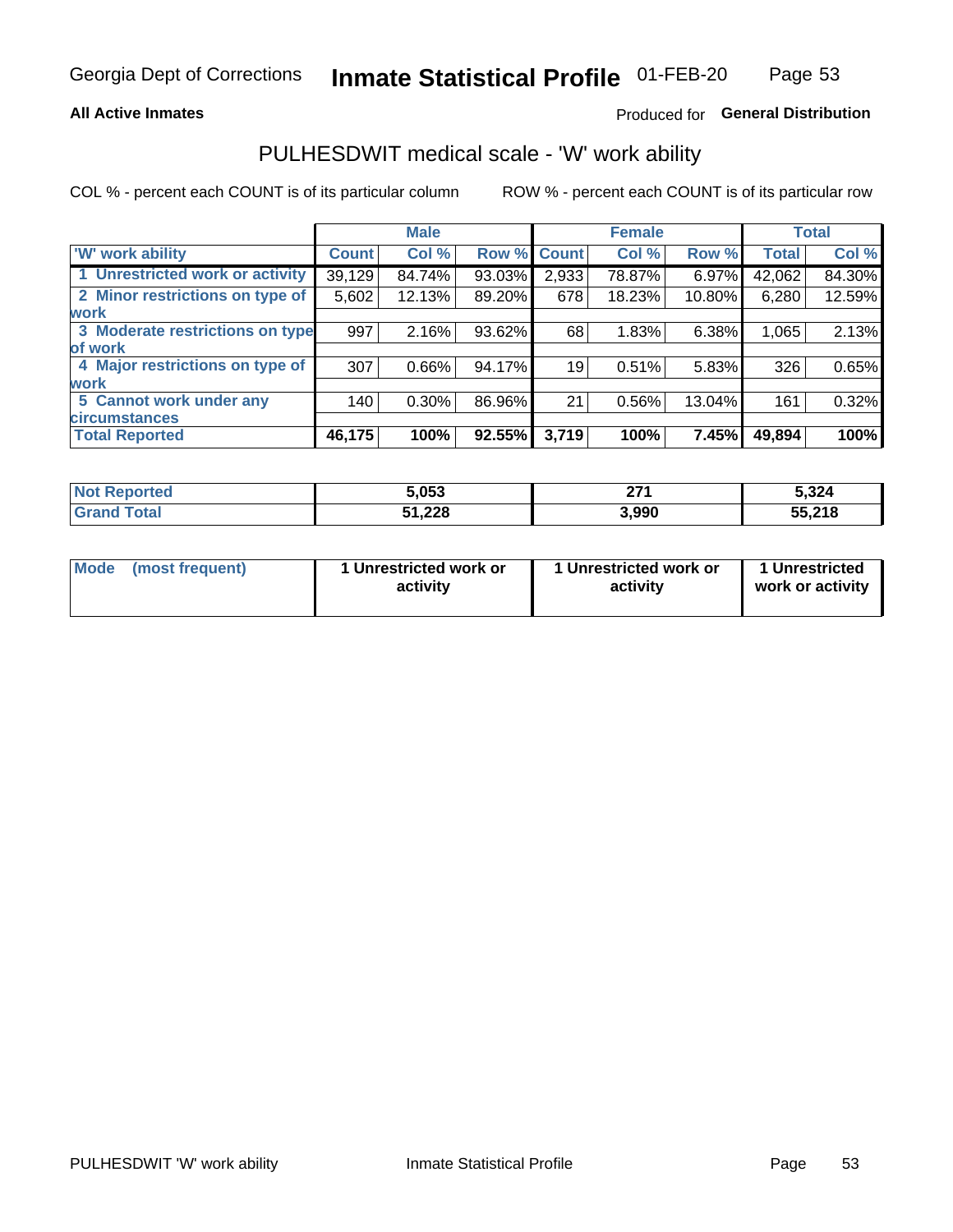Georgia Dept of Corrections **Inmate Statistical Profile** 01-FEB-20

**All Active Inmates** Produced for **General Distribution**

## PULHESDWIT medical scale - 'W' work ability

COL % - percent each COUNT is of its particular column ROW % - percent each COUNT is of its particular row

| | Male | | | Female | | | Total | |
|---|---|---|---|---|---|---|---|---|
| 'W' work ability | Count | Col % | Row % | Count | Col % | Row % | Total | Col % |
| 1 Unrestricted work or activity | 39,129 | 84.74% | 93.03% | 2,933 | 78.87% | 6.97% | 42,062 | 84.30% |
| 2 Minor restrictions on type of work | 5,602 | 12.13% | 89.20% | 678 | 18.23% | 10.80% | 6,280 | 12.59% |
| 3 Moderate restrictions on type of work | 997 | 2.16% | 93.62% | 68 | 1.83% | 6.38% | 1,065 | 2.13% |
| 4 Major restrictions on type of work | 307 | 0.66% | 94.17% | 19 | 0.51% | 5.83% | 326 | 0.65% |
| 5 Cannot work under any circumstances | 140 | 0.30% | 86.96% | 21 | 0.56% | 13.04% | 161 | 0.32% |
| **Total Reported** | **46,175** | **100%** | **92.55%** | **3,719** | **100%** | **7.45%** | **49,894** | **100%** |

| | Male | Female | Total |
|---|---|---|---|
| Not Reported | 5,053 | 271 | 5,324 |
| Grand Total | 51,228 | 3,990 | 55,218 |

| | Male | Female | Total |
|---|---|---|---|
| Mode (most frequent) | 1 Unrestricted work or activity | 1 Unrestricted work or activity | 1 Unrestricted work or activity |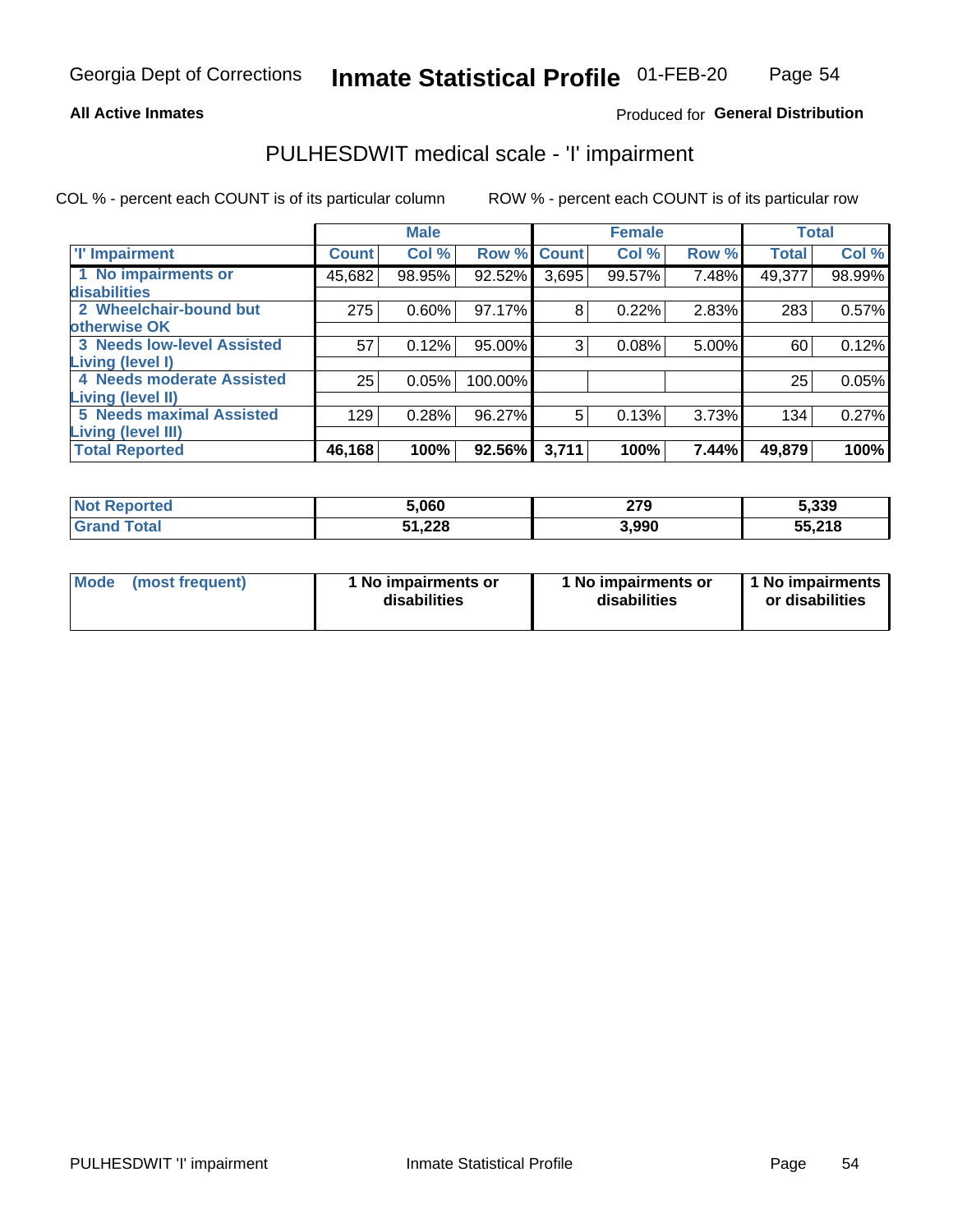Georgia Dept of Corrections **Inmate Statistical Profile** 01-FEB-20

**All Active Inmates**

Produced for **General Distribution**

## PULHESDWIT medical scale - 'I' impairment

COL % - percent each COUNT is of its particular column        ROW % - percent each COUNT is of its particular row

| | Male | | | Female | | | Total | |
|---|---|---|---|---|---|---|---|---|
| **'I' Impairment** | **Count** | **Col %** | **Row %** | **Count** | **Col %** | **Row %** | **Total** | **Col %** |
| **1 No impairments or disabilities** | 45,682 | 98.95% | 92.52% | 3,695 | 99.57% | 7.48% | 49,377 | 98.99% |
| **2 Wheelchair-bound but otherwise OK** | 275 | 0.60% | 97.17% | 8 | 0.22% | 2.83% | 283 | 0.57% |
| **3 Needs low-level Assisted Living (level I)** | 57 | 0.12% | 95.00% | 3 | 0.08% | 5.00% | 60 | 0.12% |
| **4 Needs moderate Assisted Living (level II)** | 25 | 0.05% | 100.00% | | | | 25 | 0.05% |
| **5 Needs maximal Assisted Living (level III)** | 129 | 0.28% | 96.27% | 5 | 0.13% | 3.73% | 134 | 0.27% |
| **Total Reported** | **46,168** | **100%** | **92.56%** | **3,711** | **100%** | **7.44%** | **49,879** | **100%** |

| | Male | Female | Total |
|---|---|---|---|
| **Not Reported** | **5,060** | **279** | **5,339** |
| **Grand Total** | **51,228** | **3,990** | **55,218** |

| | Male | Female | Total |
|---|---|---|---|
| **Mode (most frequent)** | **1 No impairments or disabilities** | **1 No impairments or disabilities** | **1 No impairments or disabilities** |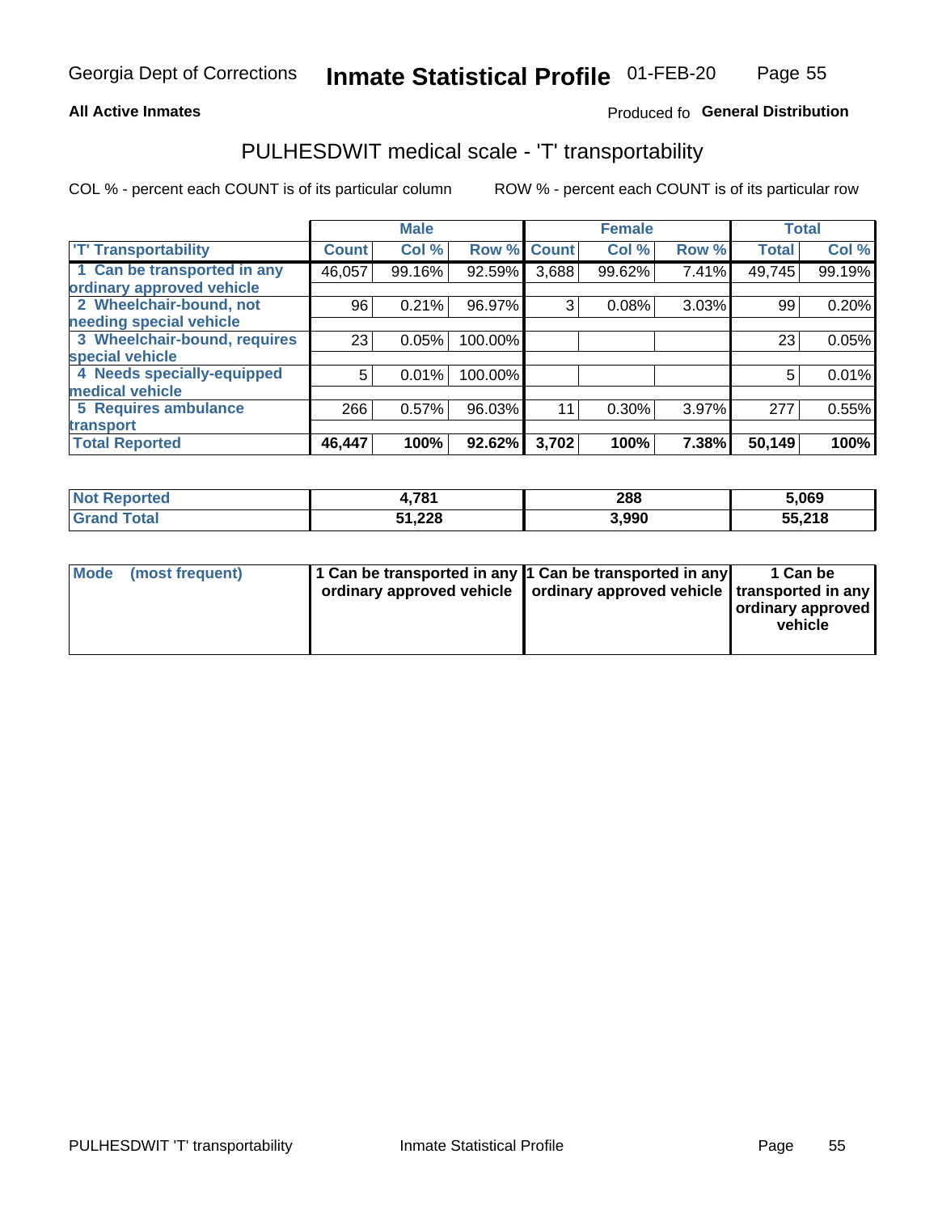Georgia Dept of Corrections **Inmate Statistical Profile** 01-FEB-20

**All Active Inmates**

Produced fo **General Distribution**

## PULHESDWIT medical scale - 'T' transportability

COL % - percent each COUNT is of its particular column

ROW % - percent each COUNT is of its particular row

| | Male | | | Female | | | Total | |
|---|---|---|---|---|---|---|---|---|
| 'T' Transportability | Count | Col % | Row % | Count | Col % | Row % | Total | Col % |
| 1 Can be transported in any ordinary approved vehicle | 46,057 | 99.16% | 92.59% | 3,688 | 99.62% | 7.41% | 49,745 | 99.19% |
| 2 Wheelchair-bound, not needing special vehicle | 96 | 0.21% | 96.97% | 3 | 0.08% | 3.03% | 99 | 0.20% |
| 3 Wheelchair-bound, requires special vehicle | 23 | 0.05% | 100.00% | | | | 23 | 0.05% |
| 4 Needs specially-equipped medical vehicle | 5 | 0.01% | 100.00% | | | | 5 | 0.01% |
| 5 Requires ambulance transport | 266 | 0.57% | 96.03% | 11 | 0.30% | 3.97% | 277 | 0.55% |
| **Total Reported** | **46,447** | **100%** | **92.62%** | **3,702** | **100%** | **7.38%** | **50,149** | **100%** |

| | Male | Female | Total |
|---|---|---|---|
| **Not Reported** | **4,781** | **288** | **5,069** |
| **Grand Total** | **51,228** | **3,990** | **55,218** |

| | Male | Female | Total |
|---|---|---|---|
| **Mode (most frequent)** | **1 Can be transported in any ordinary approved vehicle** | **1 Can be transported in any ordinary approved vehicle** | **1 Can be transported in any ordinary approved vehicle** |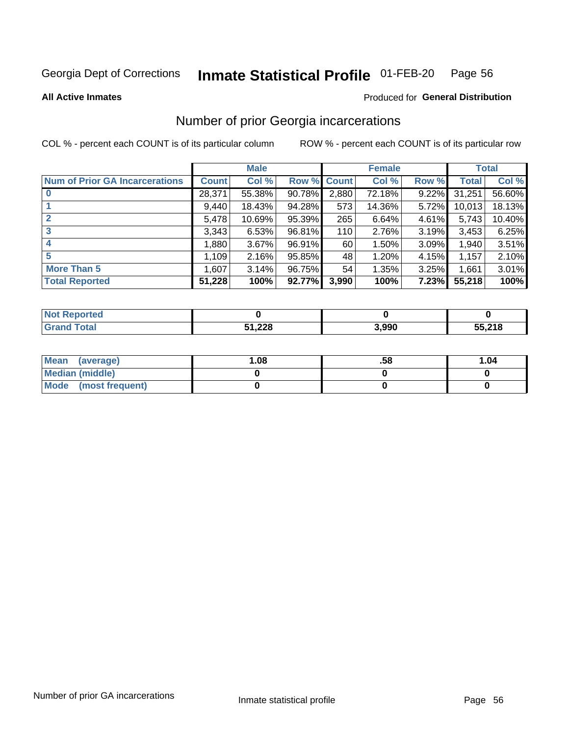Georgia Dept of Corrections **Inmate Statistical Profile** 01-FEB-20

**All Active Inmates**

Produced for **General Distribution**

## Number of prior Georgia incarcerations

COL % - percent each COUNT is of its particular column

ROW % - percent each COUNT is of its particular row

| | Male | | | Female | | | Total | |
|---|---|---|---|---|---|---|---|---|
| **Num of Prior GA Incarcerations** | **Count** | **Col %** | **Row %** | **Count** | **Col %** | **Row %** | **Total** | **Col %** |
| **0** | 28,371 | 55.38% | 90.78% | 2,880 | 72.18% | 9.22% | 31,251 | 56.60% |
| **1** | 9,440 | 18.43% | 94.28% | 573 | 14.36% | 5.72% | 10,013 | 18.13% |
| **2** | 5,478 | 10.69% | 95.39% | 265 | 6.64% | 4.61% | 5,743 | 10.40% |
| **3** | 3,343 | 6.53% | 96.81% | 110 | 2.76% | 3.19% | 3,453 | 6.25% |
| **4** | 1,880 | 3.67% | 96.91% | 60 | 1.50% | 3.09% | 1,940 | 3.51% |
| **5** | 1,109 | 2.16% | 95.85% | 48 | 1.20% | 4.15% | 1,157 | 2.10% |
| **More Than 5** | 1,607 | 3.14% | 96.75% | 54 | 1.35% | 3.25% | 1,661 | 3.01% |
| **Total Reported** | **51,228** | **100%** | **92.77%** | **3,990** | **100%** | **7.23%** | **55,218** | **100%** |

| | Male | Female | Total |
|---|---|---|---|
| **Not Reported** | **0** | **0** | **0** |
| **Grand Total** | **51,228** | **3,990** | **55,218** |

| | Male | Female | Total |
|---|---|---|---|
| **Mean (average)** | **1.08** | **.58** | **1.04** |
| **Median (middle)** | **0** | **0** | **0** |
| **Mode (most frequent)** | **0** | **0** | **0** |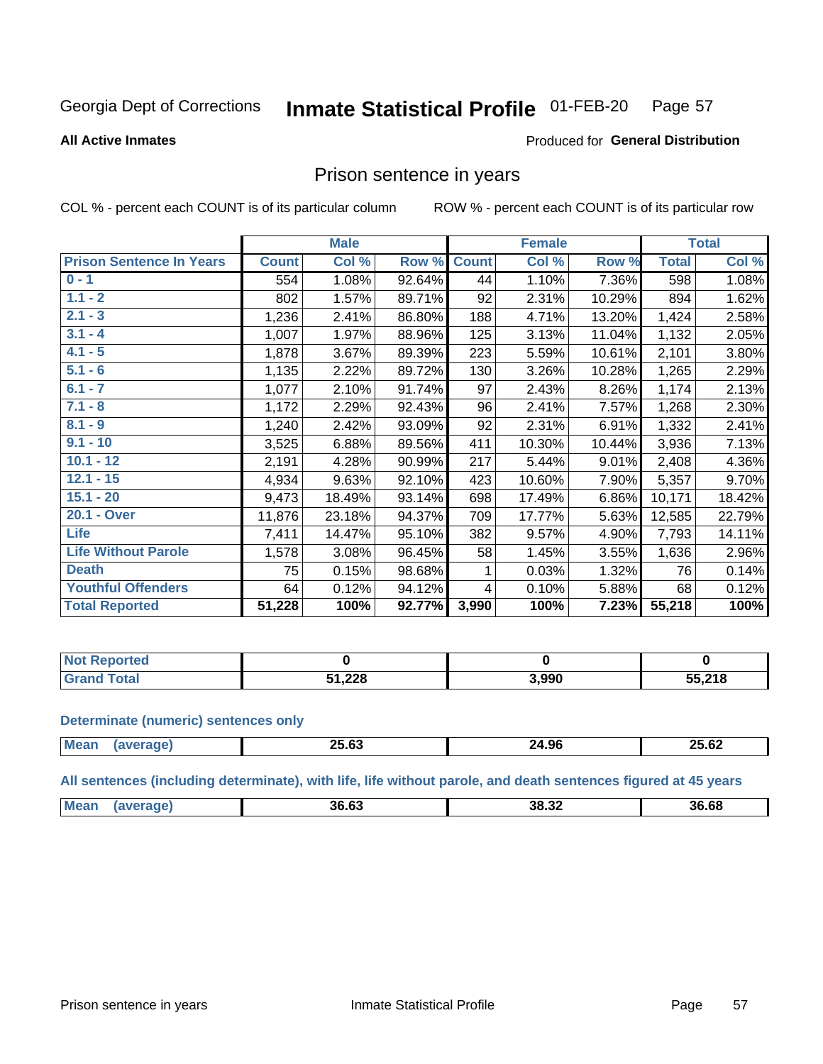Georgia Dept of Corrections **Inmate Statistical Profile** 01-FEB-20 Page 57

**All Active Inmates**

Produced for **General Distribution**

## Prison sentence in years

COL % - percent each COUNT is of its particular column ROW % - percent each COUNT is of its particular row

| | Male | | | Female | | | Total | |
|---|---|---|---|---|---|---|---|---|
| **Prison Sentence In Years** | **Count** | **Col %** | **Row %** | **Count** | **Col %** | **Row %** | **Total** | **Col %** |
| **0 - 1** | 554 | 1.08% | 92.64% | 44 | 1.10% | 7.36% | 598 | 1.08% |
| **1.1 - 2** | 802 | 1.57% | 89.71% | 92 | 2.31% | 10.29% | 894 | 1.62% |
| **2.1 - 3** | 1,236 | 2.41% | 86.80% | 188 | 4.71% | 13.20% | 1,424 | 2.58% |
| **3.1 - 4** | 1,007 | 1.97% | 88.96% | 125 | 3.13% | 11.04% | 1,132 | 2.05% |
| **4.1 - 5** | 1,878 | 3.67% | 89.39% | 223 | 5.59% | 10.61% | 2,101 | 3.80% |
| **5.1 - 6** | 1,135 | 2.22% | 89.72% | 130 | 3.26% | 10.28% | 1,265 | 2.29% |
| **6.1 - 7** | 1,077 | 2.10% | 91.74% | 97 | 2.43% | 8.26% | 1,174 | 2.13% |
| **7.1 - 8** | 1,172 | 2.29% | 92.43% | 96 | 2.41% | 7.57% | 1,268 | 2.30% |
| **8.1 - 9** | 1,240 | 2.42% | 93.09% | 92 | 2.31% | 6.91% | 1,332 | 2.41% |
| **9.1 - 10** | 3,525 | 6.88% | 89.56% | 411 | 10.30% | 10.44% | 3,936 | 7.13% |
| **10.1 - 12** | 2,191 | 4.28% | 90.99% | 217 | 5.44% | 9.01% | 2,408 | 4.36% |
| **12.1 - 15** | 4,934 | 9.63% | 92.10% | 423 | 10.60% | 7.90% | 5,357 | 9.70% |
| **15.1 - 20** | 9,473 | 18.49% | 93.14% | 698 | 17.49% | 6.86% | 10,171 | 18.42% |
| **20.1 - Over** | 11,876 | 23.18% | 94.37% | 709 | 17.77% | 5.63% | 12,585 | 22.79% |
| **Life** | 7,411 | 14.47% | 95.10% | 382 | 9.57% | 4.90% | 7,793 | 14.11% |
| **Life Without Parole** | 1,578 | 3.08% | 96.45% | 58 | 1.45% | 3.55% | 1,636 | 2.96% |
| **Death** | 75 | 0.15% | 98.68% | 1 | 0.03% | 1.32% | 76 | 0.14% |
| **Youthful Offenders** | 64 | 0.12% | 94.12% | 4 | 0.10% | 5.88% | 68 | 0.12% |
| **Total Reported** | **51,228** | **100%** | **92.77%** | **3,990** | **100%** | **7.23%** | **55,218** | **100%** |

| | Male | Female | Total |
|---|---|---|---|
| **Not Reported** | **0** | **0** | **0** |
| **Grand Total** | **51,228** | **3,990** | **55,218** |

**Determinate (numeric) sentences only**

| | Male | Female | Total |
|---|---|---|---|
| **Mean (average)** | **25.63** | **24.96** | **25.62** |

**All sentences (including determinate), with life, life without parole, and death sentences figured at 45 years**

| | Male | Female | Total |
|---|---|---|---|
| **Mean (average)** | **36.63** | **38.32** | **36.68** |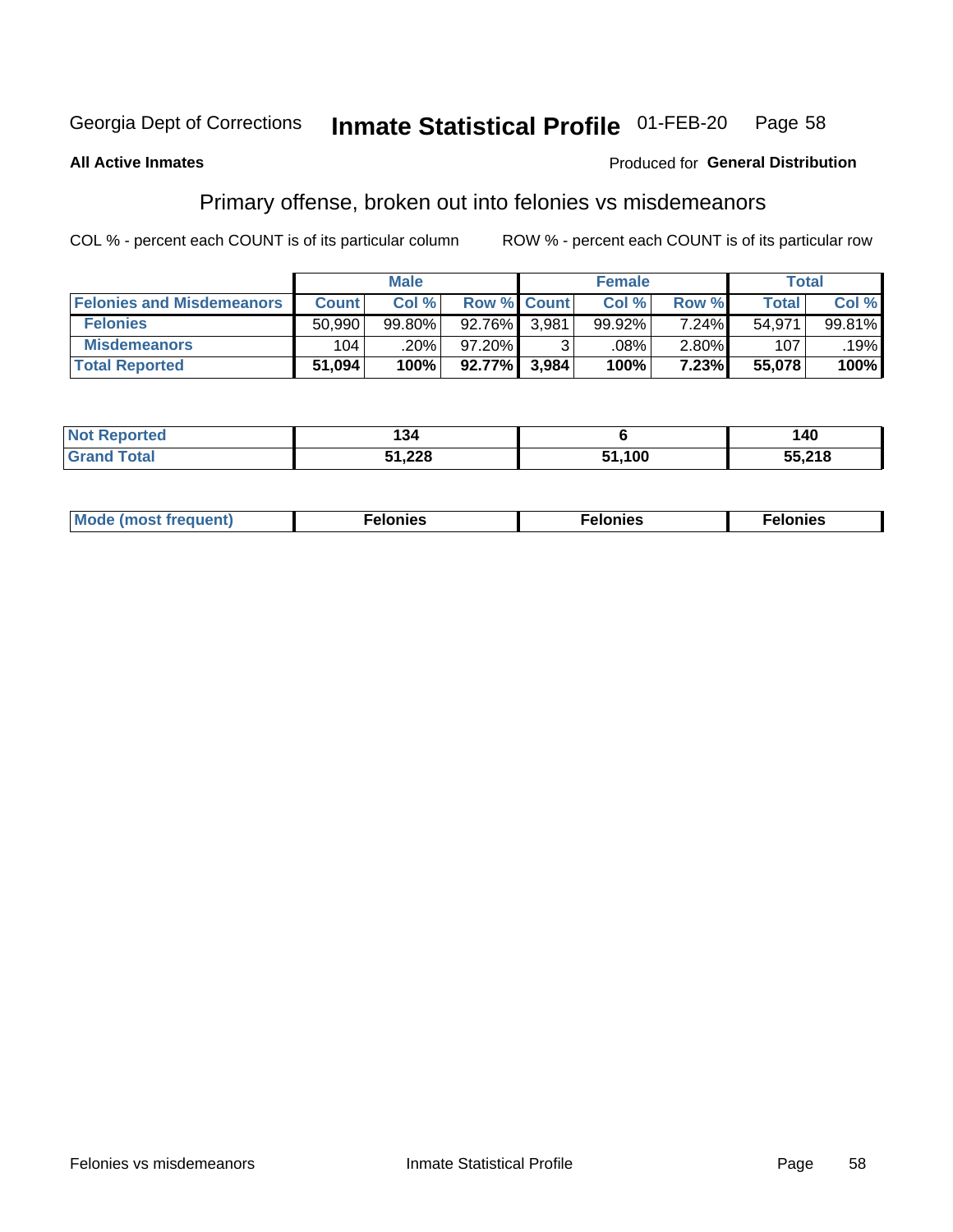Georgia Dept of Corrections **Inmate Statistical Profile** 01-FEB-20

**All Active Inmates**

Produced for **General Distribution**

## Primary offense, broken out into felonies vs misdemeanors

COL % - percent each COUNT is of its particular column ROW % - percent each COUNT is of its particular row

| | Male | | | Female | | | Total | |
|---|---|---|---|---|---|---|---|---|
| **Felonies and Misdemeanors** | **Count** | **Col %** | **Row %** | **Count** | **Col %** | **Row %** | **Total** | **Col %** |
| **Felonies** | 50,990 | 99.80% | 92.76% | 3,981 | 99.92% | 7.24% | 54,971 | 99.81% |
| **Misdemeanors** | 104 | .20% | 97.20% | 3 | .08% | 2.80% | 107 | .19% |
| **Total Reported** | **51,094** | **100%** | **92.77%** | **3,984** | **100%** | **7.23%** | **55,078** | **100%** |

| | Male | Female | Total |
|---|---|---|---|
| **Not Reported** | **134** | **6** | **140** |
| **Grand Total** | **51,228** | **51,100** | **55,218** |

| | Male | Female | Total |
|---|---|---|---|
| **Mode (most frequent)** | **Felonies** | **Felonies** | **Felonies** |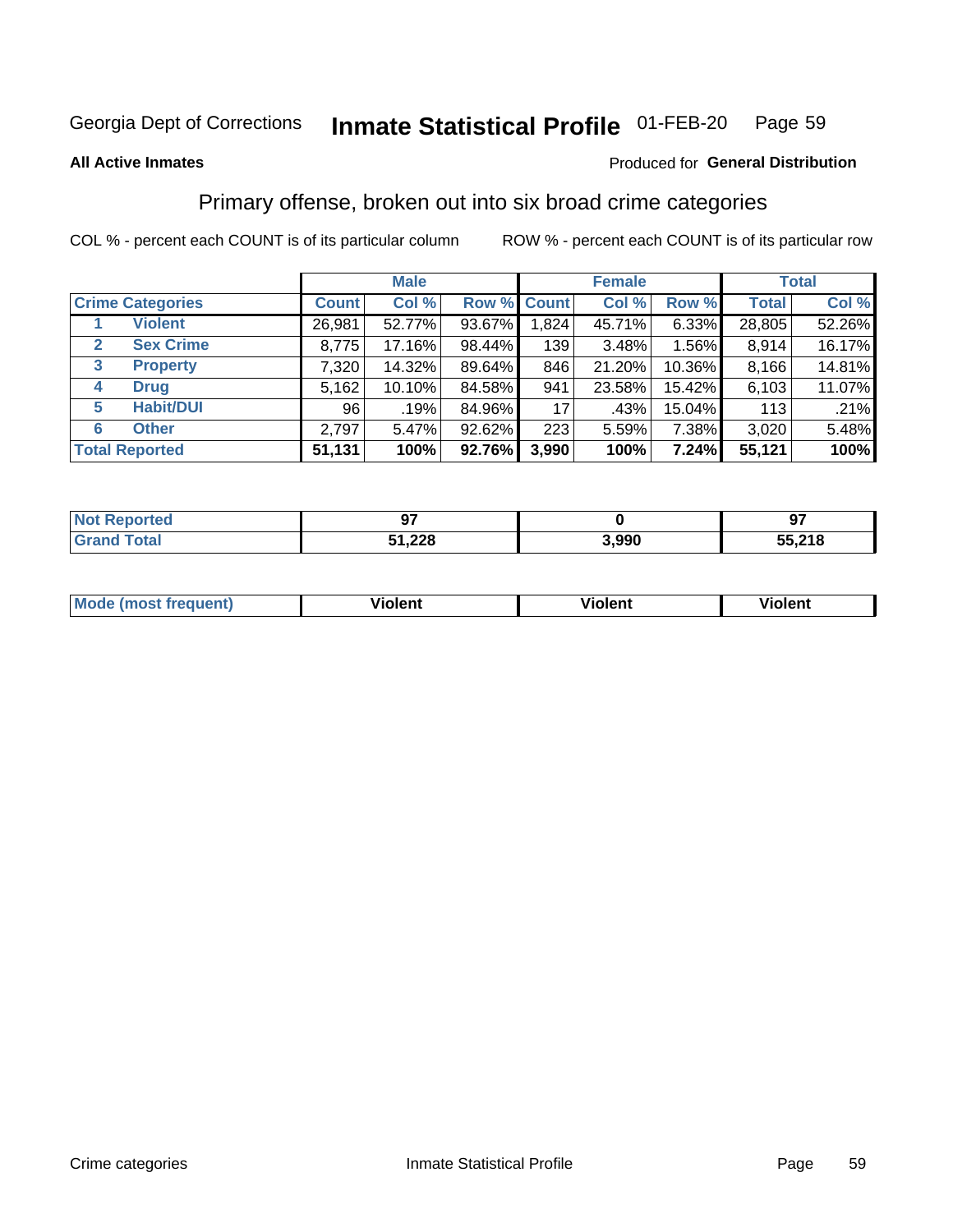Georgia Dept of Corrections **Inmate Statistical Profile** 01-FEB-20

**All Active Inmates**

Produced for **General Distribution**

## Primary offense, broken out into six broad crime categories

COL % - percent each COUNT is of its particular column

ROW % - percent each COUNT is of its particular row

| Crime Categories | | Male | | | Female | | | Total | |
|---|---|---|---|---|---|---|---|---|---|
| | | Count | Col % | Row % | Count | Col % | Row % | Total | Col % |
| 1 | Violent | 26,981 | 52.77% | 93.67% | 1,824 | 45.71% | 6.33% | 28,805 | 52.26% |
| 2 | Sex Crime | 8,775 | 17.16% | 98.44% | 139 | 3.48% | 1.56% | 8,914 | 16.17% |
| 3 | Property | 7,320 | 14.32% | 89.64% | 846 | 21.20% | 10.36% | 8,166 | 14.81% |
| 4 | Drug | 5,162 | 10.10% | 84.58% | 941 | 23.58% | 15.42% | 6,103 | 11.07% |
| 5 | Habit/DUI | 96 | .19% | 84.96% | 17 | .43% | 15.04% | 113 | .21% |
| 6 | Other | 2,797 | 5.47% | 92.62% | 223 | 5.59% | 7.38% | 3,020 | 5.48% |
| **Total Reported** | | **51,131** | **100%** | **92.76%** | **3,990** | **100%** | **7.24%** | **55,121** | **100%** |

| | Male | Female | Total |
|---|---|---|---|
| Not Reported | 97 | 0 | 97 |
| Grand Total | 51,228 | 3,990 | 55,218 |

| | Male | Female | Total |
|---|---|---|---|
| Mode (most frequent) | Violent | Violent | Violent |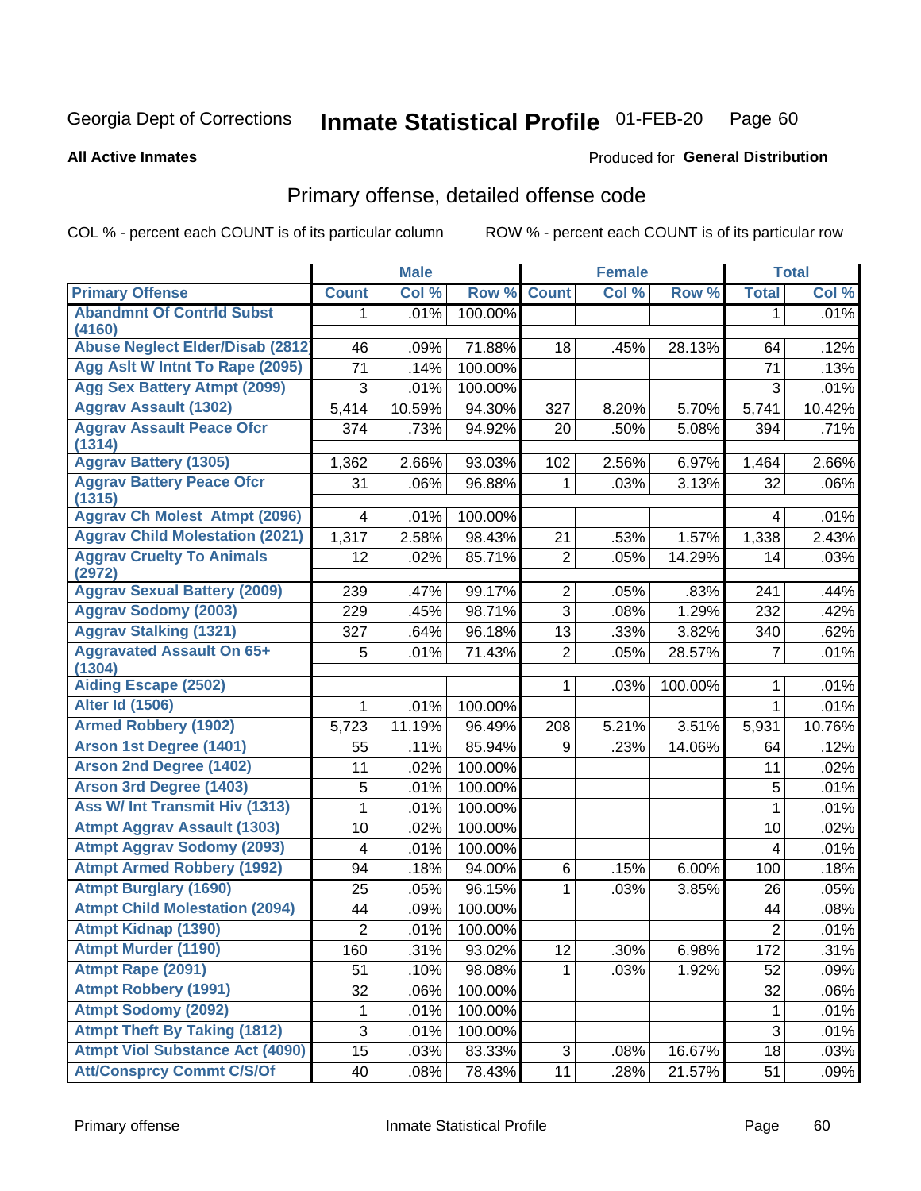Georgia Dept of Corrections **Inmate Statistical Profile** 01-FEB-20

**All Active Inmates**

Produced for **General Distribution**

## Primary offense, detailed offense code

COL % - percent each COUNT is of its particular column ROW % - percent each COUNT is of its particular row

| | Male | | | Female | | | Total | |
|---|---|---|---|---|---|---|---|---|
| Primary Offense | Count | Col % | Row % | Count | Col % | Row % | Total | Col % |
| Abandmnt Of Contrld Subst (4160) | 1 | .01% | 100.00% | | | | 1 | .01% |
| Abuse Neglect Elder/Disab (2812 | 46 | .09% | 71.88% | 18 | .45% | 28.13% | 64 | .12% |
| Agg Aslt W Intnt To Rape (2095) | 71 | .14% | 100.00% | | | | 71 | .13% |
| Agg Sex Battery Atmpt (2099) | 3 | .01% | 100.00% | | | | 3 | .01% |
| Aggrav Assault (1302) | 5,414 | 10.59% | 94.30% | 327 | 8.20% | 5.70% | 5,741 | 10.42% |
| Aggrav Assault Peace Ofcr (1314) | 374 | .73% | 94.92% | 20 | .50% | 5.08% | 394 | .71% |
| Aggrav Battery (1305) | 1,362 | 2.66% | 93.03% | 102 | 2.56% | 6.97% | 1,464 | 2.66% |
| Aggrav Battery Peace Ofcr (1315) | 31 | .06% | 96.88% | 1 | .03% | 3.13% | 32 | .06% |
| Aggrav Ch Molest Atmpt (2096) | 4 | .01% | 100.00% | | | | 4 | .01% |
| Aggrav Child Molestation (2021) | 1,317 | 2.58% | 98.43% | 21 | .53% | 1.57% | 1,338 | 2.43% |
| Aggrav Cruelty To Animals (2972) | 12 | .02% | 85.71% | 2 | .05% | 14.29% | 14 | .03% |
| Aggrav Sexual Battery (2009) | 239 | .47% | 99.17% | 2 | .05% | .83% | 241 | .44% |
| Aggrav Sodomy (2003) | 229 | .45% | 98.71% | 3 | .08% | 1.29% | 232 | .42% |
| Aggrav Stalking (1321) | 327 | .64% | 96.18% | 13 | .33% | 3.82% | 340 | .62% |
| Aggravated Assault On 65+ (1304) | 5 | .01% | 71.43% | 2 | .05% | 28.57% | 7 | .01% |
| Aiding Escape (2502) | | | | 1 | .03% | 100.00% | 1 | .01% |
| Alter Id (1506) | 1 | .01% | 100.00% | | | | 1 | .01% |
| Armed Robbery (1902) | 5,723 | 11.19% | 96.49% | 208 | 5.21% | 3.51% | 5,931 | 10.76% |
| Arson 1st Degree (1401) | 55 | .11% | 85.94% | 9 | .23% | 14.06% | 64 | .12% |
| Arson 2nd Degree (1402) | 11 | .02% | 100.00% | | | | 11 | .02% |
| Arson 3rd Degree (1403) | 5 | .01% | 100.00% | | | | 5 | .01% |
| Ass W/ Int Transmit Hiv (1313) | 1 | .01% | 100.00% | | | | 1 | .01% |
| Atmpt Aggrav Assault (1303) | 10 | .02% | 100.00% | | | | 10 | .02% |
| Atmpt Aggrav Sodomy (2093) | 4 | .01% | 100.00% | | | | 4 | .01% |
| Atmpt Armed Robbery (1992) | 94 | .18% | 94.00% | 6 | .15% | 6.00% | 100 | .18% |
| Atmpt Burglary (1690) | 25 | .05% | 96.15% | 1 | .03% | 3.85% | 26 | .05% |
| Atmpt Child Molestation (2094) | 44 | .09% | 100.00% | | | | 44 | .08% |
| Atmpt Kidnap (1390) | 2 | .01% | 100.00% | | | | 2 | .01% |
| Atmpt Murder (1190) | 160 | .31% | 93.02% | 12 | .30% | 6.98% | 172 | .31% |
| Atmpt Rape (2091) | 51 | .10% | 98.08% | 1 | .03% | 1.92% | 52 | .09% |
| Atmpt Robbery (1991) | 32 | .06% | 100.00% | | | | 32 | .06% |
| Atmpt Sodomy (2092) | 1 | .01% | 100.00% | | | | 1 | .01% |
| Atmpt Theft By Taking (1812) | 3 | .01% | 100.00% | | | | 3 | .01% |
| Atmpt Viol Substance Act (4090) | 15 | .03% | 83.33% | 3 | .08% | 16.67% | 18 | .03% |
| Att/Consprcy Commt C/S/Of | 40 | .08% | 78.43% | 11 | .28% | 21.57% | 51 | .09% |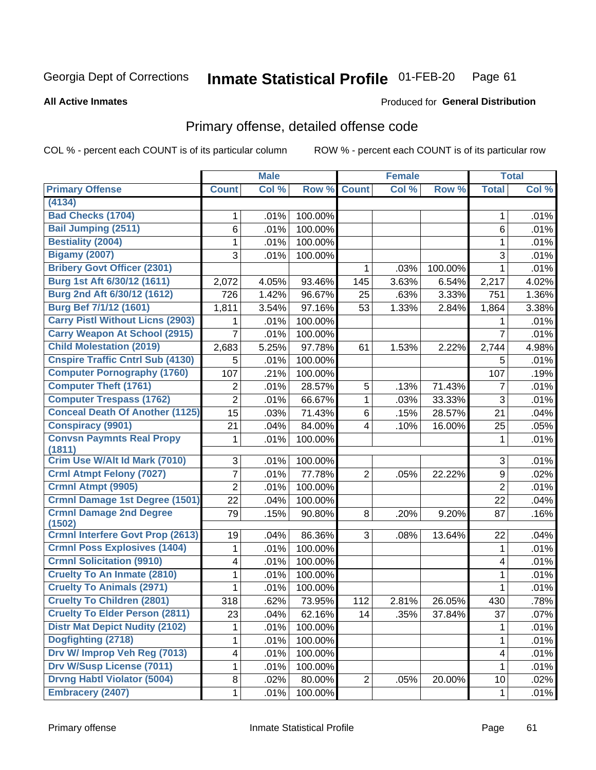Georgia Dept of Corrections **Inmate Statistical Profile** 01-FEB-20

**All Active Inmates**

Produced for **General Distribution**

## Primary offense, detailed offense code

COL % - percent each COUNT is of its particular column    ROW % - percent each COUNT is of its particular row

| | Male | | | Female | | | Total | |
|---|---|---|---|---|---|---|---|---|
| **Primary Offense** | **Count** | **Col %** | **Row %** | **Count** | **Col %** | **Row %** | **Total** | **Col %** |
| (4134) | | | | | | | | |
| Bad Checks (1704) | 1 | .01% | 100.00% | | | | 1 | .01% |
| Bail Jumping (2511) | 6 | .01% | 100.00% | | | | 6 | .01% |
| Bestiality (2004) | 1 | .01% | 100.00% | | | | 1 | .01% |
| Bigamy (2007) | 3 | .01% | 100.00% | | | | 3 | .01% |
| Bribery Govt Officer (2301) | | | | 1 | .03% | 100.00% | 1 | .01% |
| Burg 1st Aft 6/30/12 (1611) | 2,072 | 4.05% | 93.46% | 145 | 3.63% | 6.54% | 2,217 | 4.02% |
| Burg 2nd Aft 6/30/12 (1612) | 726 | 1.42% | 96.67% | 25 | .63% | 3.33% | 751 | 1.36% |
| Burg Bef 7/1/12 (1601) | 1,811 | 3.54% | 97.16% | 53 | 1.33% | 2.84% | 1,864 | 3.38% |
| Carry Pistl Without Licns (2903) | 1 | .01% | 100.00% | | | | 1 | .01% |
| Carry Weapon At School (2915) | 7 | .01% | 100.00% | | | | 7 | .01% |
| Child Molestation (2019) | 2,683 | 5.25% | 97.78% | 61 | 1.53% | 2.22% | 2,744 | 4.98% |
| Cnspire Traffic Cntrl Sub (4130) | 5 | .01% | 100.00% | | | | 5 | .01% |
| Computer Pornography (1760) | 107 | .21% | 100.00% | | | | 107 | .19% |
| Computer Theft (1761) | 2 | .01% | 28.57% | 5 | .13% | 71.43% | 7 | .01% |
| Computer Trespass (1762) | 2 | .01% | 66.67% | 1 | .03% | 33.33% | 3 | .01% |
| Conceal Death Of Another (1125) | 15 | .03% | 71.43% | 6 | .15% | 28.57% | 21 | .04% |
| Conspiracy (9901) | 21 | .04% | 84.00% | 4 | .10% | 16.00% | 25 | .05% |
| Convsn Paymnts Real Propy (1811) | 1 | .01% | 100.00% | | | | 1 | .01% |
| Crim Use W/Alt Id Mark (7010) | 3 | .01% | 100.00% | | | | 3 | .01% |
| Crml Atmpt Felony (7027) | 7 | .01% | 77.78% | 2 | .05% | 22.22% | 9 | .02% |
| Crmnl Atmpt (9905) | 2 | .01% | 100.00% | | | | 2 | .01% |
| Crmnl Damage 1st Degree (1501) | 22 | .04% | 100.00% | | | | 22 | .04% |
| Crmnl Damage 2nd Degree (1502) | 79 | .15% | 90.80% | 8 | .20% | 9.20% | 87 | .16% |
| Crmnl Interfere Govt Prop (2613) | 19 | .04% | 86.36% | 3 | .08% | 13.64% | 22 | .04% |
| Crmnl Poss Explosives (1404) | 1 | .01% | 100.00% | | | | 1 | .01% |
| Crmnl Solicitation (9910) | 4 | .01% | 100.00% | | | | 4 | .01% |
| Cruelty To An Inmate (2810) | 1 | .01% | 100.00% | | | | 1 | .01% |
| Cruelty To Animals (2971) | 1 | .01% | 100.00% | | | | 1 | .01% |
| Cruelty To Children (2801) | 318 | .62% | 73.95% | 112 | 2.81% | 26.05% | 430 | .78% |
| Cruelty To Elder Person (2811) | 23 | .04% | 62.16% | 14 | .35% | 37.84% | 37 | .07% |
| Distr Mat Depict Nudity (2102) | 1 | .01% | 100.00% | | | | 1 | .01% |
| Dogfighting (2718) | 1 | .01% | 100.00% | | | | 1 | .01% |
| Drv W/ Improp Veh Reg (7013) | 4 | .01% | 100.00% | | | | 4 | .01% |
| Drv W/Susp License (7011) | 1 | .01% | 100.00% | | | | 1 | .01% |
| Drvng Habtl Violator (5004) | 8 | .02% | 80.00% | 2 | .05% | 20.00% | 10 | .02% |
| Embracery (2407) | 1 | .01% | 100.00% | | | | 1 | .01% |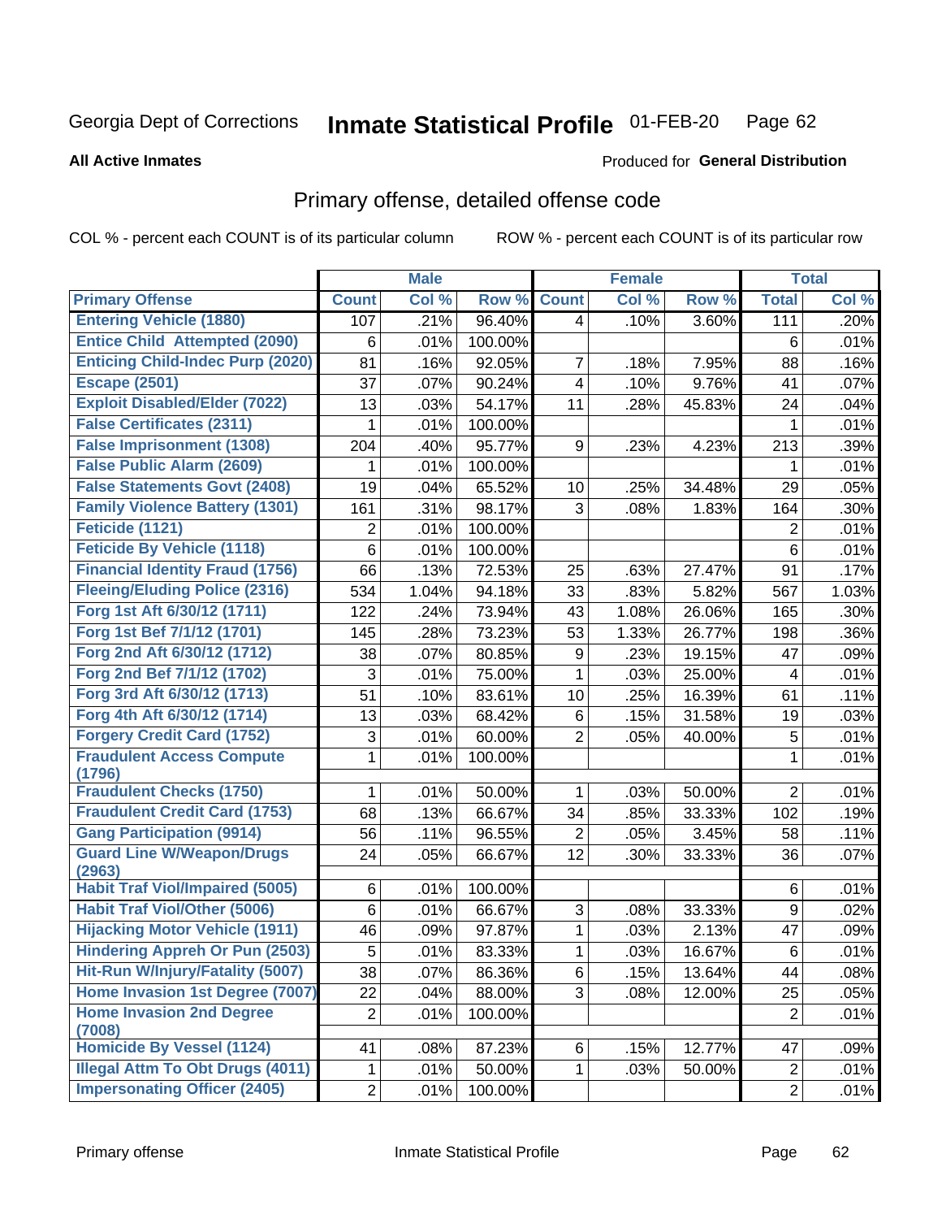Georgia Dept of Corrections **Inmate Statistical Profile** 01-FEB-20

**All Active Inmates**

Produced for **General Distribution**

## Primary offense, detailed offense code

COL % - percent each COUNT is of its particular column ROW % - percent each COUNT is of its particular row

| | Male | | | Female | | | Total | |
|---|---|---|---|---|---|---|---|---|
| **Primary Offense** | **Count** | **Col %** | **Row %** | **Count** | **Col %** | **Row %** | **Total** | **Col %** |
| **Entering Vehicle (1880)** | 107 | .21% | 96.40% | 4 | .10% | 3.60% | 111 | .20% |
| **Entice Child Attempted (2090)** | 6 | .01% | 100.00% | | | | 6 | .01% |
| **Enticing Child-Indec Purp (2020)** | 81 | .16% | 92.05% | 7 | .18% | 7.95% | 88 | .16% |
| **Escape (2501)** | 37 | .07% | 90.24% | 4 | .10% | 9.76% | 41 | .07% |
| **Exploit Disabled/Elder (7022)** | 13 | .03% | 54.17% | 11 | .28% | 45.83% | 24 | .04% |
| **False Certificates (2311)** | 1 | .01% | 100.00% | | | | 1 | .01% |
| **False Imprisonment (1308)** | 204 | .40% | 95.77% | 9 | .23% | 4.23% | 213 | .39% |
| **False Public Alarm (2609)** | 1 | .01% | 100.00% | | | | 1 | .01% |
| **False Statements Govt (2408)** | 19 | .04% | 65.52% | 10 | .25% | 34.48% | 29 | .05% |
| **Family Violence Battery (1301)** | 161 | .31% | 98.17% | 3 | .08% | 1.83% | 164 | .30% |
| **Feticide (1121)** | 2 | .01% | 100.00% | | | | 2 | .01% |
| **Feticide By Vehicle (1118)** | 6 | .01% | 100.00% | | | | 6 | .01% |
| **Financial Identity Fraud (1756)** | 66 | .13% | 72.53% | 25 | .63% | 27.47% | 91 | .17% |
| **Fleeing/Eluding Police (2316)** | 534 | 1.04% | 94.18% | 33 | .83% | 5.82% | 567 | 1.03% |
| **Forg 1st Aft 6/30/12 (1711)** | 122 | .24% | 73.94% | 43 | 1.08% | 26.06% | 165 | .30% |
| **Forg 1st Bef 7/1/12 (1701)** | 145 | .28% | 73.23% | 53 | 1.33% | 26.77% | 198 | .36% |
| **Forg 2nd Aft 6/30/12 (1712)** | 38 | .07% | 80.85% | 9 | .23% | 19.15% | 47 | .09% |
| **Forg 2nd Bef 7/1/12 (1702)** | 3 | .01% | 75.00% | 1 | .03% | 25.00% | 4 | .01% |
| **Forg 3rd Aft 6/30/12 (1713)** | 51 | .10% | 83.61% | 10 | .25% | 16.39% | 61 | .11% |
| **Forg 4th Aft 6/30/12 (1714)** | 13 | .03% | 68.42% | 6 | .15% | 31.58% | 19 | .03% |
| **Forgery Credit Card (1752)** | 3 | .01% | 60.00% | 2 | .05% | 40.00% | 5 | .01% |
| **Fraudulent Access Compute (1796)** | 1 | .01% | 100.00% | | | | 1 | .01% |
| **Fraudulent Checks (1750)** | 1 | .01% | 50.00% | 1 | .03% | 50.00% | 2 | .01% |
| **Fraudulent Credit Card (1753)** | 68 | .13% | 66.67% | 34 | .85% | 33.33% | 102 | .19% |
| **Gang Participation (9914)** | 56 | .11% | 96.55% | 2 | .05% | 3.45% | 58 | .11% |
| **Guard Line W/Weapon/Drugs (2963)** | 24 | .05% | 66.67% | 12 | .30% | 33.33% | 36 | .07% |
| **Habit Traf Viol/Impaired (5005)** | 6 | .01% | 100.00% | | | | 6 | .01% |
| **Habit Traf Viol/Other (5006)** | 6 | .01% | 66.67% | 3 | .08% | 33.33% | 9 | .02% |
| **Hijacking Motor Vehicle (1911)** | 46 | .09% | 97.87% | 1 | .03% | 2.13% | 47 | .09% |
| **Hindering Appreh Or Pun (2503)** | 5 | .01% | 83.33% | 1 | .03% | 16.67% | 6 | .01% |
| **Hit-Run W/Injury/Fatality (5007)** | 38 | .07% | 86.36% | 6 | .15% | 13.64% | 44 | .08% |
| **Home Invasion 1st Degree (7007)** | 22 | .04% | 88.00% | 3 | .08% | 12.00% | 25 | .05% |
| **Home Invasion 2nd Degree (7008)** | 2 | .01% | 100.00% | | | | 2 | .01% |
| **Homicide By Vessel (1124)** | 41 | .08% | 87.23% | 6 | .15% | 12.77% | 47 | .09% |
| **Illegal Attm To Obt Drugs (4011)** | 1 | .01% | 50.00% | 1 | .03% | 50.00% | 2 | .01% |
| **Impersonating Officer (2405)** | 2 | .01% | 100.00% | | | | 2 | .01% |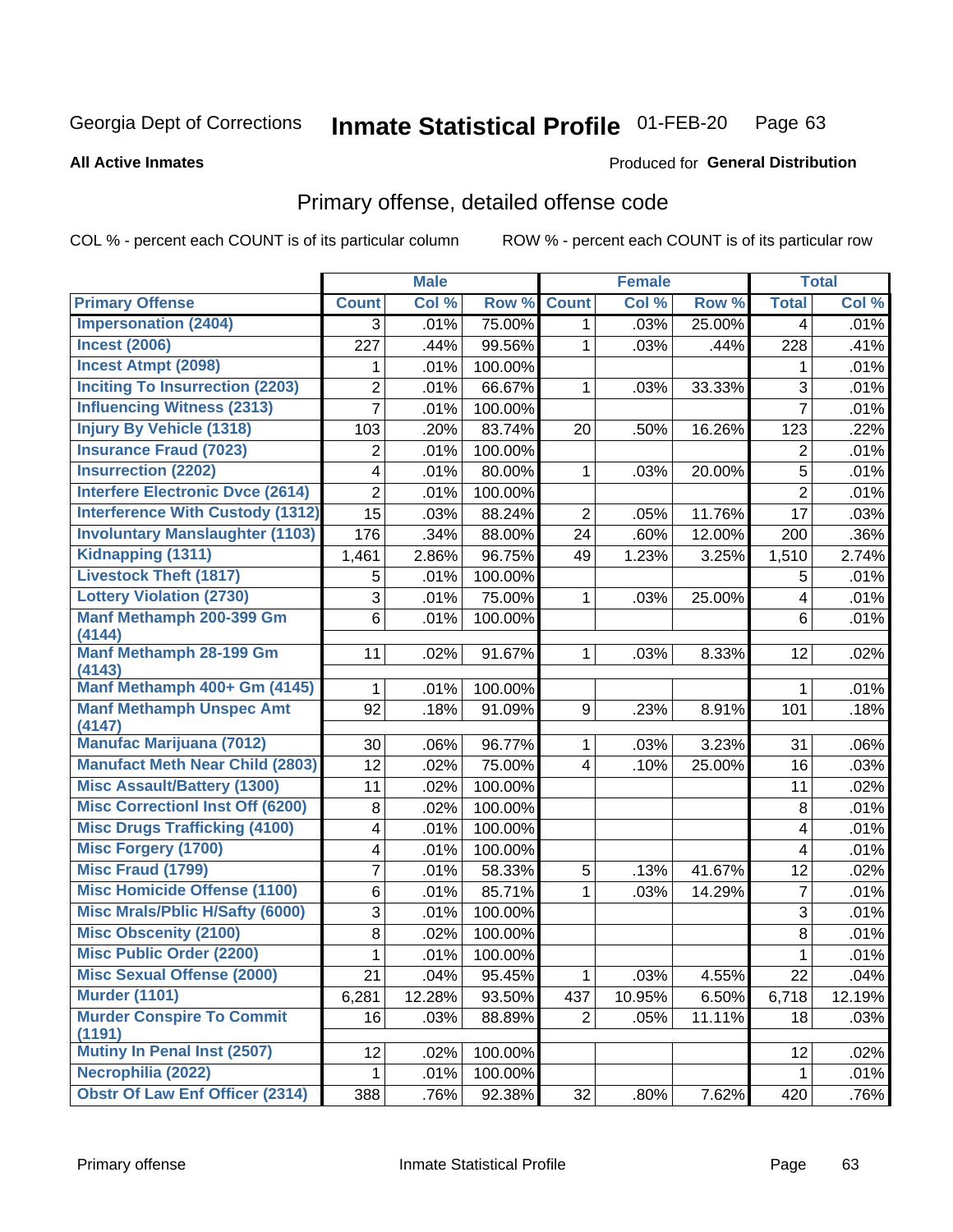Georgia Dept of Corrections **Inmate Statistical Profile** 01-FEB-20

**All Active Inmates**

Produced for **General Distribution**

## Primary offense, detailed offense code

COL % - percent each COUNT is of its particular column ROW % - percent each COUNT is of its particular row

| | Male | | | Female | | | Total | |
|---|---|---|---|---|---|---|---|---|
| **Primary Offense** | **Count** | **Col %** | **Row %** | **Count** | **Col %** | **Row %** | **Total** | **Col %** |
| Impersonation (2404) | 3 | .01% | 75.00% | 1 | .03% | 25.00% | 4 | .01% |
| Incest (2006) | 227 | .44% | 99.56% | 1 | .03% | .44% | 228 | .41% |
| Incest Atmpt (2098) | 1 | .01% | 100.00% | | | | 1 | .01% |
| Inciting To Insurrection (2203) | 2 | .01% | 66.67% | 1 | .03% | 33.33% | 3 | .01% |
| Influencing Witness (2313) | 7 | .01% | 100.00% | | | | 7 | .01% |
| Injury By Vehicle (1318) | 103 | .20% | 83.74% | 20 | .50% | 16.26% | 123 | .22% |
| Insurance Fraud (7023) | 2 | .01% | 100.00% | | | | 2 | .01% |
| Insurrection (2202) | 4 | .01% | 80.00% | 1 | .03% | 20.00% | 5 | .01% |
| Interfere Electronic Dvce (2614) | 2 | .01% | 100.00% | | | | 2 | .01% |
| Interference With Custody (1312) | 15 | .03% | 88.24% | 2 | .05% | 11.76% | 17 | .03% |
| Involuntary Manslaughter (1103) | 176 | .34% | 88.00% | 24 | .60% | 12.00% | 200 | .36% |
| Kidnapping (1311) | 1,461 | 2.86% | 96.75% | 49 | 1.23% | 3.25% | 1,510 | 2.74% |
| Livestock Theft (1817) | 5 | .01% | 100.00% | | | | 5 | .01% |
| Lottery Violation (2730) | 3 | .01% | 75.00% | 1 | .03% | 25.00% | 4 | .01% |
| Manf Methamph 200-399 Gm (4144) | 6 | .01% | 100.00% | | | | 6 | .01% |
| Manf Methamph 28-199 Gm (4143) | 11 | .02% | 91.67% | 1 | .03% | 8.33% | 12 | .02% |
| Manf Methamph 400+ Gm (4145) | 1 | .01% | 100.00% | | | | 1 | .01% |
| Manf Methamph Unspec Amt (4147) | 92 | .18% | 91.09% | 9 | .23% | 8.91% | 101 | .18% |
| Manufac Marijuana (7012) | 30 | .06% | 96.77% | 1 | .03% | 3.23% | 31 | .06% |
| Manufact Meth Near Child (2803) | 12 | .02% | 75.00% | 4 | .10% | 25.00% | 16 | .03% |
| Misc Assault/Battery (1300) | 11 | .02% | 100.00% | | | | 11 | .02% |
| Misc Correctionl Inst Off (6200) | 8 | .02% | 100.00% | | | | 8 | .01% |
| Misc Drugs Trafficking (4100) | 4 | .01% | 100.00% | | | | 4 | .01% |
| Misc Forgery (1700) | 4 | .01% | 100.00% | | | | 4 | .01% |
| Misc Fraud (1799) | 7 | .01% | 58.33% | 5 | .13% | 41.67% | 12 | .02% |
| Misc Homicide Offense (1100) | 6 | .01% | 85.71% | 1 | .03% | 14.29% | 7 | .01% |
| Misc Mrals/Pblic H/Safty (6000) | 3 | .01% | 100.00% | | | | 3 | .01% |
| Misc Obscenity (2100) | 8 | .02% | 100.00% | | | | 8 | .01% |
| Misc Public Order (2200) | 1 | .01% | 100.00% | | | | 1 | .01% |
| Misc Sexual Offense (2000) | 21 | .04% | 95.45% | 1 | .03% | 4.55% | 22 | .04% |
| Murder (1101) | 6,281 | 12.28% | 93.50% | 437 | 10.95% | 6.50% | 6,718 | 12.19% |
| Murder Conspire To Commit (1191) | 16 | .03% | 88.89% | 2 | .05% | 11.11% | 18 | .03% |
| Mutiny In Penal Inst (2507) | 12 | .02% | 100.00% | | | | 12 | .02% |
| Necrophilia (2022) | 1 | .01% | 100.00% | | | | 1 | .01% |
| Obstr Of Law Enf Officer (2314) | 388 | .76% | 92.38% | 32 | .80% | 7.62% | 420 | .76% |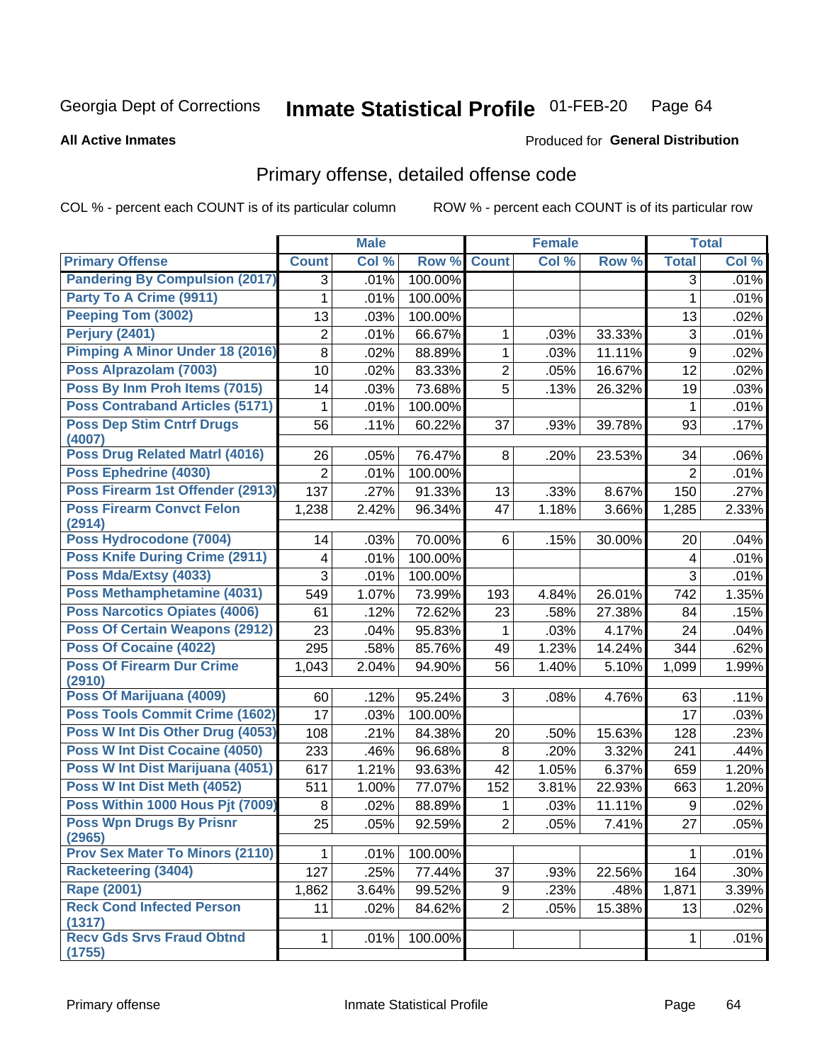Georgia Dept of Corrections **Inmate Statistical Profile** 01-FEB-20

**All Active Inmates**

Produced for **General Distribution**

## Primary offense, detailed offense code

COL % - percent each COUNT is of its particular column

ROW % - percent each COUNT is of its particular row

| | Male | | | Female | | | Total | |
|---|---|---|---|---|---|---|---|---|
| **Primary Offense** | **Count** | **Col %** | **Row %** | **Count** | **Col %** | **Row %** | **Total** | **Col %** |
| Pandering By Compulsion (2017) | 3 | .01% | 100.00% | | | | 3 | .01% |
| Party To A Crime (9911) | 1 | .01% | 100.00% | | | | 1 | .01% |
| Peeping Tom (3002) | 13 | .03% | 100.00% | | | | 13 | .02% |
| Perjury (2401) | 2 | .01% | 66.67% | 1 | .03% | 33.33% | 3 | .01% |
| Pimping A Minor Under 18 (2016) | 8 | .02% | 88.89% | 1 | .03% | 11.11% | 9 | .02% |
| Poss Alprazolam (7003) | 10 | .02% | 83.33% | 2 | .05% | 16.67% | 12 | .02% |
| Poss By Inm Proh Items (7015) | 14 | .03% | 73.68% | 5 | .13% | 26.32% | 19 | .03% |
| Poss Contraband Articles (5171) | 1 | .01% | 100.00% | | | | 1 | .01% |
| Poss Dep Stim Cntrf Drugs (4007) | 56 | .11% | 60.22% | 37 | .93% | 39.78% | 93 | .17% |
| Poss Drug Related Matrl (4016) | 26 | .05% | 76.47% | 8 | .20% | 23.53% | 34 | .06% |
| Poss Ephedrine (4030) | 2 | .01% | 100.00% | | | | 2 | .01% |
| Poss Firearm 1st Offender (2913) | 137 | .27% | 91.33% | 13 | .33% | 8.67% | 150 | .27% |
| Poss Firearm Convct Felon (2914) | 1,238 | 2.42% | 96.34% | 47 | 1.18% | 3.66% | 1,285 | 2.33% |
| Poss Hydrocodone (7004) | 14 | .03% | 70.00% | 6 | .15% | 30.00% | 20 | .04% |
| Poss Knife During Crime (2911) | 4 | .01% | 100.00% | | | | 4 | .01% |
| Poss Mda/Extsy (4033) | 3 | .01% | 100.00% | | | | 3 | .01% |
| Poss Methamphetamine (4031) | 549 | 1.07% | 73.99% | 193 | 4.84% | 26.01% | 742 | 1.35% |
| Poss Narcotics Opiates (4006) | 61 | .12% | 72.62% | 23 | .58% | 27.38% | 84 | .15% |
| Poss Of Certain Weapons (2912) | 23 | .04% | 95.83% | 1 | .03% | 4.17% | 24 | .04% |
| Poss Of Cocaine (4022) | 295 | .58% | 85.76% | 49 | 1.23% | 14.24% | 344 | .62% |
| Poss Of Firearm Dur Crime (2910) | 1,043 | 2.04% | 94.90% | 56 | 1.40% | 5.10% | 1,099 | 1.99% |
| Poss Of Marijuana (4009) | 60 | .12% | 95.24% | 3 | .08% | 4.76% | 63 | .11% |
| Poss Tools Commit Crime (1602) | 17 | .03% | 100.00% | | | | 17 | .03% |
| Poss W Int Dis Other Drug (4053) | 108 | .21% | 84.38% | 20 | .50% | 15.63% | 128 | .23% |
| Poss W Int Dist Cocaine (4050) | 233 | .46% | 96.68% | 8 | .20% | 3.32% | 241 | .44% |
| Poss W Int Dist Marijuana (4051) | 617 | 1.21% | 93.63% | 42 | 1.05% | 6.37% | 659 | 1.20% |
| Poss W Int Dist Meth (4052) | 511 | 1.00% | 77.07% | 152 | 3.81% | 22.93% | 663 | 1.20% |
| Poss Within 1000 Hous Pjt (7009) | 8 | .02% | 88.89% | 1 | .03% | 11.11% | 9 | .02% |
| Poss Wpn Drugs By Prisnr (2965) | 25 | .05% | 92.59% | 2 | .05% | 7.41% | 27 | .05% |
| Prov Sex Mater To Minors (2110) | 1 | .01% | 100.00% | | | | 1 | .01% |
| Racketeering (3404) | 127 | .25% | 77.44% | 37 | .93% | 22.56% | 164 | .30% |
| Rape (2001) | 1,862 | 3.64% | 99.52% | 9 | .23% | .48% | 1,871 | 3.39% |
| Reck Cond Infected Person (1317) | 11 | .02% | 84.62% | 2 | .05% | 15.38% | 13 | .02% |
| Recv Gds Srvs Fraud Obtnd (1755) | 1 | .01% | 100.00% | | | | 1 | .01% |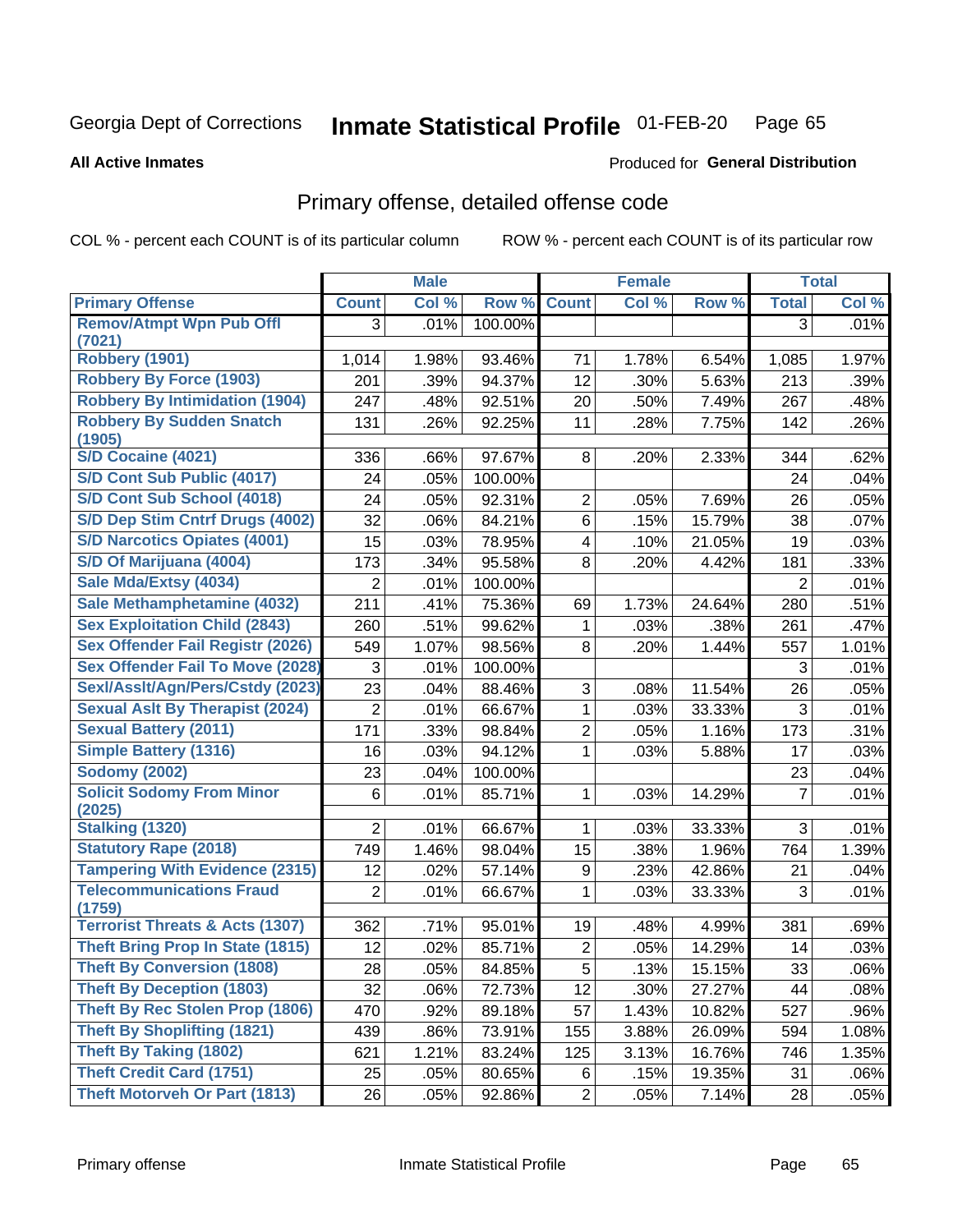Georgia Dept of Corrections **Inmate Statistical Profile** 01-FEB-20

**All Active Inmates**

Produced for **General Distribution**

## Primary offense, detailed offense code

COL % - percent each COUNT is of its particular column ROW % - percent each COUNT is of its particular row

| | Male | | | Female | | | Total | |
|---|---|---|---|---|---|---|---|---|
| **Primary Offense** | **Count** | **Col %** | **Row %** | **Count** | **Col %** | **Row %** | **Total** | **Col %** |
| Remov/Atmpt Wpn Pub Offl (7021) | 3 | .01% | 100.00% | | | | 3 | .01% |
| Robbery (1901) | 1,014 | 1.98% | 93.46% | 71 | 1.78% | 6.54% | 1,085 | 1.97% |
| Robbery By Force (1903) | 201 | .39% | 94.37% | 12 | .30% | 5.63% | 213 | .39% |
| Robbery By Intimidation (1904) | 247 | .48% | 92.51% | 20 | .50% | 7.49% | 267 | .48% |
| Robbery By Sudden Snatch (1905) | 131 | .26% | 92.25% | 11 | .28% | 7.75% | 142 | .26% |
| S/D Cocaine (4021) | 336 | .66% | 97.67% | 8 | .20% | 2.33% | 344 | .62% |
| S/D Cont Sub Public (4017) | 24 | .05% | 100.00% | | | | 24 | .04% |
| S/D Cont Sub School (4018) | 24 | .05% | 92.31% | 2 | .05% | 7.69% | 26 | .05% |
| S/D Dep Stim Cntrf Drugs (4002) | 32 | .06% | 84.21% | 6 | .15% | 15.79% | 38 | .07% |
| S/D Narcotics Opiates (4001) | 15 | .03% | 78.95% | 4 | .10% | 21.05% | 19 | .03% |
| S/D Of Marijuana (4004) | 173 | .34% | 95.58% | 8 | .20% | 4.42% | 181 | .33% |
| Sale Mda/Extsy (4034) | 2 | .01% | 100.00% | | | | 2 | .01% |
| Sale Methamphetamine (4032) | 211 | .41% | 75.36% | 69 | 1.73% | 24.64% | 280 | .51% |
| Sex Exploitation Child (2843) | 260 | .51% | 99.62% | 1 | .03% | .38% | 261 | .47% |
| Sex Offender Fail Registr (2026) | 549 | 1.07% | 98.56% | 8 | .20% | 1.44% | 557 | 1.01% |
| Sex Offender Fail To Move (2028) | 3 | .01% | 100.00% | | | | 3 | .01% |
| Sexl/Asslt/Agn/Pers/Cstdy (2023) | 23 | .04% | 88.46% | 3 | .08% | 11.54% | 26 | .05% |
| Sexual Aslt By Therapist (2024) | 2 | .01% | 66.67% | 1 | .03% | 33.33% | 3 | .01% |
| Sexual Battery (2011) | 171 | .33% | 98.84% | 2 | .05% | 1.16% | 173 | .31% |
| Simple Battery (1316) | 16 | .03% | 94.12% | 1 | .03% | 5.88% | 17 | .03% |
| Sodomy (2002) | 23 | .04% | 100.00% | | | | 23 | .04% |
| Solicit Sodomy From Minor (2025) | 6 | .01% | 85.71% | 1 | .03% | 14.29% | 7 | .01% |
| Stalking (1320) | 2 | .01% | 66.67% | 1 | .03% | 33.33% | 3 | .01% |
| Statutory Rape (2018) | 749 | 1.46% | 98.04% | 15 | .38% | 1.96% | 764 | 1.39% |
| Tampering With Evidence (2315) | 12 | .02% | 57.14% | 9 | .23% | 42.86% | 21 | .04% |
| Telecommunications Fraud (1759) | 2 | .01% | 66.67% | 1 | .03% | 33.33% | 3 | .01% |
| Terrorist Threats & Acts (1307) | 362 | .71% | 95.01% | 19 | .48% | 4.99% | 381 | .69% |
| Theft Bring Prop In State (1815) | 12 | .02% | 85.71% | 2 | .05% | 14.29% | 14 | .03% |
| Theft By Conversion (1808) | 28 | .05% | 84.85% | 5 | .13% | 15.15% | 33 | .06% |
| Theft By Deception (1803) | 32 | .06% | 72.73% | 12 | .30% | 27.27% | 44 | .08% |
| Theft By Rec Stolen Prop (1806) | 470 | .92% | 89.18% | 57 | 1.43% | 10.82% | 527 | .96% |
| Theft By Shoplifting (1821) | 439 | .86% | 73.91% | 155 | 3.88% | 26.09% | 594 | 1.08% |
| Theft By Taking (1802) | 621 | 1.21% | 83.24% | 125 | 3.13% | 16.76% | 746 | 1.35% |
| Theft Credit Card (1751) | 25 | .05% | 80.65% | 6 | .15% | 19.35% | 31 | .06% |
| Theft Motorveh Or Part (1813) | 26 | .05% | 92.86% | 2 | .05% | 7.14% | 28 | .05% |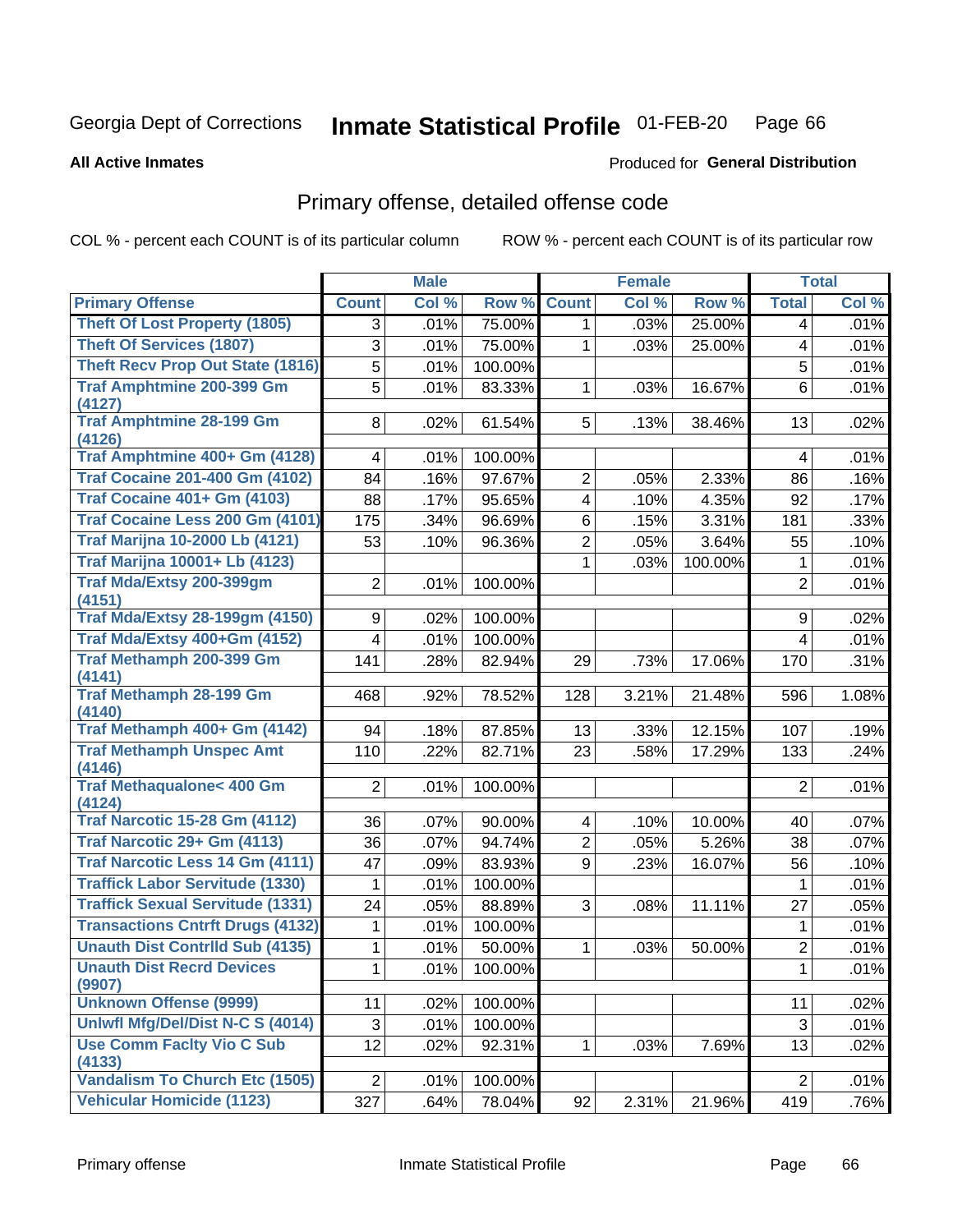Georgia Dept of Corrections **Inmate Statistical Profile** 01-FEB-20

**All Active Inmates**

Produced for **General Distribution**

## Primary offense, detailed offense code

COL % - percent each COUNT is of its particular column ROW % - percent each COUNT is of its particular row

| | Male | | | Female | | | Total | |
|---|---|---|---|---|---|---|---|---|
| **Primary Offense** | **Count** | **Col %** | **Row %** | **Count** | **Col %** | **Row %** | **Total** | **Col %** |
| Theft Of Lost Property (1805) | 3 | .01% | 75.00% | 1 | .03% | 25.00% | 4 | .01% |
| Theft Of Services (1807) | 3 | .01% | 75.00% | 1 | .03% | 25.00% | 4 | .01% |
| Theft Recv Prop Out State (1816) | 5 | .01% | 100.00% | | | | 5 | .01% |
| Traf Amphtmine 200-399 Gm (4127) | 5 | .01% | 83.33% | 1 | .03% | 16.67% | 6 | .01% |
| Traf Amphtmine 28-199 Gm (4126) | 8 | .02% | 61.54% | 5 | .13% | 38.46% | 13 | .02% |
| Traf Amphtmine 400+ Gm (4128) | 4 | .01% | 100.00% | | | | 4 | .01% |
| Traf Cocaine 201-400 Gm (4102) | 84 | .16% | 97.67% | 2 | .05% | 2.33% | 86 | .16% |
| Traf Cocaine 401+ Gm (4103) | 88 | .17% | 95.65% | 4 | .10% | 4.35% | 92 | .17% |
| Traf Cocaine Less 200 Gm (4101) | 175 | .34% | 96.69% | 6 | .15% | 3.31% | 181 | .33% |
| Traf Marijna 10-2000 Lb (4121) | 53 | .10% | 96.36% | 2 | .05% | 3.64% | 55 | .10% |
| Traf Marijna 10001+ Lb (4123) | | | | 1 | .03% | 100.00% | 1 | .01% |
| Traf Mda/Extsy 200-399gm (4151) | 2 | .01% | 100.00% | | | | 2 | .01% |
| Traf Mda/Extsy 28-199gm (4150) | 9 | .02% | 100.00% | | | | 9 | .02% |
| Traf Mda/Extsy 400+Gm (4152) | 4 | .01% | 100.00% | | | | 4 | .01% |
| Traf Methamph 200-399 Gm (4141) | 141 | .28% | 82.94% | 29 | .73% | 17.06% | 170 | .31% |
| Traf Methamph 28-199 Gm (4140) | 468 | .92% | 78.52% | 128 | 3.21% | 21.48% | 596 | 1.08% |
| Traf Methamph 400+ Gm (4142) | 94 | .18% | 87.85% | 13 | .33% | 12.15% | 107 | .19% |
| Traf Methamph Unspec Amt (4146) | 110 | .22% | 82.71% | 23 | .58% | 17.29% | 133 | .24% |
| Traf Methaqualone< 400 Gm (4124) | 2 | .01% | 100.00% | | | | 2 | .01% |
| Traf Narcotic 15-28 Gm (4112) | 36 | .07% | 90.00% | 4 | .10% | 10.00% | 40 | .07% |
| Traf Narcotic 29+ Gm (4113) | 36 | .07% | 94.74% | 2 | .05% | 5.26% | 38 | .07% |
| Traf Narcotic Less 14 Gm (4111) | 47 | .09% | 83.93% | 9 | .23% | 16.07% | 56 | .10% |
| Traffick Labor Servitude (1330) | 1 | .01% | 100.00% | | | | 1 | .01% |
| Traffick Sexual Servitude (1331) | 24 | .05% | 88.89% | 3 | .08% | 11.11% | 27 | .05% |
| Transactions Cntrft Drugs (4132) | 1 | .01% | 100.00% | | | | 1 | .01% |
| Unauth Dist Contrlld Sub (4135) | 1 | .01% | 50.00% | 1 | .03% | 50.00% | 2 | .01% |
| Unauth Dist Recrd Devices (9907) | 1 | .01% | 100.00% | | | | 1 | .01% |
| Unknown Offense (9999) | 11 | .02% | 100.00% | | | | 11 | .02% |
| Unlwfl Mfg/Del/Dist N-C S (4014) | 3 | .01% | 100.00% | | | | 3 | .01% |
| Use Comm Faclty Vio C Sub (4133) | 12 | .02% | 92.31% | 1 | .03% | 7.69% | 13 | .02% |
| Vandalism To Church Etc (1505) | 2 | .01% | 100.00% | | | | 2 | .01% |
| Vehicular Homicide (1123) | 327 | .64% | 78.04% | 92 | 2.31% | 21.96% | 419 | .76% |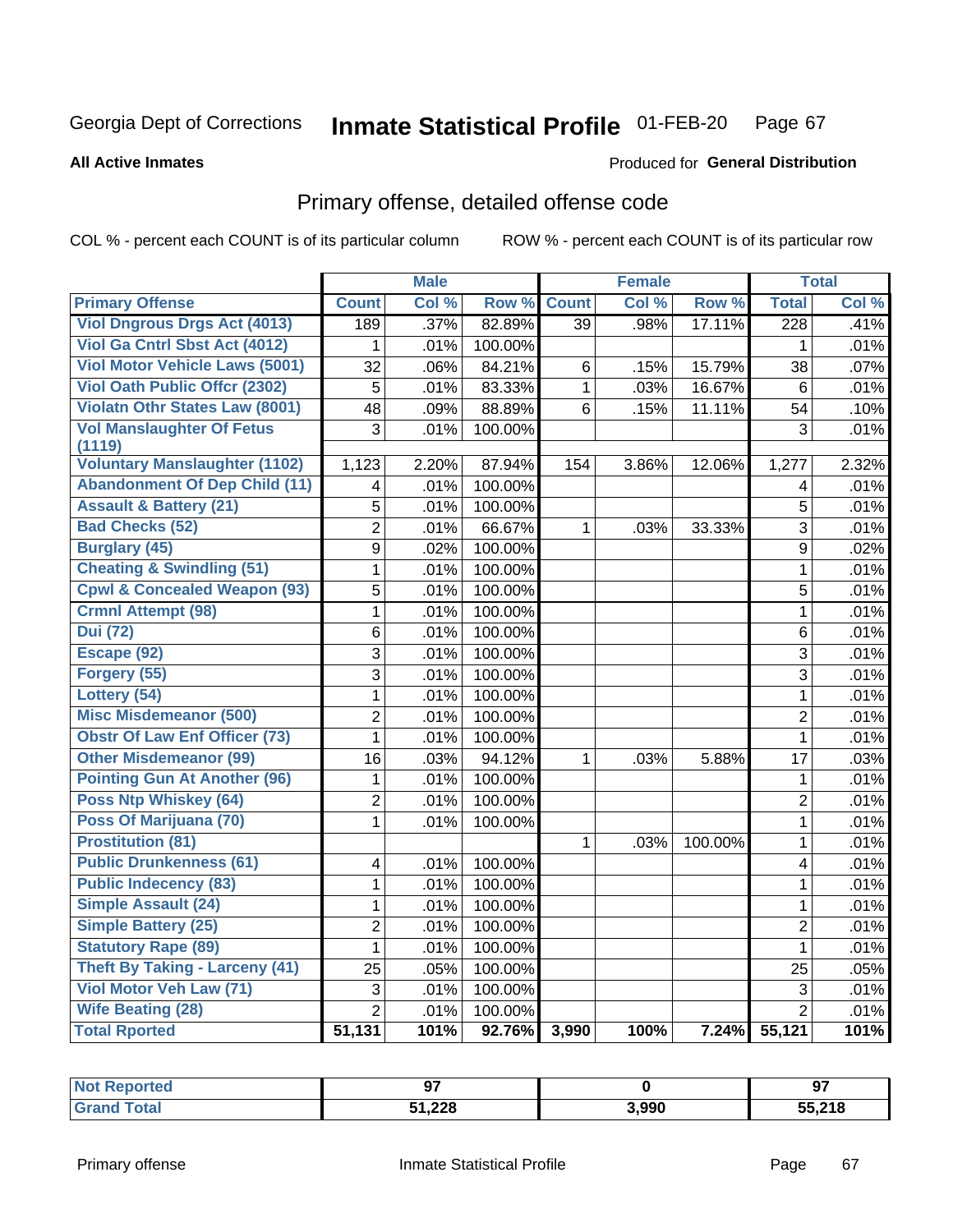Georgia Dept of Corrections **Inmate Statistical Profile** 01-FEB-20

**All Active Inmates**

Produced for **General Distribution**

## Primary offense, detailed offense code

COL % - percent each COUNT is of its particular column    ROW % - percent each COUNT is of its particular row

| | Male | | | Female | | | Total | |
|---|---|---|---|---|---|---|---|---|
| **Primary Offense** | **Count** | **Col %** | **Row %** | **Count** | **Col %** | **Row %** | **Total** | **Col %** |
| Viol Dngrous Drgs Act (4013) | 189 | .37% | 82.89% | 39 | .98% | 17.11% | 228 | .41% |
| Viol Ga Cntrl Sbst Act (4012) | 1 | .01% | 100.00% | | | | 1 | .01% |
| Viol Motor Vehicle Laws (5001) | 32 | .06% | 84.21% | 6 | .15% | 15.79% | 38 | .07% |
| Viol Oath Public Offcr (2302) | 5 | .01% | 83.33% | 1 | .03% | 16.67% | 6 | .01% |
| Violatn Othr States Law (8001) | 48 | .09% | 88.89% | 6 | .15% | 11.11% | 54 | .10% |
| Vol Manslaughter Of Fetus (1119) | 3 | .01% | 100.00% | | | | 3 | .01% |
| Voluntary Manslaughter (1102) | 1,123 | 2.20% | 87.94% | 154 | 3.86% | 12.06% | 1,277 | 2.32% |
| Abandonment Of Dep Child (11) | 4 | .01% | 100.00% | | | | 4 | .01% |
| Assault & Battery (21) | 5 | .01% | 100.00% | | | | 5 | .01% |
| Bad Checks (52) | 2 | .01% | 66.67% | 1 | .03% | 33.33% | 3 | .01% |
| Burglary (45) | 9 | .02% | 100.00% | | | | 9 | .02% |
| Cheating & Swindling (51) | 1 | .01% | 100.00% | | | | 1 | .01% |
| Cpwl & Concealed Weapon (93) | 5 | .01% | 100.00% | | | | 5 | .01% |
| Crmnl Attempt (98) | 1 | .01% | 100.00% | | | | 1 | .01% |
| Dui (72) | 6 | .01% | 100.00% | | | | 6 | .01% |
| Escape (92) | 3 | .01% | 100.00% | | | | 3 | .01% |
| Forgery (55) | 3 | .01% | 100.00% | | | | 3 | .01% |
| Lottery (54) | 1 | .01% | 100.00% | | | | 1 | .01% |
| Misc Misdemeanor (500) | 2 | .01% | 100.00% | | | | 2 | .01% |
| Obstr Of Law Enf Officer (73) | 1 | .01% | 100.00% | | | | 1 | .01% |
| Other Misdemeanor (99) | 16 | .03% | 94.12% | 1 | .03% | 5.88% | 17 | .03% |
| Pointing Gun At Another (96) | 1 | .01% | 100.00% | | | | 1 | .01% |
| Poss Ntp Whiskey (64) | 2 | .01% | 100.00% | | | | 2 | .01% |
| Poss Of Marijuana (70) | 1 | .01% | 100.00% | | | | 1 | .01% |
| Prostitution (81) | | | | 1 | .03% | 100.00% | 1 | .01% |
| Public Drunkenness (61) | 4 | .01% | 100.00% | | | | 4 | .01% |
| Public Indecency (83) | 1 | .01% | 100.00% | | | | 1 | .01% |
| Simple Assault (24) | 1 | .01% | 100.00% | | | | 1 | .01% |
| Simple Battery (25) | 2 | .01% | 100.00% | | | | 2 | .01% |
| Statutory Rape (89) | 1 | .01% | 100.00% | | | | 1 | .01% |
| Theft By Taking - Larceny (41) | 25 | .05% | 100.00% | | | | 25 | .05% |
| Viol Motor Veh Law (71) | 3 | .01% | 100.00% | | | | 3 | .01% |
| Wife Beating (28) | 2 | .01% | 100.00% | | | | 2 | .01% |
| **Total Rported** | **51,131** | **101%** | **92.76%** | **3,990** | **100%** | **7.24%** | **55,121** | **101%** |

| | Male | Female | Total |
|---|---|---|---|
| **Not Reported** | **97** | **0** | **97** |
| **Grand Total** | **51,228** | **3,990** | **55,218** |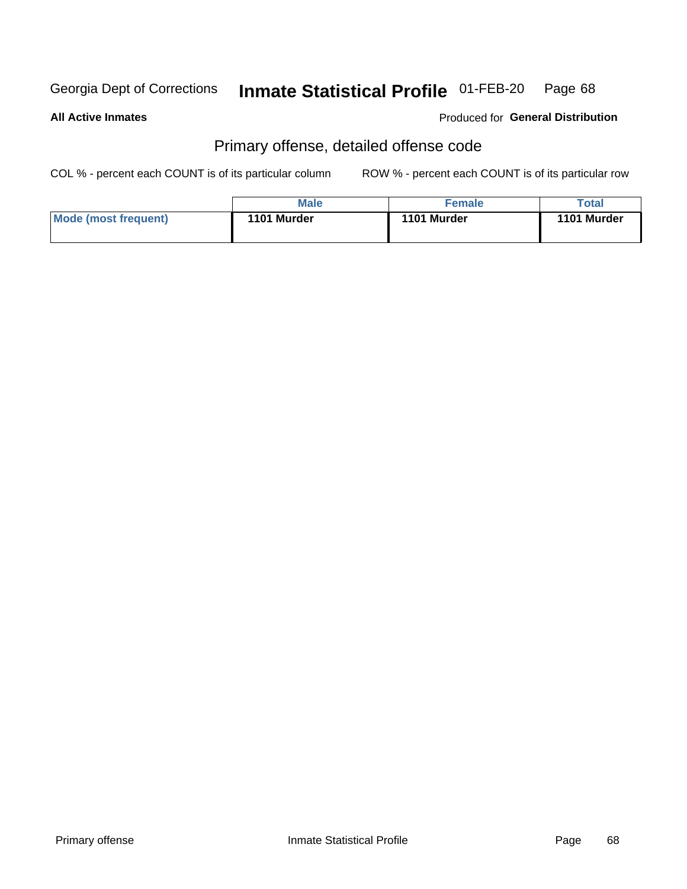Georgia Dept of Corrections **Inmate Statistical Profile** 01-FEB-20

**All Active Inmates**

Produced for **General Distribution**

## Primary offense, detailed offense code

COL % - percent each COUNT is of its particular column

ROW % - percent each COUNT is of its particular row

| | Male | Female | Total |
|---|---|---|---|
| **Mode (most frequent)** | **1101 Murder** | **1101 Murder** | **1101 Murder** |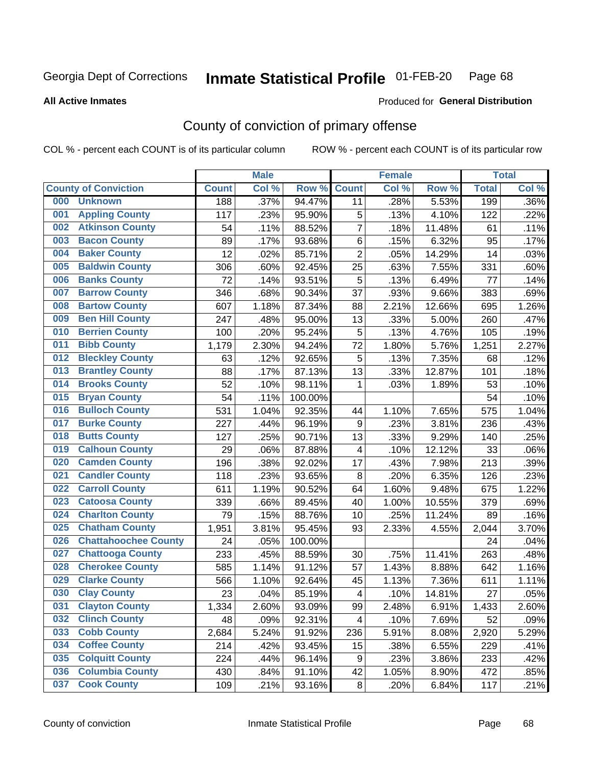Georgia Dept of Corrections **Inmate Statistical Profile** 01-FEB-20

**All Active Inmates**

Produced for **General Distribution**

## County of conviction of primary offense

COL % - percent each COUNT is of its particular column ROW % - percent each COUNT is of its particular row

| | | Male | | | Female | | | Total | |
|---|---|---|---|---|---|---|---|---|---|
| **County of Conviction** | | **Count** | **Col %** | **Row %** | **Count** | **Col %** | **Row %** | **Total** | **Col %** |
| 000 | Unknown | 188 | .37% | 94.47% | 11 | .28% | 5.53% | 199 | .36% |
| 001 | Appling County | 117 | .23% | 95.90% | 5 | .13% | 4.10% | 122 | .22% |
| 002 | Atkinson County | 54 | .11% | 88.52% | 7 | .18% | 11.48% | 61 | .11% |
| 003 | Bacon County | 89 | .17% | 93.68% | 6 | .15% | 6.32% | 95 | .17% |
| 004 | Baker County | 12 | .02% | 85.71% | 2 | .05% | 14.29% | 14 | .03% |
| 005 | Baldwin County | 306 | .60% | 92.45% | 25 | .63% | 7.55% | 331 | .60% |
| 006 | Banks County | 72 | .14% | 93.51% | 5 | .13% | 6.49% | 77 | .14% |
| 007 | Barrow County | 346 | .68% | 90.34% | 37 | .93% | 9.66% | 383 | .69% |
| 008 | Bartow County | 607 | 1.18% | 87.34% | 88 | 2.21% | 12.66% | 695 | 1.26% |
| 009 | Ben Hill County | 247 | .48% | 95.00% | 13 | .33% | 5.00% | 260 | .47% |
| 010 | Berrien County | 100 | .20% | 95.24% | 5 | .13% | 4.76% | 105 | .19% |
| 011 | Bibb County | 1,179 | 2.30% | 94.24% | 72 | 1.80% | 5.76% | 1,251 | 2.27% |
| 012 | Bleckley County | 63 | .12% | 92.65% | 5 | .13% | 7.35% | 68 | .12% |
| 013 | Brantley County | 88 | .17% | 87.13% | 13 | .33% | 12.87% | 101 | .18% |
| 014 | Brooks County | 52 | .10% | 98.11% | 1 | .03% | 1.89% | 53 | .10% |
| 015 | Bryan County | 54 | .11% | 100.00% | | | | 54 | .10% |
| 016 | Bulloch County | 531 | 1.04% | 92.35% | 44 | 1.10% | 7.65% | 575 | 1.04% |
| 017 | Burke County | 227 | .44% | 96.19% | 9 | .23% | 3.81% | 236 | .43% |
| 018 | Butts County | 127 | .25% | 90.71% | 13 | .33% | 9.29% | 140 | .25% |
| 019 | Calhoun County | 29 | .06% | 87.88% | 4 | .10% | 12.12% | 33 | .06% |
| 020 | Camden County | 196 | .38% | 92.02% | 17 | .43% | 7.98% | 213 | .39% |
| 021 | Candler County | 118 | .23% | 93.65% | 8 | .20% | 6.35% | 126 | .23% |
| 022 | Carroll County | 611 | 1.19% | 90.52% | 64 | 1.60% | 9.48% | 675 | 1.22% |
| 023 | Catoosa County | 339 | .66% | 89.45% | 40 | 1.00% | 10.55% | 379 | .69% |
| 024 | Charlton County | 79 | .15% | 88.76% | 10 | .25% | 11.24% | 89 | .16% |
| 025 | Chatham County | 1,951 | 3.81% | 95.45% | 93 | 2.33% | 4.55% | 2,044 | 3.70% |
| 026 | Chattahoochee County | 24 | .05% | 100.00% | | | | 24 | .04% |
| 027 | Chattooga County | 233 | .45% | 88.59% | 30 | .75% | 11.41% | 263 | .48% |
| 028 | Cherokee County | 585 | 1.14% | 91.12% | 57 | 1.43% | 8.88% | 642 | 1.16% |
| 029 | Clarke County | 566 | 1.10% | 92.64% | 45 | 1.13% | 7.36% | 611 | 1.11% |
| 030 | Clay County | 23 | .04% | 85.19% | 4 | .10% | 14.81% | 27 | .05% |
| 031 | Clayton County | 1,334 | 2.60% | 93.09% | 99 | 2.48% | 6.91% | 1,433 | 2.60% |
| 032 | Clinch County | 48 | .09% | 92.31% | 4 | .10% | 7.69% | 52 | .09% |
| 033 | Cobb County | 2,684 | 5.24% | 91.92% | 236 | 5.91% | 8.08% | 2,920 | 5.29% |
| 034 | Coffee County | 214 | .42% | 93.45% | 15 | .38% | 6.55% | 229 | .41% |
| 035 | Colquitt County | 224 | .44% | 96.14% | 9 | .23% | 3.86% | 233 | .42% |
| 036 | Columbia County | 430 | .84% | 91.10% | 42 | 1.05% | 8.90% | 472 | .85% |
| 037 | Cook County | 109 | .21% | 93.16% | 8 | .20% | 6.84% | 117 | .21% |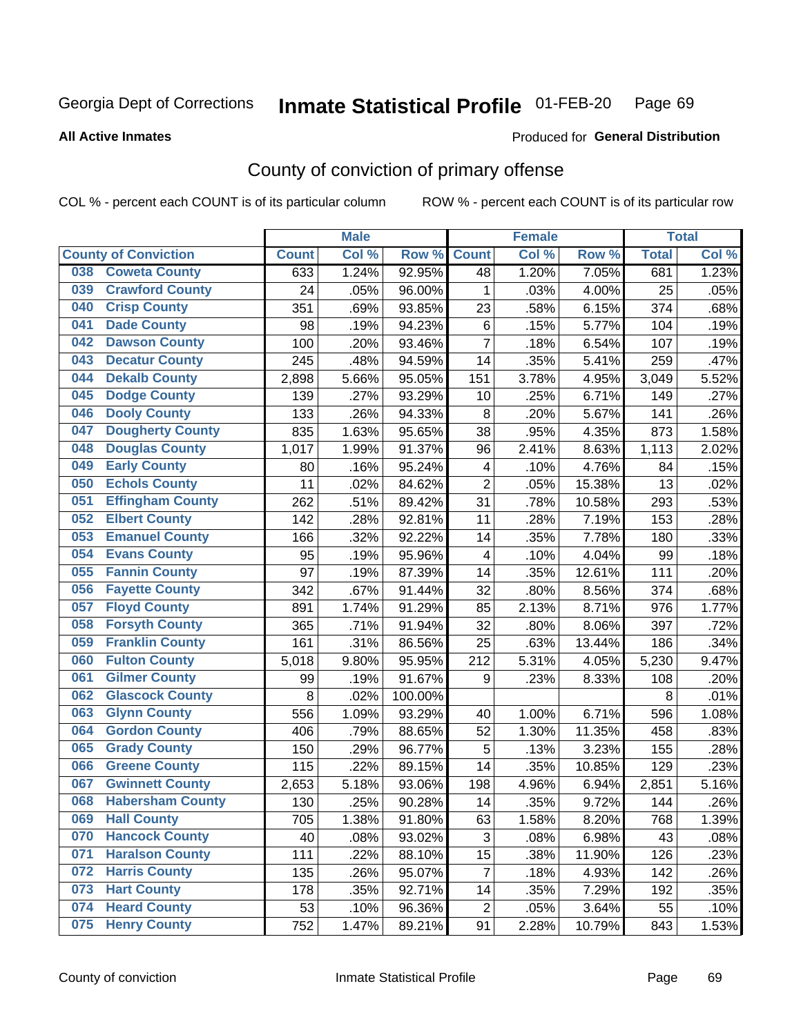Georgia Dept of Corrections **Inmate Statistical Profile** 01-FEB-20

**All Active Inmates**

Produced for **General Distribution**

## County of conviction of primary offense

COL % - percent each COUNT is of its particular column ROW % - percent each COUNT is of its particular row

| County of Conviction | Male | | | Female | | | Total | |
|---|---|---|---|---|---|---|---|---|
| | Count | Col % | Row % | Count | Col % | Row % | Total | Col % |
| 038 Coweta County | 633 | 1.24% | 92.95% | 48 | 1.20% | 7.05% | 681 | 1.23% |
| 039 Crawford County | 24 | .05% | 96.00% | 1 | .03% | 4.00% | 25 | .05% |
| 040 Crisp County | 351 | .69% | 93.85% | 23 | .58% | 6.15% | 374 | .68% |
| 041 Dade County | 98 | .19% | 94.23% | 6 | .15% | 5.77% | 104 | .19% |
| 042 Dawson County | 100 | .20% | 93.46% | 7 | .18% | 6.54% | 107 | .19% |
| 043 Decatur County | 245 | .48% | 94.59% | 14 | .35% | 5.41% | 259 | .47% |
| 044 Dekalb County | 2,898 | 5.66% | 95.05% | 151 | 3.78% | 4.95% | 3,049 | 5.52% |
| 045 Dodge County | 139 | .27% | 93.29% | 10 | .25% | 6.71% | 149 | .27% |
| 046 Dooly County | 133 | .26% | 94.33% | 8 | .20% | 5.67% | 141 | .26% |
| 047 Dougherty County | 835 | 1.63% | 95.65% | 38 | .95% | 4.35% | 873 | 1.58% |
| 048 Douglas County | 1,017 | 1.99% | 91.37% | 96 | 2.41% | 8.63% | 1,113 | 2.02% |
| 049 Early County | 80 | .16% | 95.24% | 4 | .10% | 4.76% | 84 | .15% |
| 050 Echols County | 11 | .02% | 84.62% | 2 | .05% | 15.38% | 13 | .02% |
| 051 Effingham County | 262 | .51% | 89.42% | 31 | .78% | 10.58% | 293 | .53% |
| 052 Elbert County | 142 | .28% | 92.81% | 11 | .28% | 7.19% | 153 | .28% |
| 053 Emanuel County | 166 | .32% | 92.22% | 14 | .35% | 7.78% | 180 | .33% |
| 054 Evans County | 95 | .19% | 95.96% | 4 | .10% | 4.04% | 99 | .18% |
| 055 Fannin County | 97 | .19% | 87.39% | 14 | .35% | 12.61% | 111 | .20% |
| 056 Fayette County | 342 | .67% | 91.44% | 32 | .80% | 8.56% | 374 | .68% |
| 057 Floyd County | 891 | 1.74% | 91.29% | 85 | 2.13% | 8.71% | 976 | 1.77% |
| 058 Forsyth County | 365 | .71% | 91.94% | 32 | .80% | 8.06% | 397 | .72% |
| 059 Franklin County | 161 | .31% | 86.56% | 25 | .63% | 13.44% | 186 | .34% |
| 060 Fulton County | 5,018 | 9.80% | 95.95% | 212 | 5.31% | 4.05% | 5,230 | 9.47% |
| 061 Gilmer County | 99 | .19% | 91.67% | 9 | .23% | 8.33% | 108 | .20% |
| 062 Glascock County | 8 | .02% | 100.00% | | | | 8 | .01% |
| 063 Glynn County | 556 | 1.09% | 93.29% | 40 | 1.00% | 6.71% | 596 | 1.08% |
| 064 Gordon County | 406 | .79% | 88.65% | 52 | 1.30% | 11.35% | 458 | .83% |
| 065 Grady County | 150 | .29% | 96.77% | 5 | .13% | 3.23% | 155 | .28% |
| 066 Greene County | 115 | .22% | 89.15% | 14 | .35% | 10.85% | 129 | .23% |
| 067 Gwinnett County | 2,653 | 5.18% | 93.06% | 198 | 4.96% | 6.94% | 2,851 | 5.16% |
| 068 Habersham County | 130 | .25% | 90.28% | 14 | .35% | 9.72% | 144 | .26% |
| 069 Hall County | 705 | 1.38% | 91.80% | 63 | 1.58% | 8.20% | 768 | 1.39% |
| 070 Hancock County | 40 | .08% | 93.02% | 3 | .08% | 6.98% | 43 | .08% |
| 071 Haralson County | 111 | .22% | 88.10% | 15 | .38% | 11.90% | 126 | .23% |
| 072 Harris County | 135 | .26% | 95.07% | 7 | .18% | 4.93% | 142 | .26% |
| 073 Hart County | 178 | .35% | 92.71% | 14 | .35% | 7.29% | 192 | .35% |
| 074 Heard County | 53 | .10% | 96.36% | 2 | .05% | 3.64% | 55 | .10% |
| 075 Henry County | 752 | 1.47% | 89.21% | 91 | 2.28% | 10.79% | 843 | 1.53% |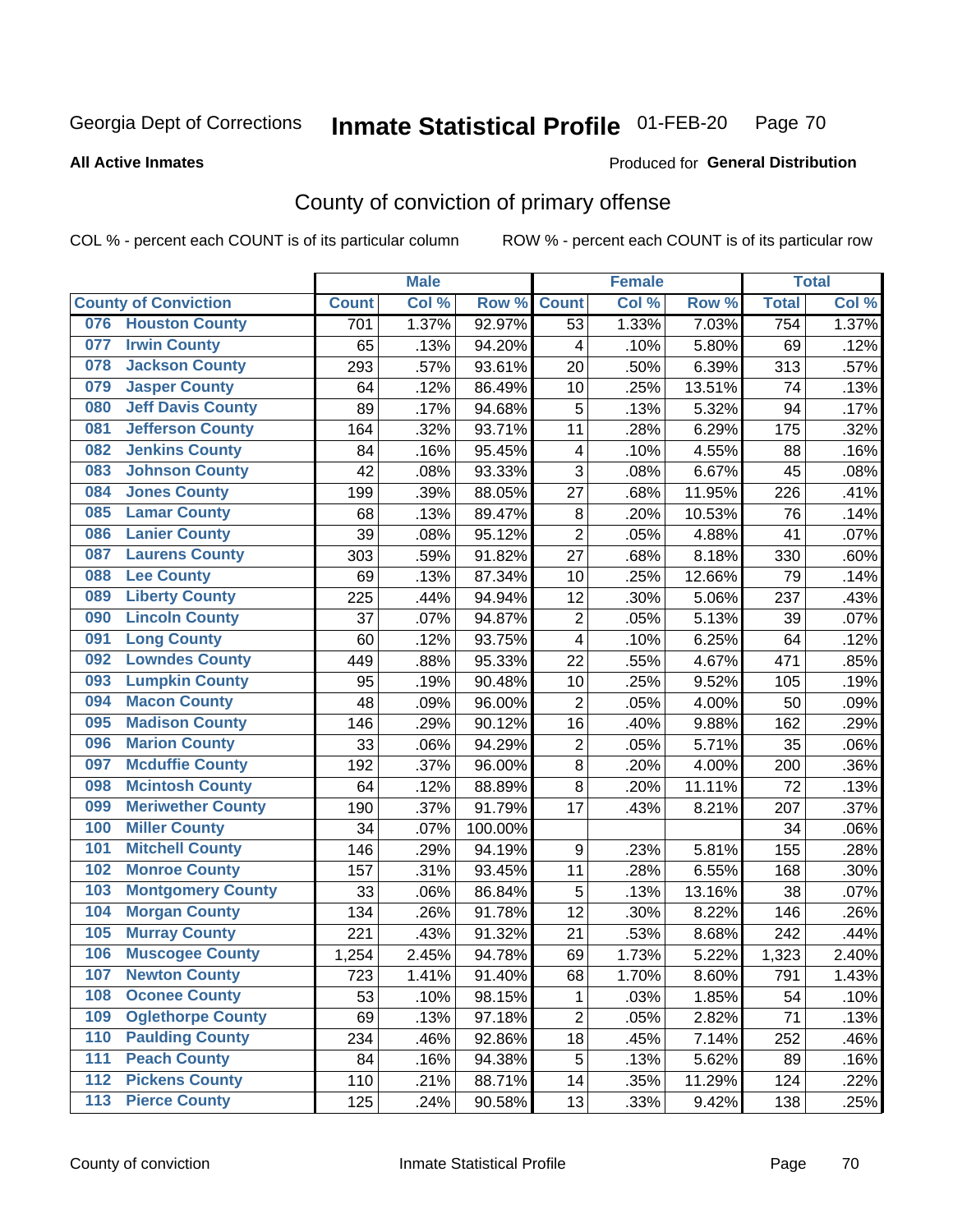Georgia Dept of Corrections **Inmate Statistical Profile** 01-FEB-20

**All Active Inmates**

Produced for **General Distribution**

## County of conviction of primary offense

COL % - percent each COUNT is of its particular column ROW % - percent each COUNT is of its particular row

| County of Conviction | | Male | | | Female | | | Total | |
|---|---|---|---|---|---|---|---|---|---|
| | | Count | Col % | Row % | Count | Col % | Row % | Total | Col % |
| 076 | Houston County | 701 | 1.37% | 92.97% | 53 | 1.33% | 7.03% | 754 | 1.37% |
| 077 | Irwin County | 65 | .13% | 94.20% | 4 | .10% | 5.80% | 69 | .12% |
| 078 | Jackson County | 293 | .57% | 93.61% | 20 | .50% | 6.39% | 313 | .57% |
| 079 | Jasper County | 64 | .12% | 86.49% | 10 | .25% | 13.51% | 74 | .13% |
| 080 | Jeff Davis County | 89 | .17% | 94.68% | 5 | .13% | 5.32% | 94 | .17% |
| 081 | Jefferson County | 164 | .32% | 93.71% | 11 | .28% | 6.29% | 175 | .32% |
| 082 | Jenkins County | 84 | .16% | 95.45% | 4 | .10% | 4.55% | 88 | .16% |
| 083 | Johnson County | 42 | .08% | 93.33% | 3 | .08% | 6.67% | 45 | .08% |
| 084 | Jones County | 199 | .39% | 88.05% | 27 | .68% | 11.95% | 226 | .41% |
| 085 | Lamar County | 68 | .13% | 89.47% | 8 | .20% | 10.53% | 76 | .14% |
| 086 | Lanier County | 39 | .08% | 95.12% | 2 | .05% | 4.88% | 41 | .07% |
| 087 | Laurens County | 303 | .59% | 91.82% | 27 | .68% | 8.18% | 330 | .60% |
| 088 | Lee County | 69 | .13% | 87.34% | 10 | .25% | 12.66% | 79 | .14% |
| 089 | Liberty County | 225 | .44% | 94.94% | 12 | .30% | 5.06% | 237 | .43% |
| 090 | Lincoln County | 37 | .07% | 94.87% | 2 | .05% | 5.13% | 39 | .07% |
| 091 | Long County | 60 | .12% | 93.75% | 4 | .10% | 6.25% | 64 | .12% |
| 092 | Lowndes County | 449 | .88% | 95.33% | 22 | .55% | 4.67% | 471 | .85% |
| 093 | Lumpkin County | 95 | .19% | 90.48% | 10 | .25% | 9.52% | 105 | .19% |
| 094 | Macon County | 48 | .09% | 96.00% | 2 | .05% | 4.00% | 50 | .09% |
| 095 | Madison County | 146 | .29% | 90.12% | 16 | .40% | 9.88% | 162 | .29% |
| 096 | Marion County | 33 | .06% | 94.29% | 2 | .05% | 5.71% | 35 | .06% |
| 097 | Mcduffie County | 192 | .37% | 96.00% | 8 | .20% | 4.00% | 200 | .36% |
| 098 | Mcintosh County | 64 | .12% | 88.89% | 8 | .20% | 11.11% | 72 | .13% |
| 099 | Meriwether County | 190 | .37% | 91.79% | 17 | .43% | 8.21% | 207 | .37% |
| 100 | Miller County | 34 | .07% | 100.00% | | | | 34 | .06% |
| 101 | Mitchell County | 146 | .29% | 94.19% | 9 | .23% | 5.81% | 155 | .28% |
| 102 | Monroe County | 157 | .31% | 93.45% | 11 | .28% | 6.55% | 168 | .30% |
| 103 | Montgomery County | 33 | .06% | 86.84% | 5 | .13% | 13.16% | 38 | .07% |
| 104 | Morgan County | 134 | .26% | 91.78% | 12 | .30% | 8.22% | 146 | .26% |
| 105 | Murray County | 221 | .43% | 91.32% | 21 | .53% | 8.68% | 242 | .44% |
| 106 | Muscogee County | 1,254 | 2.45% | 94.78% | 69 | 1.73% | 5.22% | 1,323 | 2.40% |
| 107 | Newton County | 723 | 1.41% | 91.40% | 68 | 1.70% | 8.60% | 791 | 1.43% |
| 108 | Oconee County | 53 | .10% | 98.15% | 1 | .03% | 1.85% | 54 | .10% |
| 109 | Oglethorpe County | 69 | .13% | 97.18% | 2 | .05% | 2.82% | 71 | .13% |
| 110 | Paulding County | 234 | .46% | 92.86% | 18 | .45% | 7.14% | 252 | .46% |
| 111 | Peach County | 84 | .16% | 94.38% | 5 | .13% | 5.62% | 89 | .16% |
| 112 | Pickens County | 110 | .21% | 88.71% | 14 | .35% | 11.29% | 124 | .22% |
| 113 | Pierce County | 125 | .24% | 90.58% | 13 | .33% | 9.42% | 138 | .25% |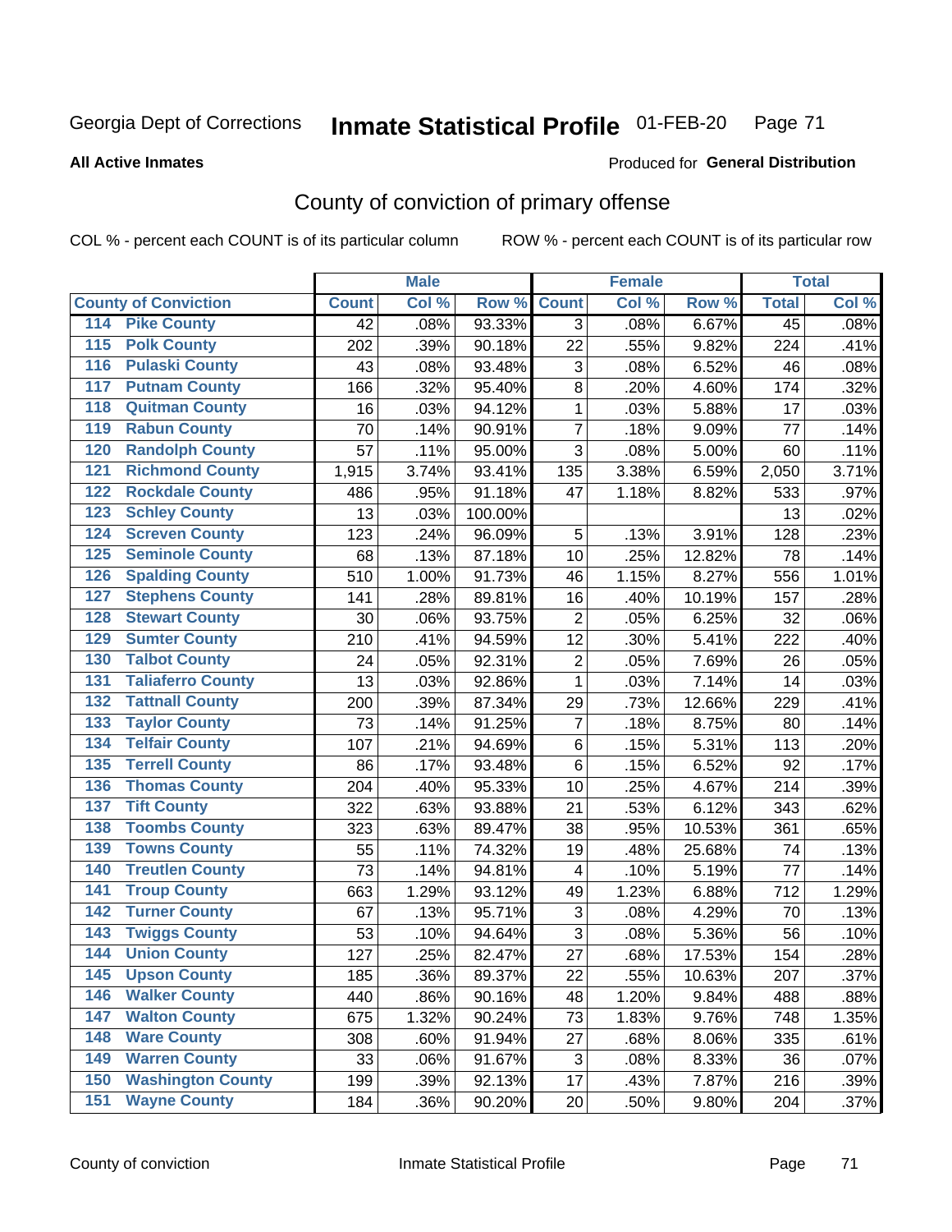Georgia Dept of Corrections **Inmate Statistical Profile** 01-FEB-20

**All Active Inmates**

Produced for **General Distribution**

## County of conviction of primary offense

COL % - percent each COUNT is of its particular column     ROW % - percent each COUNT is of its particular row

| County of Conviction | Male | | | Female | | | Total | |
|---|---|---|---|---|---|---|---|---|
| | Count | Col % | Row % | Count | Col % | Row % | Total | Col % |
| 114 Pike County | 42 | .08% | 93.33% | 3 | .08% | 6.67% | 45 | .08% |
| 115 Polk County | 202 | .39% | 90.18% | 22 | .55% | 9.82% | 224 | .41% |
| 116 Pulaski County | 43 | .08% | 93.48% | 3 | .08% | 6.52% | 46 | .08% |
| 117 Putnam County | 166 | .32% | 95.40% | 8 | .20% | 4.60% | 174 | .32% |
| 118 Quitman County | 16 | .03% | 94.12% | 1 | .03% | 5.88% | 17 | .03% |
| 119 Rabun County | 70 | .14% | 90.91% | 7 | .18% | 9.09% | 77 | .14% |
| 120 Randolph County | 57 | .11% | 95.00% | 3 | .08% | 5.00% | 60 | .11% |
| 121 Richmond County | 1,915 | 3.74% | 93.41% | 135 | 3.38% | 6.59% | 2,050 | 3.71% |
| 122 Rockdale County | 486 | .95% | 91.18% | 47 | 1.18% | 8.82% | 533 | .97% |
| 123 Schley County | 13 | .03% | 100.00% | | | | 13 | .02% |
| 124 Screven County | 123 | .24% | 96.09% | 5 | .13% | 3.91% | 128 | .23% |
| 125 Seminole County | 68 | .13% | 87.18% | 10 | .25% | 12.82% | 78 | .14% |
| 126 Spalding County | 510 | 1.00% | 91.73% | 46 | 1.15% | 8.27% | 556 | 1.01% |
| 127 Stephens County | 141 | .28% | 89.81% | 16 | .40% | 10.19% | 157 | .28% |
| 128 Stewart County | 30 | .06% | 93.75% | 2 | .05% | 6.25% | 32 | .06% |
| 129 Sumter County | 210 | .41% | 94.59% | 12 | .30% | 5.41% | 222 | .40% |
| 130 Talbot County | 24 | .05% | 92.31% | 2 | .05% | 7.69% | 26 | .05% |
| 131 Taliaferro County | 13 | .03% | 92.86% | 1 | .03% | 7.14% | 14 | .03% |
| 132 Tattnall County | 200 | .39% | 87.34% | 29 | .73% | 12.66% | 229 | .41% |
| 133 Taylor County | 73 | .14% | 91.25% | 7 | .18% | 8.75% | 80 | .14% |
| 134 Telfair County | 107 | .21% | 94.69% | 6 | .15% | 5.31% | 113 | .20% |
| 135 Terrell County | 86 | .17% | 93.48% | 6 | .15% | 6.52% | 92 | .17% |
| 136 Thomas County | 204 | .40% | 95.33% | 10 | .25% | 4.67% | 214 | .39% |
| 137 Tift County | 322 | .63% | 93.88% | 21 | .53% | 6.12% | 343 | .62% |
| 138 Toombs County | 323 | .63% | 89.47% | 38 | .95% | 10.53% | 361 | .65% |
| 139 Towns County | 55 | .11% | 74.32% | 19 | .48% | 25.68% | 74 | .13% |
| 140 Treutlen County | 73 | .14% | 94.81% | 4 | .10% | 5.19% | 77 | .14% |
| 141 Troup County | 663 | 1.29% | 93.12% | 49 | 1.23% | 6.88% | 712 | 1.29% |
| 142 Turner County | 67 | .13% | 95.71% | 3 | .08% | 4.29% | 70 | .13% |
| 143 Twiggs County | 53 | .10% | 94.64% | 3 | .08% | 5.36% | 56 | .10% |
| 144 Union County | 127 | .25% | 82.47% | 27 | .68% | 17.53% | 154 | .28% |
| 145 Upson County | 185 | .36% | 89.37% | 22 | .55% | 10.63% | 207 | .37% |
| 146 Walker County | 440 | .86% | 90.16% | 48 | 1.20% | 9.84% | 488 | .88% |
| 147 Walton County | 675 | 1.32% | 90.24% | 73 | 1.83% | 9.76% | 748 | 1.35% |
| 148 Ware County | 308 | .60% | 91.94% | 27 | .68% | 8.06% | 335 | .61% |
| 149 Warren County | 33 | .06% | 91.67% | 3 | .08% | 8.33% | 36 | .07% |
| 150 Washington County | 199 | .39% | 92.13% | 17 | .43% | 7.87% | 216 | .39% |
| 151 Wayne County | 184 | .36% | 90.20% | 20 | .50% | 9.80% | 204 | .37% |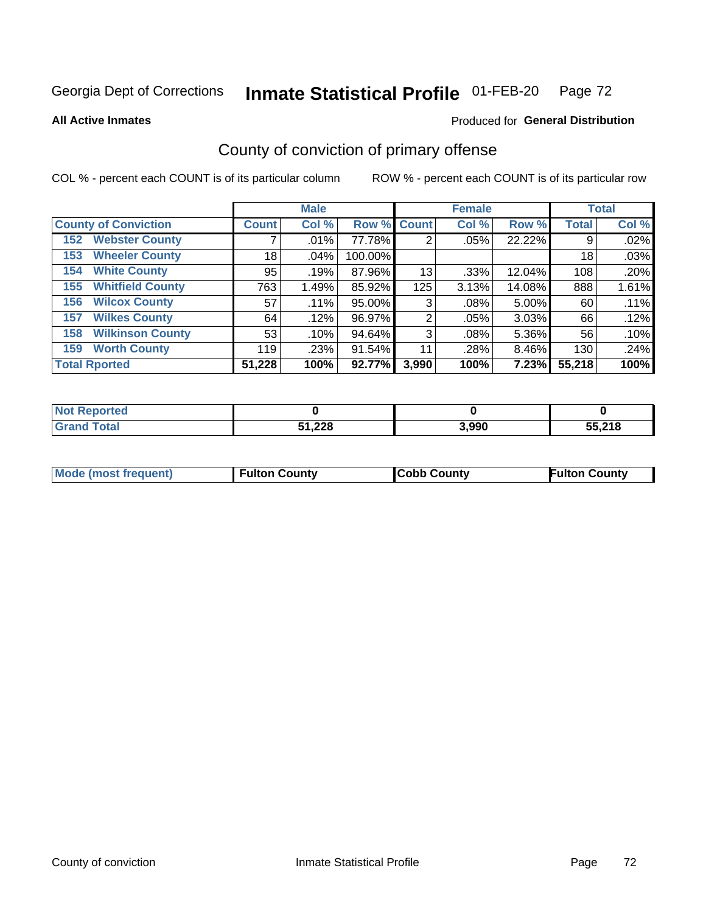Georgia Dept of Corrections **Inmate Statistical Profile** 01-FEB-20

**All Active Inmates**

Produced for **General Distribution**

## County of conviction of primary offense

COL % - percent each COUNT is of its particular column ROW % - percent each COUNT is of its particular row

| County of Conviction | Male | | | Female | | | Total | |
|---|---|---|---|---|---|---|---|---|
| | Count | Col % | Row % | Count | Col % | Row % | Total | Col % |
| 152 Webster County | 7 | .01% | 77.78% | 2 | .05% | 22.22% | 9 | .02% |
| 153 Wheeler County | 18 | .04% | 100.00% | | | | 18 | .03% |
| 154 White County | 95 | .19% | 87.96% | 13 | .33% | 12.04% | 108 | .20% |
| 155 Whitfield County | 763 | 1.49% | 85.92% | 125 | 3.13% | 14.08% | 888 | 1.61% |
| 156 Wilcox County | 57 | .11% | 95.00% | 3 | .08% | 5.00% | 60 | .11% |
| 157 Wilkes County | 64 | .12% | 96.97% | 2 | .05% | 3.03% | 66 | .12% |
| 158 Wilkinson County | 53 | .10% | 94.64% | 3 | .08% | 5.36% | 56 | .10% |
| 159 Worth County | 119 | .23% | 91.54% | 11 | .28% | 8.46% | 130 | .24% |
| **Total Rported** | **51,228** | **100%** | **92.77%** | **3,990** | **100%** | **7.23%** | **55,218** | **100%** |

| | Male | Female | Total |
|---|---|---|---|
| Not Reported | **0** | **0** | **0** |
| Grand Total | **51,228** | **3,990** | **55,218** |

| | Male | Female | Total |
|---|---|---|---|
| Mode (most frequent) | **Fulton County** | **Cobb County** | **Fulton County** |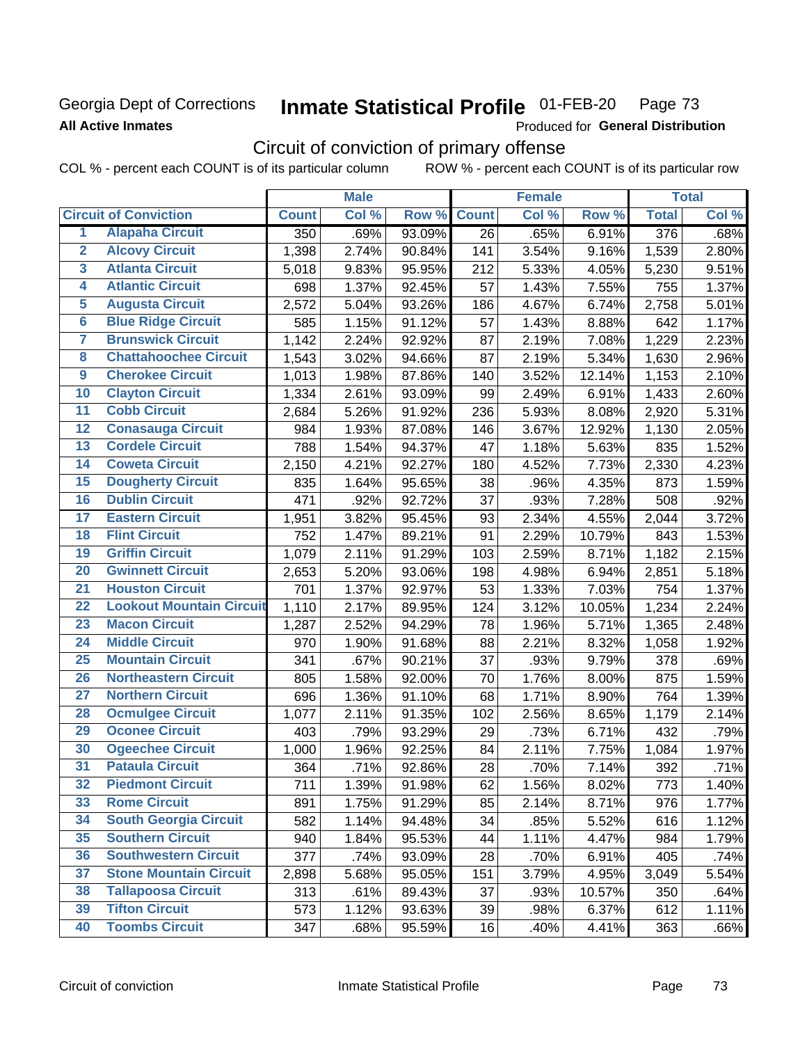Georgia Dept of Corrections **Inmate Statistical Profile** 01-FEB-20

**All Active Inmates**

Produced for **General Distribution**

## Circuit of conviction of primary offense

COL % - percent each COUNT is of its particular column ROW % - percent each COUNT is of its particular row

| | Circuit of Conviction | Male | | | Female | | | Total | |
|---|---|---|---|---|---|---|---|---|---|
| | | Count | Col % | Row % | Count | Col % | Row % | Total | Col % |
| 1 | Alapaha Circuit | 350 | .69% | 93.09% | 26 | .65% | 6.91% | 376 | .68% |
| 2 | Alcovy Circuit | 1,398 | 2.74% | 90.84% | 141 | 3.54% | 9.16% | 1,539 | 2.80% |
| 3 | Atlanta Circuit | 5,018 | 9.83% | 95.95% | 212 | 5.33% | 4.05% | 5,230 | 9.51% |
| 4 | Atlantic Circuit | 698 | 1.37% | 92.45% | 57 | 1.43% | 7.55% | 755 | 1.37% |
| 5 | Augusta Circuit | 2,572 | 5.04% | 93.26% | 186 | 4.67% | 6.74% | 2,758 | 5.01% |
| 6 | Blue Ridge Circuit | 585 | 1.15% | 91.12% | 57 | 1.43% | 8.88% | 642 | 1.17% |
| 7 | Brunswick Circuit | 1,142 | 2.24% | 92.92% | 87 | 2.19% | 7.08% | 1,229 | 2.23% |
| 8 | Chattahoochee Circuit | 1,543 | 3.02% | 94.66% | 87 | 2.19% | 5.34% | 1,630 | 2.96% |
| 9 | Cherokee Circuit | 1,013 | 1.98% | 87.86% | 140 | 3.52% | 12.14% | 1,153 | 2.10% |
| 10 | Clayton Circuit | 1,334 | 2.61% | 93.09% | 99 | 2.49% | 6.91% | 1,433 | 2.60% |
| 11 | Cobb Circuit | 2,684 | 5.26% | 91.92% | 236 | 5.93% | 8.08% | 2,920 | 5.31% |
| 12 | Conasauga Circuit | 984 | 1.93% | 87.08% | 146 | 3.67% | 12.92% | 1,130 | 2.05% |
| 13 | Cordele Circuit | 788 | 1.54% | 94.37% | 47 | 1.18% | 5.63% | 835 | 1.52% |
| 14 | Coweta Circuit | 2,150 | 4.21% | 92.27% | 180 | 4.52% | 7.73% | 2,330 | 4.23% |
| 15 | Dougherty Circuit | 835 | 1.64% | 95.65% | 38 | .96% | 4.35% | 873 | 1.59% |
| 16 | Dublin Circuit | 471 | .92% | 92.72% | 37 | .93% | 7.28% | 508 | .92% |
| 17 | Eastern Circuit | 1,951 | 3.82% | 95.45% | 93 | 2.34% | 4.55% | 2,044 | 3.72% |
| 18 | Flint Circuit | 752 | 1.47% | 89.21% | 91 | 2.29% | 10.79% | 843 | 1.53% |
| 19 | Griffin Circuit | 1,079 | 2.11% | 91.29% | 103 | 2.59% | 8.71% | 1,182 | 2.15% |
| 20 | Gwinnett Circuit | 2,653 | 5.20% | 93.06% | 198 | 4.98% | 6.94% | 2,851 | 5.18% |
| 21 | Houston Circuit | 701 | 1.37% | 92.97% | 53 | 1.33% | 7.03% | 754 | 1.37% |
| 22 | Lookout Mountain Circuit | 1,110 | 2.17% | 89.95% | 124 | 3.12% | 10.05% | 1,234 | 2.24% |
| 23 | Macon Circuit | 1,287 | 2.52% | 94.29% | 78 | 1.96% | 5.71% | 1,365 | 2.48% |
| 24 | Middle Circuit | 970 | 1.90% | 91.68% | 88 | 2.21% | 8.32% | 1,058 | 1.92% |
| 25 | Mountain Circuit | 341 | .67% | 90.21% | 37 | .93% | 9.79% | 378 | .69% |
| 26 | Northeastern Circuit | 805 | 1.58% | 92.00% | 70 | 1.76% | 8.00% | 875 | 1.59% |
| 27 | Northern Circuit | 696 | 1.36% | 91.10% | 68 | 1.71% | 8.90% | 764 | 1.39% |
| 28 | Ocmulgee Circuit | 1,077 | 2.11% | 91.35% | 102 | 2.56% | 8.65% | 1,179 | 2.14% |
| 29 | Oconee Circuit | 403 | .79% | 93.29% | 29 | .73% | 6.71% | 432 | .79% |
| 30 | Ogeechee Circuit | 1,000 | 1.96% | 92.25% | 84 | 2.11% | 7.75% | 1,084 | 1.97% |
| 31 | Pataula Circuit | 364 | .71% | 92.86% | 28 | .70% | 7.14% | 392 | .71% |
| 32 | Piedmont Circuit | 711 | 1.39% | 91.98% | 62 | 1.56% | 8.02% | 773 | 1.40% |
| 33 | Rome Circuit | 891 | 1.75% | 91.29% | 85 | 2.14% | 8.71% | 976 | 1.77% |
| 34 | South Georgia Circuit | 582 | 1.14% | 94.48% | 34 | .85% | 5.52% | 616 | 1.12% |
| 35 | Southern Circuit | 940 | 1.84% | 95.53% | 44 | 1.11% | 4.47% | 984 | 1.79% |
| 36 | Southwestern Circuit | 377 | .74% | 93.09% | 28 | .70% | 6.91% | 405 | .74% |
| 37 | Stone Mountain Circuit | 2,898 | 5.68% | 95.05% | 151 | 3.79% | 4.95% | 3,049 | 5.54% |
| 38 | Tallapoosa Circuit | 313 | .61% | 89.43% | 37 | .93% | 10.57% | 350 | .64% |
| 39 | Tifton Circuit | 573 | 1.12% | 93.63% | 39 | .98% | 6.37% | 612 | 1.11% |
| 40 | Toombs Circuit | 347 | .68% | 95.59% | 16 | .40% | 4.41% | 363 | .66% |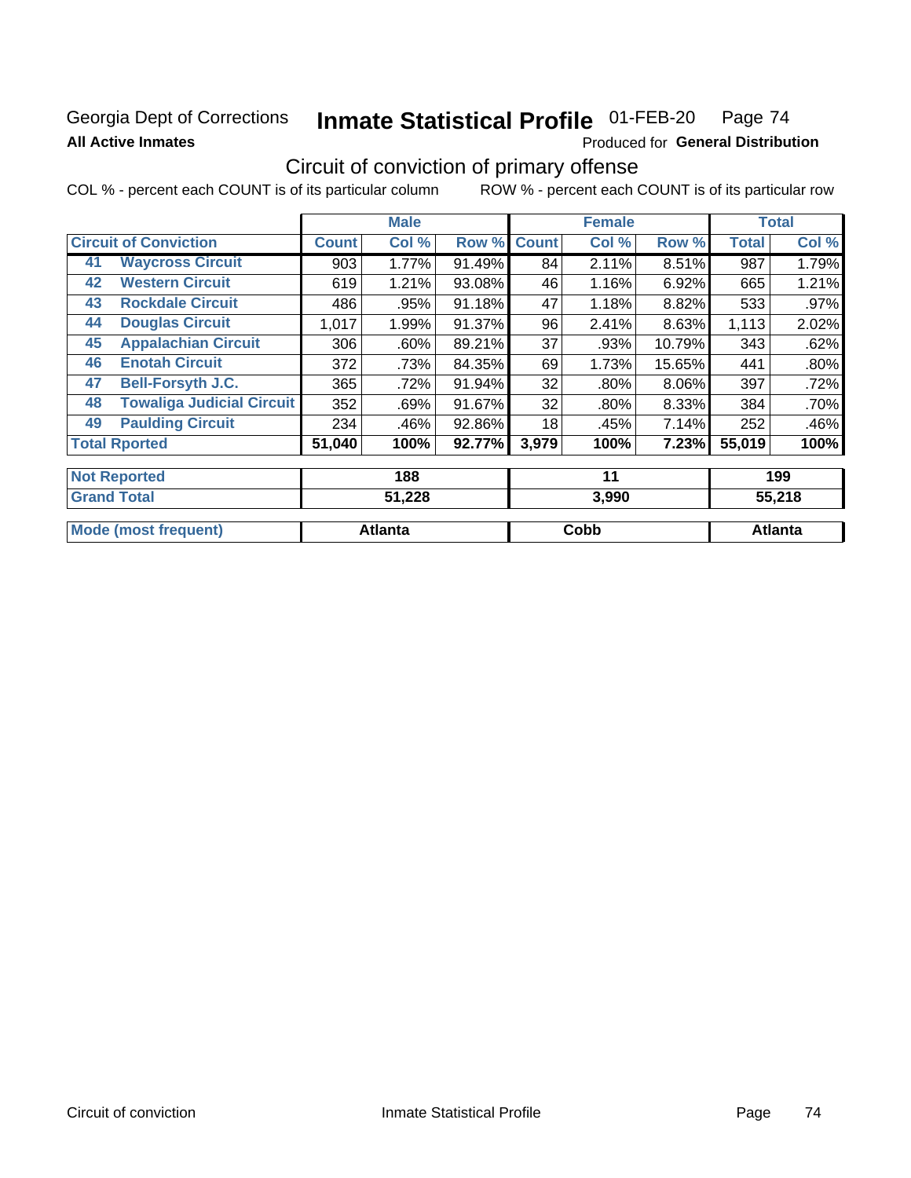Georgia Dept of Corrections **Inmate Statistical Profile** 01-FEB-20 Page 74

**All Active Inmates**

Produced for **General Distribution**

## Circuit of conviction of primary offense

COL % - percent each COUNT is of its particular column ROW % - percent each COUNT is of its particular row

| Circuit of Conviction | | Male | | | Female | | | Total | |
|---|---|---|---|---|---|---|---|---|---|
| | | Count | Col % | Row % | Count | Col % | Row % | Total | Col % |
| 41 | Waycross Circuit | 903 | 1.77% | 91.49% | 84 | 2.11% | 8.51% | 987 | 1.79% |
| 42 | Western Circuit | 619 | 1.21% | 93.08% | 46 | 1.16% | 6.92% | 665 | 1.21% |
| 43 | Rockdale Circuit | 486 | .95% | 91.18% | 47 | 1.18% | 8.82% | 533 | .97% |
| 44 | Douglas Circuit | 1,017 | 1.99% | 91.37% | 96 | 2.41% | 8.63% | 1,113 | 2.02% |
| 45 | Appalachian Circuit | 306 | .60% | 89.21% | 37 | .93% | 10.79% | 343 | .62% |
| 46 | Enotah Circuit | 372 | .73% | 84.35% | 69 | 1.73% | 15.65% | 441 | .80% |
| 47 | Bell-Forsyth J.C. | 365 | .72% | 91.94% | 32 | .80% | 8.06% | 397 | .72% |
| 48 | Towaliga Judicial Circuit | 352 | .69% | 91.67% | 32 | .80% | 8.33% | 384 | .70% |
| 49 | Paulding Circuit | 234 | .46% | 92.86% | 18 | .45% | 7.14% | 252 | .46% |
| Total Rported | | 51,040 | 100% | 92.77% | 3,979 | 100% | 7.23% | 55,019 | 100% |
| Not Reported | | 188 | | | 11 | | | 199 | |
| Grand Total | | 51,228 | | | 3,990 | | | 55,218 | |
| Mode (most frequent) | | Atlanta | | | Cobb | | | Atlanta | |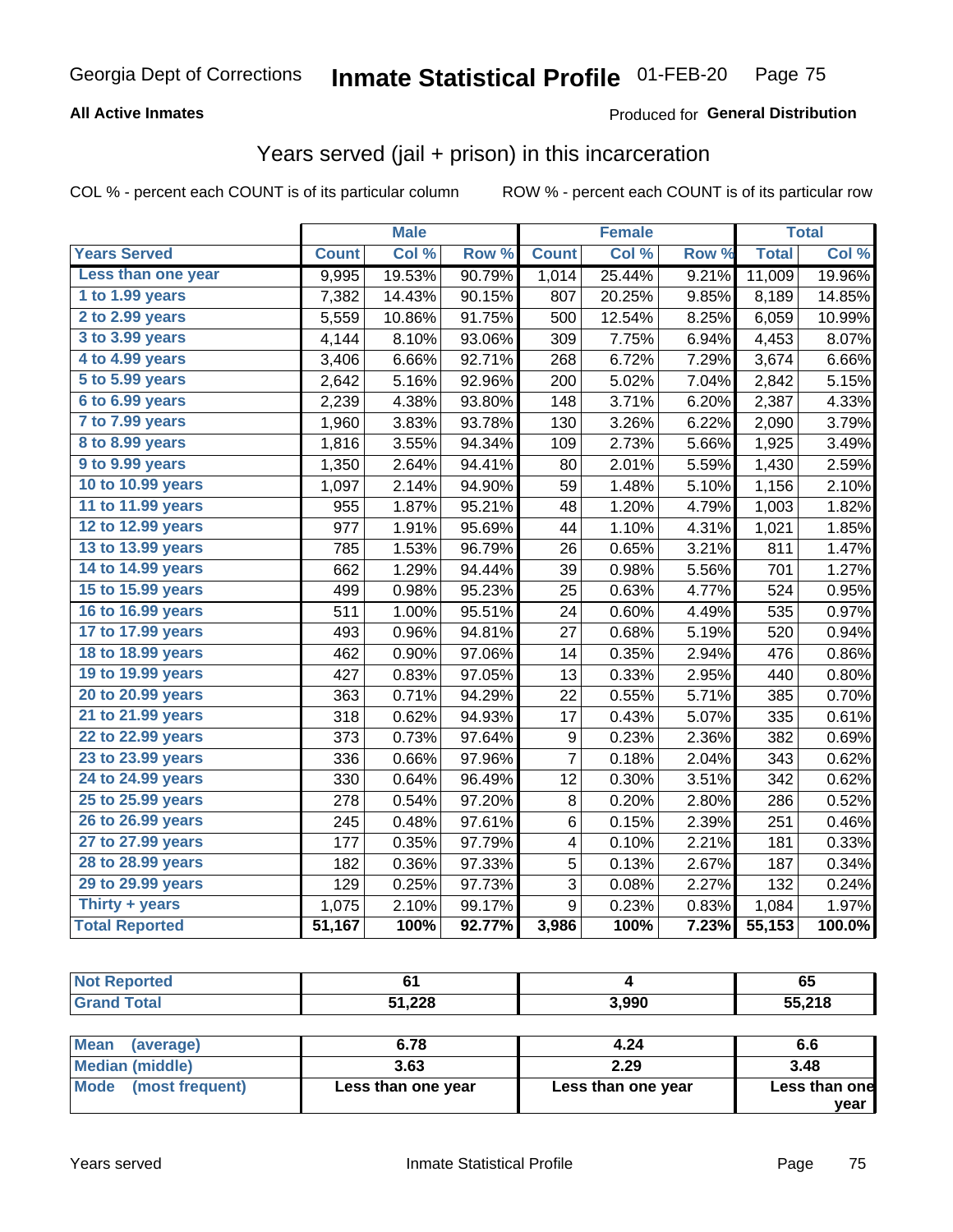Georgia Dept of Corrections **Inmate Statistical Profile** 01-FEB-20

**All Active Inmates**

Produced for **General Distribution**

## Years served (jail + prison) in this incarceration

COL % - percent each COUNT is of its particular column

ROW % - percent each COUNT is of its particular row

| | Male | | | Female | | | Total | |
|---|---|---|---|---|---|---|---|---|
| **Years Served** | **Count** | **Col %** | **Row %** | **Count** | **Col %** | **Row %** | **Total** | **Col %** |
| Less than one year | 9,995 | 19.53% | 90.79% | 1,014 | 25.44% | 9.21% | 11,009 | 19.96% |
| 1 to 1.99 years | 7,382 | 14.43% | 90.15% | 807 | 20.25% | 9.85% | 8,189 | 14.85% |
| 2 to 2.99 years | 5,559 | 10.86% | 91.75% | 500 | 12.54% | 8.25% | 6,059 | 10.99% |
| 3 to 3.99 years | 4,144 | 8.10% | 93.06% | 309 | 7.75% | 6.94% | 4,453 | 8.07% |
| 4 to 4.99 years | 3,406 | 6.66% | 92.71% | 268 | 6.72% | 7.29% | 3,674 | 6.66% |
| 5 to 5.99 years | 2,642 | 5.16% | 92.96% | 200 | 5.02% | 7.04% | 2,842 | 5.15% |
| 6 to 6.99 years | 2,239 | 4.38% | 93.80% | 148 | 3.71% | 6.20% | 2,387 | 4.33% |
| 7 to 7.99 years | 1,960 | 3.83% | 93.78% | 130 | 3.26% | 6.22% | 2,090 | 3.79% |
| 8 to 8.99 years | 1,816 | 3.55% | 94.34% | 109 | 2.73% | 5.66% | 1,925 | 3.49% |
| 9 to 9.99 years | 1,350 | 2.64% | 94.41% | 80 | 2.01% | 5.59% | 1,430 | 2.59% |
| 10 to 10.99 years | 1,097 | 2.14% | 94.90% | 59 | 1.48% | 5.10% | 1,156 | 2.10% |
| 11 to 11.99 years | 955 | 1.87% | 95.21% | 48 | 1.20% | 4.79% | 1,003 | 1.82% |
| 12 to 12.99 years | 977 | 1.91% | 95.69% | 44 | 1.10% | 4.31% | 1,021 | 1.85% |
| 13 to 13.99 years | 785 | 1.53% | 96.79% | 26 | 0.65% | 3.21% | 811 | 1.47% |
| 14 to 14.99 years | 662 | 1.29% | 94.44% | 39 | 0.98% | 5.56% | 701 | 1.27% |
| 15 to 15.99 years | 499 | 0.98% | 95.23% | 25 | 0.63% | 4.77% | 524 | 0.95% |
| 16 to 16.99 years | 511 | 1.00% | 95.51% | 24 | 0.60% | 4.49% | 535 | 0.97% |
| 17 to 17.99 years | 493 | 0.96% | 94.81% | 27 | 0.68% | 5.19% | 520 | 0.94% |
| 18 to 18.99 years | 462 | 0.90% | 97.06% | 14 | 0.35% | 2.94% | 476 | 0.86% |
| 19 to 19.99 years | 427 | 0.83% | 97.05% | 13 | 0.33% | 2.95% | 440 | 0.80% |
| 20 to 20.99 years | 363 | 0.71% | 94.29% | 22 | 0.55% | 5.71% | 385 | 0.70% |
| 21 to 21.99 years | 318 | 0.62% | 94.93% | 17 | 0.43% | 5.07% | 335 | 0.61% |
| 22 to 22.99 years | 373 | 0.73% | 97.64% | 9 | 0.23% | 2.36% | 382 | 0.69% |
| 23 to 23.99 years | 336 | 0.66% | 97.96% | 7 | 0.18% | 2.04% | 343 | 0.62% |
| 24 to 24.99 years | 330 | 0.64% | 96.49% | 12 | 0.30% | 3.51% | 342 | 0.62% |
| 25 to 25.99 years | 278 | 0.54% | 97.20% | 8 | 0.20% | 2.80% | 286 | 0.52% |
| 26 to 26.99 years | 245 | 0.48% | 97.61% | 6 | 0.15% | 2.39% | 251 | 0.46% |
| 27 to 27.99 years | 177 | 0.35% | 97.79% | 4 | 0.10% | 2.21% | 181 | 0.33% |
| 28 to 28.99 years | 182 | 0.36% | 97.33% | 5 | 0.13% | 2.67% | 187 | 0.34% |
| 29 to 29.99 years | 129 | 0.25% | 97.73% | 3 | 0.08% | 2.27% | 132 | 0.24% |
| Thirty + years | 1,075 | 2.10% | 99.17% | 9 | 0.23% | 0.83% | 1,084 | 1.97% |
| **Total Reported** | **51,167** | **100%** | **92.77%** | **3,986** | **100%** | **7.23%** | **55,153** | **100.0%** |

| | Male | Female | Total |
|---|---|---|---|
| Not Reported | 61 | 4 | 65 |
| Grand Total | 51,228 | 3,990 | 55,218 |

| | Male | Female | Total |
|---|---|---|---|
| Mean (average) | 6.78 | 4.24 | 6.6 |
| Median (middle) | 3.63 | 2.29 | 3.48 |
| Mode (most frequent) | Less than one year | Less than one year | Less than one year |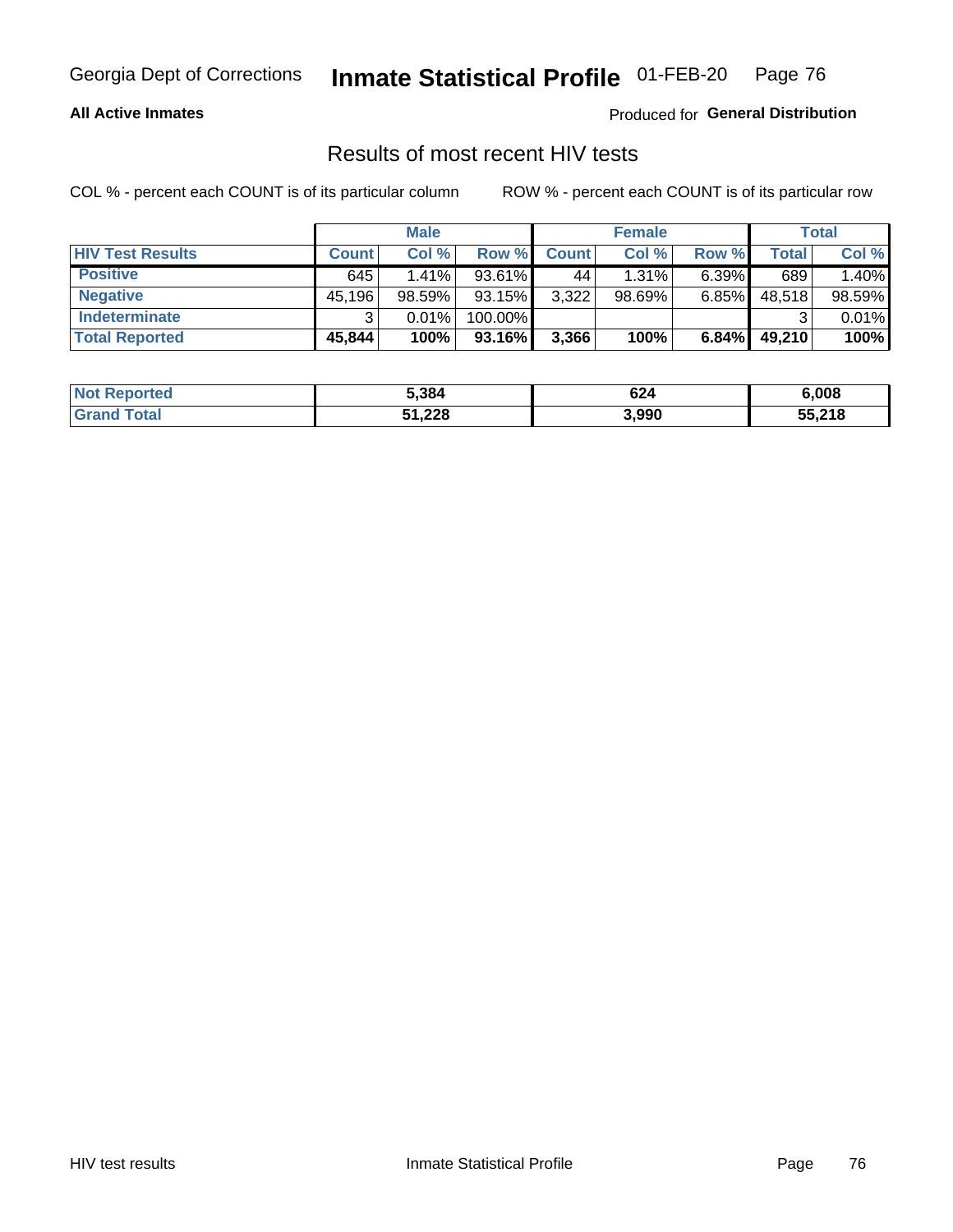Georgia Dept of Corrections **Inmate Statistical Profile** 01-FEB-20

**All Active Inmates**

Produced for **General Distribution**

## Results of most recent HIV tests

COL % - percent each COUNT is of its particular column     ROW % - percent each COUNT is of its particular row

| | Male | | | Female | | | Total | |
|---|---|---|---|---|---|---|---|---|
| **HIV Test Results** | **Count** | **Col %** | **Row %** | **Count** | **Col %** | **Row %** | **Total** | **Col %** |
| **Positive** | 645 | 1.41% | 93.61% | 44 | 1.31% | 6.39% | 689 | 1.40% |
| **Negative** | 45,196 | 98.59% | 93.15% | 3,322 | 98.69% | 6.85% | 48,518 | 98.59% |
| **Indeterminate** | 3 | 0.01% | 100.00% | | | | 3 | 0.01% |
| **Total Reported** | **45,844** | **100%** | **93.16%** | **3,366** | **100%** | **6.84%** | **49,210** | **100%** |

| | Male | Female | Total |
|---|---|---|---|
| **Not Reported** | **5,384** | **624** | **6,008** |
| **Grand Total** | **51,228** | **3,990** | **55,218** |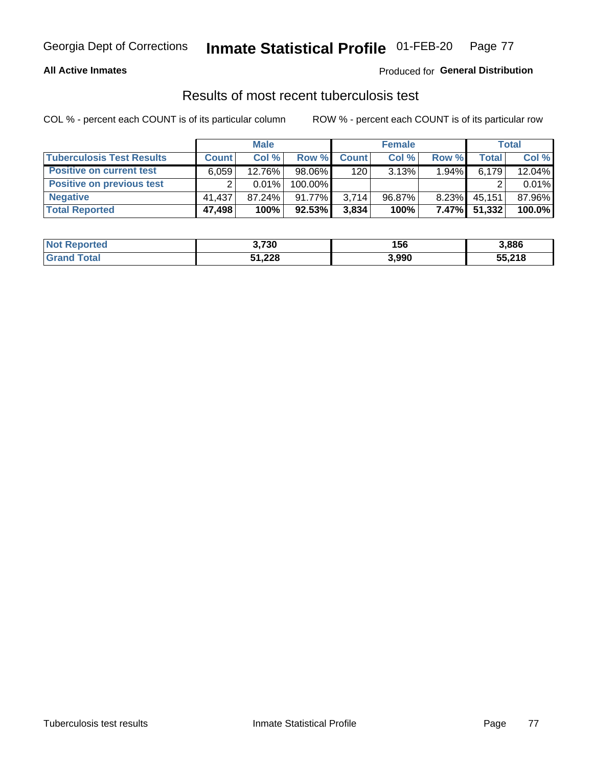Georgia Dept of Corrections **Inmate Statistical Profile** 01-FEB-20

**All Active Inmates**

Produced for **General Distribution**

## Results of most recent tuberculosis test

COL % - percent each COUNT is of its particular column    ROW % - percent each COUNT is of its particular row

| | Male | | | Female | | | Total | |
|---|---|---|---|---|---|---|---|---|
| **Tuberculosis Test Results** | **Count** | **Col %** | **Row %** | **Count** | **Col %** | **Row %** | **Total** | **Col %** |
| **Positive on current test** | 6,059 | 12.76% | 98.06% | 120 | 3.13% | 1.94% | 6,179 | 12.04% |
| **Positive on previous test** | 2 | 0.01% | 100.00% | | | | 2 | 0.01% |
| **Negative** | 41,437 | 87.24% | 91.77% | 3,714 | 96.87% | 8.23% | 45,151 | 87.96% |
| **Total Reported** | **47,498** | **100%** | **92.53%** | **3,834** | **100%** | **7.47%** | **51,332** | **100.0%** |

| | Male | Female | Total |
|---|---|---|---|
| **Not Reported** | **3,730** | **156** | **3,886** |
| **Grand Total** | **51,228** | **3,990** | **55,218** |

Tuberculosis test results    Inmate Statistical Profile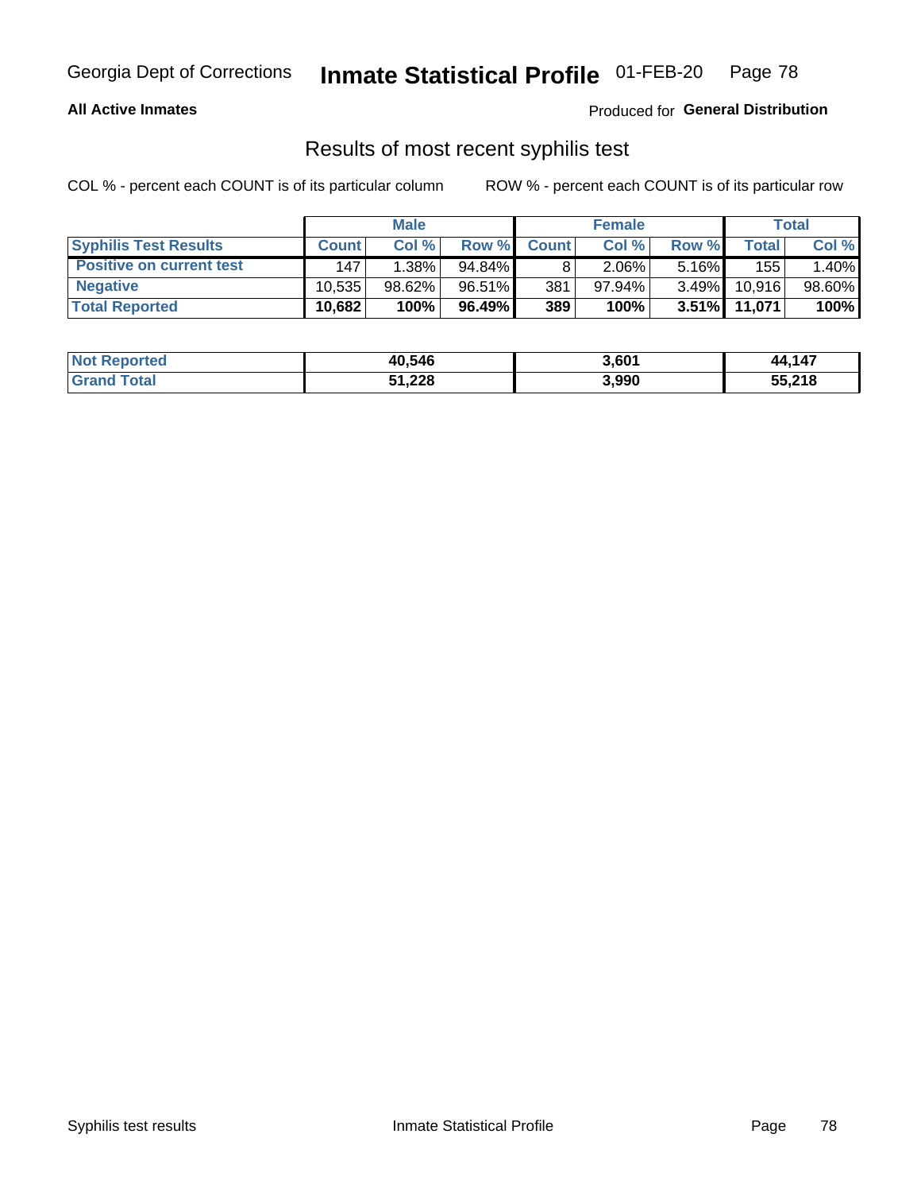Georgia Dept of Corrections **Inmate Statistical Profile** 01-FEB-20

**All Active Inmates**

Produced for **General Distribution**

## Results of most recent syphilis test

COL % - percent each COUNT is of its particular column ROW % - percent each COUNT is of its particular row

| | Male | | | Female | | | Total | |
|---|---|---|---|---|---|---|---|---|
| **Syphilis Test Results** | **Count** | **Col %** | **Row %** | **Count** | **Col %** | **Row %** | **Total** | **Col %** |
| **Positive on current test** | 147 | 1.38% | 94.84% | 8 | 2.06% | 5.16% | 155 | 1.40% |
| **Negative** | 10,535 | 98.62% | 96.51% | 381 | 97.94% | 3.49% | 10,916 | 98.60% |
| **Total Reported** | **10,682** | **100%** | **96.49%** | **389** | **100%** | **3.51%** | **11,071** | **100%** |

| | Male | Female | Total |
|---|---|---|---|
| **Not Reported** | **40,546** | **3,601** | **44,147** |
| **Grand Total** | **51,228** | **3,990** | **55,218** |

Syphilis test results Inmate Statistical Profile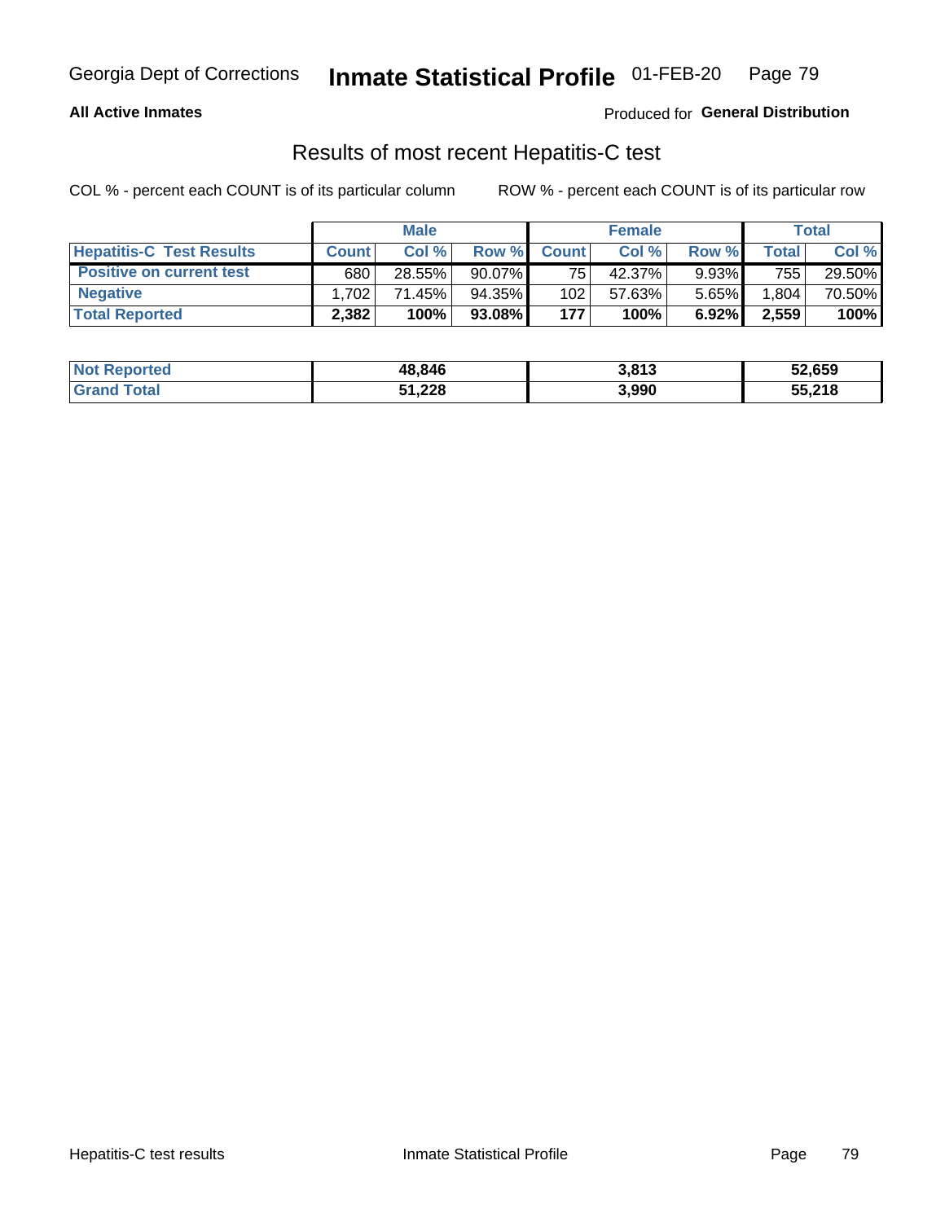Georgia Dept of Corrections **Inmate Statistical Profile** 01-FEB-20

**All Active Inmates**

Produced for **General Distribution**

## Results of most recent Hepatitis-C test

COL % - percent each COUNT is of its particular column ROW % - percent each COUNT is of its particular row

| | Male | | | Female | | | Total | |
|---|---|---|---|---|---|---|---|---|
| **Hepatitis-C Test Results** | **Count** | **Col %** | **Row %** | **Count** | **Col %** | **Row %** | **Total** | **Col %** |
| **Positive on current test** | 680 | 28.55% | 90.07% | 75 | 42.37% | 9.93% | 755 | 29.50% |
| **Negative** | 1,702 | 71.45% | 94.35% | 102 | 57.63% | 5.65% | 1,804 | 70.50% |
| **Total Reported** | **2,382** | **100%** | **93.08%** | **177** | **100%** | **6.92%** | **2,559** | **100%** |

| | Male | Female | Total |
|---|---|---|---|
| **Not Reported** | **48,846** | **3,813** | **52,659** |
| **Grand Total** | **51,228** | **3,990** | **55,218** |

Hepatitis-C test results Inmate Statistical Profile